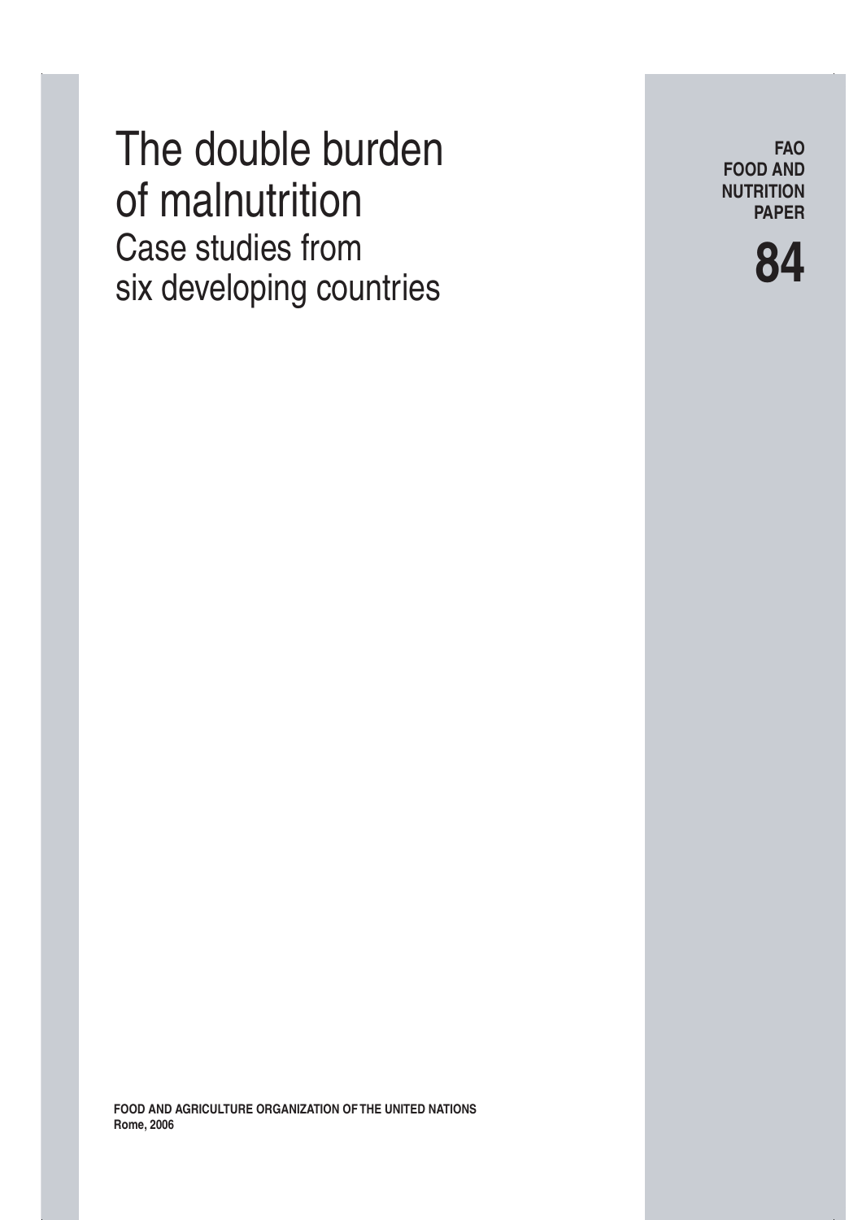# The double burden of malnutrition

## Case studies from six developing countries

**FAO FOOD AND NUTRITION PAPER**

**84**

**FOOD AND AGRICULTURE ORGANIZATION OF THE UNITED NATIONS**
**Rome, 2006**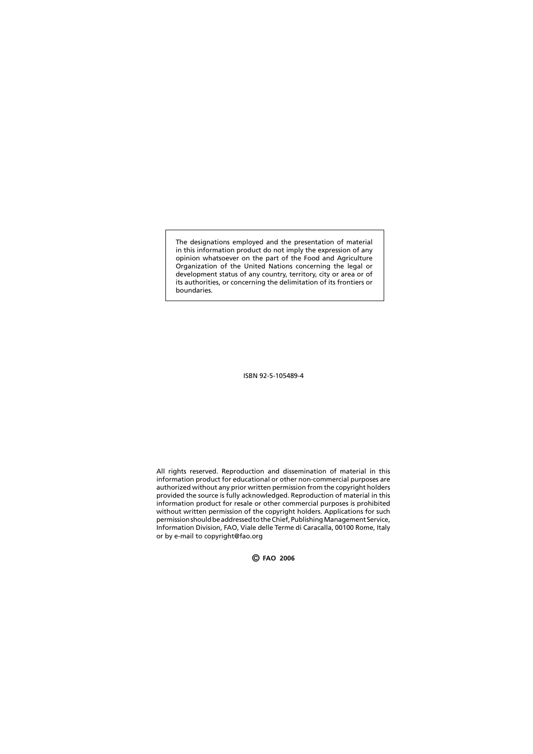The designations employed and the presentation of material in this information product do not imply the expression of any opinion whatsoever on the part of the Food and Agriculture Organization of the United Nations concerning the legal or development status of any country, territory, city or area or of its authorities, or concerning the delimitation of its frontiers or boundaries.

ISBN 92-5-105489-4

All rights reserved. Reproduction and dissemination of material in this information product for educational or other non-commercial purposes are authorized without any prior written permission from the copyright holders provided the source is fully acknowledged. Reproduction of material in this information product for resale or other commercial purposes is prohibited without written permission of the copyright holders. Applications for such permission should be addressed to the Chief, Publishing Management Service, Information Division, FAO, Viale delle Terme di Caracalla, 00100 Rome, Italy or by e-mail to copyright@fao.org

**© FAO 2006**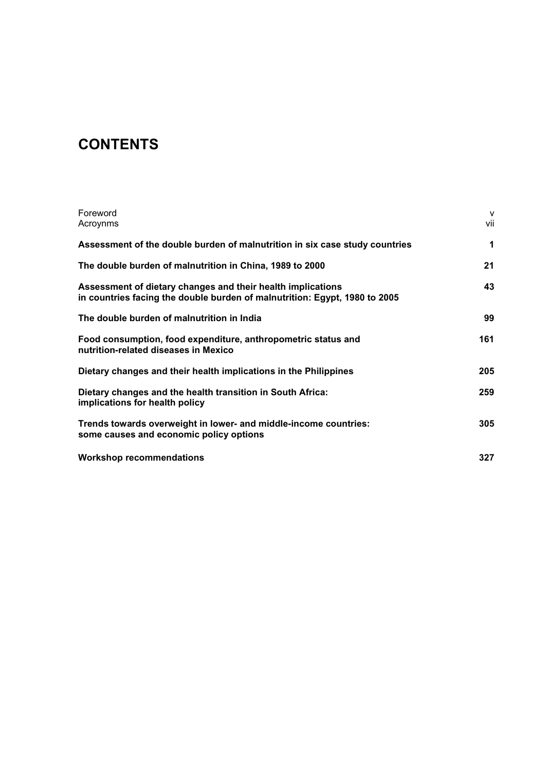# CONTENTS

| | |
|---|---|
| Foreword | v |
| Acroynms | vii |
| **Assessment of the double burden of malnutrition in six case study countries** | **1** |
| **The double burden of malnutrition in China, 1989 to 2000** | **21** |
| **Assessment of dietary changes and their health implications in countries facing the double burden of malnutrition: Egypt, 1980 to 2005** | **43** |
| **The double burden of malnutrition in India** | **99** |
| **Food consumption, food expenditure, anthropometric status and nutrition-related diseases in Mexico** | **161** |
| **Dietary changes and their health implications in the Philippines** | **205** |
| **Dietary changes and the health transition in South Africa: implications for health policy** | **259** |
| **Trends towards overweight in lower- and middle-income countries: some causes and economic policy options** | **305** |
| **Workshop recommendations** | **327** |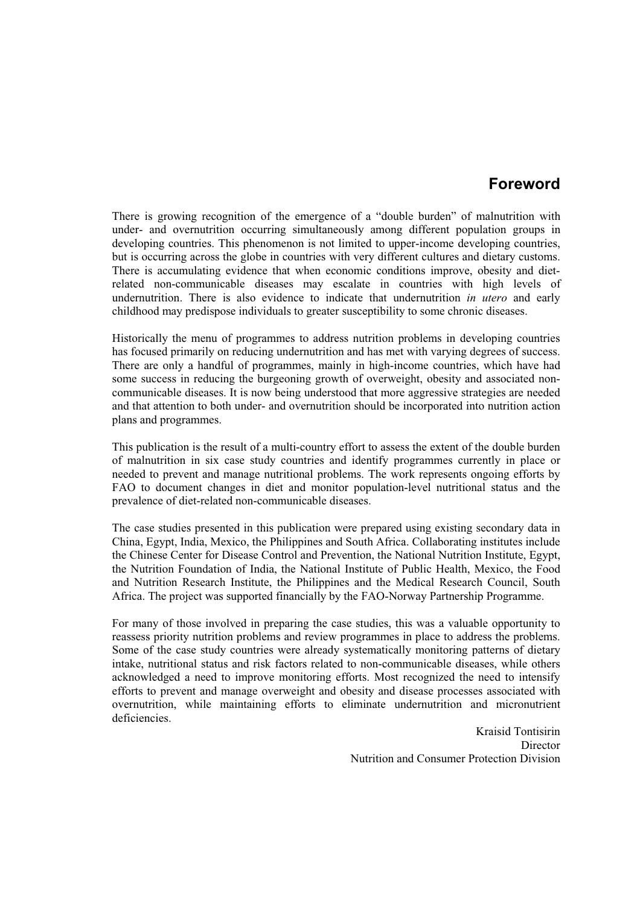# Foreword

There is growing recognition of the emergence of a "double burden" of malnutrition with under- and overnutrition occurring simultaneously among different population groups in developing countries. This phenomenon is not limited to upper-income developing countries, but is occurring across the globe in countries with very different cultures and dietary customs. There is accumulating evidence that when economic conditions improve, obesity and diet-related non-communicable diseases may escalate in countries with high levels of undernutrition. There is also evidence to indicate that undernutrition *in utero* and early childhood may predispose individuals to greater susceptibility to some chronic diseases.

Historically the menu of programmes to address nutrition problems in developing countries has focused primarily on reducing undernutrition and has met with varying degrees of success. There are only a handful of programmes, mainly in high-income countries, which have had some success in reducing the burgeoning growth of overweight, obesity and associated non-communicable diseases. It is now being understood that more aggressive strategies are needed and that attention to both under- and overnutrition should be incorporated into nutrition action plans and programmes.

This publication is the result of a multi-country effort to assess the extent of the double burden of malnutrition in six case study countries and identify programmes currently in place or needed to prevent and manage nutritional problems. The work represents ongoing efforts by FAO to document changes in diet and monitor population-level nutritional status and the prevalence of diet-related non-communicable diseases.

The case studies presented in this publication were prepared using existing secondary data in China, Egypt, India, Mexico, the Philippines and South Africa. Collaborating institutes include the Chinese Center for Disease Control and Prevention, the National Nutrition Institute, Egypt, the Nutrition Foundation of India, the National Institute of Public Health, Mexico, the Food and Nutrition Research Institute, the Philippines and the Medical Research Council, South Africa. The project was supported financially by the FAO-Norway Partnership Programme.

For many of those involved in preparing the case studies, this was a valuable opportunity to reassess priority nutrition problems and review programmes in place to address the problems. Some of the case study countries were already systematically monitoring patterns of dietary intake, nutritional status and risk factors related to non-communicable diseases, while others acknowledged a need to improve monitoring efforts. Most recognized the need to intensify efforts to prevent and manage overweight and obesity and disease processes associated with overnutrition, while maintaining efforts to eliminate undernutrition and micronutrient deficiencies.

Kraisid Tontisirin
Director
Nutrition and Consumer Protection Division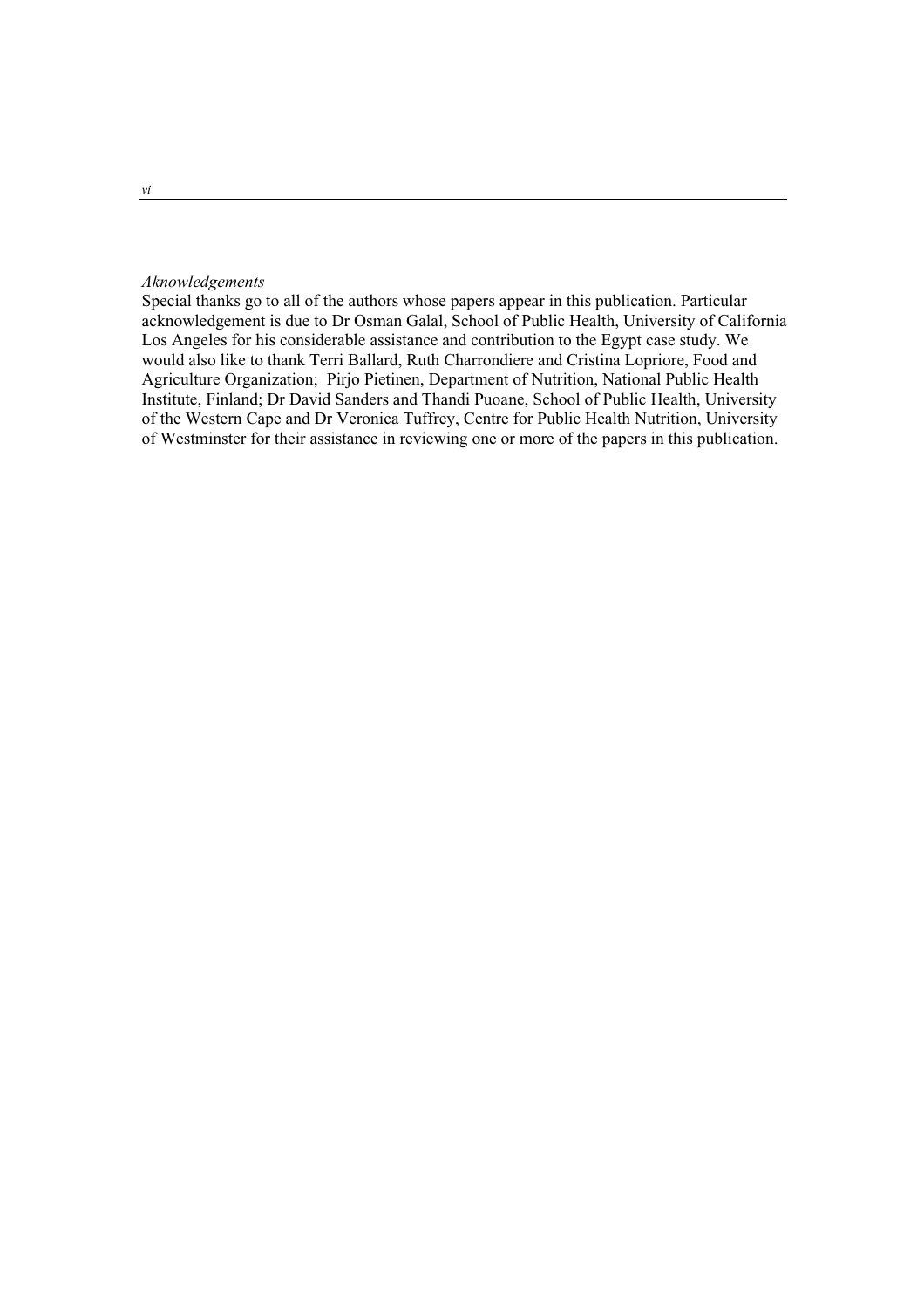*Aknowledgements*

Special thanks go to all of the authors whose papers appear in this publication. Particular acknowledgement is due to Dr Osman Galal, School of Public Health, University of California Los Angeles for his considerable assistance and contribution to the Egypt case study. We would also like to thank Terri Ballard, Ruth Charrondiere and Cristina Lopriore, Food and Agriculture Organization; Pirjo Pietinen, Department of Nutrition, National Public Health Institute, Finland; Dr David Sanders and Thandi Puoane, School of Public Health, University of the Western Cape and Dr Veronica Tuffrey, Centre for Public Health Nutrition, University of Westminster for their assistance in reviewing one or more of the papers in this publication.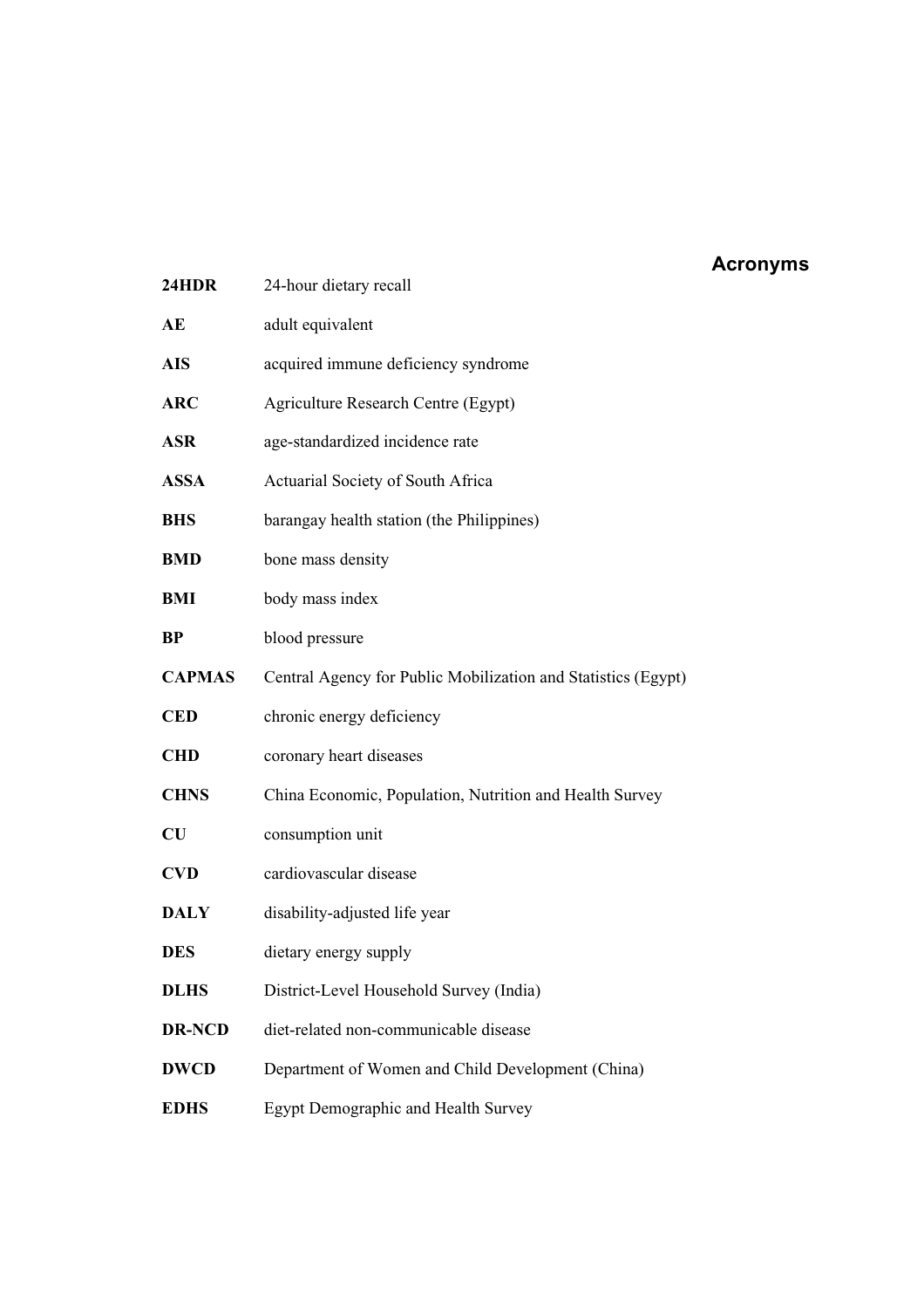# Acronyms

| | |
|---|---|
| **24HDR** | 24-hour dietary recall |
| **AE** | adult equivalent |
| **AIS** | acquired immune deficiency syndrome |
| **ARC** | Agriculture Research Centre (Egypt) |
| **ASR** | age-standardized incidence rate |
| **ASSA** | Actuarial Society of South Africa |
| **BHS** | barangay health station (the Philippines) |
| **BMD** | bone mass density |
| **BMI** | body mass index |
| **BP** | blood pressure |
| **CAPMAS** | Central Agency for Public Mobilization and Statistics (Egypt) |
| **CED** | chronic energy deficiency |
| **CHD** | coronary heart diseases |
| **CHNS** | China Economic, Population, Nutrition and Health Survey |
| **CU** | consumption unit |
| **CVD** | cardiovascular disease |
| **DALY** | disability-adjusted life year |
| **DES** | dietary energy supply |
| **DLHS** | District-Level Household Survey (India) |
| **DR-NCD** | diet-related non-communicable disease |
| **DWCD** | Department of Women and Child Development (China) |
| **EDHS** | Egypt Demographic and Health Survey |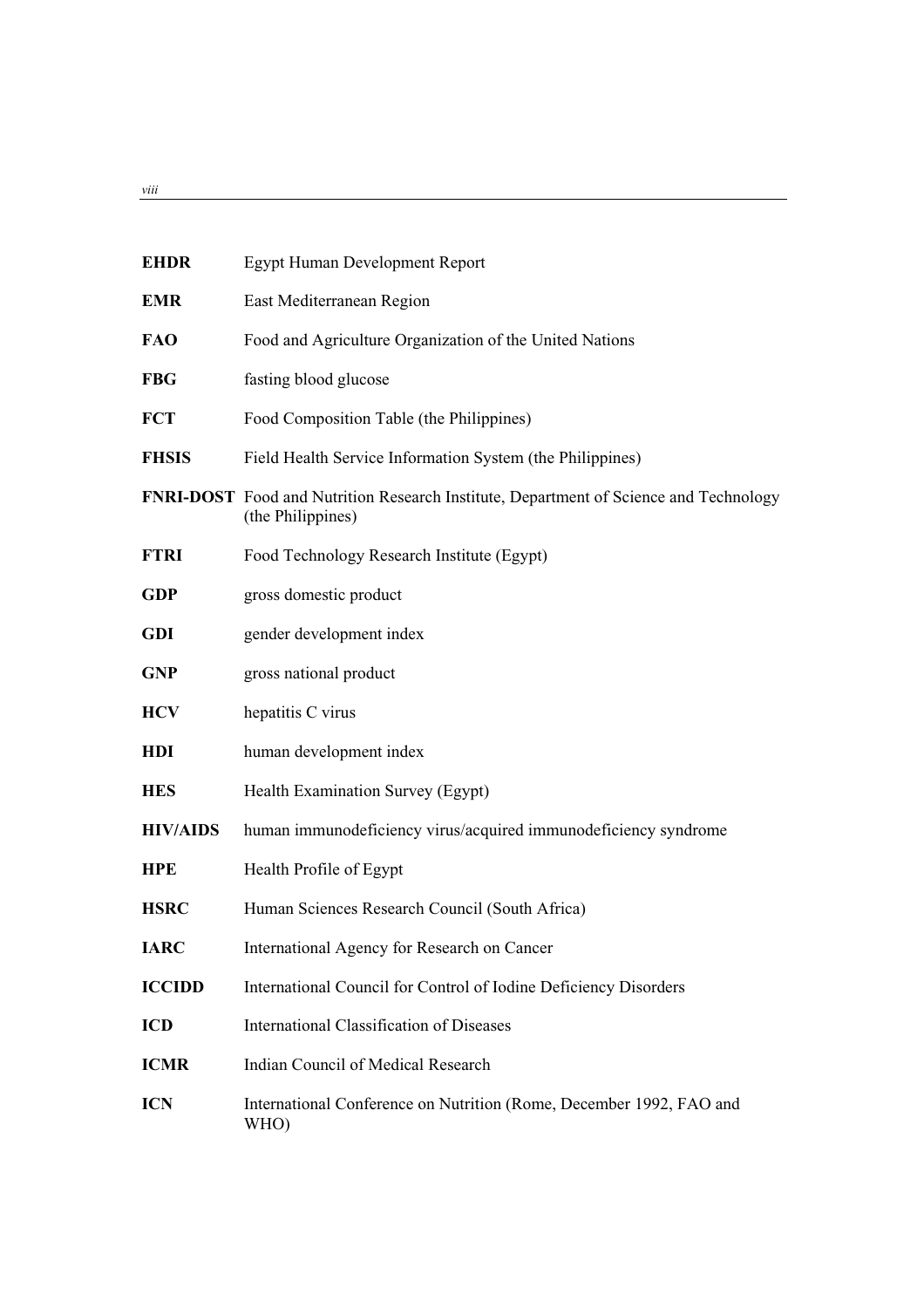**EHDR** Egypt Human Development Report

**EMR** East Mediterranean Region

**FAO** Food and Agriculture Organization of the United Nations

**FBG** fasting blood glucose

**FCT** Food Composition Table (the Philippines)

**FHSIS** Field Health Service Information System (the Philippines)

**FNRI-DOST** Food and Nutrition Research Institute, Department of Science and Technology (the Philippines)

**FTRI** Food Technology Research Institute (Egypt)

**GDP** gross domestic product

**GDI** gender development index

**GNP** gross national product

**HCV** hepatitis C virus

**HDI** human development index

**HES** Health Examination Survey (Egypt)

**HIV/AIDS** human immunodeficiency virus/acquired immunodeficiency syndrome

**HPE** Health Profile of Egypt

**HSRC** Human Sciences Research Council (South Africa)

**IARC** International Agency for Research on Cancer

**ICCIDD** International Council for Control of Iodine Deficiency Disorders

**ICD** International Classification of Diseases

**ICMR** Indian Council of Medical Research

**ICN** International Conference on Nutrition (Rome, December 1992, FAO and WHO)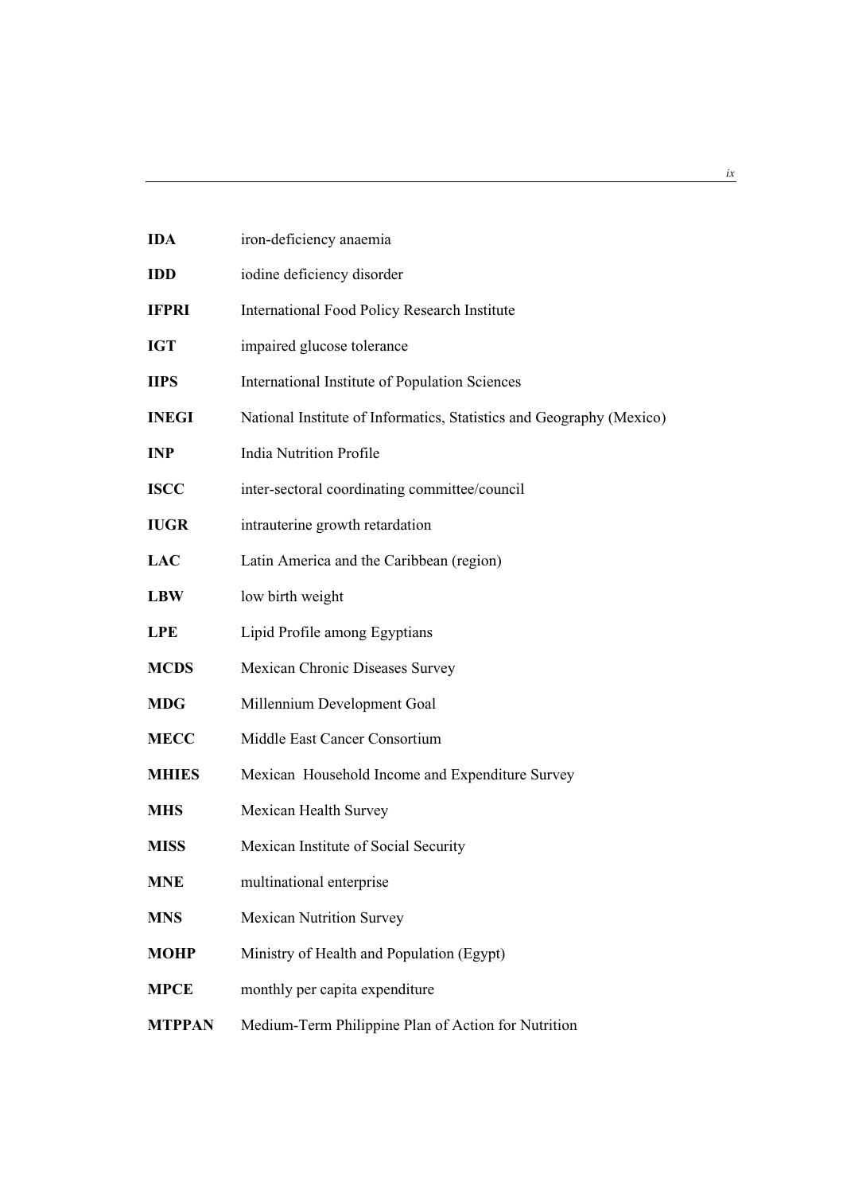| | |
|---|---|
| **IDA** | iron-deficiency anaemia |
| **IDD** | iodine deficiency disorder |
| **IFPRI** | International Food Policy Research Institute |
| **IGT** | impaired glucose tolerance |
| **IIPS** | International Institute of Population Sciences |
| **INEGI** | National Institute of Informatics, Statistics and Geography (Mexico) |
| **INP** | India Nutrition Profile |
| **ISCC** | inter-sectoral coordinating committee/council |
| **IUGR** | intrauterine growth retardation |
| **LAC** | Latin America and the Caribbean (region) |
| **LBW** | low birth weight |
| **LPE** | Lipid Profile among Egyptians |
| **MCDS** | Mexican Chronic Diseases Survey |
| **MDG** | Millennium Development Goal |
| **MECC** | Middle East Cancer Consortium |
| **MHIES** | Mexican Household Income and Expenditure Survey |
| **MHS** | Mexican Health Survey |
| **MISS** | Mexican Institute of Social Security |
| **MNE** | multinational enterprise |
| **MNS** | Mexican Nutrition Survey |
| **MOHP** | Ministry of Health and Population (Egypt) |
| **MPCE** | monthly per capita expenditure |
| **MTPPAN** | Medium-Term Philippine Plan of Action for Nutrition |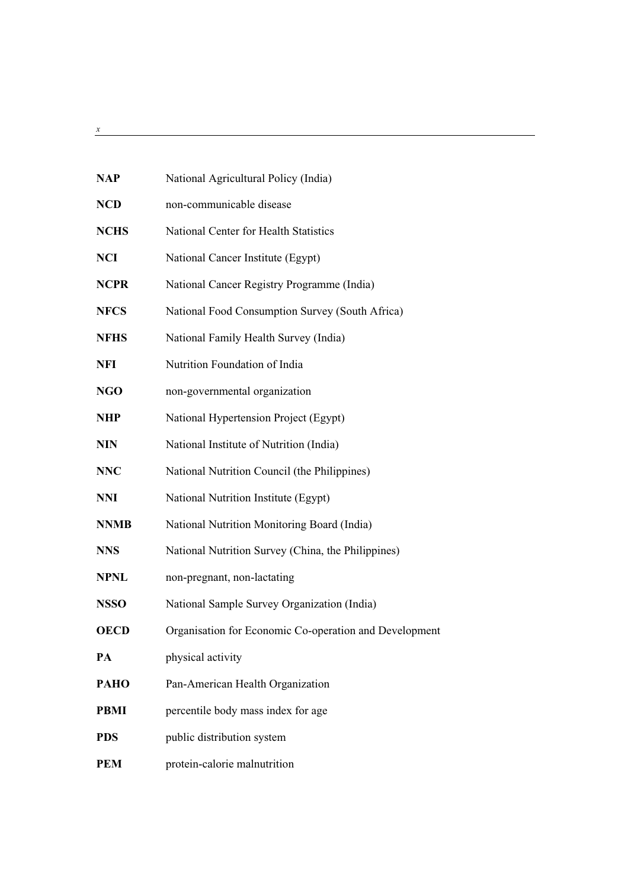| | |
|---|---|
| **NAP** | National Agricultural Policy (India) |
| **NCD** | non-communicable disease |
| **NCHS** | National Center for Health Statistics |
| **NCI** | National Cancer Institute (Egypt) |
| **NCPR** | National Cancer Registry Programme (India) |
| **NFCS** | National Food Consumption Survey (South Africa) |
| **NFHS** | National Family Health Survey (India) |
| **NFI** | Nutrition Foundation of India |
| **NGO** | non-governmental organization |
| **NHP** | National Hypertension Project (Egypt) |
| **NIN** | National Institute of Nutrition (India) |
| **NNC** | National Nutrition Council (the Philippines) |
| **NNI** | National Nutrition Institute (Egypt) |
| **NNMB** | National Nutrition Monitoring Board (India) |
| **NNS** | National Nutrition Survey (China, the Philippines) |
| **NPNL** | non-pregnant, non-lactating |
| **NSSO** | National Sample Survey Organization (India) |
| **OECD** | Organisation for Economic Co-operation and Development |
| **PA** | physical activity |
| **PAHO** | Pan-American Health Organization |
| **PBMI** | percentile body mass index for age |
| **PDS** | public distribution system |
| **PEM** | protein-calorie malnutrition |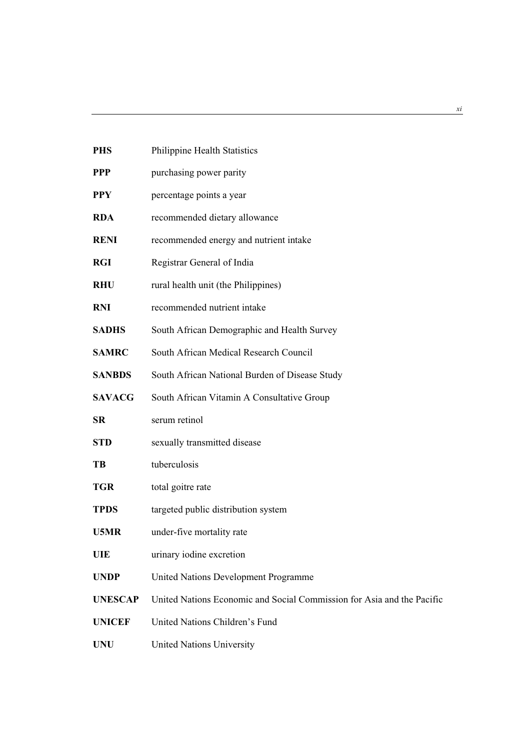**PHS** Philippine Health Statistics

**PPP** purchasing power parity

**PPY** percentage points a year

**RDA** recommended dietary allowance

**RENI** recommended energy and nutrient intake

**RGI** Registrar General of India

**RHU** rural health unit (the Philippines)

**RNI** recommended nutrient intake

**SADHS** South African Demographic and Health Survey

**SAMRC** South African Medical Research Council

**SANBDS** South African National Burden of Disease Study

**SAVACG** South African Vitamin A Consultative Group

**SR** serum retinol

**STD** sexually transmitted disease

**TB** tuberculosis

**TGR** total goitre rate

**TPDS** targeted public distribution system

**U5MR** under-five mortality rate

**UIE** urinary iodine excretion

**UNDP** United Nations Development Programme

**UNESCAP** United Nations Economic and Social Commission for Asia and the Pacific

**UNICEF** United Nations Children's Fund

**UNU** United Nations University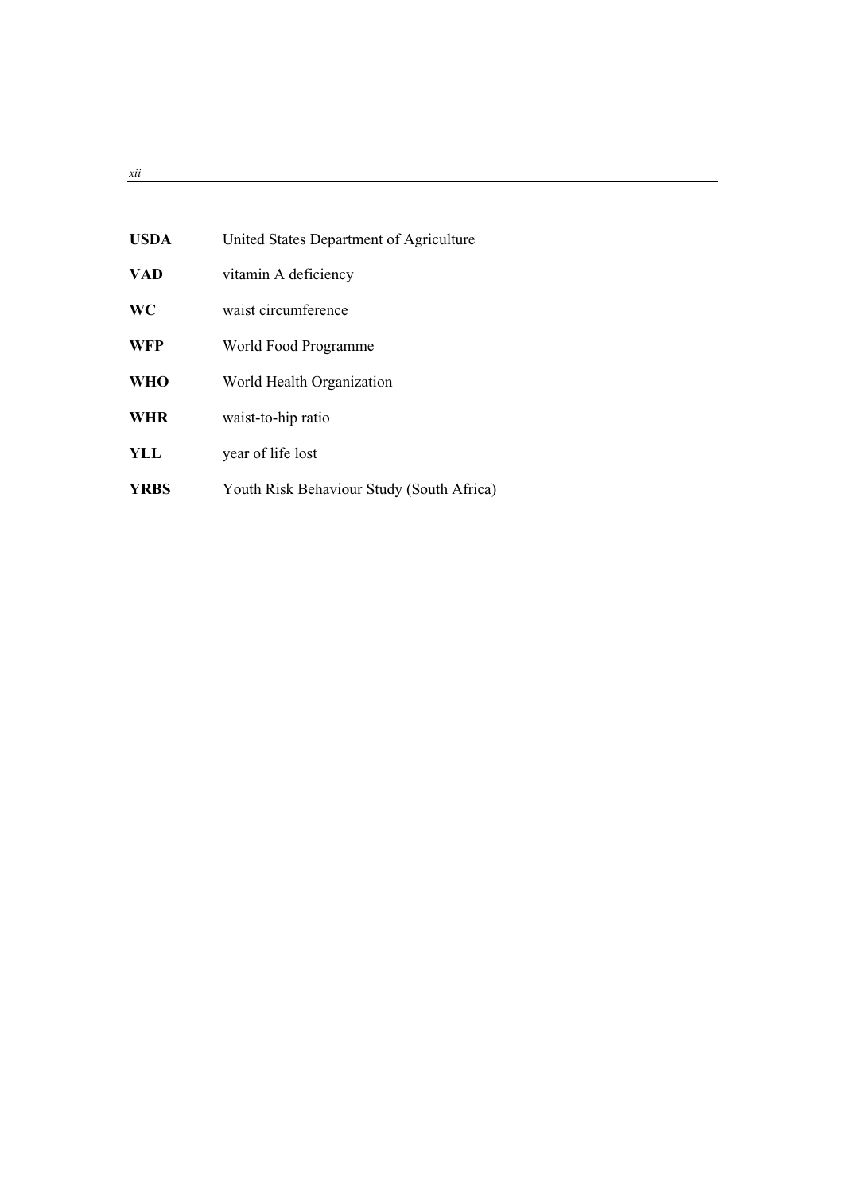| | |
|---|---|
| **USDA** | United States Department of Agriculture |
| **VAD** | vitamin A deficiency |
| **WC** | waist circumference |
| **WFP** | World Food Programme |
| **WHO** | World Health Organization |
| **WHR** | waist-to-hip ratio |
| **YLL** | year of life lost |
| **YRBS** | Youth Risk Behaviour Study (South Africa) |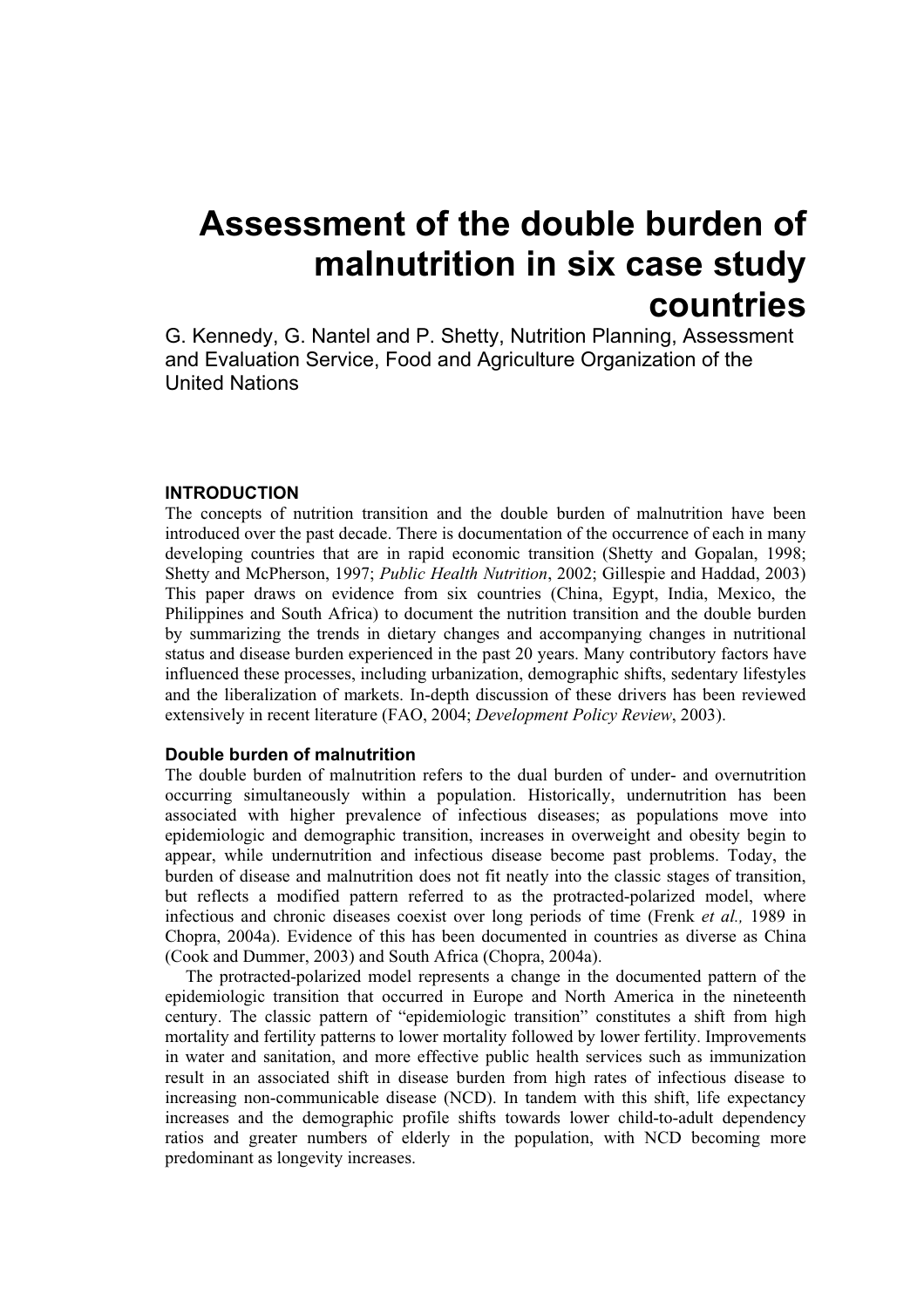# Assessment of the double burden of malnutrition in six case study countries

G. Kennedy, G. Nantel and P. Shetty, Nutrition Planning, Assessment and Evaluation Service, Food and Agriculture Organization of the United Nations

## INTRODUCTION

The concepts of nutrition transition and the double burden of malnutrition have been introduced over the past decade. There is documentation of the occurrence of each in many developing countries that are in rapid economic transition (Shetty and Gopalan, 1998; Shetty and McPherson, 1997; *Public Health Nutrition*, 2002; Gillespie and Haddad, 2003) This paper draws on evidence from six countries (China, Egypt, India, Mexico, the Philippines and South Africa) to document the nutrition transition and the double burden by summarizing the trends in dietary changes and accompanying changes in nutritional status and disease burden experienced in the past 20 years. Many contributory factors have influenced these processes, including urbanization, demographic shifts, sedentary lifestyles and the liberalization of markets. In-depth discussion of these drivers has been reviewed extensively in recent literature (FAO, 2004; *Development Policy Review*, 2003).

### Double burden of malnutrition

The double burden of malnutrition refers to the dual burden of under- and overnutrition occurring simultaneously within a population. Historically, undernutrition has been associated with higher prevalence of infectious diseases; as populations move into epidemiologic and demographic transition, increases in overweight and obesity begin to appear, while undernutrition and infectious disease become past problems. Today, the burden of disease and malnutrition does not fit neatly into the classic stages of transition, but reflects a modified pattern referred to as the protracted-polarized model, where infectious and chronic diseases coexist over long periods of time (Frenk *et al.,* 1989 in Chopra, 2004a). Evidence of this has been documented in countries as diverse as China (Cook and Dummer, 2003) and South Africa (Chopra, 2004a).

The protracted-polarized model represents a change in the documented pattern of the epidemiologic transition that occurred in Europe and North America in the nineteenth century. The classic pattern of "epidemiologic transition" constitutes a shift from high mortality and fertility patterns to lower mortality followed by lower fertility. Improvements in water and sanitation, and more effective public health services such as immunization result in an associated shift in disease burden from high rates of infectious disease to increasing non-communicable disease (NCD). In tandem with this shift, life expectancy increases and the demographic profile shifts towards lower child-to-adult dependency ratios and greater numbers of elderly in the population, with NCD becoming more predominant as longevity increases.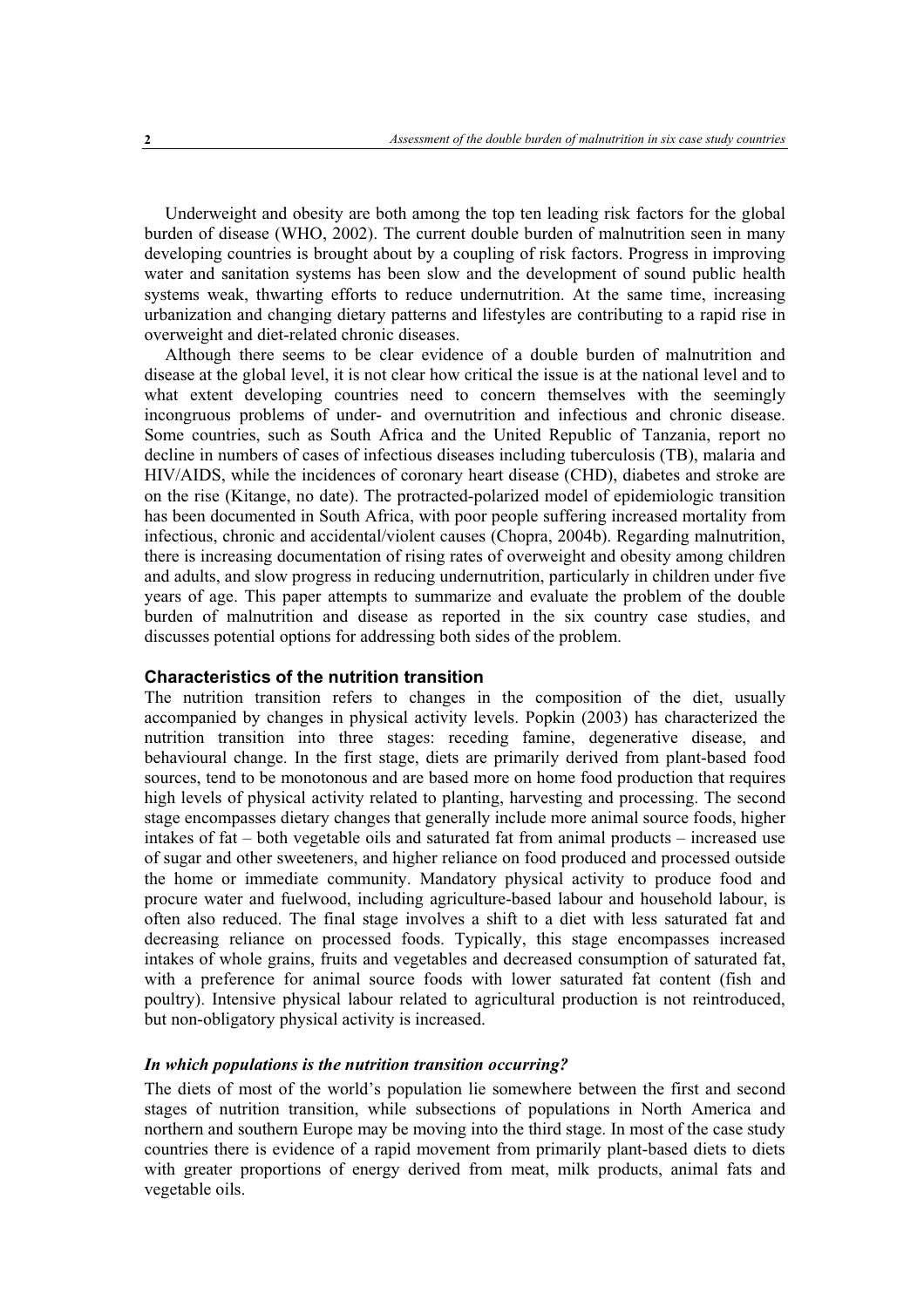Underweight and obesity are both among the top ten leading risk factors for the global burden of disease (WHO, 2002). The current double burden of malnutrition seen in many developing countries is brought about by a coupling of risk factors. Progress in improving water and sanitation systems has been slow and the development of sound public health systems weak, thwarting efforts to reduce undernutrition. At the same time, increasing urbanization and changing dietary patterns and lifestyles are contributing to a rapid rise in overweight and diet-related chronic diseases.

Although there seems to be clear evidence of a double burden of malnutrition and disease at the global level, it is not clear how critical the issue is at the national level and to what extent developing countries need to concern themselves with the seemingly incongruous problems of under- and overnutrition and infectious and chronic disease. Some countries, such as South Africa and the United Republic of Tanzania, report no decline in numbers of cases of infectious diseases including tuberculosis (TB), malaria and HIV/AIDS, while the incidences of coronary heart disease (CHD), diabetes and stroke are on the rise (Kitange, no date). The protracted-polarized model of epidemiologic transition has been documented in South Africa, with poor people suffering increased mortality from infectious, chronic and accidental/violent causes (Chopra, 2004b). Regarding malnutrition, there is increasing documentation of rising rates of overweight and obesity among children and adults, and slow progress in reducing undernutrition, particularly in children under five years of age. This paper attempts to summarize and evaluate the problem of the double burden of malnutrition and disease as reported in the six country case studies, and discusses potential options for addressing both sides of the problem.

## Characteristics of the nutrition transition

The nutrition transition refers to changes in the composition of the diet, usually accompanied by changes in physical activity levels. Popkin (2003) has characterized the nutrition transition into three stages: receding famine, degenerative disease, and behavioural change. In the first stage, diets are primarily derived from plant-based food sources, tend to be monotonous and are based more on home food production that requires high levels of physical activity related to planting, harvesting and processing. The second stage encompasses dietary changes that generally include more animal source foods, higher intakes of fat – both vegetable oils and saturated fat from animal products – increased use of sugar and other sweeteners, and higher reliance on food produced and processed outside the home or immediate community. Mandatory physical activity to produce food and procure water and fuelwood, including agriculture-based labour and household labour, is often also reduced. The final stage involves a shift to a diet with less saturated fat and decreasing reliance on processed foods. Typically, this stage encompasses increased intakes of whole grains, fruits and vegetables and decreased consumption of saturated fat, with a preference for animal source foods with lower saturated fat content (fish and poultry). Intensive physical labour related to agricultural production is not reintroduced, but non-obligatory physical activity is increased.

### *In which populations is the nutrition transition occurring?*

The diets of most of the world's population lie somewhere between the first and second stages of nutrition transition, while subsections of populations in North America and northern and southern Europe may be moving into the third stage. In most of the case study countries there is evidence of a rapid movement from primarily plant-based diets to diets with greater proportions of energy derived from meat, milk products, animal fats and vegetable oils.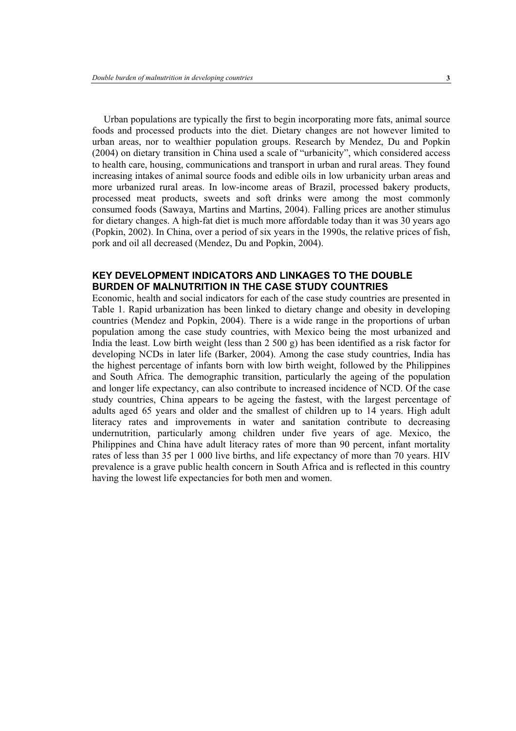Urban populations are typically the first to begin incorporating more fats, animal source foods and processed products into the diet. Dietary changes are not however limited to urban areas, nor to wealthier population groups. Research by Mendez, Du and Popkin (2004) on dietary transition in China used a scale of "urbanicity", which considered access to health care, housing, communications and transport in urban and rural areas. They found increasing intakes of animal source foods and edible oils in low urbanicity urban areas and more urbanized rural areas. In low-income areas of Brazil, processed bakery products, processed meat products, sweets and soft drinks were among the most commonly consumed foods (Sawaya, Martins and Martins, 2004). Falling prices are another stimulus for dietary changes. A high-fat diet is much more affordable today than it was 30 years ago (Popkin, 2002). In China, over a period of six years in the 1990s, the relative prices of fish, pork and oil all decreased (Mendez, Du and Popkin, 2004).

## KEY DEVELOPMENT INDICATORS AND LINKAGES TO THE DOUBLE BURDEN OF MALNUTRITION IN THE CASE STUDY COUNTRIES

Economic, health and social indicators for each of the case study countries are presented in Table 1. Rapid urbanization has been linked to dietary change and obesity in developing countries (Mendez and Popkin, 2004). There is a wide range in the proportions of urban population among the case study countries, with Mexico being the most urbanized and India the least. Low birth weight (less than 2 500 g) has been identified as a risk factor for developing NCDs in later life (Barker, 2004). Among the case study countries, India has the highest percentage of infants born with low birth weight, followed by the Philippines and South Africa. The demographic transition, particularly the ageing of the population and longer life expectancy, can also contribute to increased incidence of NCD. Of the case study countries, China appears to be ageing the fastest, with the largest percentage of adults aged 65 years and older and the smallest of children up to 14 years. High adult literacy rates and improvements in water and sanitation contribute to decreasing undernutrition, particularly among children under five years of age. Mexico, the Philippines and China have adult literacy rates of more than 90 percent, infant mortality rates of less than 35 per 1 000 live births, and life expectancy of more than 70 years. HIV prevalence is a grave public health concern in South Africa and is reflected in this country having the lowest life expectancies for both men and women.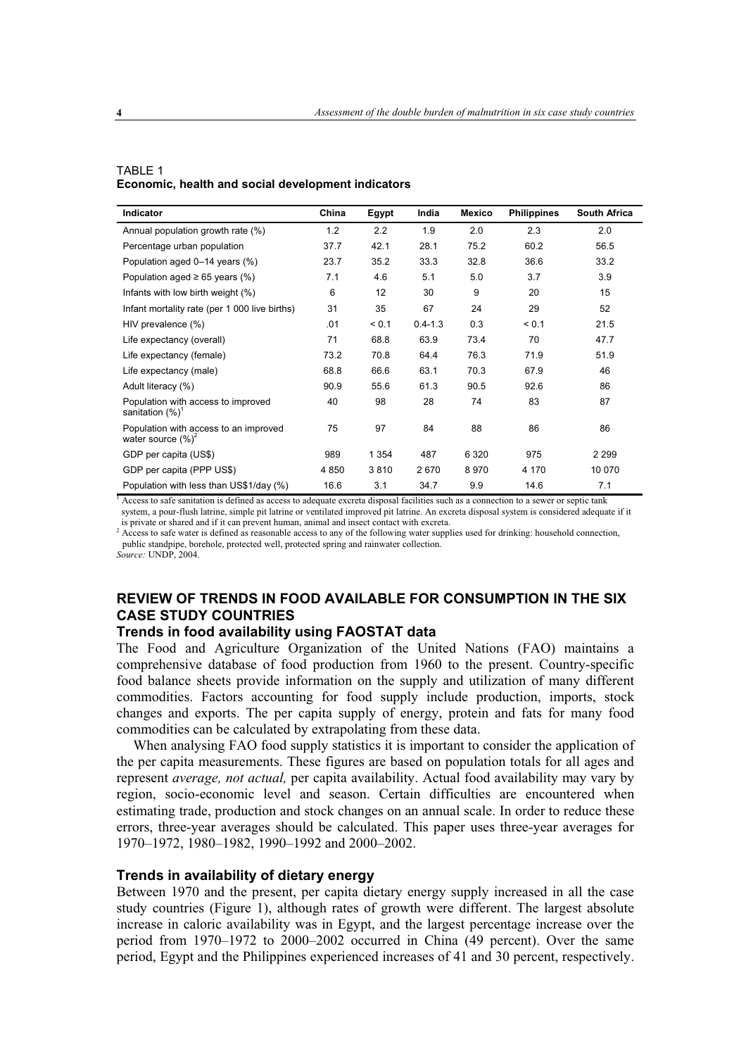TABLE 1
**Economic, health and social development indicators**

| Indicator | China | Egypt | India | Mexico | Philippines | South Africa |
|---|---|---|---|---|---|---|
| Annual population growth rate (%) | 1.2 | 2.2 | 1.9 | 2.0 | 2.3 | 2.0 |
| Percentage urban population | 37.7 | 42.1 | 28.1 | 75.2 | 60.2 | 56.5 |
| Population aged 0–14 years (%) | 23.7 | 35.2 | 33.3 | 32.8 | 36.6 | 33.2 |
| Population aged ≥ 65 years (%) | 7.1 | 4.6 | 5.1 | 5.0 | 3.7 | 3.9 |
| Infants with low birth weight (%) | 6 | 12 | 30 | 9 | 20 | 15 |
| Infant mortality rate (per 1 000 live births) | 31 | 35 | 67 | 24 | 29 | 52 |
| HIV prevalence (%) | .01 | < 0.1 | 0.4-1.3 | 0.3 | < 0.1 | 21.5 |
| Life expectancy (overall) | 71 | 68.8 | 63.9 | 73.4 | 70 | 47.7 |
| Life expectancy (female) | 73.2 | 70.8 | 64.4 | 76.3 | 71.9 | 51.9 |
| Life expectancy (male) | 68.8 | 66.6 | 63.1 | 70.3 | 67.9 | 46 |
| Adult literacy (%) | 90.9 | 55.6 | 61.3 | 90.5 | 92.6 | 86 |
| Population with access to improved sanitation (%)[1] | 40 | 98 | 28 | 74 | 83 | 87 |
| Population with access to an improved water source (%)[2] | 75 | 97 | 84 | 88 | 86 | 86 |
| GDP per capita (US$) | 989 | 1 354 | 487 | 6 320 | 975 | 2 299 |
| GDP per capita (PPP US$) | 4 850 | 3 810 | 2 670 | 8 970 | 4 170 | 10 070 |
| Population with less than US$1/day (%) | 16.6 | 3.1 | 34.7 | 9.9 | 14.6 | 7.1 |

[1] Access to safe sanitation is defined as access to adequate excreta disposal facilities such as a connection to a sewer or septic tank system, a pour-flush latrine, simple pit latrine or ventilated improved pit latrine. An excreta disposal system is considered adequate if it is private or shared and if it can prevent human, animal and insect contact with excreta.

[2] Access to safe water is defined as reasonable access to any of the following water supplies used for drinking: household connection, public standpipe, borehole, protected well, protected spring and rainwater collection.

*Source:* UNDP, 2004.

## REVIEW OF TRENDS IN FOOD AVAILABLE FOR CONSUMPTION IN THE SIX CASE STUDY COUNTRIES

### Trends in food availability using FAOSTAT data

The Food and Agriculture Organization of the United Nations (FAO) maintains a comprehensive database of food production from 1960 to the present. Country-specific food balance sheets provide information on the supply and utilization of many different commodities. Factors accounting for food supply include production, imports, stock changes and exports. The per capita supply of energy, protein and fats for many food commodities can be calculated by extrapolating from these data.

When analysing FAO food supply statistics it is important to consider the application of the per capita measurements. These figures are based on population totals for all ages and represent *average, not actual,* per capita availability. Actual food availability may vary by region, socio-economic level and season. Certain difficulties are encountered when estimating trade, production and stock changes on an annual scale. In order to reduce these errors, three-year averages should be calculated. This paper uses three-year averages for 1970–1972, 1980–1982, 1990–1992 and 2000–2002.

### Trends in availability of dietary energy

Between 1970 and the present, per capita dietary energy supply increased in all the case study countries (Figure 1), although rates of growth were different. The largest absolute increase in caloric availability was in Egypt, and the largest percentage increase over the period from 1970–1972 to 2000–2002 occurred in China (49 percent). Over the same period, Egypt and the Philippines experienced increases of 41 and 30 percent, respectively.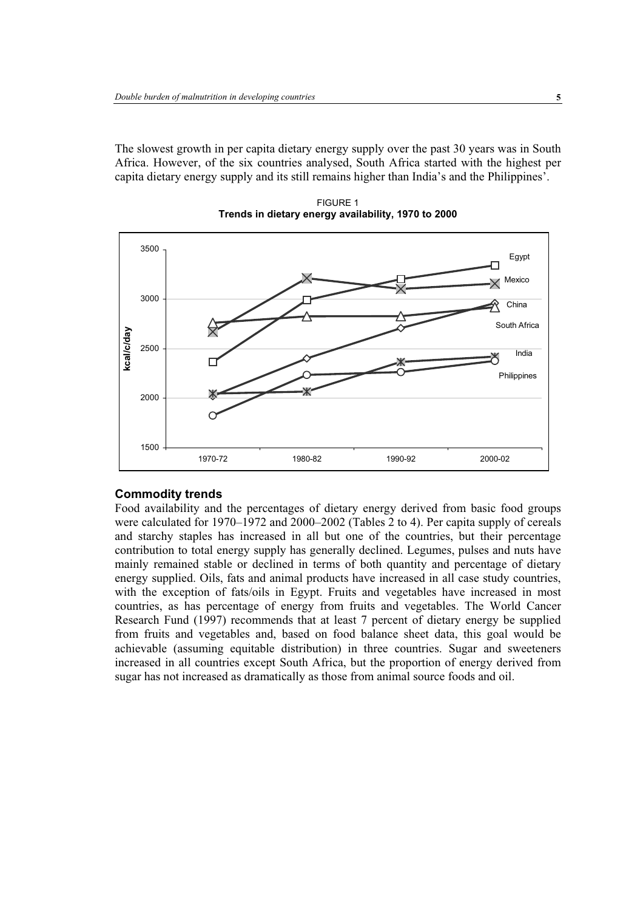The slowest growth in per capita dietary energy supply over the past 30 years was in South Africa. However, of the six countries analysed, South Africa started with the highest per capita dietary energy supply and its still remains higher than India's and the Philippines'.

FIGURE 1
**Trends in dietary energy availability, 1970 to 2000**

## Commodity trends

Food availability and the percentages of dietary energy derived from basic food groups were calculated for 1970–1972 and 2000–2002 (Tables 2 to 4). Per capita supply of cereals and starchy staples has increased in all but one of the countries, but their percentage contribution to total energy supply has generally declined. Legumes, pulses and nuts have mainly remained stable or declined in terms of both quantity and percentage of dietary energy supplied. Oils, fats and animal products have increased in all case study countries, with the exception of fats/oils in Egypt. Fruits and vegetables have increased in most countries, as has percentage of energy from fruits and vegetables. The World Cancer Research Fund (1997) recommends that at least 7 percent of dietary energy be supplied from fruits and vegetables and, based on food balance sheet data, this goal would be achievable (assuming equitable distribution) in three countries. Sugar and sweeteners increased in all countries except South Africa, but the proportion of energy derived from sugar has not increased as dramatically as those from animal source foods and oil.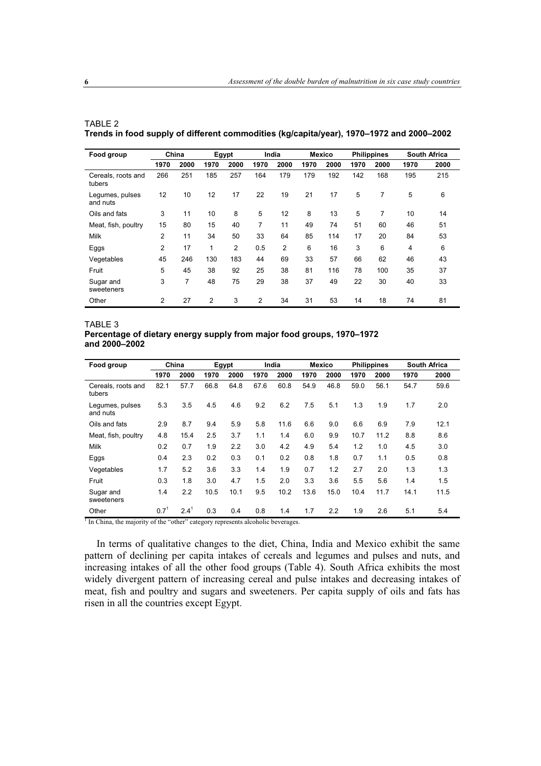TABLE 2
**Trends in food supply of different commodities (kg/capita/year), 1970–1972 and 2000–2002**

| Food group | China | | Egypt | | India | | Mexico | | Philippines | | South Africa | |
|---|---|---|---|---|---|---|---|---|---|---|---|---|
| | 1970 | 2000 | 1970 | 2000 | 1970 | 2000 | 1970 | 2000 | 1970 | 2000 | 1970 | 2000 |
| Cereals, roots and tubers | 266 | 251 | 185 | 257 | 164 | 179 | 179 | 192 | 142 | 168 | 195 | 215 |
| Legumes, pulses and nuts | 12 | 10 | 12 | 17 | 22 | 19 | 21 | 17 | 5 | 7 | 5 | 6 |
| Oils and fats | 3 | 11 | 10 | 8 | 5 | 12 | 8 | 13 | 5 | 7 | 10 | 14 |
| Meat, fish, poultry | 15 | 80 | 15 | 40 | 7 | 11 | 49 | 74 | 51 | 60 | 46 | 51 |
| Milk | 2 | 11 | 34 | 50 | 33 | 64 | 85 | 114 | 17 | 20 | 84 | 53 |
| Eggs | 2 | 17 | 1 | 2 | 0.5 | 2 | 6 | 16 | 3 | 6 | 4 | 6 |
| Vegetables | 45 | 246 | 130 | 183 | 44 | 69 | 33 | 57 | 66 | 62 | 46 | 43 |
| Fruit | 5 | 45 | 38 | 92 | 25 | 38 | 81 | 116 | 78 | 100 | 35 | 37 |
| Sugar and sweeteners | 3 | 7 | 48 | 75 | 29 | 38 | 37 | 49 | 22 | 30 | 40 | 33 |
| Other | 2 | 27 | 2 | 3 | 2 | 34 | 31 | 53 | 14 | 18 | 74 | 81 |

TABLE 3
**Percentage of dietary energy supply from major food groups, 1970–1972 and 2000–2002**

| Food group | China | | Egypt | | India | | Mexico | | Philippines | | South Africa | |
|---|---|---|---|---|---|---|---|---|---|---|---|---|
| | 1970 | 2000 | 1970 | 2000 | 1970 | 2000 | 1970 | 2000 | 1970 | 2000 | 1970 | 2000 |
| Cereals, roots and tubers | 82.1 | 57.7 | 66.8 | 64.8 | 67.6 | 60.8 | 54.9 | 46.8 | 59.0 | 56.1 | 54.7 | 59.6 |
| Legumes, pulses and nuts | 5.3 | 3.5 | 4.5 | 4.6 | 9.2 | 6.2 | 7.5 | 5.1 | 1.3 | 1.9 | 1.7 | 2.0 |
| Oils and fats | 2.9 | 8.7 | 9.4 | 5.9 | 5.8 | 11.6 | 6.6 | 9.0 | 6.6 | 6.9 | 7.9 | 12.1 |
| Meat, fish, poultry | 4.8 | 15.4 | 2.5 | 3.7 | 1.1 | 1.4 | 6.0 | 9.9 | 10.7 | 11.2 | 8.8 | 8.6 |
| Milk | 0.2 | 0.7 | 1.9 | 2.2 | 3.0 | 4.2 | 4.9 | 5.4 | 1.2 | 1.0 | 4.5 | 3.0 |
| Eggs | 0.4 | 2.3 | 0.2 | 0.3 | 0.1 | 0.2 | 0.8 | 1.8 | 0.7 | 1.1 | 0.5 | 0.8 |
| Vegetables | 1.7 | 5.2 | 3.6 | 3.3 | 1.4 | 1.9 | 0.7 | 1.2 | 2.7 | 2.0 | 1.3 | 1.3 |
| Fruit | 0.3 | 1.8 | 3.0 | 4.7 | 1.5 | 2.0 | 3.3 | 3.6 | 5.5 | 5.6 | 1.4 | 1.5 |
| Sugar and sweeteners | 1.4 | 2.2 | 10.5 | 10.1 | 9.5 | 10.2 | 13.6 | 15.0 | 10.4 | 11.7 | 14.1 | 11.5 |
| Other | 0.7[1] | 2.4[1] | 0.3 | 0.4 | 0.8 | 1.4 | 1.7 | 2.2 | 1.9 | 2.6 | 5.1 | 5.4 |

[1] In China, the majority of the "other" category represents alcoholic beverages.

In terms of qualitative changes to the diet, China, India and Mexico exhibit the same pattern of declining per capita intakes of cereals and legumes and pulses and nuts, and increasing intakes of all the other food groups (Table 4). South Africa exhibits the most widely divergent pattern of increasing cereal and pulse intakes and decreasing intakes of meat, fish and poultry and sugars and sweeteners. Per capita supply of oils and fats has risen in all the countries except Egypt.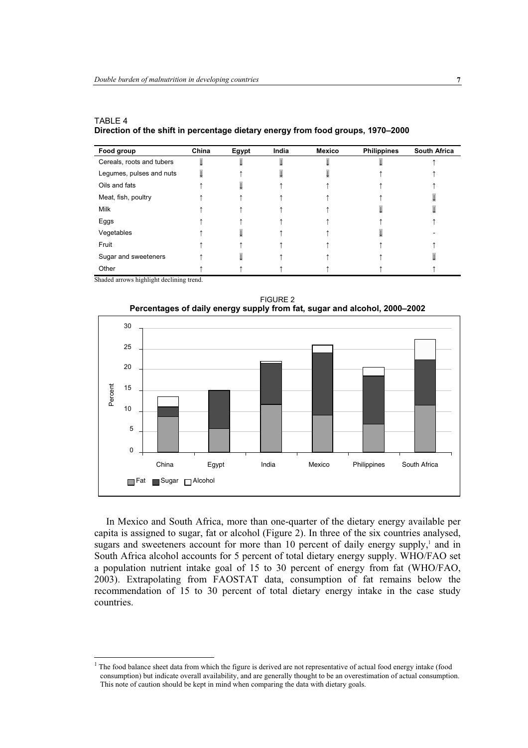TABLE 4
**Direction of the shift in percentage dietary energy from food groups, 1970–2000**

| Food group | China | Egypt | India | Mexico | Philippines | South Africa |
| --- | --- | --- | --- | --- | --- | --- |
| Cereals, roots and tubers | ↓ | ↓ | ↓ | ↓ | ↓ | ↑ |
| Legumes, pulses and nuts | ↓ | ↑ | ↓ | ↓ | ↑ | ↑ |
| Oils and fats | ↑ | ↓ | ↑ | ↑ | ↑ | ↑ |
| Meat, fish, poultry | ↑ | ↑ | ↑ | ↑ | ↑ | ↓ |
| Milk | ↑ | ↑ | ↑ | ↑ | ↓ | ↓ |
| Eggs | ↑ | ↑ | ↑ | ↑ | ↑ | ↑ |
| Vegetables | ↑ | ↓ | ↑ | ↑ | ↓ | - |
| Fruit | ↑ | ↑ | ↑ | ↑ | ↑ | ↑ |
| Sugar and sweeteners | ↑ | ↓ | ↑ | ↑ | ↑ | ↓ |
| Other | ↑ | ↑ | ↑ | ↑ | ↑ | ↑ |

Shaded arrows highlight declining trend.

FIGURE 2
**Percentages of daily energy supply from fat, sugar and alcohol, 2000–2002**

In Mexico and South Africa, more than one-quarter of the dietary energy available per capita is assigned to sugar, fat or alcohol (Figure 2). In three of the six countries analysed, sugars and sweeteners account for more than 10 percent of daily energy supply,[1] and in South Africa alcohol accounts for 5 percent of total dietary energy supply. WHO/FAO set a population nutrient intake goal of 15 to 30 percent of energy from fat (WHO/FAO, 2003). Extrapolating from FAOSTAT data, consumption of fat remains below the recommendation of 15 to 30 percent of total dietary energy intake in the case study countries.

[1] The food balance sheet data from which the figure is derived are not representative of actual food energy intake (food consumption) but indicate overall availability, and are generally thought to be an overestimation of actual consumption. This note of caution should be kept in mind when comparing the data with dietary goals.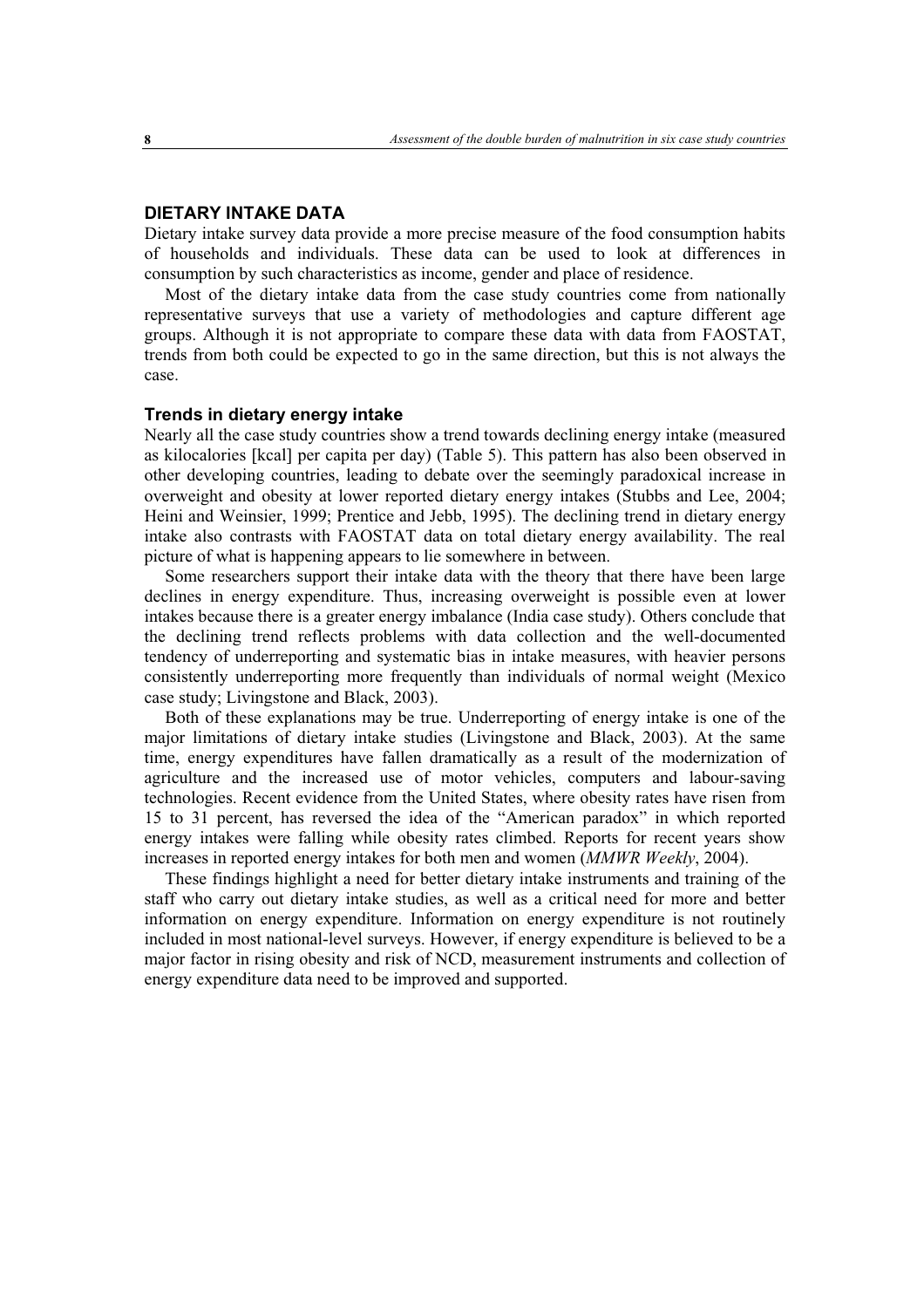## DIETARY INTAKE DATA

Dietary intake survey data provide a more precise measure of the food consumption habits of households and individuals. These data can be used to look at differences in consumption by such characteristics as income, gender and place of residence.

Most of the dietary intake data from the case study countries come from nationally representative surveys that use a variety of methodologies and capture different age groups. Although it is not appropriate to compare these data with data from FAOSTAT, trends from both could be expected to go in the same direction, but this is not always the case.

### Trends in dietary energy intake

Nearly all the case study countries show a trend towards declining energy intake (measured as kilocalories [kcal] per capita per day) (Table 5). This pattern has also been observed in other developing countries, leading to debate over the seemingly paradoxical increase in overweight and obesity at lower reported dietary energy intakes (Stubbs and Lee, 2004; Heini and Weinsier, 1999; Prentice and Jebb, 1995). The declining trend in dietary energy intake also contrasts with FAOSTAT data on total dietary energy availability. The real picture of what is happening appears to lie somewhere in between.

Some researchers support their intake data with the theory that there have been large declines in energy expenditure. Thus, increasing overweight is possible even at lower intakes because there is a greater energy imbalance (India case study). Others conclude that the declining trend reflects problems with data collection and the well-documented tendency of underreporting and systematic bias in intake measures, with heavier persons consistently underreporting more frequently than individuals of normal weight (Mexico case study; Livingstone and Black, 2003).

Both of these explanations may be true. Underreporting of energy intake is one of the major limitations of dietary intake studies (Livingstone and Black, 2003). At the same time, energy expenditures have fallen dramatically as a result of the modernization of agriculture and the increased use of motor vehicles, computers and labour-saving technologies. Recent evidence from the United States, where obesity rates have risen from 15 to 31 percent, has reversed the idea of the "American paradox" in which reported energy intakes were falling while obesity rates climbed. Reports for recent years show increases in reported energy intakes for both men and women (*MMWR Weekly*, 2004).

These findings highlight a need for better dietary intake instruments and training of the staff who carry out dietary intake studies, as well as a critical need for more and better information on energy expenditure. Information on energy expenditure is not routinely included in most national-level surveys. However, if energy expenditure is believed to be a major factor in rising obesity and risk of NCD, measurement instruments and collection of energy expenditure data need to be improved and supported.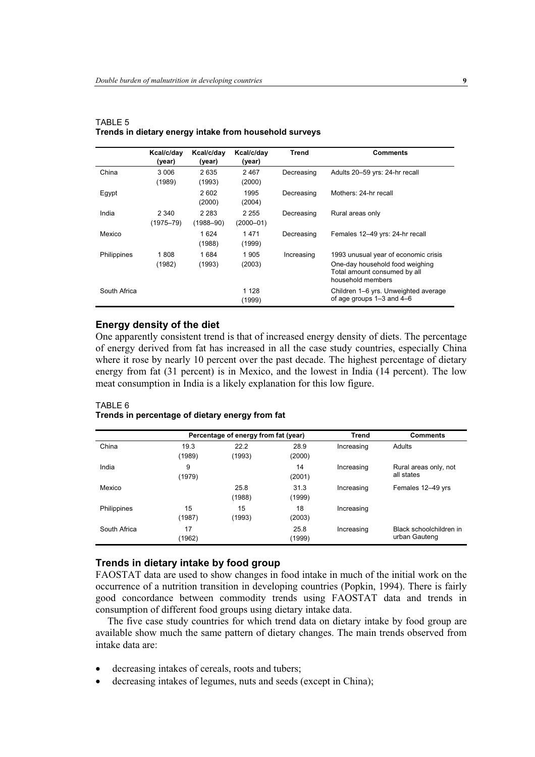TABLE 5
**Trends in dietary energy intake from household surveys**

| | Kcal/c/day (year) | Kcal/c/day (year) | Kcal/c/day (year) | Trend | Comments |
|---|---|---|---|---|---|
| China | 3 006 (1989) | 2 635 (1993) | 2 467 (2000) | Decreasing | Adults 20–59 yrs: 24-hr recall |
| Egypt | | 2 602 (2000) | 1995 (2004) | Decreasing | Mothers: 24-hr recall |
| India | 2 340 (1975–79) | 2 283 (1988–90) | 2 255 (2000–01) | Decreasing | Rural areas only |
| Mexico | | 1 624 (1988) | 1 471 (1999) | Decreasing | Females 12–49 yrs: 24-hr recall |
| Philippines | 1 808 (1982) | 1 684 (1993) | 1 905 (2003) | Increasing | 1993 unusual year of economic crisis One-day household food weighing Total amount consumed by all household members |
| South Africa | | | 1 128 (1999) | | Children 1–6 yrs. Unweighted average of age groups 1–3 and 4–6 |

## Energy density of the diet

One apparently consistent trend is that of increased energy density of diets. The percentage of energy derived from fat has increased in all the case study countries, especially China where it rose by nearly 10 percent over the past decade. The highest percentage of dietary energy from fat (31 percent) is in Mexico, and the lowest in India (14 percent). The low meat consumption in India is a likely explanation for this low figure.

TABLE 6
**Trends in percentage of dietary energy from fat**

| | Percentage of energy from fat (year) | | | Trend | Comments |
|---|---|---|---|---|---|
| China | 19.3 (1989) | 22.2 (1993) | 28.9 (2000) | Increasing | Adults |
| India | 9 (1979) | | 14 (2001) | Increasing | Rural areas only, not all states |
| Mexico | | 25.8 (1988) | 31.3 (1999) | Increasing | Females 12–49 yrs |
| Philippines | 15 (1987) | 15 (1993) | 18 (2003) | Increasing | |
| South Africa | 17 (1962) | | 25.8 (1999) | Increasing | Black schoolchildren in urban Gauteng |

## Trends in dietary intake by food group

FAOSTAT data are used to show changes in food intake in much of the initial work on the occurrence of a nutrition transition in developing countries (Popkin, 1994). There is fairly good concordance between commodity trends using FAOSTAT data and trends in consumption of different food groups using dietary intake data.

The five case study countries for which trend data on dietary intake by food group are available show much the same pattern of dietary changes. The main trends observed from intake data are:

- decreasing intakes of cereals, roots and tubers;
- decreasing intakes of legumes, nuts and seeds (except in China);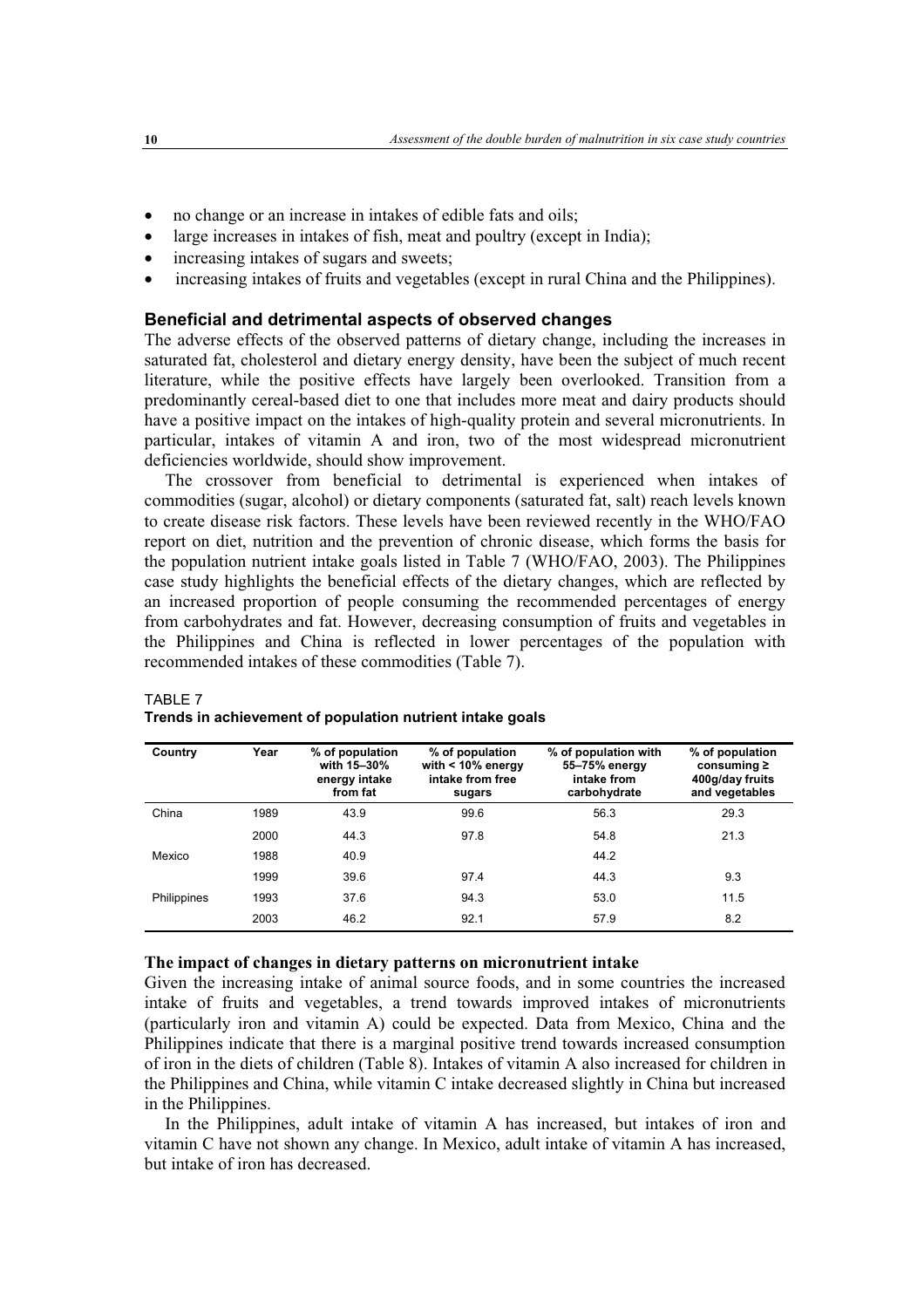- no change or an increase in intakes of edible fats and oils;
- large increases in intakes of fish, meat and poultry (except in India);
- increasing intakes of sugars and sweets;
- increasing intakes of fruits and vegetables (except in rural China and the Philippines).

### Beneficial and detrimental aspects of observed changes

The adverse effects of the observed patterns of dietary change, including the increases in saturated fat, cholesterol and dietary energy density, have been the subject of much recent literature, while the positive effects have largely been overlooked. Transition from a predominantly cereal-based diet to one that includes more meat and dairy products should have a positive impact on the intakes of high-quality protein and several micronutrients. In particular, intakes of vitamin A and iron, two of the most widespread micronutrient deficiencies worldwide, should show improvement.

The crossover from beneficial to detrimental is experienced when intakes of commodities (sugar, alcohol) or dietary components (saturated fat, salt) reach levels known to create disease risk factors. These levels have been reviewed recently in the WHO/FAO report on diet, nutrition and the prevention of chronic disease, which forms the basis for the population nutrient intake goals listed in Table 7 (WHO/FAO, 2003). The Philippines case study highlights the beneficial effects of the dietary changes, which are reflected by an increased proportion of people consuming the recommended percentages of energy from carbohydrates and fat. However, decreasing consumption of fruits and vegetables in the Philippines and China is reflected in lower percentages of the population with recommended intakes of these commodities (Table 7).

TABLE 7
**Trends in achievement of population nutrient intake goals**

| Country | Year | % of population with 15–30% energy intake from fat | % of population with < 10% energy intake from free sugars | % of population with 55–75% energy intake from carbohydrate | % of population consuming ≥ 400g/day fruits and vegetables |
|---|---|---|---|---|---|
| China | 1989 | 43.9 | 99.6 | 56.3 | 29.3 |
| | 2000 | 44.3 | 97.8 | 54.8 | 21.3 |
| Mexico | 1988 | 40.9 | | 44.2 | |
| | 1999 | 39.6 | 97.4 | 44.3 | 9.3 |
| Philippines | 1993 | 37.6 | 94.3 | 53.0 | 11.5 |
| | 2003 | 46.2 | 92.1 | 57.9 | 8.2 |

### The impact of changes in dietary patterns on micronutrient intake

Given the increasing intake of animal source foods, and in some countries the increased intake of fruits and vegetables, a trend towards improved intakes of micronutrients (particularly iron and vitamin A) could be expected. Data from Mexico, China and the Philippines indicate that there is a marginal positive trend towards increased consumption of iron in the diets of children (Table 8). Intakes of vitamin A also increased for children in the Philippines and China, while vitamin C intake decreased slightly in China but increased in the Philippines.

In the Philippines, adult intake of vitamin A has increased, but intakes of iron and vitamin C have not shown any change. In Mexico, adult intake of vitamin A has increased, but intake of iron has decreased.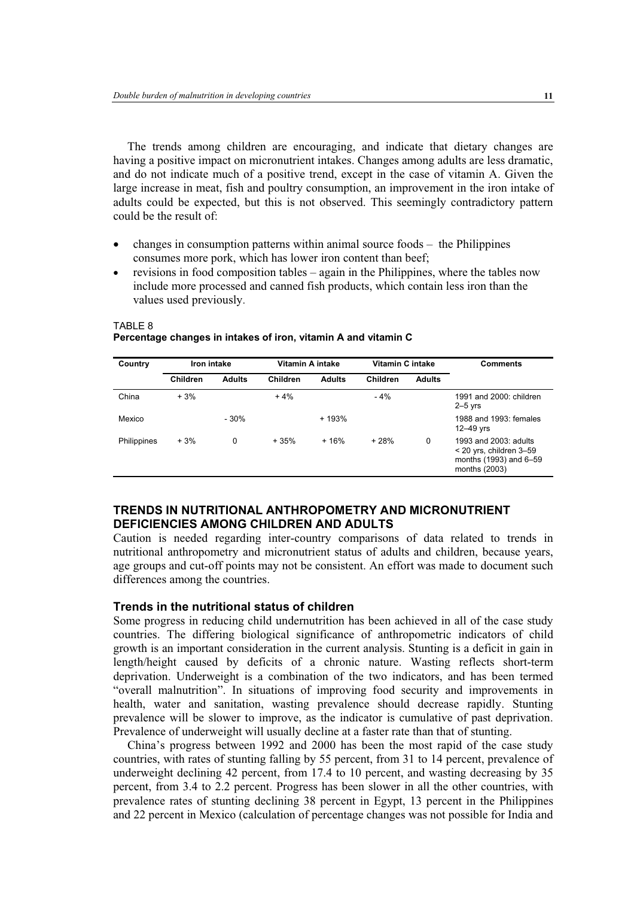The trends among children are encouraging, and indicate that dietary changes are having a positive impact on micronutrient intakes. Changes among adults are less dramatic, and do not indicate much of a positive trend, except in the case of vitamin A. Given the large increase in meat, fish and poultry consumption, an improvement in the iron intake of adults could be expected, but this is not observed. This seemingly contradictory pattern could be the result of:

- changes in consumption patterns within animal source foods – the Philippines consumes more pork, which has lower iron content than beef;
- revisions in food composition tables – again in the Philippines, where the tables now include more processed and canned fish products, which contain less iron than the values used previously.

TABLE 8
**Percentage changes in intakes of iron, vitamin A and vitamin C**

| Country | Iron intake | | Vitamin A intake | | Vitamin C intake | | Comments |
|---|---|---|---|---|---|---|---|
| | Children | Adults | Children | Adults | Children | Adults | |
| China | + 3% | | + 4% | | - 4% | | 1991 and 2000: children 2–5 yrs |
| Mexico | | - 30% | | + 193% | | | 1988 and 1993: females 12–49 yrs |
| Philippines | + 3% | 0 | + 35% | + 16% | + 28% | 0 | 1993 and 2003: adults < 20 yrs, children 3–59 months (1993) and 6–59 months (2003) |

## TRENDS IN NUTRITIONAL ANTHROPOMETRY AND MICRONUTRIENT DEFICIENCIES AMONG CHILDREN AND ADULTS

Caution is needed regarding inter-country comparisons of data related to trends in nutritional anthropometry and micronutrient status of adults and children, because years, age groups and cut-off points may not be consistent. An effort was made to document such differences among the countries.

### Trends in the nutritional status of children

Some progress in reducing child undernutrition has been achieved in all of the case study countries. The differing biological significance of anthropometric indicators of child growth is an important consideration in the current analysis. Stunting is a deficit in gain in length/height caused by deficits of a chronic nature. Wasting reflects short-term deprivation. Underweight is a combination of the two indicators, and has been termed "overall malnutrition". In situations of improving food security and improvements in health, water and sanitation, wasting prevalence should decrease rapidly. Stunting prevalence will be slower to improve, as the indicator is cumulative of past deprivation. Prevalence of underweight will usually decline at a faster rate than that of stunting.

China's progress between 1992 and 2000 has been the most rapid of the case study countries, with rates of stunting falling by 55 percent, from 31 to 14 percent, prevalence of underweight declining 42 percent, from 17.4 to 10 percent, and wasting decreasing by 35 percent, from 3.4 to 2.2 percent. Progress has been slower in all the other countries, with prevalence rates of stunting declining 38 percent in Egypt, 13 percent in the Philippines and 22 percent in Mexico (calculation of percentage changes was not possible for India and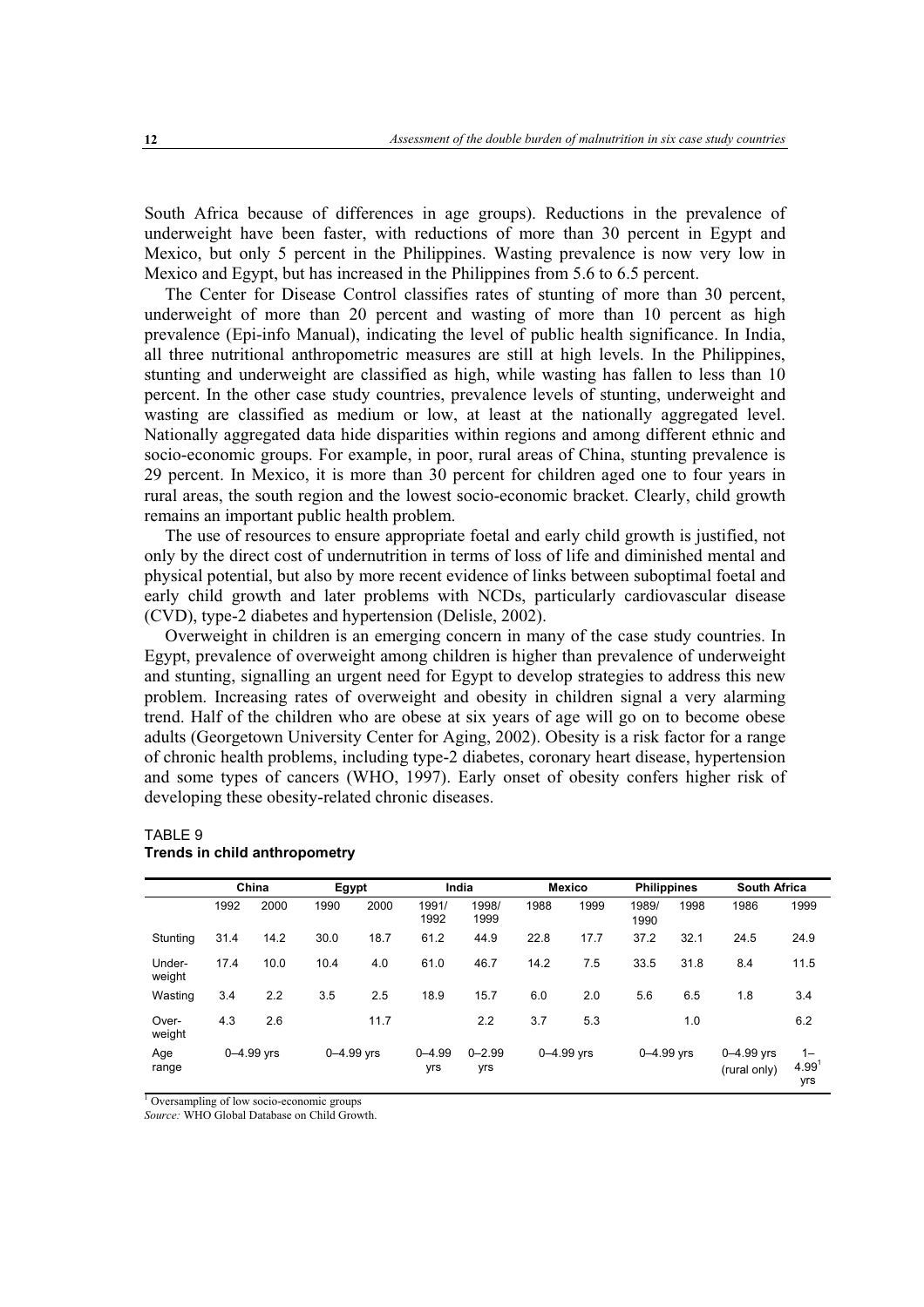South Africa because of differences in age groups). Reductions in the prevalence of underweight have been faster, with reductions of more than 30 percent in Egypt and Mexico, but only 5 percent in the Philippines. Wasting prevalence is now very low in Mexico and Egypt, but has increased in the Philippines from 5.6 to 6.5 percent.

The Center for Disease Control classifies rates of stunting of more than 30 percent, underweight of more than 20 percent and wasting of more than 10 percent as high prevalence (Epi-info Manual), indicating the level of public health significance. In India, all three nutritional anthropometric measures are still at high levels. In the Philippines, stunting and underweight are classified as high, while wasting has fallen to less than 10 percent. In the other case study countries, prevalence levels of stunting, underweight and wasting are classified as medium or low, at least at the nationally aggregated level. Nationally aggregated data hide disparities within regions and among different ethnic and socio-economic groups. For example, in poor, rural areas of China, stunting prevalence is 29 percent. In Mexico, it is more than 30 percent for children aged one to four years in rural areas, the south region and the lowest socio-economic bracket. Clearly, child growth remains an important public health problem.

The use of resources to ensure appropriate foetal and early child growth is justified, not only by the direct cost of undernutrition in terms of loss of life and diminished mental and physical potential, but also by more recent evidence of links between suboptimal foetal and early child growth and later problems with NCDs, particularly cardiovascular disease (CVD), type-2 diabetes and hypertension (Delisle, 2002).

Overweight in children is an emerging concern in many of the case study countries. In Egypt, prevalence of overweight among children is higher than prevalence of underweight and stunting, signalling an urgent need for Egypt to develop strategies to address this new problem. Increasing rates of overweight and obesity in children signal a very alarming trend. Half of the children who are obese at six years of age will go on to become obese adults (Georgetown University Center for Aging, 2002). Obesity is a risk factor for a range of chronic health problems, including type-2 diabetes, coronary heart disease, hypertension and some types of cancers (WHO, 1997). Early onset of obesity confers higher risk of developing these obesity-related chronic diseases.

TABLE 9
**Trends in child anthropometry**

| | China | | Egypt | | India | | Mexico | | Philippines | | South Africa | |
|---|---|---|---|---|---|---|---|---|---|---|---|---|
| | 1992 | 2000 | 1990 | 2000 | 1991/ 1992 | 1998/ 1999 | 1988 | 1999 | 1989/ 1990 | 1998 | 1986 | 1999 |
| Stunting | 31.4 | 14.2 | 30.0 | 18.7 | 61.2 | 44.9 | 22.8 | 17.7 | 37.2 | 32.1 | 24.5 | 24.9 |
| Under-weight | 17.4 | 10.0 | 10.4 | 4.0 | 61.0 | 46.7 | 14.2 | 7.5 | 33.5 | 31.8 | 8.4 | 11.5 |
| Wasting | 3.4 | 2.2 | 3.5 | 2.5 | 18.9 | 15.7 | 6.0 | 2.0 | 5.6 | 6.5 | 1.8 | 3.4 |
| Over-weight | 4.3 | 2.6 | | 11.7 | | 2.2 | 3.7 | 5.3 | | 1.0 | | 6.2 |
| Age range | 0–4.99 yrs | | 0–4.99 yrs | | 0–4.99 yrs | 0–2.99 yrs | 0–4.99 yrs | | 0–4.99 yrs | | 0–4.99 yrs (rural only) | 1–4.99[1] yrs |

[1] Oversampling of low socio-economic groups

*Source:* WHO Global Database on Child Growth.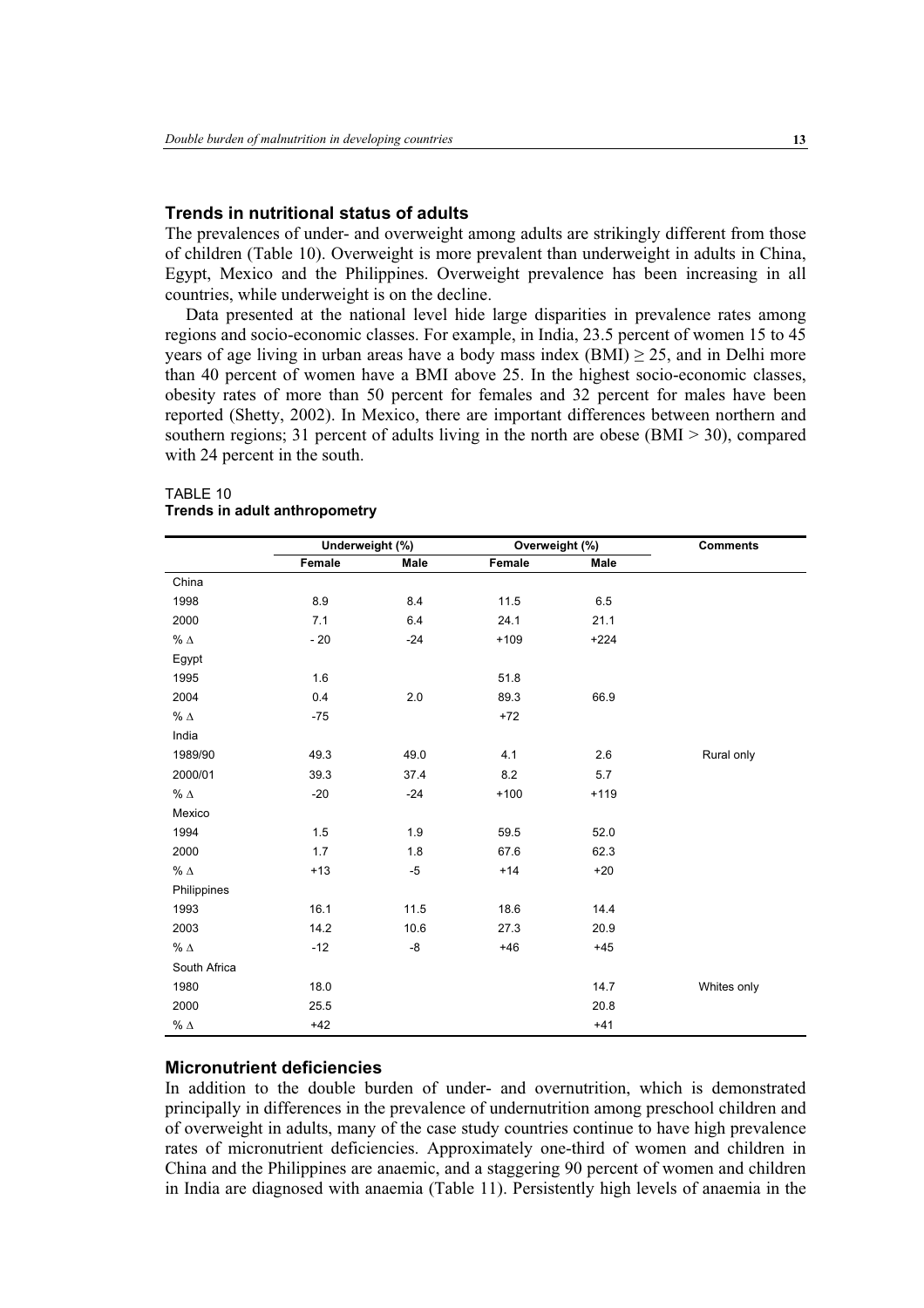## Trends in nutritional status of adults

The prevalences of under- and overweight among adults are strikingly different from those of children (Table 10). Overweight is more prevalent than underweight in adults in China, Egypt, Mexico and the Philippines. Overweight prevalence has been increasing in all countries, while underweight is on the decline.

Data presented at the national level hide large disparities in prevalence rates among regions and socio-economic classes. For example, in India, 23.5 percent of women 15 to 45 years of age living in urban areas have a body mass index (BMI) $\geq 25$, and in Delhi more than 40 percent of women have a BMI above 25. In the highest socio-economic classes, obesity rates of more than 50 percent for females and 32 percent for males have been reported (Shetty, 2002). In Mexico, there are important differences between northern and southern regions; 31 percent of adults living in the north are obese (BMI > 30), compared with 24 percent in the south.

TABLE 10
**Trends in adult anthropometry**

| | Underweight (%) | | Overweight (%) | | Comments |
|---|---|---|---|---|---|
| | Female | Male | Female | Male | |
| China | | | | | |
| 1998 | 8.9 | 8.4 | 11.5 | 6.5 | |
| 2000 | 7.1 | 6.4 | 24.1 | 21.1 | |
| % Δ | - 20 | -24 | +109 | +224 | |
| Egypt | | | | | |
| 1995 | 1.6 | | 51.8 | | |
| 2004 | 0.4 | 2.0 | 89.3 | 66.9 | |
| % Δ | -75 | | +72 | | |
| India | | | | | |
| 1989/90 | 49.3 | 49.0 | 4.1 | 2.6 | Rural only |
| 2000/01 | 39.3 | 37.4 | 8.2 | 5.7 | |
| % Δ | -20 | -24 | +100 | +119 | |
| Mexico | | | | | |
| 1994 | 1.5 | 1.9 | 59.5 | 52.0 | |
| 2000 | 1.7 | 1.8 | 67.6 | 62.3 | |
| % Δ | +13 | -5 | +14 | +20 | |
| Philippines | | | | | |
| 1993 | 16.1 | 11.5 | 18.6 | 14.4 | |
| 2003 | 14.2 | 10.6 | 27.3 | 20.9 | |
| % Δ | -12 | -8 | +46 | +45 | |
| South Africa | | | | | |
| 1980 | 18.0 | | | 14.7 | Whites only |
| 2000 | 25.5 | | | 20.8 | |
| % Δ | +42 | | | +41 | |

## Micronutrient deficiencies

In addition to the double burden of under- and overnutrition, which is demonstrated principally in differences in the prevalence of undernutrition among preschool children and of overweight in adults, many of the case study countries continue to have high prevalence rates of micronutrient deficiencies. Approximately one-third of women and children in China and the Philippines are anaemic, and a staggering 90 percent of women and children in India are diagnosed with anaemia (Table 11). Persistently high levels of anaemia in the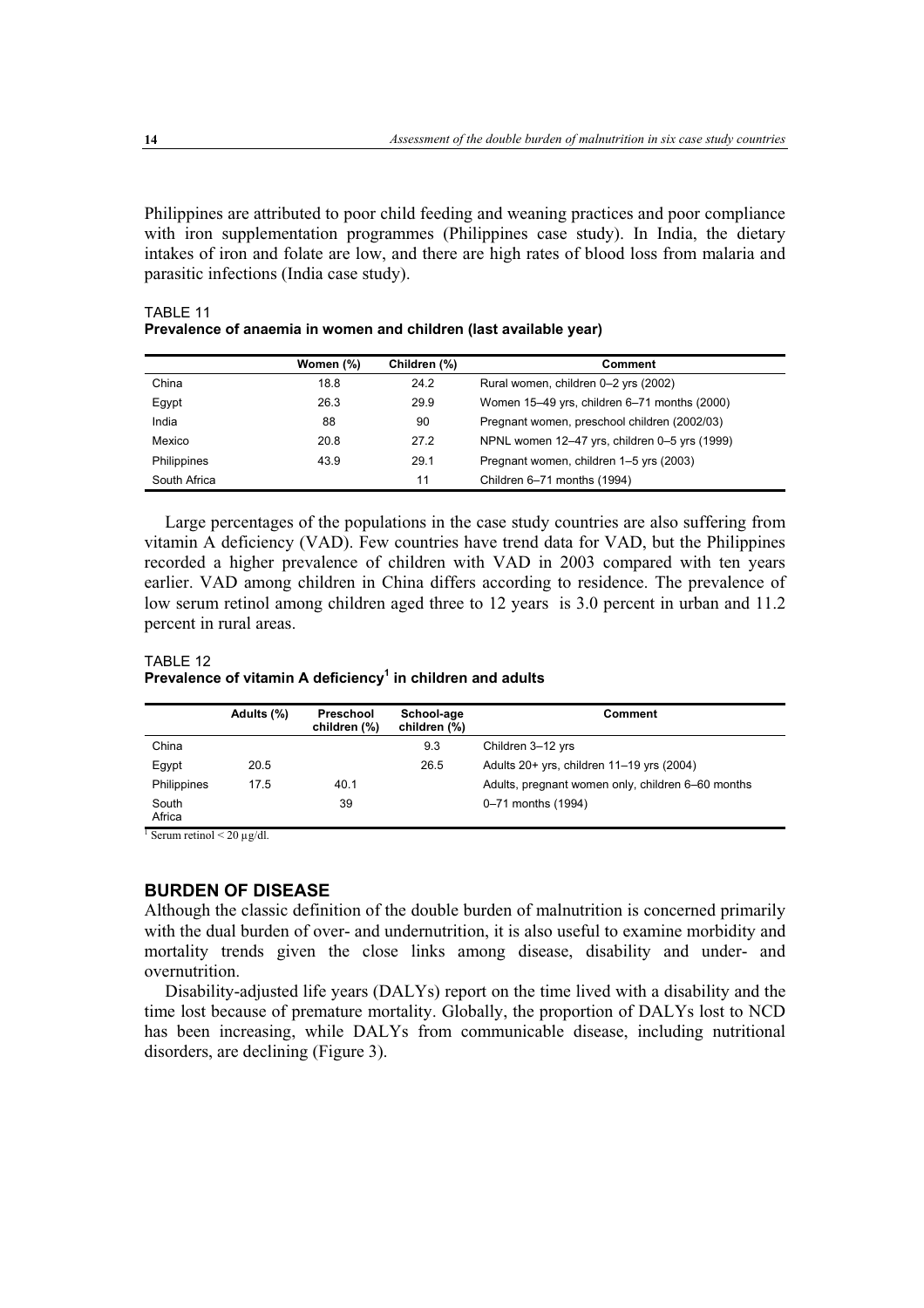Philippines are attributed to poor child feeding and weaning practices and poor compliance with iron supplementation programmes (Philippines case study). In India, the dietary intakes of iron and folate are low, and there are high rates of blood loss from malaria and parasitic infections (India case study).

TABLE 11
**Prevalence of anaemia in women and children (last available year)**

| | Women (%) | Children (%) | Comment |
|---|---|---|---|
| China | 18.8 | 24.2 | Rural women, children 0–2 yrs (2002) |
| Egypt | 26.3 | 29.9 | Women 15–49 yrs, children 6–71 months (2000) |
| India | 88 | 90 | Pregnant women, preschool children (2002/03) |
| Mexico | 20.8 | 27.2 | NPNL women 12–47 yrs, children 0–5 yrs (1999) |
| Philippines | 43.9 | 29.1 | Pregnant women, children 1–5 yrs (2003) |
| South Africa | | 11 | Children 6–71 months (1994) |

Large percentages of the populations in the case study countries are also suffering from vitamin A deficiency (VAD). Few countries have trend data for VAD, but the Philippines recorded a higher prevalence of children with VAD in 2003 compared with ten years earlier. VAD among children in China differs according to residence. The prevalence of low serum retinol among children aged three to 12 years is 3.0 percent in urban and 11.2 percent in rural areas.

TABLE 12
**Prevalence of vitamin A deficiency[1] in children and adults**

| | Adults (%) | Preschool children (%) | School-age children (%) | Comment |
|---|---|---|---|---|
| China | | | 9.3 | Children 3–12 yrs |
| Egypt | 20.5 | | 26.5 | Adults 20+ yrs, children 11–19 yrs (2004) |
| Philippines | 17.5 | 40.1 | | Adults, pregnant women only, children 6–60 months |
| South Africa | | 39 | | 0–71 months (1994) |

[1] Serum retinol < 20 µg/dl.

## BURDEN OF DISEASE

Although the classic definition of the double burden of malnutrition is concerned primarily with the dual burden of over- and undernutrition, it is also useful to examine morbidity and mortality trends given the close links among disease, disability and under- and overnutrition.

Disability-adjusted life years (DALYs) report on the time lived with a disability and the time lost because of premature mortality. Globally, the proportion of DALYs lost to NCD has been increasing, while DALYs from communicable disease, including nutritional disorders, are declining (Figure 3).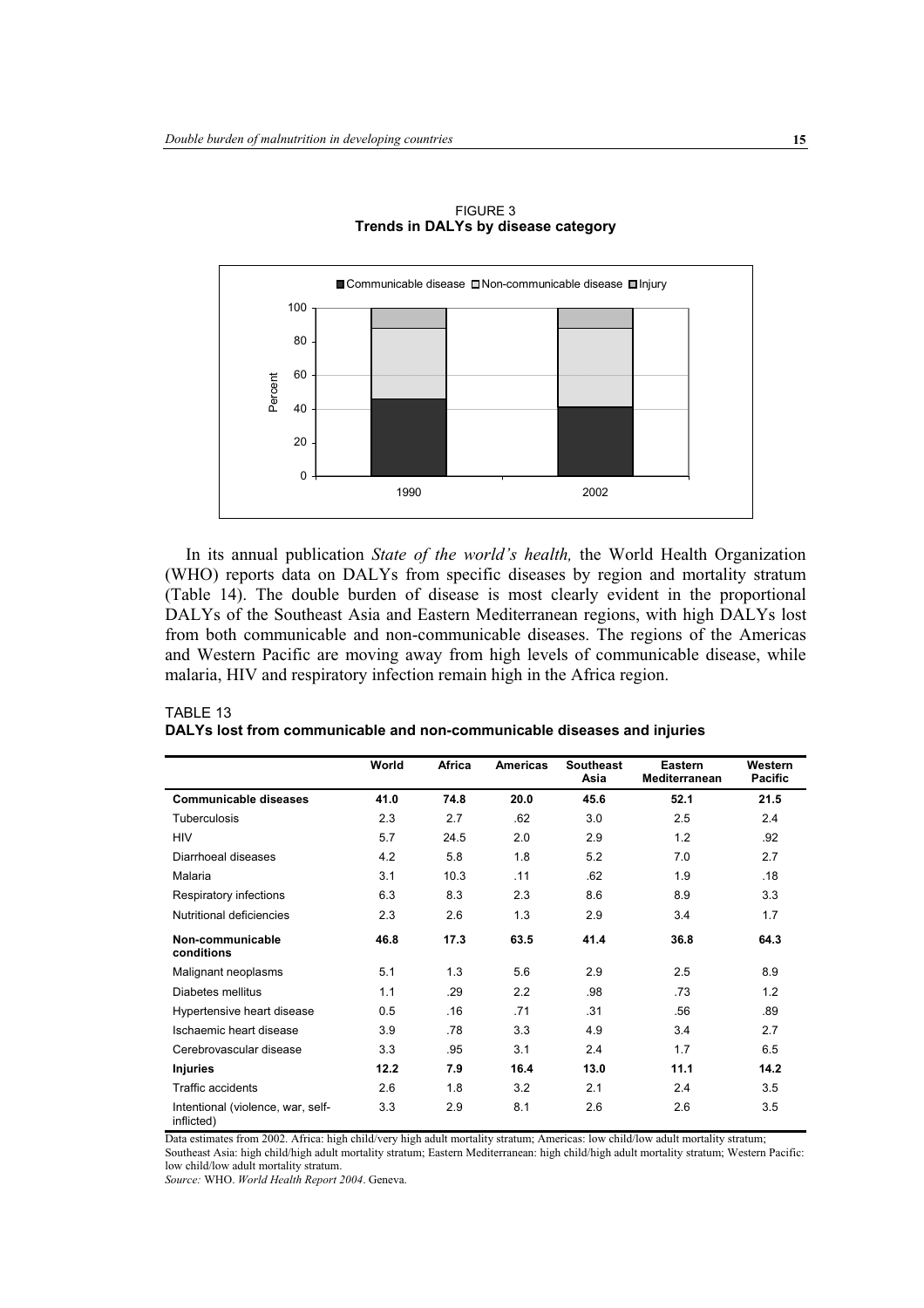FIGURE 3
**Trends in DALYs by disease category**

In its annual publication *State of the world's health,* the World Health Organization (WHO) reports data on DALYs from specific diseases by region and mortality stratum (Table 14). The double burden of disease is most clearly evident in the proportional DALYs of the Southeast Asia and Eastern Mediterranean regions, with high DALYs lost from both communicable and non-communicable diseases. The regions of the Americas and Western Pacific are moving away from high levels of communicable disease, while malaria, HIV and respiratory infection remain high in the Africa region.

TABLE 13
**DALYs lost from communicable and non-communicable diseases and injuries**

| | World | Africa | Americas | Southeast Asia | Eastern Mediterranean | Western Pacific |
|---|---|---|---|---|---|---|
| **Communicable diseases** | **41.0** | **74.8** | **20.0** | **45.6** | **52.1** | **21.5** |
| Tuberculosis | 2.3 | 2.7 | .62 | 3.0 | 2.5 | 2.4 |
| HIV | 5.7 | 24.5 | 2.0 | 2.9 | 1.2 | .92 |
| Diarrhoeal diseases | 4.2 | 5.8 | 1.8 | 5.2 | 7.0 | 2.7 |
| Malaria | 3.1 | 10.3 | .11 | .62 | 1.9 | .18 |
| Respiratory infections | 6.3 | 8.3 | 2.3 | 8.6 | 8.9 | 3.3 |
| Nutritional deficiencies | 2.3 | 2.6 | 1.3 | 2.9 | 3.4 | 1.7 |
| **Non-communicable conditions** | **46.8** | **17.3** | **63.5** | **41.4** | **36.8** | **64.3** |
| Malignant neoplasms | 5.1 | 1.3 | 5.6 | 2.9 | 2.5 | 8.9 |
| Diabetes mellitus | 1.1 | .29 | 2.2 | .98 | .73 | 1.2 |
| Hypertensive heart disease | 0.5 | .16 | .71 | .31 | .56 | .89 |
| Ischaemic heart disease | 3.9 | .78 | 3.3 | 4.9 | 3.4 | 2.7 |
| Cerebrovascular disease | 3.3 | .95 | 3.1 | 2.4 | 1.7 | 6.5 |
| **Injuries** | **12.2** | **7.9** | **16.4** | **13.0** | **11.1** | **14.2** |
| Traffic accidents | 2.6 | 1.8 | 3.2 | 2.1 | 2.4 | 3.5 |
| Intentional (violence, war, self-inflicted) | 3.3 | 2.9 | 8.1 | 2.6 | 2.6 | 3.5 |

Data estimates from 2002. Africa: high child/very high adult mortality stratum; Americas: low child/low adult mortality stratum; Southeast Asia: high child/high adult mortality stratum; Eastern Mediterranean: high child/high adult mortality stratum; Western Pacific: low child/low adult mortality stratum.

*Source:* WHO. *World Health Report 2004*. Geneva.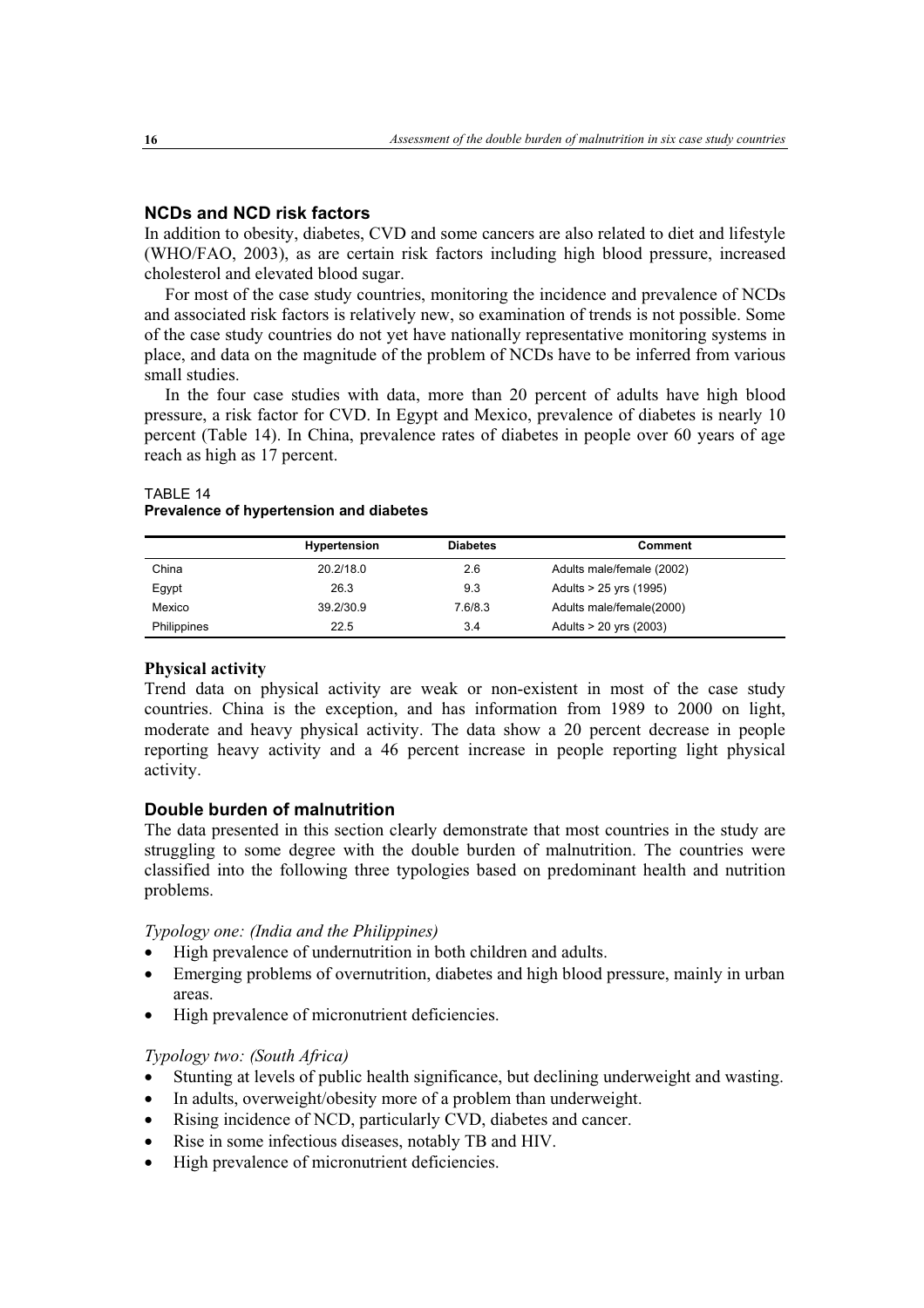## NCDs and NCD risk factors

In addition to obesity, diabetes, CVD and some cancers are also related to diet and lifestyle (WHO/FAO, 2003), as are certain risk factors including high blood pressure, increased cholesterol and elevated blood sugar.

For most of the case study countries, monitoring the incidence and prevalence of NCDs and associated risk factors is relatively new, so examination of trends is not possible. Some of the case study countries do not yet have nationally representative monitoring systems in place, and data on the magnitude of the problem of NCDs have to be inferred from various small studies.

In the four case studies with data, more than 20 percent of adults have high blood pressure, a risk factor for CVD. In Egypt and Mexico, prevalence of diabetes is nearly 10 percent (Table 14). In China, prevalence rates of diabetes in people over 60 years of age reach as high as 17 percent.

TABLE 14
**Prevalence of hypertension and diabetes**

| | Hypertension | Diabetes | Comment |
|---|---|---|---|
| China | 20.2/18.0 | 2.6 | Adults male/female (2002) |
| Egypt | 26.3 | 9.3 | Adults > 25 yrs (1995) |
| Mexico | 39.2/30.9 | 7.6/8.3 | Adults male/female(2000) |
| Philippines | 22.5 | 3.4 | Adults > 20 yrs (2003) |

### Physical activity

Trend data on physical activity are weak or non-existent in most of the case study countries. China is the exception, and has information from 1989 to 2000 on light, moderate and heavy physical activity. The data show a 20 percent decrease in people reporting heavy activity and a 46 percent increase in people reporting light physical activity.

## Double burden of malnutrition

The data presented in this section clearly demonstrate that most countries in the study are struggling to some degree with the double burden of malnutrition. The countries were classified into the following three typologies based on predominant health and nutrition problems.

*Typology one: (India and the Philippines)*

- High prevalence of undernutrition in both children and adults.
- Emerging problems of overnutrition, diabetes and high blood pressure, mainly in urban areas.
- High prevalence of micronutrient deficiencies.

*Typology two: (South Africa)*

- Stunting at levels of public health significance, but declining underweight and wasting.
- In adults, overweight/obesity more of a problem than underweight.
- Rising incidence of NCD, particularly CVD, diabetes and cancer.
- Rise in some infectious diseases, notably TB and HIV.
- High prevalence of micronutrient deficiencies.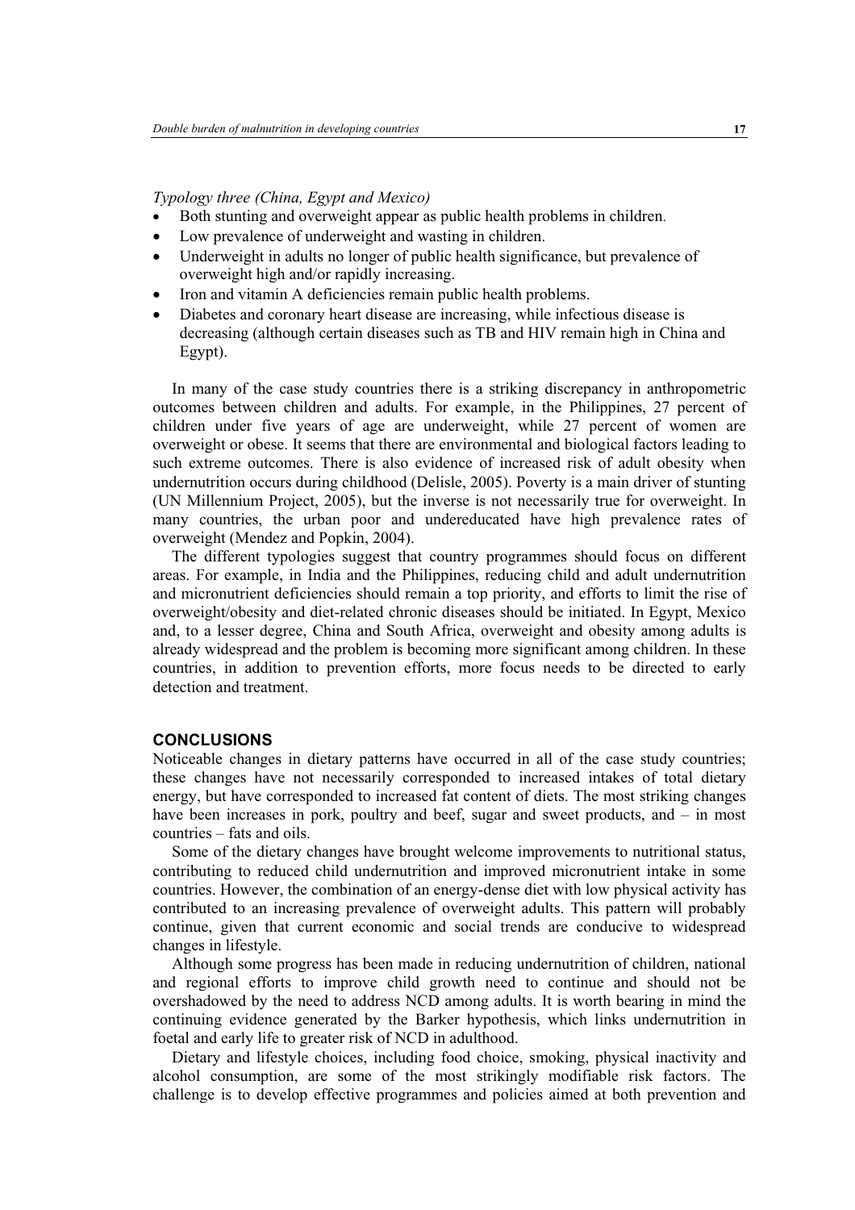*Typology three (China, Egypt and Mexico)*

- Both stunting and overweight appear as public health problems in children.
- Low prevalence of underweight and wasting in children.
- Underweight in adults no longer of public health significance, but prevalence of overweight high and/or rapidly increasing.
- Iron and vitamin A deficiencies remain public health problems.
- Diabetes and coronary heart disease are increasing, while infectious disease is decreasing (although certain diseases such as TB and HIV remain high in China and Egypt).

In many of the case study countries there is a striking discrepancy in anthropometric outcomes between children and adults. For example, in the Philippines, 27 percent of children under five years of age are underweight, while 27 percent of women are overweight or obese. It seems that there are environmental and biological factors leading to such extreme outcomes. There is also evidence of increased risk of adult obesity when undernutrition occurs during childhood (Delisle, 2005). Poverty is a main driver of stunting (UN Millennium Project, 2005), but the inverse is not necessarily true for overweight. In many countries, the urban poor and undereducated have high prevalence rates of overweight (Mendez and Popkin, 2004).

The different typologies suggest that country programmes should focus on different areas. For example, in India and the Philippines, reducing child and adult undernutrition and micronutrient deficiencies should remain a top priority, and efforts to limit the rise of overweight/obesity and diet-related chronic diseases should be initiated. In Egypt, Mexico and, to a lesser degree, China and South Africa, overweight and obesity among adults is already widespread and the problem is becoming more significant among children. In these countries, in addition to prevention efforts, more focus needs to be directed to early detection and treatment.

## CONCLUSIONS

Noticeable changes in dietary patterns have occurred in all of the case study countries; these changes have not necessarily corresponded to increased intakes of total dietary energy, but have corresponded to increased fat content of diets. The most striking changes have been increases in pork, poultry and beef, sugar and sweet products, and – in most countries – fats and oils.

Some of the dietary changes have brought welcome improvements to nutritional status, contributing to reduced child undernutrition and improved micronutrient intake in some countries. However, the combination of an energy-dense diet with low physical activity has contributed to an increasing prevalence of overweight adults. This pattern will probably continue, given that current economic and social trends are conducive to widespread changes in lifestyle.

Although some progress has been made in reducing undernutrition of children, national and regional efforts to improve child growth need to continue and should not be overshadowed by the need to address NCD among adults. It is worth bearing in mind the continuing evidence generated by the Barker hypothesis, which links undernutrition in foetal and early life to greater risk of NCD in adulthood.

Dietary and lifestyle choices, including food choice, smoking, physical inactivity and alcohol consumption, are some of the most strikingly modifiable risk factors. The challenge is to develop effective programmes and policies aimed at both prevention and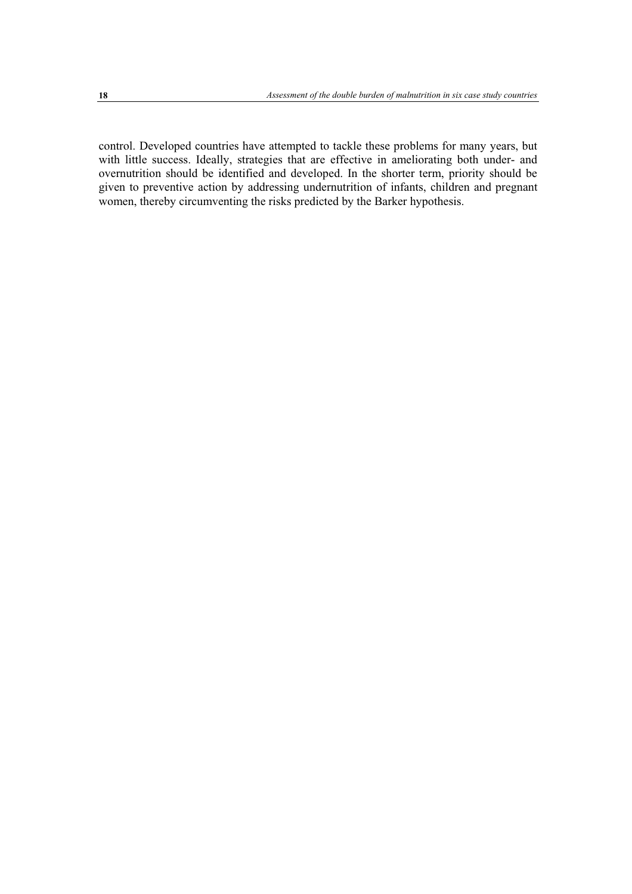control. Developed countries have attempted to tackle these problems for many years, but with little success. Ideally, strategies that are effective in ameliorating both under- and overnutrition should be identified and developed. In the shorter term, priority should be given to preventive action by addressing undernutrition of infants, children and pregnant women, thereby circumventing the risks predicted by the Barker hypothesis.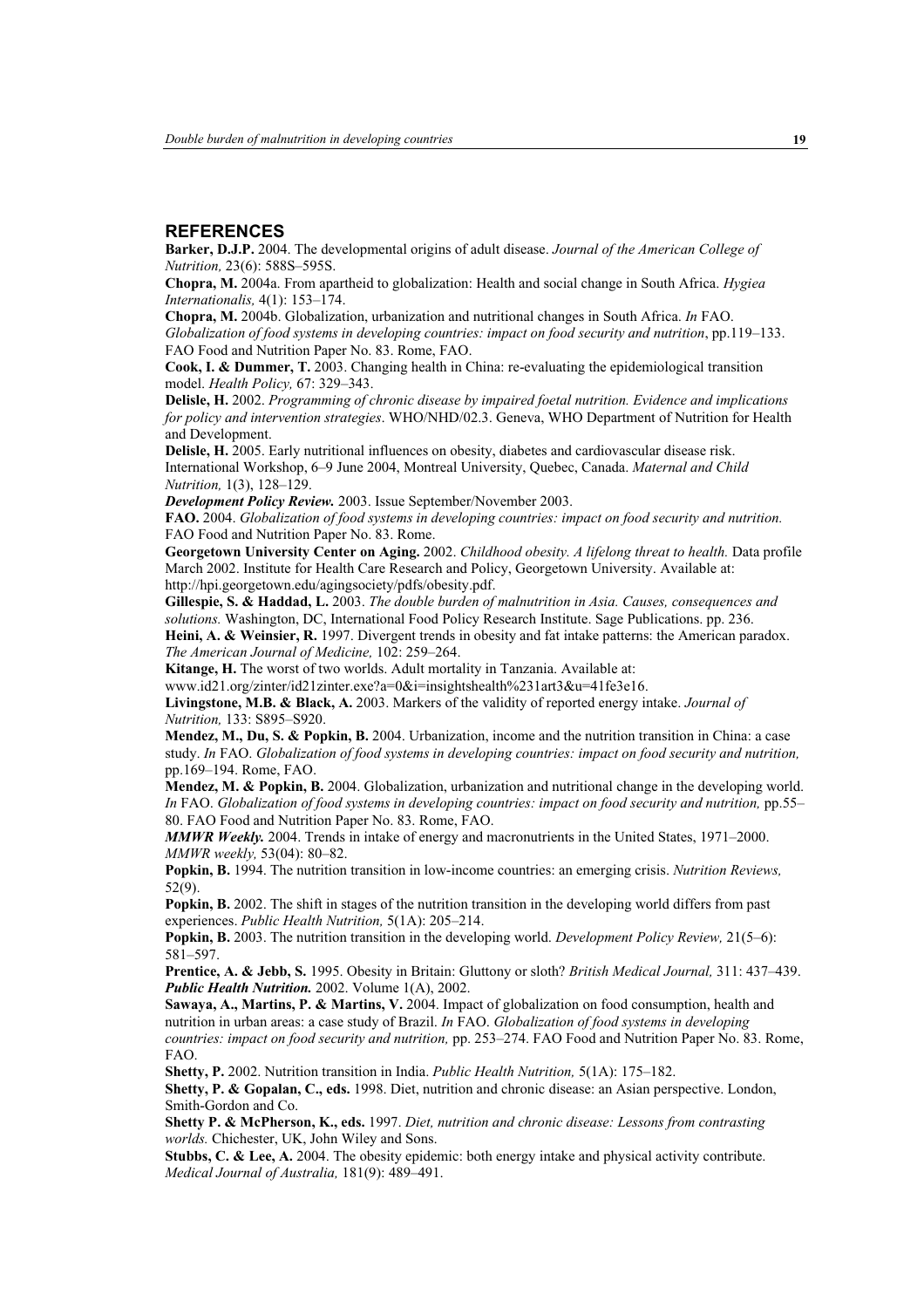## REFERENCES

**Barker, D.J.P.** 2004. The developmental origins of adult disease. *Journal of the American College of Nutrition,* 23(6): 588S–595S.

**Chopra, M.** 2004a. From apartheid to globalization: Health and social change in South Africa. *Hygiea Internationalis,* 4(1): 153–174.

**Chopra, M.** 2004b. Globalization, urbanization and nutritional changes in South Africa. *In* FAO. *Globalization of food systems in developing countries: impact on food security and nutrition*, pp.119–133. FAO Food and Nutrition Paper No. 83. Rome, FAO.

**Cook, I. & Dummer, T.** 2003. Changing health in China: re-evaluating the epidemiological transition model. *Health Policy,* 67: 329–343.

**Delisle, H.** 2002. *Programming of chronic disease by impaired foetal nutrition. Evidence and implications for policy and intervention strategies*. WHO/NHD/02.3. Geneva, WHO Department of Nutrition for Health and Development.

**Delisle, H.** 2005. Early nutritional influences on obesity, diabetes and cardiovascular disease risk. International Workshop, 6–9 June 2004, Montreal University, Quebec, Canada. *Maternal and Child Nutrition,* 1(3), 128–129.

***Development Policy Review.*** 2003. Issue September/November 2003.

**FAO.** 2004. *Globalization of food systems in developing countries: impact on food security and nutrition.* FAO Food and Nutrition Paper No. 83. Rome.

**Georgetown University Center on Aging.** 2002. *Childhood obesity. A lifelong threat to health.* Data profile March 2002. Institute for Health Care Research and Policy, Georgetown University. Available at: http://hpi.georgetown.edu/agingsociety/pdfs/obesity.pdf.

**Gillespie, S. & Haddad, L.** 2003. *The double burden of malnutrition in Asia. Causes, consequences and solutions.* Washington, DC, International Food Policy Research Institute. Sage Publications. pp. 236.

**Heini, A. & Weinsier, R.** 1997. Divergent trends in obesity and fat intake patterns: the American paradox. *The American Journal of Medicine,* 102: 259–264.

**Kitange, H.** The worst of two worlds. Adult mortality in Tanzania. Available at: www.id21.org/zinter/id21zinter.exe?a=0&i=insightshealth%231art3&u=41fe3e16.

**Livingstone, M.B. & Black, A.** 2003. Markers of the validity of reported energy intake. *Journal of Nutrition,* 133: S895–S920.

**Mendez, M., Du, S. & Popkin, B.** 2004. Urbanization, income and the nutrition transition in China: a case study. *In* FAO. *Globalization of food systems in developing countries: impact on food security and nutrition,* pp.169–194. Rome, FAO.

**Mendez, M. & Popkin, B.** 2004. Globalization, urbanization and nutritional change in the developing world. *In* FAO. *Globalization of food systems in developing countries: impact on food security and nutrition,* pp.55–80. FAO Food and Nutrition Paper No. 83. Rome, FAO.

***MMWR Weekly.*** 2004. Trends in intake of energy and macronutrients in the United States, 1971–2000. *MMWR weekly,* 53(04): 80–82.

**Popkin, B.** 1994. The nutrition transition in low-income countries: an emerging crisis. *Nutrition Reviews,* 52(9).

**Popkin, B.** 2002. The shift in stages of the nutrition transition in the developing world differs from past experiences. *Public Health Nutrition,* 5(1A): 205–214.

**Popkin, B.** 2003. The nutrition transition in the developing world. *Development Policy Review,* 21(5–6): 581–597.

**Prentice, A. & Jebb, S.** 1995. Obesity in Britain: Gluttony or sloth? *British Medical Journal,* 311: 437–439.

***Public Health Nutrition.*** 2002. Volume 1(A), 2002.

**Sawaya, A., Martins, P. & Martins, V.** 2004. Impact of globalization on food consumption, health and nutrition in urban areas: a case study of Brazil. *In* FAO. *Globalization of food systems in developing countries: impact on food security and nutrition,* pp. 253–274. FAO Food and Nutrition Paper No. 83. Rome, FAO.

**Shetty, P.** 2002. Nutrition transition in India. *Public Health Nutrition,* 5(1A): 175–182.

**Shetty, P. & Gopalan, C., eds.** 1998. Diet, nutrition and chronic disease: an Asian perspective. London, Smith-Gordon and Co.

**Shetty P. & McPherson, K., eds.** 1997. *Diet, nutrition and chronic disease: Lessons from contrasting worlds.* Chichester, UK, John Wiley and Sons.

**Stubbs, C. & Lee, A.** 2004. The obesity epidemic: both energy intake and physical activity contribute. *Medical Journal of Australia,* 181(9): 489–491.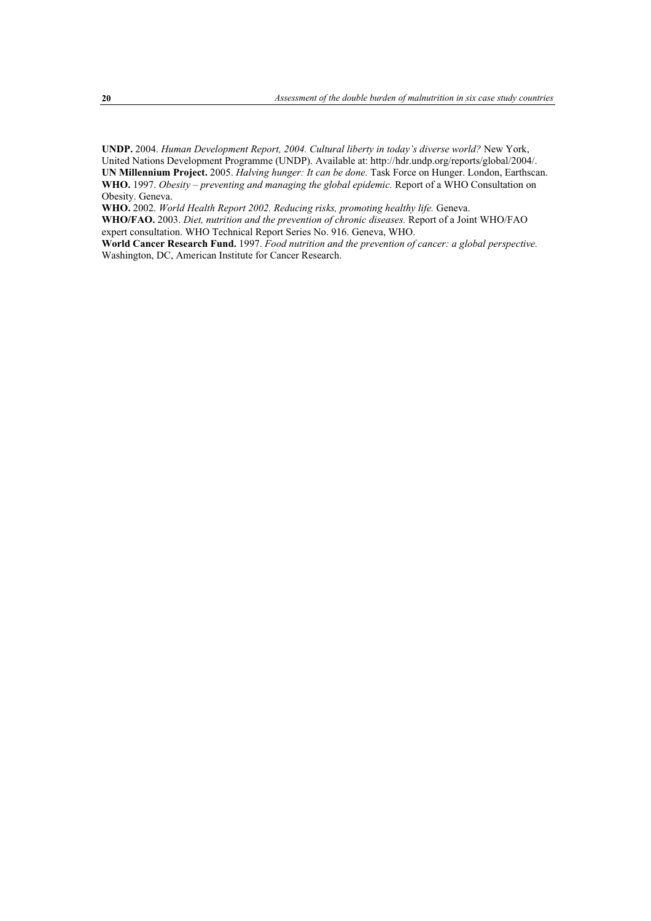**UNDP.** 2004. *Human Development Report, 2004. Cultural liberty in today's diverse world?* New York, United Nations Development Programme (UNDP). Available at: http://hdr.undp.org/reports/global/2004/.

**UN Millennium Project.** 2005. *Halving hunger: It can be done.* Task Force on Hunger. London, Earthscan.

**WHO.** 1997. *Obesity – preventing and managing the global epidemic.* Report of a WHO Consultation on Obesity. Geneva.

**WHO.** 2002. *World Health Report 2002. Reducing risks, promoting healthy life.* Geneva.

**WHO/FAO.** 2003. *Diet, nutrition and the prevention of chronic diseases.* Report of a Joint WHO/FAO expert consultation. WHO Technical Report Series No. 916. Geneva, WHO.

**World Cancer Research Fund.** 1997. *Food nutrition and the prevention of cancer: a global perspective.* Washington, DC, American Institute for Cancer Research.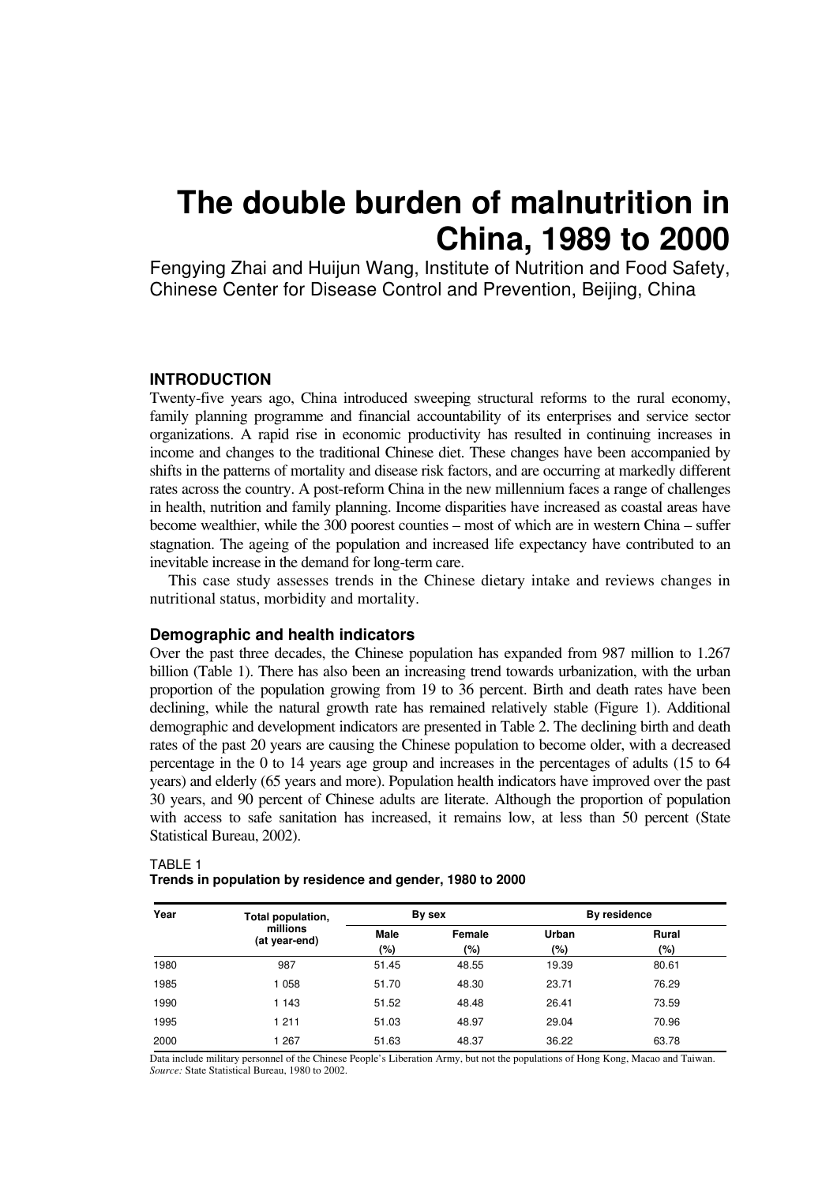# The double burden of malnutrition in China, 1989 to 2000

Fengying Zhai and Huijun Wang, Institute of Nutrition and Food Safety, Chinese Center for Disease Control and Prevention, Beijing, China

## INTRODUCTION

Twenty-five years ago, China introduced sweeping structural reforms to the rural economy, family planning programme and financial accountability of its enterprises and service sector organizations. A rapid rise in economic productivity has resulted in continuing increases in income and changes to the traditional Chinese diet. These changes have been accompanied by shifts in the patterns of mortality and disease risk factors, and are occurring at markedly different rates across the country. A post-reform China in the new millennium faces a range of challenges in health, nutrition and family planning. Income disparities have increased as coastal areas have become wealthier, while the 300 poorest counties – most of which are in western China – suffer stagnation. The ageing of the population and increased life expectancy have contributed to an inevitable increase in the demand for long-term care.

This case study assesses trends in the Chinese dietary intake and reviews changes in nutritional status, morbidity and mortality.

### Demographic and health indicators

Over the past three decades, the Chinese population has expanded from 987 million to 1.267 billion (Table 1). There has also been an increasing trend towards urbanization, with the urban proportion of the population growing from 19 to 36 percent. Birth and death rates have been declining, while the natural growth rate has remained relatively stable (Figure 1). Additional demographic and development indicators are presented in Table 2. The declining birth and death rates of the past 20 years are causing the Chinese population to become older, with a decreased percentage in the 0 to 14 years age group and increases in the percentages of adults (15 to 64 years) and elderly (65 years and more). Population health indicators have improved over the past 30 years, and 90 percent of Chinese adults are literate. Although the proportion of population with access to safe sanitation has increased, it remains low, at less than 50 percent (State Statistical Bureau, 2002).

TABLE 1
**Trends in population by residence and gender, 1980 to 2000**

| Year | Total population, millions (at year-end) | By sex | | By residence | |
|---|---|---|---|---|---|
| | | Male (%) | Female (%) | Urban (%) | Rural (%) |
| 1980 | 987 | 51.45 | 48.55 | 19.39 | 80.61 |
| 1985 | 1 058 | 51.70 | 48.30 | 23.71 | 76.29 |
| 1990 | 1 143 | 51.52 | 48.48 | 26.41 | 73.59 |
| 1995 | 1 211 | 51.03 | 48.97 | 29.04 | 70.96 |
| 2000 | 1 267 | 51.63 | 48.37 | 36.22 | 63.78 |

Data include military personnel of the Chinese People's Liberation Army, but not the populations of Hong Kong, Macao and Taiwan.
*Source:* State Statistical Bureau, 1980 to 2002.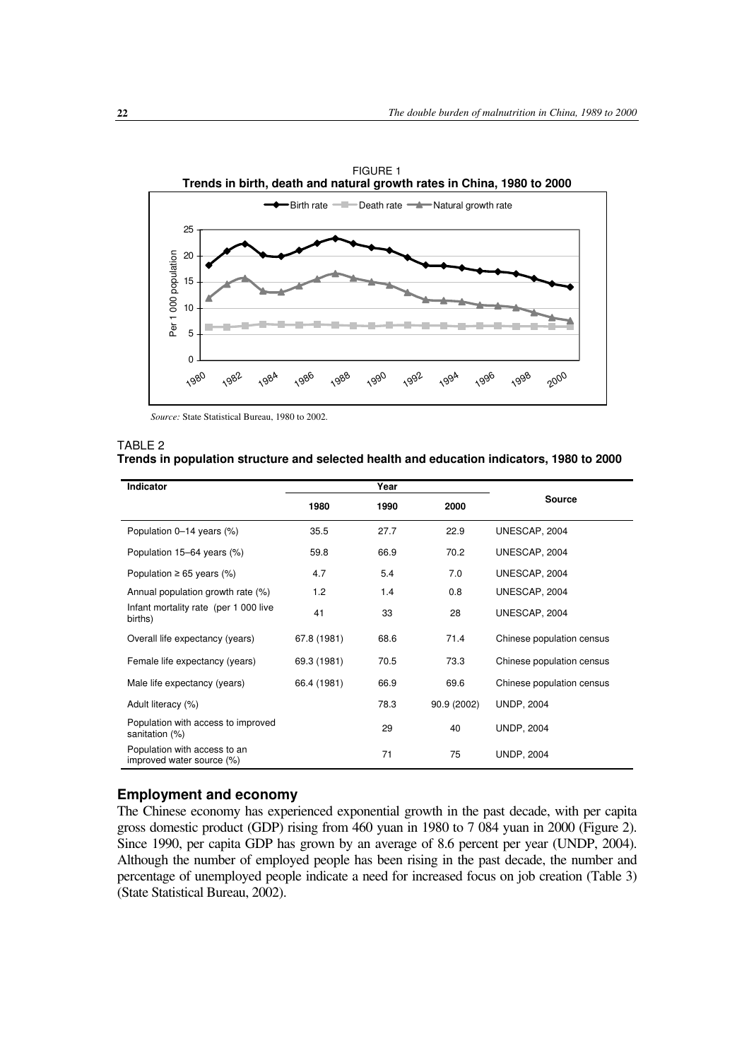FIGURE 1
**Trends in birth, death and natural growth rates in China, 1980 to 2000**

*Source:* State Statistical Bureau, 1980 to 2002.

TABLE 2
**Trends in population structure and selected health and education indicators, 1980 to 2000**

| Indicator | Year | | | Source |
|---|---|---|---|---|
| | 1980 | 1990 | 2000 | |
| Population 0–14 years (%) | 35.5 | 27.7 | 22.9 | UNESCAP, 2004 |
| Population 15–64 years (%) | 59.8 | 66.9 | 70.2 | UNESCAP, 2004 |
| Population ≥ 65 years (%) | 4.7 | 5.4 | 7.0 | UNESCAP, 2004 |
| Annual population growth rate (%) | 1.2 | 1.4 | 0.8 | UNESCAP, 2004 |
| Infant mortality rate (per 1 000 live births) | 41 | 33 | 28 | UNESCAP, 2004 |
| Overall life expectancy (years) | 67.8 (1981) | 68.6 | 71.4 | Chinese population census |
| Female life expectancy (years) | 69.3 (1981) | 70.5 | 73.3 | Chinese population census |
| Male life expectancy (years) | 66.4 (1981) | 66.9 | 69.6 | Chinese population census |
| Adult literacy (%) | | 78.3 | 90.9 (2002) | UNDP, 2004 |
| Population with access to improved sanitation (%) | | 29 | 40 | UNDP, 2004 |
| Population with access to an improved water source (%) | | 71 | 75 | UNDP, 2004 |

## Employment and economy

The Chinese economy has experienced exponential growth in the past decade, with per capita gross domestic product (GDP) rising from 460 yuan in 1980 to 7 084 yuan in 2000 (Figure 2). Since 1990, per capita GDP has grown by an average of 8.6 percent per year (UNDP, 2004). Although the number of employed people has been rising in the past decade, the number and percentage of unemployed people indicate a need for increased focus on job creation (Table 3) (State Statistical Bureau, 2002).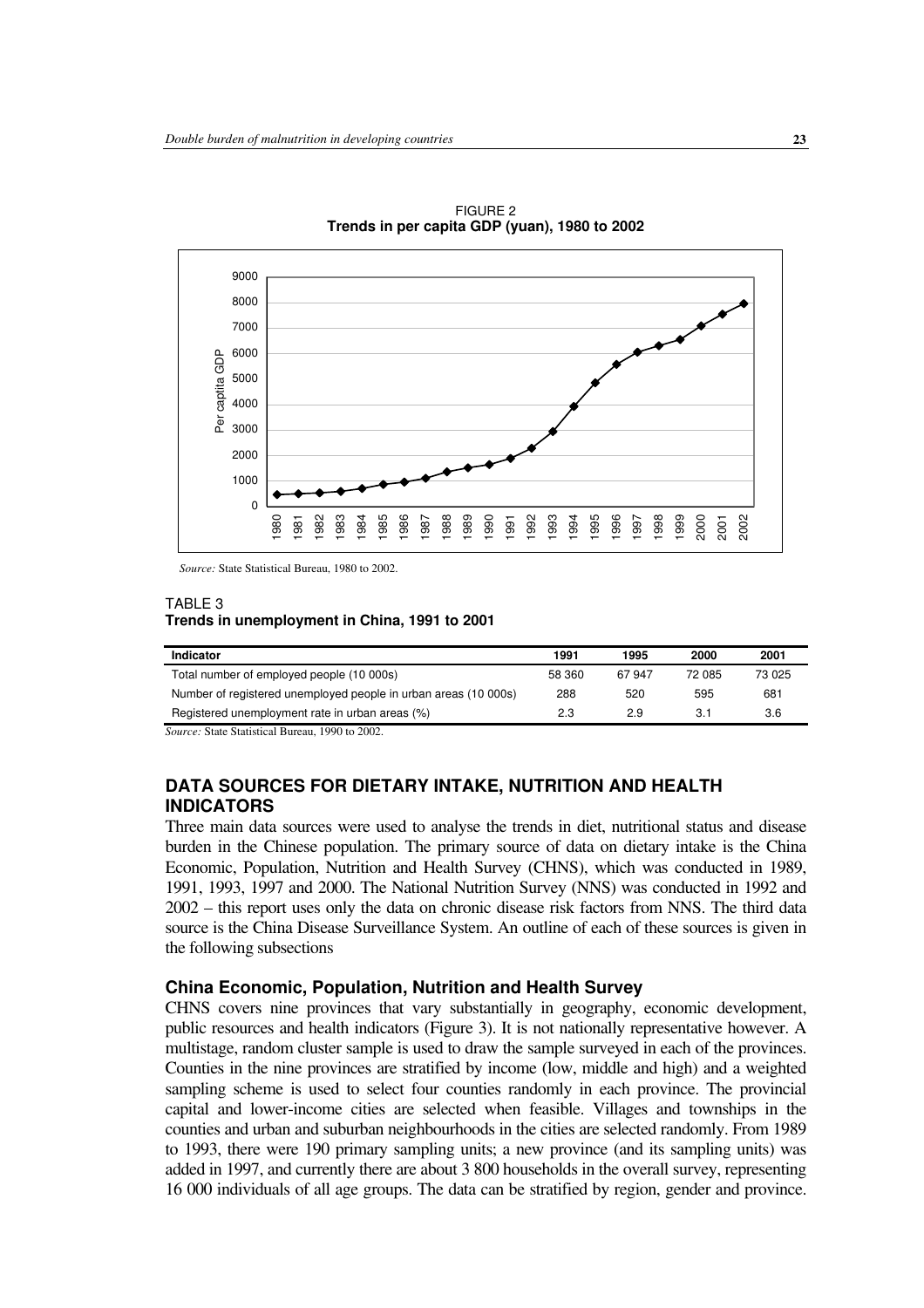FIGURE 2
**Trends in per capita GDP (yuan), 1980 to 2002**

*Source:* State Statistical Bureau, 1980 to 2002.

TABLE 3
**Trends in unemployment in China, 1991 to 2001**

| Indicator | 1991 | 1995 | 2000 | 2001 |
|---|---|---|---|---|
| Total number of employed people (10 000s) | 58 360 | 67 947 | 72 085 | 73 025 |
| Number of registered unemployed people in urban areas (10 000s) | 288 | 520 | 595 | 681 |
| Registered unemployment rate in urban areas (%) | 2.3 | 2.9 | 3.1 | 3.6 |

*Source:* State Statistical Bureau, 1990 to 2002.

## DATA SOURCES FOR DIETARY INTAKE, NUTRITION AND HEALTH INDICATORS

Three main data sources were used to analyse the trends in diet, nutritional status and disease burden in the Chinese population. The primary source of data on dietary intake is the China Economic, Population, Nutrition and Health Survey (CHNS), which was conducted in 1989, 1991, 1993, 1997 and 2000. The National Nutrition Survey (NNS) was conducted in 1992 and 2002 – this report uses only the data on chronic disease risk factors from NNS. The third data source is the China Disease Surveillance System. An outline of each of these sources is given in the following subsections

### China Economic, Population, Nutrition and Health Survey

CHNS covers nine provinces that vary substantially in geography, economic development, public resources and health indicators (Figure 3). It is not nationally representative however. A multistage, random cluster sample is used to draw the sample surveyed in each of the provinces. Counties in the nine provinces are stratified by income (low, middle and high) and a weighted sampling scheme is used to select four counties randomly in each province. The provincial capital and lower-income cities are selected when feasible. Villages and townships in the counties and urban and suburban neighbourhoods in the cities are selected randomly. From 1989 to 1993, there were 190 primary sampling units; a new province (and its sampling units) was added in 1997, and currently there are about 3 800 households in the overall survey, representing 16 000 individuals of all age groups. The data can be stratified by region, gender and province.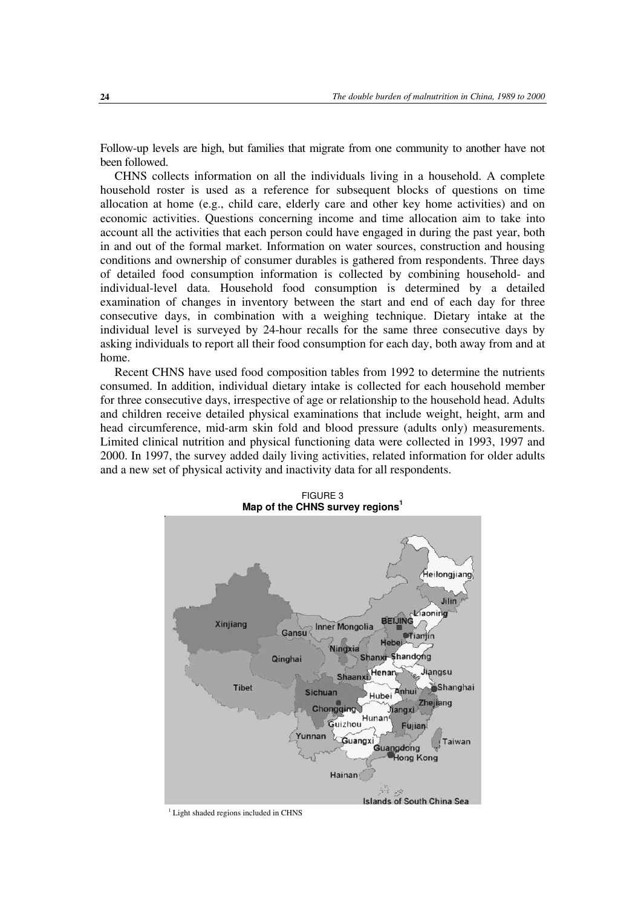Follow-up levels are high, but families that migrate from one community to another have not been followed.

CHNS collects information on all the individuals living in a household. A complete household roster is used as a reference for subsequent blocks of questions on time allocation at home (e.g., child care, elderly care and other key home activities) and on economic activities. Questions concerning income and time allocation aim to take into account all the activities that each person could have engaged in during the past year, both in and out of the formal market. Information on water sources, construction and housing conditions and ownership of consumer durables is gathered from respondents. Three days of detailed food consumption information is collected by combining household- and individual-level data. Household food consumption is determined by a detailed examination of changes in inventory between the start and end of each day for three consecutive days, in combination with a weighing technique. Dietary intake at the individual level is surveyed by 24-hour recalls for the same three consecutive days by asking individuals to report all their food consumption for each day, both away from and at home.

Recent CHNS have used food composition tables from 1992 to determine the nutrients consumed. In addition, individual dietary intake is collected for each household member for three consecutive days, irrespective of age or relationship to the household head. Adults and children receive detailed physical examinations that include weight, height, arm and head circumference, mid-arm skin fold and blood pressure (adults only) measurements. Limited clinical nutrition and physical functioning data were collected in 1993, 1997 and 2000. In 1997, the survey added daily living activities, related information for older adults and a new set of physical activity and inactivity data for all respondents.

FIGURE 3
**Map of the CHNS survey regions**[1]

[1] Light shaded regions included in CHNS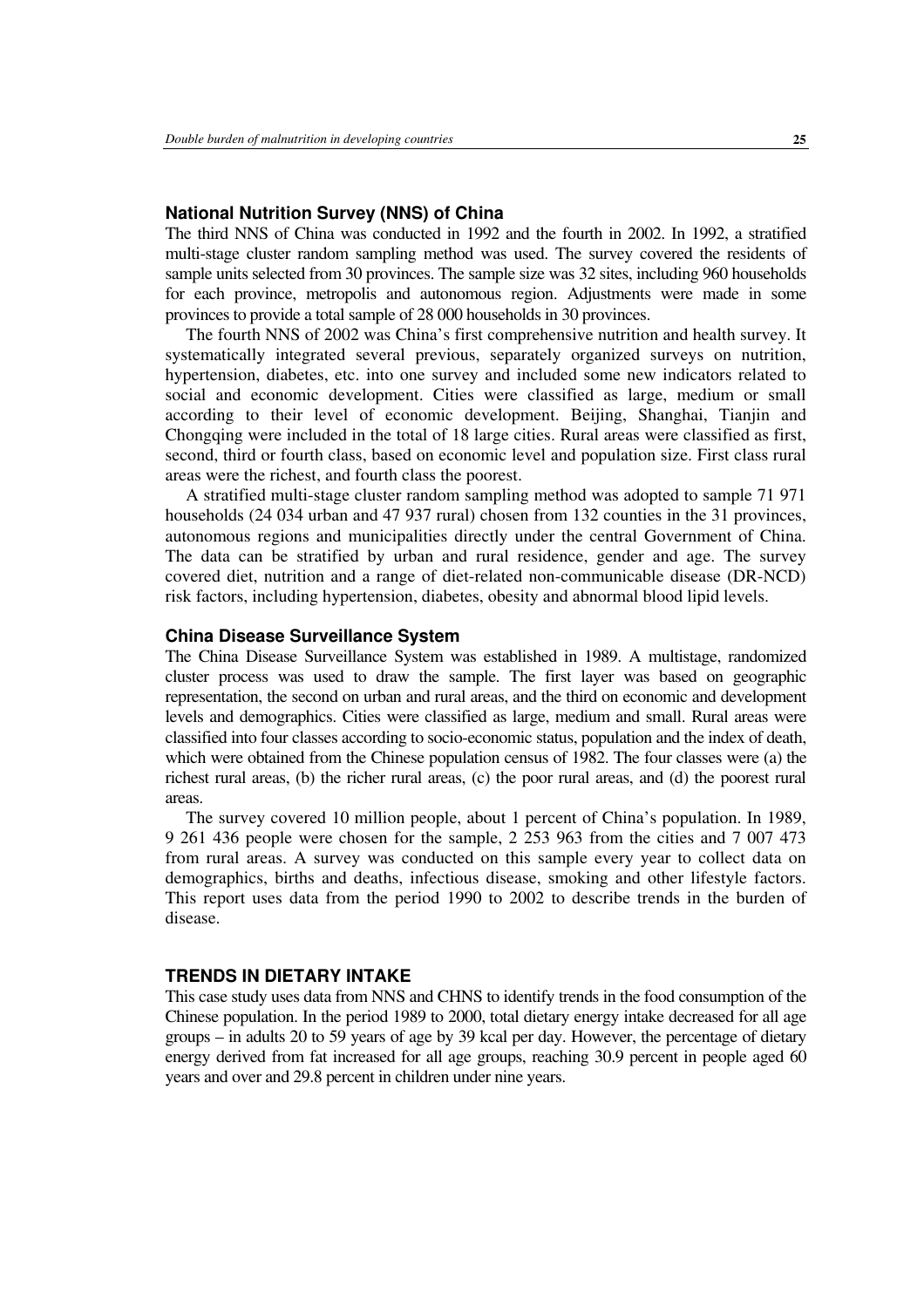### National Nutrition Survey (NNS) of China

The third NNS of China was conducted in 1992 and the fourth in 2002. In 1992, a stratified multi-stage cluster random sampling method was used. The survey covered the residents of sample units selected from 30 provinces. The sample size was 32 sites, including 960 households for each province, metropolis and autonomous region. Adjustments were made in some provinces to provide a total sample of 28 000 households in 30 provinces.

The fourth NNS of 2002 was China's first comprehensive nutrition and health survey. It systematically integrated several previous, separately organized surveys on nutrition, hypertension, diabetes, etc. into one survey and included some new indicators related to social and economic development. Cities were classified as large, medium or small according to their level of economic development. Beijing, Shanghai, Tianjin and Chongqing were included in the total of 18 large cities. Rural areas were classified as first, second, third or fourth class, based on economic level and population size. First class rural areas were the richest, and fourth class the poorest.

A stratified multi-stage cluster random sampling method was adopted to sample 71 971 households (24 034 urban and 47 937 rural) chosen from 132 counties in the 31 provinces, autonomous regions and municipalities directly under the central Government of China. The data can be stratified by urban and rural residence, gender and age. The survey covered diet, nutrition and a range of diet-related non-communicable disease (DR-NCD) risk factors, including hypertension, diabetes, obesity and abnormal blood lipid levels.

### China Disease Surveillance System

The China Disease Surveillance System was established in 1989. A multistage, randomized cluster process was used to draw the sample. The first layer was based on geographic representation, the second on urban and rural areas, and the third on economic and development levels and demographics. Cities were classified as large, medium and small. Rural areas were classified into four classes according to socio-economic status, population and the index of death, which were obtained from the Chinese population census of 1982. The four classes were (a) the richest rural areas, (b) the richer rural areas, (c) the poor rural areas, and (d) the poorest rural areas.

The survey covered 10 million people, about 1 percent of China's population. In 1989, 9 261 436 people were chosen for the sample, 2 253 963 from the cities and 7 007 473 from rural areas. A survey was conducted on this sample every year to collect data on demographics, births and deaths, infectious disease, smoking and other lifestyle factors. This report uses data from the period 1990 to 2002 to describe trends in the burden of disease.

## TRENDS IN DIETARY INTAKE

This case study uses data from NNS and CHNS to identify trends in the food consumption of the Chinese population. In the period 1989 to 2000, total dietary energy intake decreased for all age groups – in adults 20 to 59 years of age by 39 kcal per day. However, the percentage of dietary energy derived from fat increased for all age groups, reaching 30.9 percent in people aged 60 years and over and 29.8 percent in children under nine years.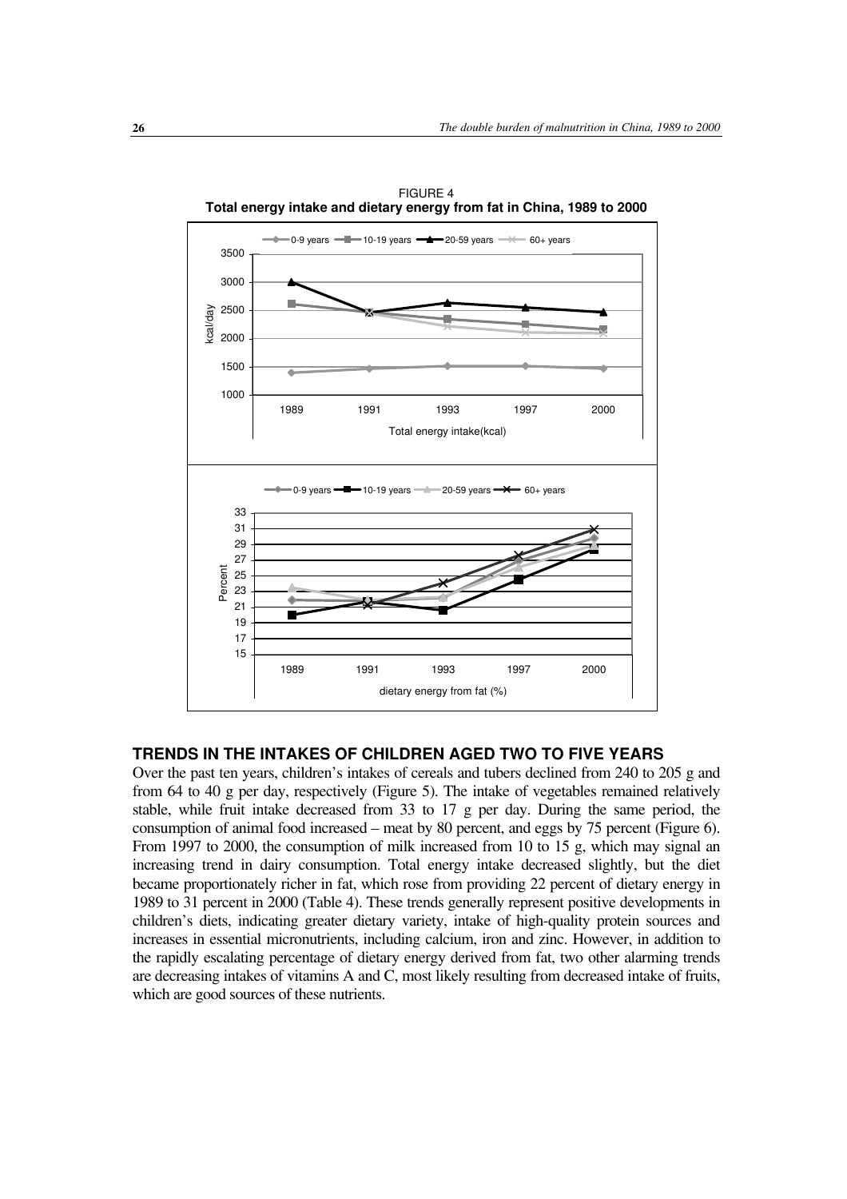FIGURE 4
**Total energy intake and dietary energy from fat in China, 1989 to 2000**

## TRENDS IN THE INTAKES OF CHILDREN AGED TWO TO FIVE YEARS

Over the past ten years, children's intakes of cereals and tubers declined from 240 to 205 g and from 64 to 40 g per day, respectively (Figure 5). The intake of vegetables remained relatively stable, while fruit intake decreased from 33 to 17 g per day. During the same period, the consumption of animal food increased – meat by 80 percent, and eggs by 75 percent (Figure 6). From 1997 to 2000, the consumption of milk increased from 10 to 15 g, which may signal an increasing trend in dairy consumption. Total energy intake decreased slightly, but the diet became proportionately richer in fat, which rose from providing 22 percent of dietary energy in 1989 to 31 percent in 2000 (Table 4). These trends generally represent positive developments in children's diets, indicating greater dietary variety, intake of high-quality protein sources and increases in essential micronutrients, including calcium, iron and zinc. However, in addition to the rapidly escalating percentage of dietary energy derived from fat, two other alarming trends are decreasing intakes of vitamins A and C, most likely resulting from decreased intake of fruits, which are good sources of these nutrients.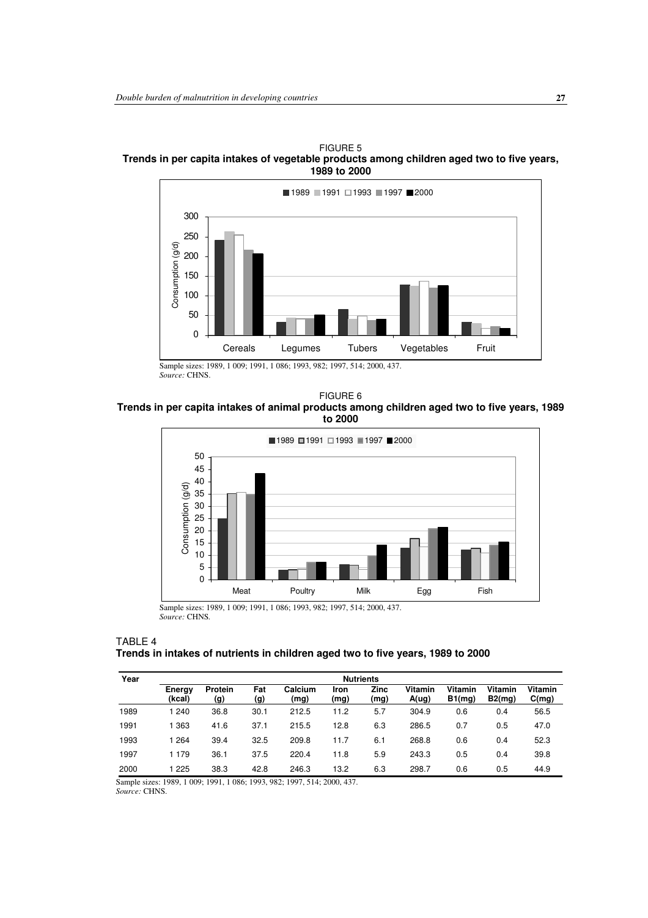FIGURE 5
**Trends in per capita intakes of vegetable products among children aged two to five years, 1989 to 2000**

Sample sizes: 1989, 1 009; 1991, 1 086; 1993, 982; 1997, 514; 2000, 437.
*Source:* CHNS.

FIGURE 6
**Trends in per capita intakes of animal products among children aged two to five years, 1989 to 2000**

Sample sizes: 1989, 1 009; 1991, 1 086; 1993, 982; 1997, 514; 2000, 437.
*Source:* CHNS.

TABLE 4
**Trends in intakes of nutrients in children aged two to five years, 1989 to 2000**

| Year | Nutrients | | | | | | | | | |
|---|---|---|---|---|---|---|---|---|---|---|
| | Energy (kcal) | Protein (g) | Fat (g) | Calcium (mg) | Iron (mg) | Zinc (mg) | Vitamin A(ug) | Vitamin B1(mg) | Vitamin B2(mg) | Vitamin C(mg) |
| 1989 | 1 240 | 36.8 | 30.1 | 212.5 | 11.2 | 5.7 | 304.9 | 0.6 | 0.4 | 56.5 |
| 1991 | 1 363 | 41.6 | 37.1 | 215.5 | 12.8 | 6.3 | 286.5 | 0.7 | 0.5 | 47.0 |
| 1993 | 1 264 | 39.4 | 32.5 | 209.8 | 11.7 | 6.1 | 268.8 | 0.6 | 0.4 | 52.3 |
| 1997 | 1 179 | 36.1 | 37.5 | 220.4 | 11.8 | 5.9 | 243.3 | 0.5 | 0.4 | 39.8 |
| 2000 | 1 225 | 38.3 | 42.8 | 246.3 | 13.2 | 6.3 | 298.7 | 0.6 | 0.5 | 44.9 |

Sample sizes: 1989, 1 009; 1991, 1 086; 1993, 982; 1997, 514; 2000, 437.
*Source:* CHNS.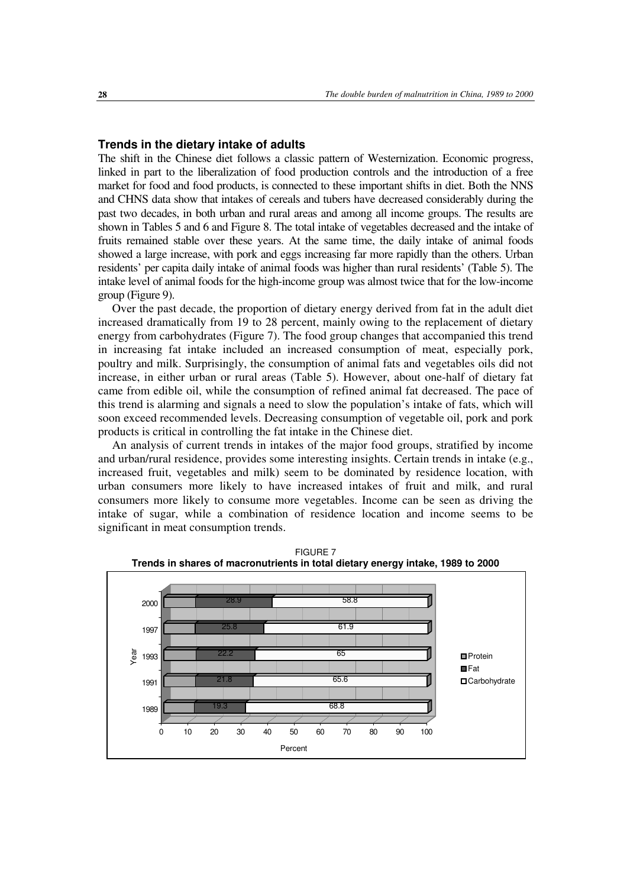## Trends in the dietary intake of adults

The shift in the Chinese diet follows a classic pattern of Westernization. Economic progress, linked in part to the liberalization of food production controls and the introduction of a free market for food and food products, is connected to these important shifts in diet. Both the NNS and CHNS data show that intakes of cereals and tubers have decreased considerably during the past two decades, in both urban and rural areas and among all income groups. The results are shown in Tables 5 and 6 and Figure 8. The total intake of vegetables decreased and the intake of fruits remained stable over these years. At the same time, the daily intake of animal foods showed a large increase, with pork and eggs increasing far more rapidly than the others. Urban residents' per capita daily intake of animal foods was higher than rural residents' (Table 5). The intake level of animal foods for the high-income group was almost twice that for the low-income group (Figure 9).

Over the past decade, the proportion of dietary energy derived from fat in the adult diet increased dramatically from 19 to 28 percent, mainly owing to the replacement of dietary energy from carbohydrates (Figure 7). The food group changes that accompanied this trend in increasing fat intake included an increased consumption of meat, especially pork, poultry and milk. Surprisingly, the consumption of animal fats and vegetables oils did not increase, in either urban or rural areas (Table 5). However, about one-half of dietary fat came from edible oil, while the consumption of refined animal fat decreased. The pace of this trend is alarming and signals a need to slow the population's intake of fats, which will soon exceed recommended levels. Decreasing consumption of vegetable oil, pork and pork products is critical in controlling the fat intake in the Chinese diet.

An analysis of current trends in intakes of the major food groups, stratified by income and urban/rural residence, provides some interesting insights. Certain trends in intake (e.g., increased fruit, vegetables and milk) seem to be dominated by residence location, with urban consumers more likely to have increased intakes of fruit and milk, and rural consumers more likely to consume more vegetables. Income can be seen as driving the intake of sugar, while a combination of residence location and income seems to be significant in meat consumption trends.

FIGURE 7
**Trends in shares of macronutrients in total dietary energy intake, 1989 to 2000**

| Year | Protein | Fat | Carbohydrate |
|---|---|---|---|
| 2000 | | 28.9 | 58.8 |
| 1997 | | 25.8 | 61.9 |
| 1993 | | 22.2 | 65 |
| 1991 | | 21.8 | 65.6 |
| 1989 | | 19.3 | 68.8 |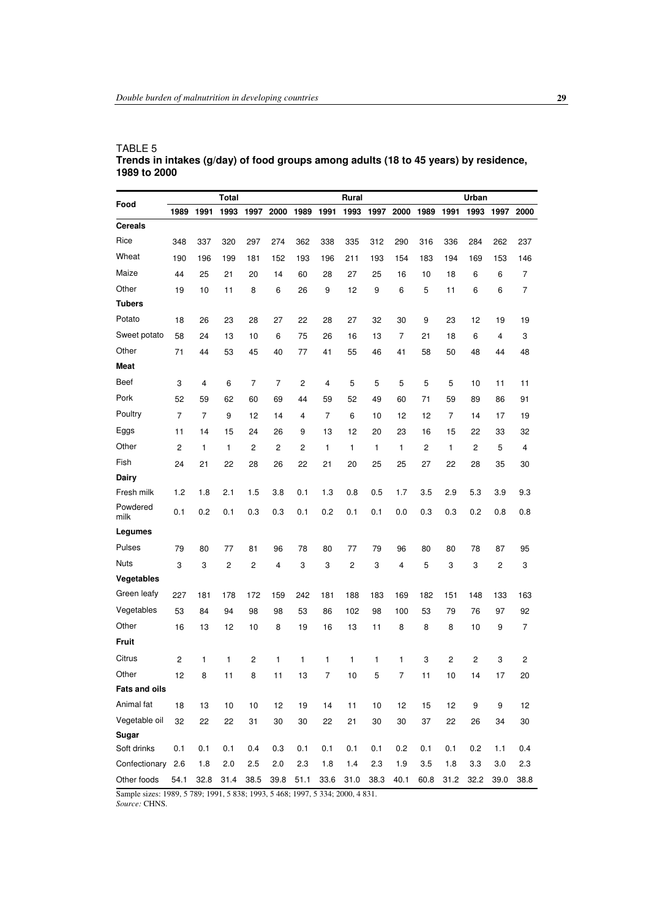TABLE 5
**Trends in intakes (g/day) of food groups among adults (18 to 45 years) by residence, 1989 to 2000**

| Food | Total | | | | | Rural | | | | | Urban | | | | |
|---|---|---|---|---|---|---|---|---|---|---|---|---|---|---|---|
| | 1989 | 1991 | 1993 | 1997 | 2000 | 1989 | 1991 | 1993 | 1997 | 2000 | 1989 | 1991 | 1993 | 1997 | 2000 |
| **Cereals** | | | | | | | | | | | | | | | |
| Rice | 348 | 337 | 320 | 297 | 274 | 362 | 338 | 335 | 312 | 290 | 316 | 336 | 284 | 262 | 237 |
| Wheat | 190 | 196 | 199 | 181 | 152 | 193 | 196 | 211 | 193 | 154 | 183 | 194 | 169 | 153 | 146 |
| Maize | 44 | 25 | 21 | 20 | 14 | 60 | 28 | 27 | 25 | 16 | 10 | 18 | 6 | 6 | 7 |
| Other | 19 | 10 | 11 | 8 | 6 | 26 | 9 | 12 | 9 | 6 | 5 | 11 | 6 | 6 | 7 |
| **Tubers** | | | | | | | | | | | | | | | |
| Potato | 18 | 26 | 23 | 28 | 27 | 22 | 28 | 27 | 32 | 30 | 9 | 23 | 12 | 19 | 19 |
| Sweet potato | 58 | 24 | 13 | 10 | 6 | 75 | 26 | 16 | 13 | 7 | 21 | 18 | 6 | 4 | 3 |
| Other | 71 | 44 | 53 | 45 | 40 | 77 | 41 | 55 | 46 | 41 | 58 | 50 | 48 | 44 | 48 |
| **Meat** | | | | | | | | | | | | | | | |
| Beef | 3 | 4 | 6 | 7 | 7 | 2 | 4 | 5 | 5 | 5 | 5 | 5 | 10 | 11 | 11 |
| Pork | 52 | 59 | 62 | 60 | 69 | 44 | 59 | 52 | 49 | 60 | 71 | 59 | 89 | 86 | 91 |
| Poultry | 7 | 7 | 9 | 12 | 14 | 4 | 7 | 6 | 10 | 12 | 12 | 7 | 14 | 17 | 19 |
| Eggs | 11 | 14 | 15 | 24 | 26 | 9 | 13 | 12 | 20 | 23 | 16 | 15 | 22 | 33 | 32 |
| Other | 2 | 1 | 1 | 2 | 2 | 2 | 1 | 1 | 1 | 1 | 2 | 1 | 2 | 5 | 4 |
| Fish | 24 | 21 | 22 | 28 | 26 | 22 | 21 | 20 | 25 | 25 | 27 | 22 | 28 | 35 | 30 |
| **Dairy** | | | | | | | | | | | | | | | |
| Fresh milk | 1.2 | 1.8 | 2.1 | 1.5 | 3.8 | 0.1 | 1.3 | 0.8 | 0.5 | 1.7 | 3.5 | 2.9 | 5.3 | 3.9 | 9.3 |
| Powdered milk | 0.1 | 0.2 | 0.1 | 0.3 | 0.3 | 0.1 | 0.2 | 0.1 | 0.1 | 0.0 | 0.3 | 0.3 | 0.2 | 0.8 | 0.8 |
| **Legumes** | | | | | | | | | | | | | | | |
| Pulses | 79 | 80 | 77 | 81 | 96 | 78 | 80 | 77 | 79 | 96 | 80 | 80 | 78 | 87 | 95 |
| Nuts | 3 | 3 | 2 | 2 | 4 | 3 | 3 | 2 | 3 | 4 | 5 | 3 | 3 | 2 | 3 |
| **Vegetables** | | | | | | | | | | | | | | | |
| Green leafy | 227 | 181 | 178 | 172 | 159 | 242 | 181 | 188 | 183 | 169 | 182 | 151 | 148 | 133 | 163 |
| Vegetables | 53 | 84 | 94 | 98 | 98 | 53 | 86 | 102 | 98 | 100 | 53 | 79 | 76 | 97 | 92 |
| Other | 16 | 13 | 12 | 10 | 8 | 19 | 16 | 13 | 11 | 8 | 8 | 8 | 10 | 9 | 7 |
| **Fruit** | | | | | | | | | | | | | | | |
| Citrus | 2 | 1 | 1 | 2 | 1 | 1 | 1 | 1 | 1 | 1 | 3 | 2 | 2 | 3 | 2 |
| Other | 12 | 8 | 11 | 8 | 11 | 13 | 7 | 10 | 5 | 7 | 11 | 10 | 14 | 17 | 20 |
| **Fats and oils** | | | | | | | | | | | | | | | |
| Animal fat | 18 | 13 | 10 | 10 | 12 | 19 | 14 | 11 | 10 | 12 | 15 | 12 | 9 | 9 | 12 |
| Vegetable oil | 32 | 22 | 22 | 31 | 30 | 30 | 22 | 21 | 30 | 30 | 37 | 22 | 26 | 34 | 30 |
| **Sugar** | | | | | | | | | | | | | | | |
| Soft drinks | 0.1 | 0.1 | 0.1 | 0.4 | 0.3 | 0.1 | 0.1 | 0.1 | 0.1 | 0.2 | 0.1 | 0.1 | 0.2 | 1.1 | 0.4 |
| Confectionary | 2.6 | 1.8 | 2.0 | 2.5 | 2.0 | 2.3 | 1.8 | 1.4 | 2.3 | 1.9 | 3.5 | 1.8 | 3.3 | 3.0 | 2.3 |
| Other foods | 54.1 | 32.8 | 31.4 | 38.5 | 39.8 | 51.1 | 33.6 | 31.0 | 38.3 | 40.1 | 60.8 | 31.2 | 32.2 | 39.0 | 38.8 |

Sample sizes: 1989, 5 789; 1991, 5 838; 1993, 5 468; 1997, 5 334; 2000, 4 831.
*Source:* CHNS.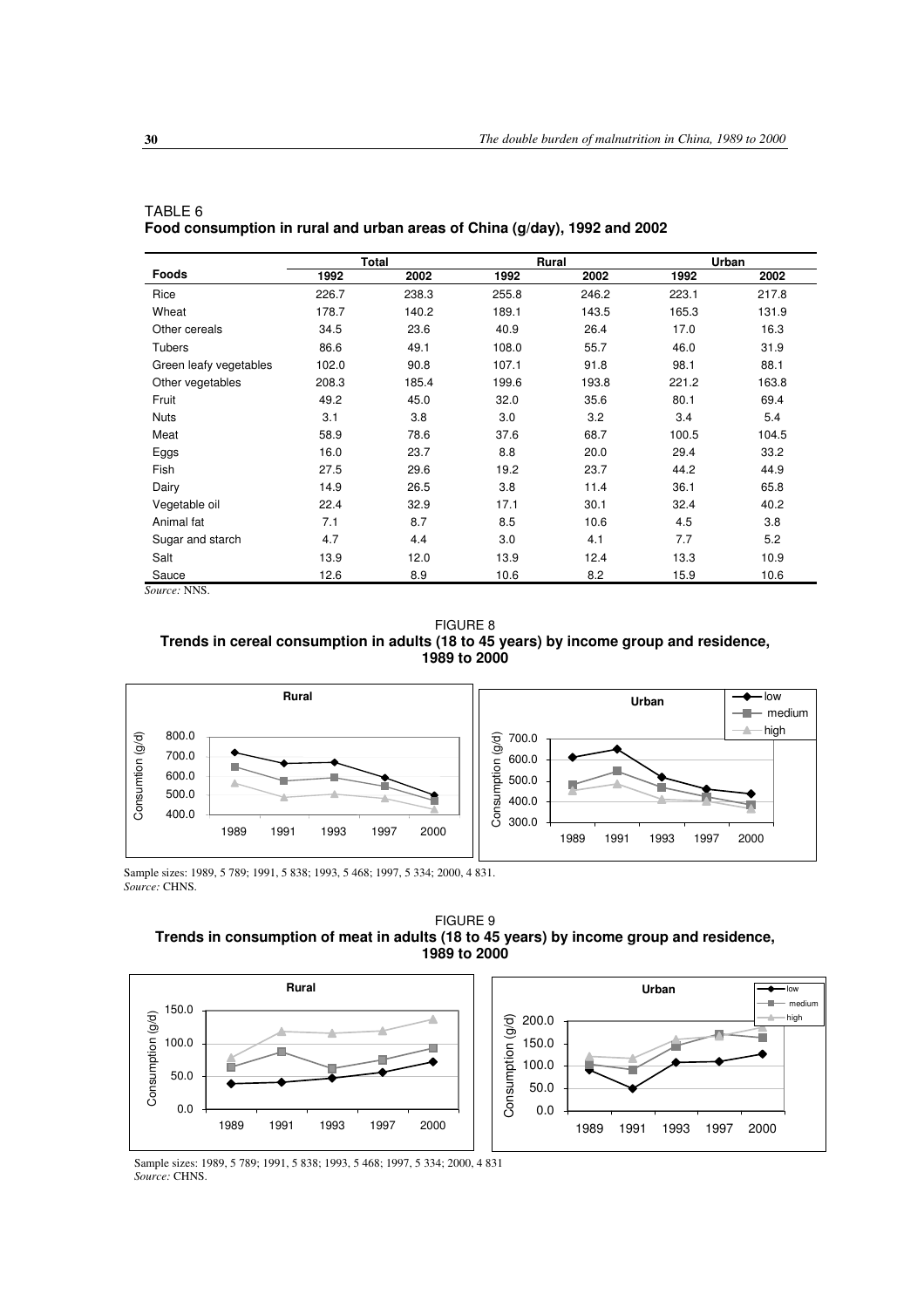TABLE 6
**Food consumption in rural and urban areas of China (g/day), 1992 and 2002**

| Foods | Total | | Rural | | Urban | |
|---|---|---|---|---|---|---|
| | 1992 | 2002 | 1992 | 2002 | 1992 | 2002 |
| Rice | 226.7 | 238.3 | 255.8 | 246.2 | 223.1 | 217.8 |
| Wheat | 178.7 | 140.2 | 189.1 | 143.5 | 165.3 | 131.9 |
| Other cereals | 34.5 | 23.6 | 40.9 | 26.4 | 17.0 | 16.3 |
| Tubers | 86.6 | 49.1 | 108.0 | 55.7 | 46.0 | 31.9 |
| Green leafy vegetables | 102.0 | 90.8 | 107.1 | 91.8 | 98.1 | 88.1 |
| Other vegetables | 208.3 | 185.4 | 199.6 | 193.8 | 221.2 | 163.8 |
| Fruit | 49.2 | 45.0 | 32.0 | 35.6 | 80.1 | 69.4 |
| Nuts | 3.1 | 3.8 | 3.0 | 3.2 | 3.4 | 5.4 |
| Meat | 58.9 | 78.6 | 37.6 | 68.7 | 100.5 | 104.5 |
| Eggs | 16.0 | 23.7 | 8.8 | 20.0 | 29.4 | 33.2 |
| Fish | 27.5 | 29.6 | 19.2 | 23.7 | 44.2 | 44.9 |
| Dairy | 14.9 | 26.5 | 3.8 | 11.4 | 36.1 | 65.8 |
| Vegetable oil | 22.4 | 32.9 | 17.1 | 30.1 | 32.4 | 40.2 |
| Animal fat | 7.1 | 8.7 | 8.5 | 10.6 | 4.5 | 3.8 |
| Sugar and starch | 4.7 | 4.4 | 3.0 | 4.1 | 7.7 | 5.2 |
| Salt | 13.9 | 12.0 | 13.9 | 12.4 | 13.3 | 10.9 |
| Sauce | 12.6 | 8.9 | 10.6 | 8.2 | 15.9 | 10.6 |

*Source:* NNS.

FIGURE 8
**Trends in cereal consumption in adults (18 to 45 years) by income group and residence, 1989 to 2000**

Sample sizes: 1989, 5 789; 1991, 5 838; 1993, 5 468; 1997, 5 334; 2000, 4 831.
*Source:* CHNS.

FIGURE 9
**Trends in consumption of meat in adults (18 to 45 years) by income group and residence, 1989 to 2000**

Sample sizes: 1989, 5 789; 1991, 5 838; 1993, 5 468; 1997, 5 334; 2000, 4 831
*Source:* CHNS.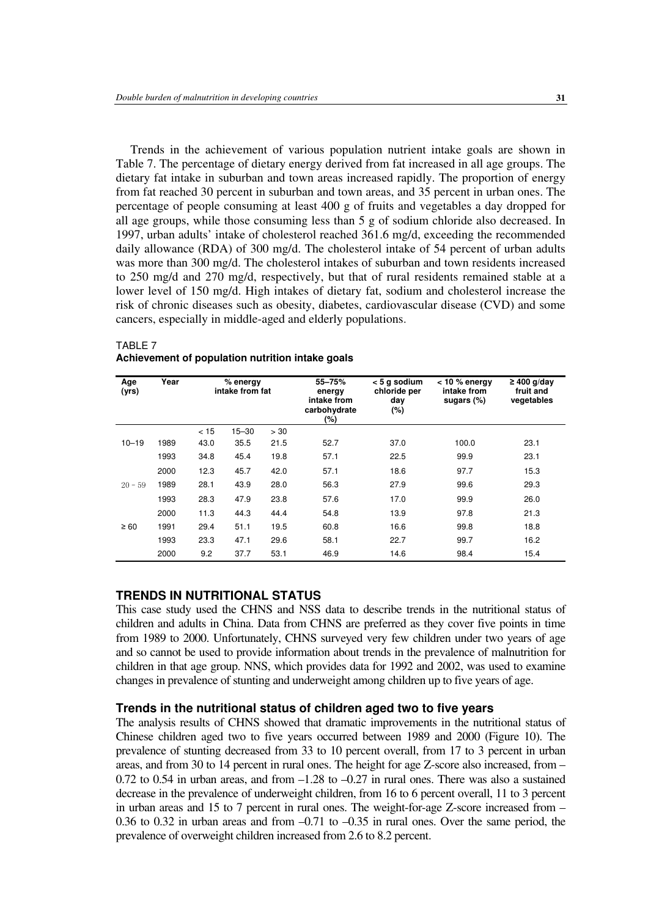Trends in the achievement of various population nutrient intake goals are shown in Table 7. The percentage of dietary energy derived from fat increased in all age groups. The dietary fat intake in suburban and town areas increased rapidly. The proportion of energy from fat reached 30 percent in suburban and town areas, and 35 percent in urban ones. The percentage of people consuming at least 400 g of fruits and vegetables a day dropped for all age groups, while those consuming less than 5 g of sodium chloride also decreased. In 1997, urban adults' intake of cholesterol reached 361.6 mg/d, exceeding the recommended daily allowance (RDA) of 300 mg/d. The cholesterol intake of 54 percent of urban adults was more than 300 mg/d. The cholesterol intakes of suburban and town residents increased to 250 mg/d and 270 mg/d, respectively, but that of rural residents remained stable at a lower level of 150 mg/d. High intakes of dietary fat, sodium and cholesterol increase the risk of chronic diseases such as obesity, diabetes, cardiovascular disease (CVD) and some cancers, especially in middle-aged and elderly populations.

TABLE 7
**Achievement of population nutrition intake goals**

| Age (yrs) | Year | % energy intake from fat | | | 55–75% energy intake from carbohydrate (%) | < 5 g sodium chloride per day (%) | < 10 % energy intake from sugars (%) | ≥ 400 g/day fruit and vegetables |
|---|---|---|---|---|---|---|---|---|
| | | < 15 | 15–30 | > 30 | | | | |
| 10–19 | 1989 | 43.0 | 35.5 | 21.5 | 52.7 | 37.0 | 100.0 | 23.1 |
| | 1993 | 34.8 | 45.4 | 19.8 | 57.1 | 22.5 | 99.9 | 23.1 |
| | 2000 | 12.3 | 45.7 | 42.0 | 57.1 | 18.6 | 97.7 | 15.3 |
| 20 – 59 | 1989 | 28.1 | 43.9 | 28.0 | 56.3 | 27.9 | 99.6 | 29.3 |
| | 1993 | 28.3 | 47.9 | 23.8 | 57.6 | 17.0 | 99.9 | 26.0 |
| | 2000 | 11.3 | 44.3 | 44.4 | 54.8 | 13.9 | 97.8 | 21.3 |
| ≥ 60 | 1991 | 29.4 | 51.1 | 19.5 | 60.8 | 16.6 | 99.8 | 18.8 |
| | 1993 | 23.3 | 47.1 | 29.6 | 58.1 | 22.7 | 99.7 | 16.2 |
| | 2000 | 9.2 | 37.7 | 53.1 | 46.9 | 14.6 | 98.4 | 15.4 |

## TRENDS IN NUTRITIONAL STATUS

This case study used the CHNS and NSS data to describe trends in the nutritional status of children and adults in China. Data from CHNS are preferred as they cover five points in time from 1989 to 2000. Unfortunately, CHNS surveyed very few children under two years of age and so cannot be used to provide information about trends in the prevalence of malnutrition for children in that age group. NNS, which provides data for 1992 and 2002, was used to examine changes in prevalence of stunting and underweight among children up to five years of age.

### Trends in the nutritional status of children aged two to five years

The analysis results of CHNS showed that dramatic improvements in the nutritional status of Chinese children aged two to five years occurred between 1989 and 2000 (Figure 10). The prevalence of stunting decreased from 33 to 10 percent overall, from 17 to 3 percent in urban areas, and from 30 to 14 percent in rural ones. The height for age Z-score also increased, from –0.72 to 0.54 in urban areas, and from –1.28 to –0.27 in rural ones. There was also a sustained decrease in the prevalence of underweight children, from 16 to 6 percent overall, 11 to 3 percent in urban areas and 15 to 7 percent in rural ones. The weight-for-age Z-score increased from –0.36 to 0.32 in urban areas and from –0.71 to –0.35 in rural ones. Over the same period, the prevalence of overweight children increased from 2.6 to 8.2 percent.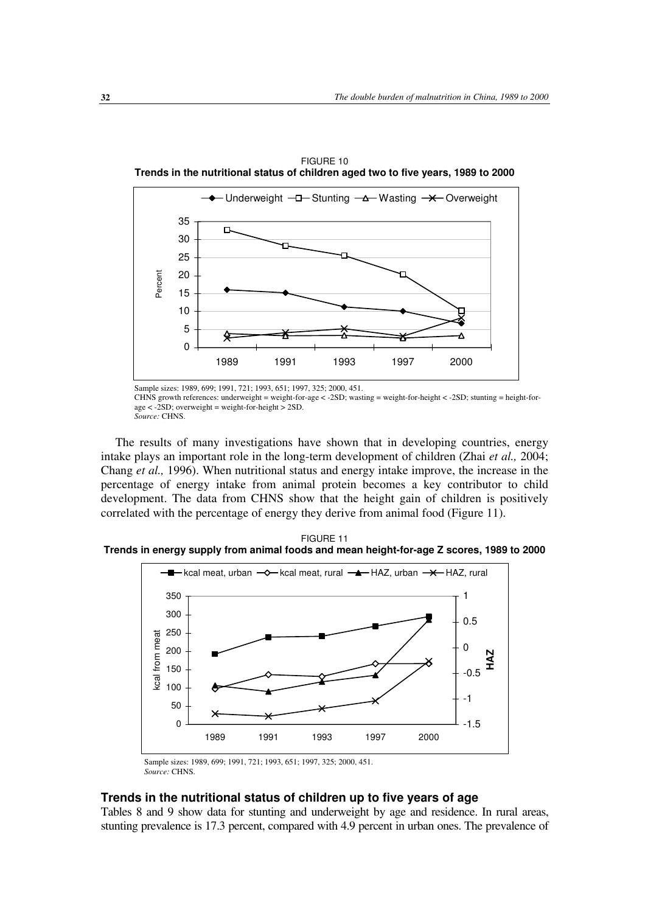FIGURE 10
**Trends in the nutritional status of children aged two to five years, 1989 to 2000**

Sample sizes: 1989, 699; 1991, 721; 1993, 651; 1997, 325; 2000, 451.
CHNS growth references: underweight = weight-for-age < -2SD; wasting = weight-for-height < -2SD; stunting = height-for-age < -2SD; overweight = weight-for-height > 2SD.
*Source:* CHNS.

The results of many investigations have shown that in developing countries, energy intake plays an important role in the long-term development of children (Zhai *et al.,* 2004; Chang *et al.,* 1996). When nutritional status and energy intake improve, the increase in the percentage of energy intake from animal protein becomes a key contributor to child development. The data from CHNS show that the height gain of children is positively correlated with the percentage of energy they derive from animal food (Figure 11).

FIGURE 11
**Trends in energy supply from animal foods and mean height-for-age Z scores, 1989 to 2000**

Sample sizes: 1989, 699; 1991, 721; 1993, 651; 1997, 325; 2000, 451.
*Source:* CHNS.

### Trends in the nutritional status of children up to five years of age

Tables 8 and 9 show data for stunting and underweight by age and residence. In rural areas, stunting prevalence is 17.3 percent, compared with 4.9 percent in urban ones. The prevalence of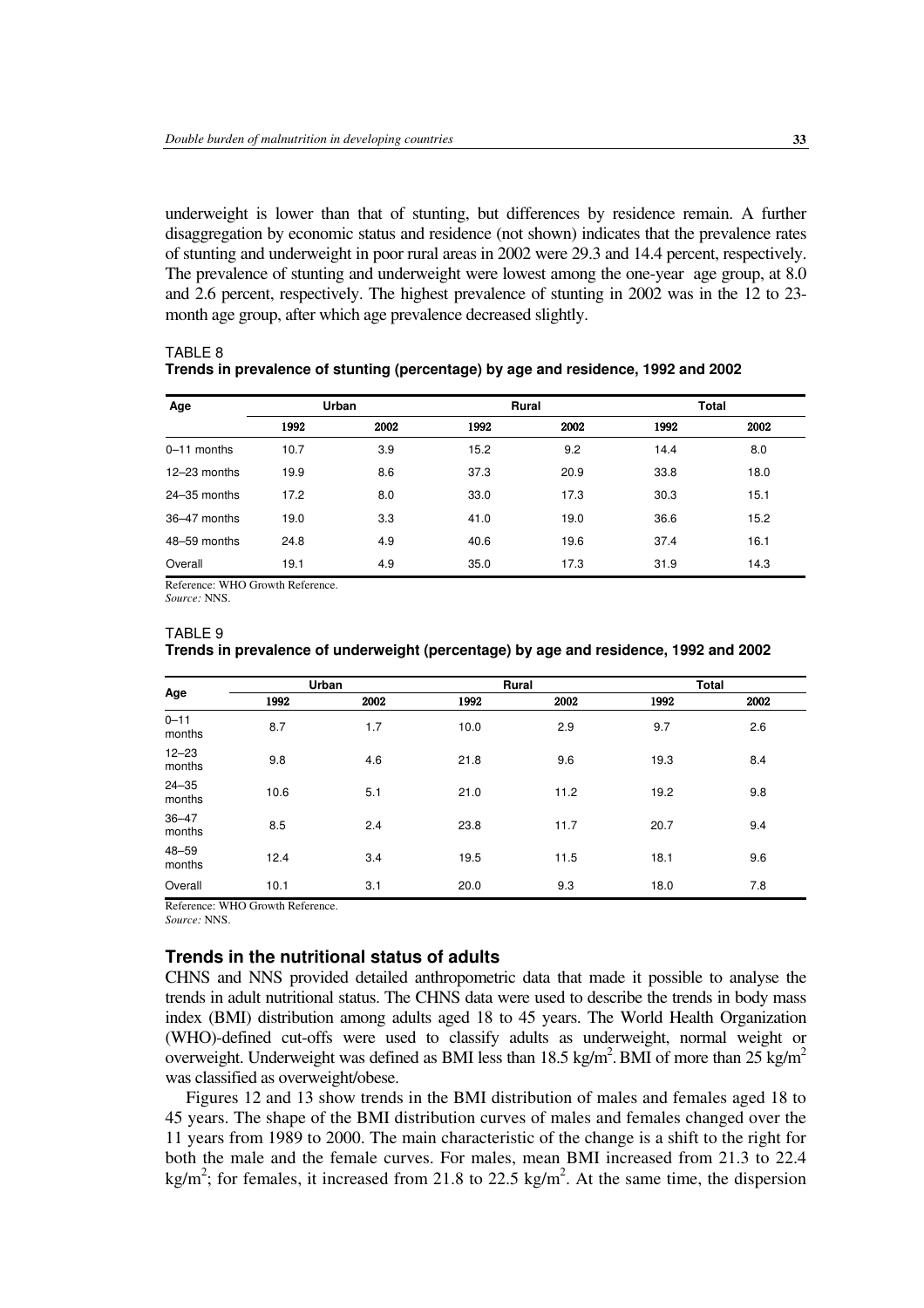underweight is lower than that of stunting, but differences by residence remain. A further disaggregation by economic status and residence (not shown) indicates that the prevalence rates of stunting and underweight in poor rural areas in 2002 were 29.3 and 14.4 percent, respectively. The prevalence of stunting and underweight were lowest among the one-year age group, at 8.0 and 2.6 percent, respectively. The highest prevalence of stunting in 2002 was in the 12 to 23-month age group, after which age prevalence decreased slightly.

TABLE 8
**Trends in prevalence of stunting (percentage) by age and residence, 1992 and 2002**

| Age | Urban | | Rural | | Total | |
|---|---|---|---|---|---|---|
| | 1992 | 2002 | 1992 | 2002 | 1992 | 2002 |
| 0–11 months | 10.7 | 3.9 | 15.2 | 9.2 | 14.4 | 8.0 |
| 12–23 months | 19.9 | 8.6 | 37.3 | 20.9 | 33.8 | 18.0 |
| 24–35 months | 17.2 | 8.0 | 33.0 | 17.3 | 30.3 | 15.1 |
| 36–47 months | 19.0 | 3.3 | 41.0 | 19.0 | 36.6 | 15.2 |
| 48–59 months | 24.8 | 4.9 | 40.6 | 19.6 | 37.4 | 16.1 |
| Overall | 19.1 | 4.9 | 35.0 | 17.3 | 31.9 | 14.3 |

Reference: WHO Growth Reference.
*Source:* NNS.

TABLE 9
**Trends in prevalence of underweight (percentage) by age and residence, 1992 and 2002**

| Age | Urban | | Rural | | Total | |
|---|---|---|---|---|---|---|
| | 1992 | 2002 | 1992 | 2002 | 1992 | 2002 |
| 0–11 months | 8.7 | 1.7 | 10.0 | 2.9 | 9.7 | 2.6 |
| 12–23 months | 9.8 | 4.6 | 21.8 | 9.6 | 19.3 | 8.4 |
| 24–35 months | 10.6 | 5.1 | 21.0 | 11.2 | 19.2 | 9.8 |
| 36–47 months | 8.5 | 2.4 | 23.8 | 11.7 | 20.7 | 9.4 |
| 48–59 months | 12.4 | 3.4 | 19.5 | 11.5 | 18.1 | 9.6 |
| Overall | 10.1 | 3.1 | 20.0 | 9.3 | 18.0 | 7.8 |

Reference: WHO Growth Reference.
*Source:* NNS.

### Trends in the nutritional status of adults

CHNS and NNS provided detailed anthropometric data that made it possible to analyse the trends in adult nutritional status. The CHNS data were used to describe the trends in body mass index (BMI) distribution among adults aged 18 to 45 years. The World Health Organization (WHO)-defined cut-offs were used to classify adults as underweight, normal weight or overweight. Underweight was defined as BMI less than 18.5 kg/m$^2$. BMI of more than 25 kg/m$^2$ was classified as overweight/obese.

Figures 12 and 13 show trends in the BMI distribution of males and females aged 18 to 45 years. The shape of the BMI distribution curves of males and females changed over the 11 years from 1989 to 2000. The main characteristic of the change is a shift to the right for both the male and the female curves. For males, mean BMI increased from 21.3 to 22.4 kg/m$^2$; for females, it increased from 21.8 to 22.5 kg/m$^2$. At the same time, the dispersion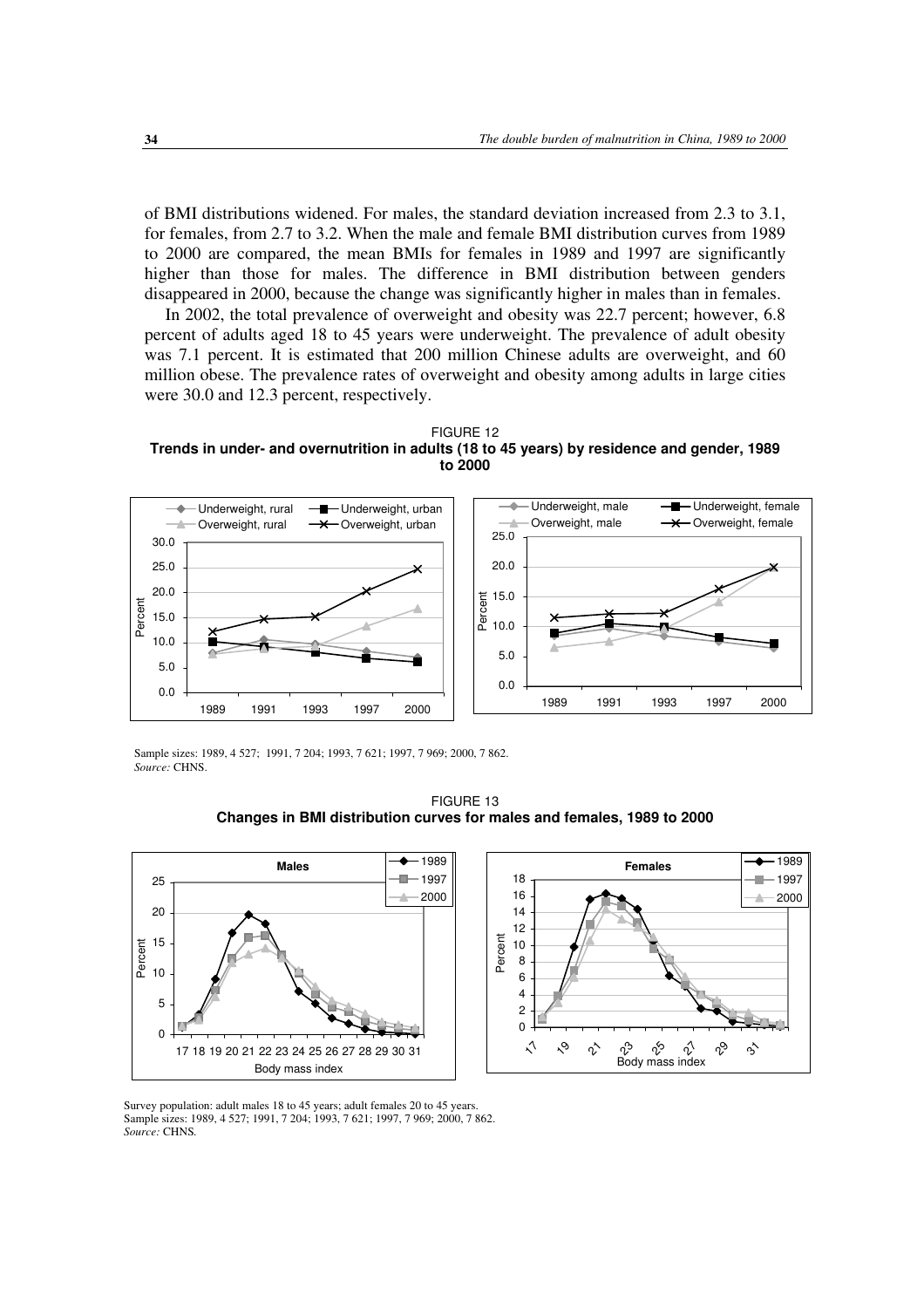of BMI distributions widened. For males, the standard deviation increased from 2.3 to 3.1, for females, from 2.7 to 3.2. When the male and female BMI distribution curves from 1989 to 2000 are compared, the mean BMIs for females in 1989 and 1997 are significantly higher than those for males. The difference in BMI distribution between genders disappeared in 2000, because the change was significantly higher in males than in females.

In 2002, the total prevalence of overweight and obesity was 22.7 percent; however, 6.8 percent of adults aged 18 to 45 years were underweight. The prevalence of adult obesity was 7.1 percent. It is estimated that 200 million Chinese adults are overweight, and 60 million obese. The prevalence rates of overweight and obesity among adults in large cities were 30.0 and 12.3 percent, respectively.

FIGURE 12
**Trends in under- and overnutrition in adults (18 to 45 years) by residence and gender, 1989 to 2000**

Sample sizes: 1989, 4 527; 1991, 7 204; 1993, 7 621; 1997, 7 969; 2000, 7 862.
*Source:* CHNS.

FIGURE 13
**Changes in BMI distribution curves for males and females, 1989 to 2000**

Survey population: adult males 18 to 45 years; adult females 20 to 45 years.
Sample sizes: 1989, 4 527; 1991, 7 204; 1993, 7 621; 1997, 7 969; 2000, 7 862.
*Source:* CHNS.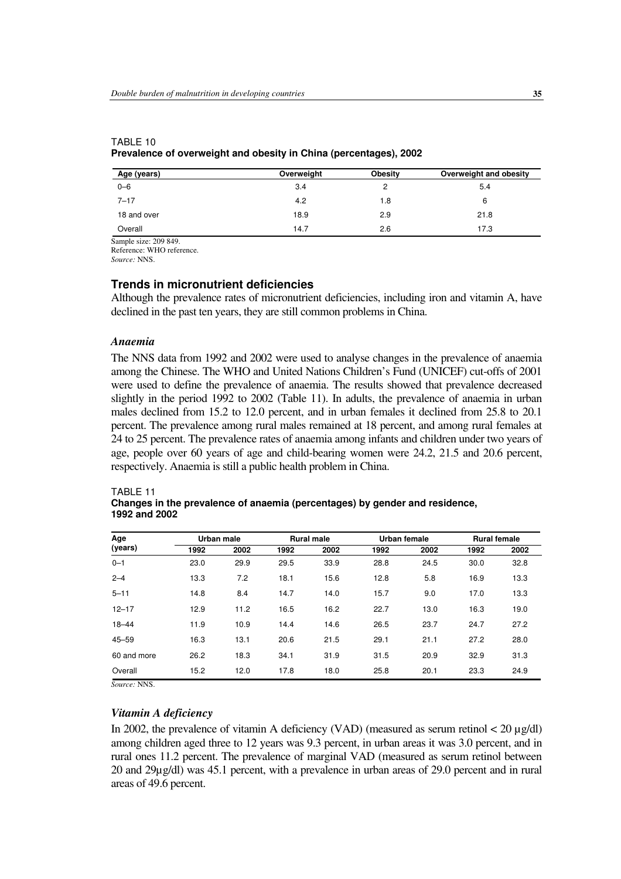TABLE 10
**Prevalence of overweight and obesity in China (percentages), 2002**

| Age (years) | Overweight | Obesity | Overweight and obesity |
|---|---|---|---|
| 0–6 | 3.4 | 2 | 5.4 |
| 7–17 | 4.2 | 1.8 | 6 |
| 18 and over | 18.9 | 2.9 | 21.8 |
| Overall | 14.7 | 2.6 | 17.3 |

Sample size: 209 849.
Reference: WHO reference.
*Source:* NNS.

## Trends in micronutrient deficiencies

Although the prevalence rates of micronutrient deficiencies, including iron and vitamin A, have declined in the past ten years, they are still common problems in China.

### *Anaemia*

The NNS data from 1992 and 2002 were used to analyse changes in the prevalence of anaemia among the Chinese. The WHO and United Nations Children's Fund (UNICEF) cut-offs of 2001 were used to define the prevalence of anaemia. The results showed that prevalence decreased slightly in the period 1992 to 2002 (Table 11). In adults, the prevalence of anaemia in urban males declined from 15.2 to 12.0 percent, and in urban females it declined from 25.8 to 20.1 percent. The prevalence among rural males remained at 18 percent, and among rural females at 24 to 25 percent. The prevalence rates of anaemia among infants and children under two years of age, people over 60 years of age and child-bearing women were 24.2, 21.5 and 20.6 percent, respectively. Anaemia is still a public health problem in China.

TABLE 11
**Changes in the prevalence of anaemia (percentages) by gender and residence, 1992 and 2002**

| Age (years) | Urban male | | Rural male | | Urban female | | Rural female | |
|---|---|---|---|---|---|---|---|---|
| | 1992 | 2002 | 1992 | 2002 | 1992 | 2002 | 1992 | 2002 |
| 0–1 | 23.0 | 29.9 | 29.5 | 33.9 | 28.8 | 24.5 | 30.0 | 32.8 |
| 2–4 | 13.3 | 7.2 | 18.1 | 15.6 | 12.8 | 5.8 | 16.9 | 13.3 |
| 5–11 | 14.8 | 8.4 | 14.7 | 14.0 | 15.7 | 9.0 | 17.0 | 13.3 |
| 12–17 | 12.9 | 11.2 | 16.5 | 16.2 | 22.7 | 13.0 | 16.3 | 19.0 |
| 18–44 | 11.9 | 10.9 | 14.4 | 14.6 | 26.5 | 23.7 | 24.7 | 27.2 |
| 45–59 | 16.3 | 13.1 | 20.6 | 21.5 | 29.1 | 21.1 | 27.2 | 28.0 |
| 60 and more | 26.2 | 18.3 | 34.1 | 31.9 | 31.5 | 20.9 | 32.9 | 31.3 |
| Overall | 15.2 | 12.0 | 17.8 | 18.0 | 25.8 | 20.1 | 23.3 | 24.9 |

*Source:* NNS.

### *Vitamin A deficiency*

In 2002, the prevalence of vitamin A deficiency (VAD) (measured as serum retinol < 20 µg/dl) among children aged three to 12 years was 9.3 percent, in urban areas it was 3.0 percent, and in rural ones 11.2 percent. The prevalence of marginal VAD (measured as serum retinol between 20 and 29µg/dl) was 45.1 percent, with a prevalence in urban areas of 29.0 percent and in rural areas of 49.6 percent.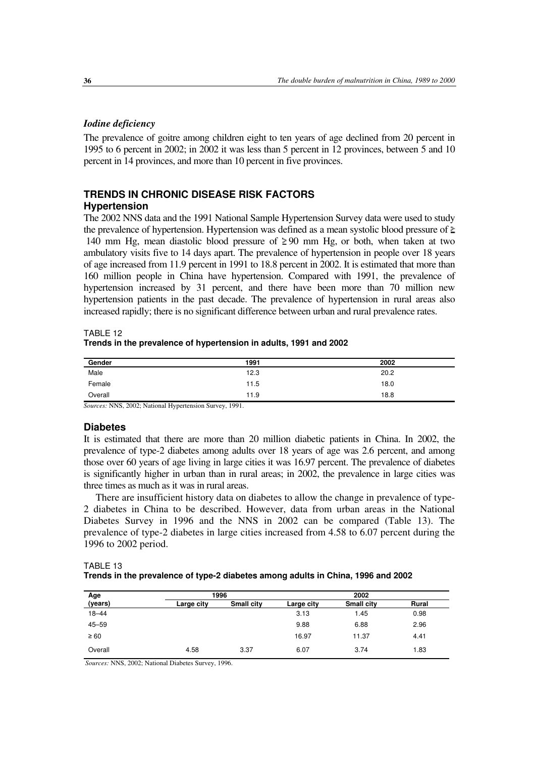### *Iodine deficiency*

The prevalence of goitre among children eight to ten years of age declined from 20 percent in 1995 to 6 percent in 2002; in 2002 it was less than 5 percent in 12 provinces, between 5 and 10 percent in 14 provinces, and more than 10 percent in five provinces.

## TRENDS IN CHRONIC DISEASE RISK FACTORS

### Hypertension

The 2002 NNS data and the 1991 National Sample Hypertension Survey data were used to study the prevalence of hypertension. Hypertension was defined as a mean systolic blood pressure of ≥ 140 mm Hg, mean diastolic blood pressure of ≥ 90 mm Hg, or both, when taken at two ambulatory visits five to 14 days apart. The prevalence of hypertension in people over 18 years of age increased from 11.9 percent in 1991 to 18.8 percent in 2002. It is estimated that more than 160 million people in China have hypertension. Compared with 1991, the prevalence of hypertension increased by 31 percent, and there have been more than 70 million new hypertension patients in the past decade. The prevalence of hypertension in rural areas also increased rapidly; there is no significant difference between urban and rural prevalence rates.

TABLE 12
**Trends in the prevalence of hypertension in adults, 1991 and 2002**

| Gender | 1991 | 2002 |
|---|---|---|
| Male | 12.3 | 20.2 |
| Female | 11.5 | 18.0 |
| Overall | 11.9 | 18.8 |

*Sources:* NNS, 2002; National Hypertension Survey, 1991.

### Diabetes

It is estimated that there are more than 20 million diabetic patients in China. In 2002, the prevalence of type-2 diabetes among adults over 18 years of age was 2.6 percent, and among those over 60 years of age living in large cities it was 16.97 percent. The prevalence of diabetes is significantly higher in urban than in rural areas; in 2002, the prevalence in large cities was three times as much as it was in rural areas.

There are insufficient history data on diabetes to allow the change in prevalence of type-2 diabetes in China to be described. However, data from urban areas in the National Diabetes Survey in 1996 and the NNS in 2002 can be compared (Table 13). The prevalence of type-2 diabetes in large cities increased from 4.58 to 6.07 percent during the 1996 to 2002 period.

TABLE 13
**Trends in the prevalence of type-2 diabetes among adults in China, 1996 and 2002**

| Age (years) | 1996 | | 2002 | | |
|---|---|---|---|---|---|
| | Large city | Small city | Large city | Small city | Rural |
| 18–44 | | | 3.13 | 1.45 | 0.98 |
| 45–59 | | | 9.88 | 6.88 | 2.96 |
| ≥ 60 | | | 16.97 | 11.37 | 4.41 |
| Overall | 4.58 | 3.37 | 6.07 | 3.74 | 1.83 |

*Sources:* NNS, 2002; National Diabetes Survey, 1996.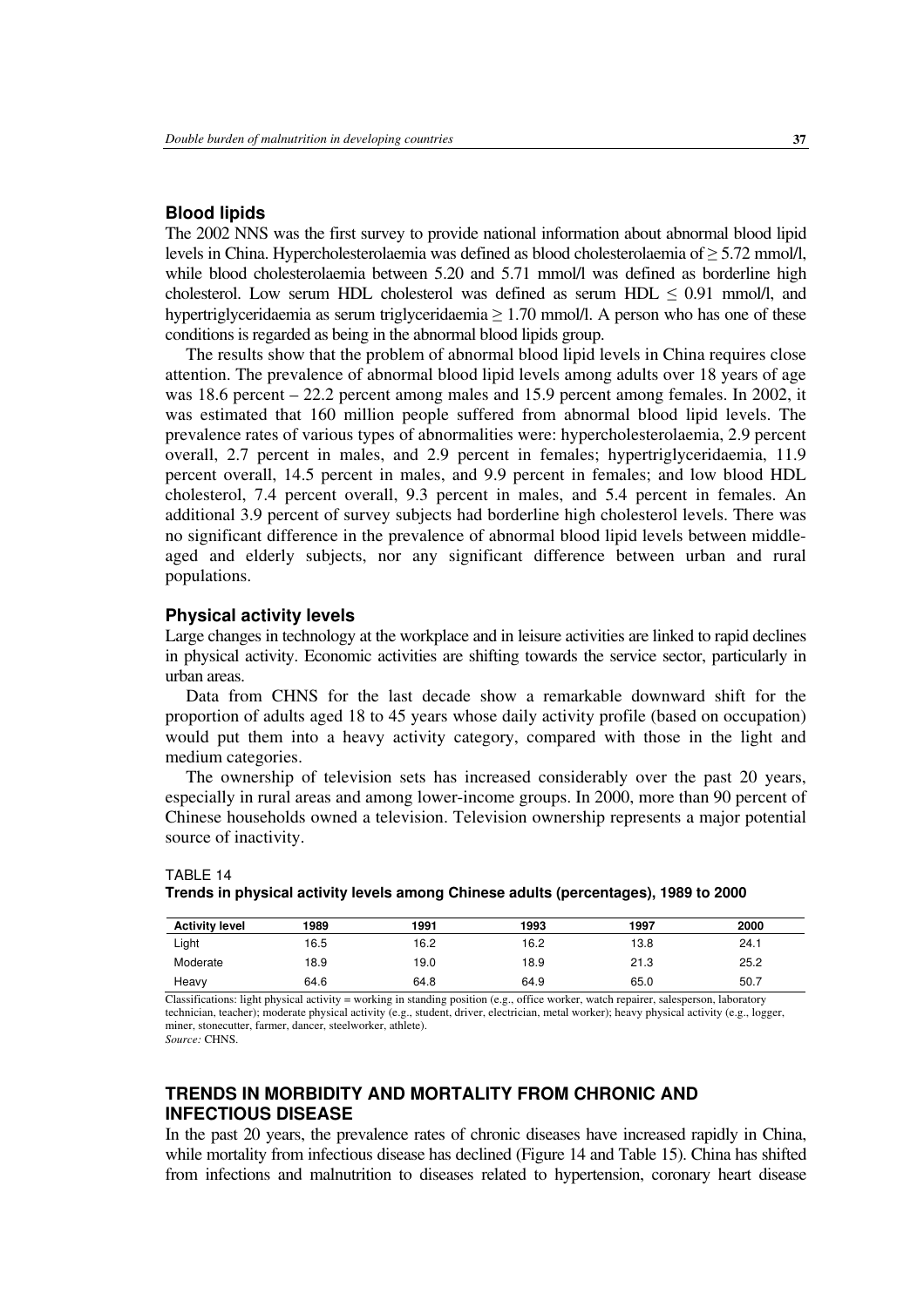### Blood lipids

The 2002 NNS was the first survey to provide national information about abnormal blood lipid levels in China. Hypercholesterolaemia was defined as blood cholesterolaemia of ≥ 5.72 mmol/l, while blood cholesterolaemia between 5.20 and 5.71 mmol/l was defined as borderline high cholesterol. Low serum HDL cholesterol was defined as serum HDL ≤ 0.91 mmol/l, and hypertriglyceridaemia as serum triglyceridaemia ≥ 1.70 mmol/l. A person who has one of these conditions is regarded as being in the abnormal blood lipids group.

The results show that the problem of abnormal blood lipid levels in China requires close attention. The prevalence of abnormal blood lipid levels among adults over 18 years of age was 18.6 percent – 22.2 percent among males and 15.9 percent among females. In 2002, it was estimated that 160 million people suffered from abnormal blood lipid levels. The prevalence rates of various types of abnormalities were: hypercholesterolaemia, 2.9 percent overall, 2.7 percent in males, and 2.9 percent in females; hypertriglyceridaemia, 11.9 percent overall, 14.5 percent in males, and 9.9 percent in females; and low blood HDL cholesterol, 7.4 percent overall, 9.3 percent in males, and 5.4 percent in females. An additional 3.9 percent of survey subjects had borderline high cholesterol levels. There was no significant difference in the prevalence of abnormal blood lipid levels between middle-aged and elderly subjects, nor any significant difference between urban and rural populations.

### Physical activity levels

Large changes in technology at the workplace and in leisure activities are linked to rapid declines in physical activity. Economic activities are shifting towards the service sector, particularly in urban areas.

Data from CHNS for the last decade show a remarkable downward shift for the proportion of adults aged 18 to 45 years whose daily activity profile (based on occupation) would put them into a heavy activity category, compared with those in the light and medium categories.

The ownership of television sets has increased considerably over the past 20 years, especially in rural areas and among lower-income groups. In 2000, more than 90 percent of Chinese households owned a television. Television ownership represents a major potential source of inactivity.

TABLE 14
**Trends in physical activity levels among Chinese adults (percentages), 1989 to 2000**

| Activity level | 1989 | 1991 | 1993 | 1997 | 2000 |
|---|---|---|---|---|---|
| Light | 16.5 | 16.2 | 16.2 | 13.8 | 24.1 |
| Moderate | 18.9 | 19.0 | 18.9 | 21.3 | 25.2 |
| Heavy | 64.6 | 64.8 | 64.9 | 65.0 | 50.7 |

Classifications: light physical activity = working in standing position (e.g., office worker, watch repairer, salesperson, laboratory technician, teacher); moderate physical activity (e.g., student, driver, electrician, metal worker); heavy physical activity (e.g., logger, miner, stonecutter, farmer, dancer, steelworker, athlete).
*Source:* CHNS.

## TRENDS IN MORBIDITY AND MORTALITY FROM CHRONIC AND INFECTIOUS DISEASE

In the past 20 years, the prevalence rates of chronic diseases have increased rapidly in China, while mortality from infectious disease has declined (Figure 14 and Table 15). China has shifted from infections and malnutrition to diseases related to hypertension, coronary heart disease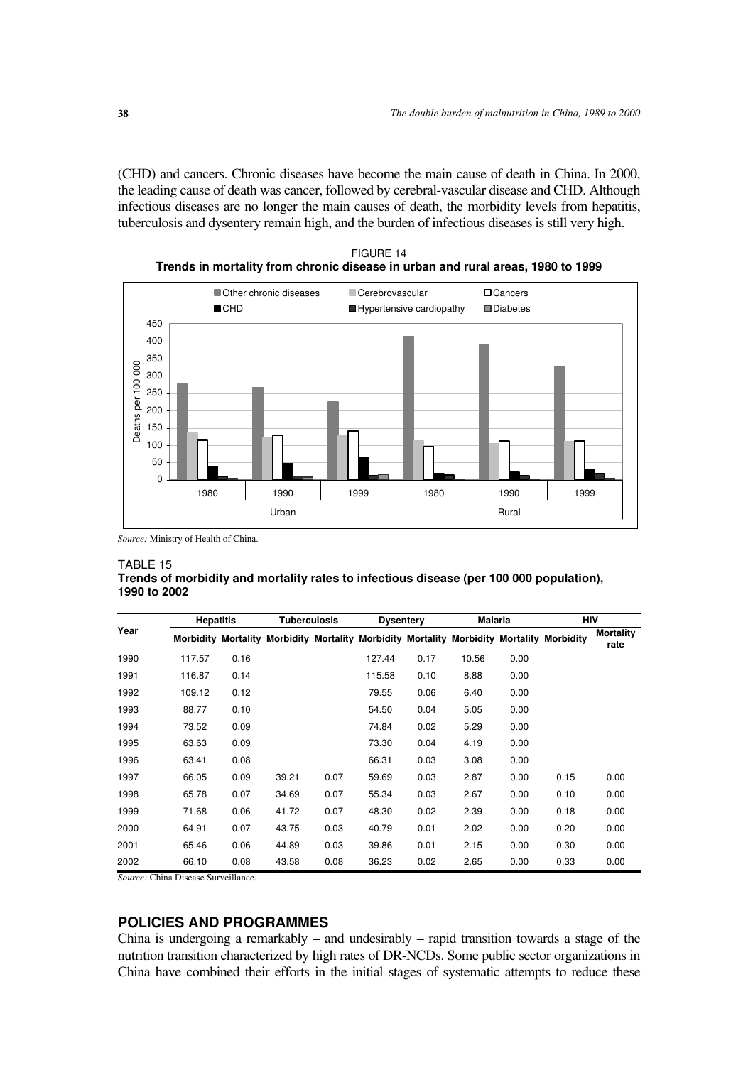(CHD) and cancers. Chronic diseases have become the main cause of death in China. In 2000, the leading cause of death was cancer, followed by cerebral-vascular disease and CHD. Although infectious diseases are no longer the main causes of death, the morbidity levels from hepatitis, tuberculosis and dysentery remain high, and the burden of infectious diseases is still very high.

FIGURE 14
**Trends in mortality from chronic disease in urban and rural areas, 1980 to 1999**

*Source:* Ministry of Health of China.

TABLE 15
**Trends of morbidity and mortality rates to infectious disease (per 100 000 population), 1990 to 2002**

| Year | Hepatitis | | Tuberculosis | | Dysentery | | Malaria | | HIV | |
|---|---|---|---|---|---|---|---|---|---|---|
| | Morbidity | Mortality | Morbidity | Mortality | Morbidity | Mortality | Morbidity | Mortality | Morbidity | Mortality rate |
| 1990 | 117.57 | 0.16 | | | 127.44 | 0.17 | 10.56 | 0.00 | | |
| 1991 | 116.87 | 0.14 | | | 115.58 | 0.10 | 8.88 | 0.00 | | |
| 1992 | 109.12 | 0.12 | | | 79.55 | 0.06 | 6.40 | 0.00 | | |
| 1993 | 88.77 | 0.10 | | | 54.50 | 0.04 | 5.05 | 0.00 | | |
| 1994 | 73.52 | 0.09 | | | 74.84 | 0.02 | 5.29 | 0.00 | | |
| 1995 | 63.63 | 0.09 | | | 73.30 | 0.04 | 4.19 | 0.00 | | |
| 1996 | 63.41 | 0.08 | | | 66.31 | 0.03 | 3.08 | 0.00 | | |
| 1997 | 66.05 | 0.09 | 39.21 | 0.07 | 59.69 | 0.03 | 2.87 | 0.00 | 0.15 | 0.00 |
| 1998 | 65.78 | 0.07 | 34.69 | 0.07 | 55.34 | 0.03 | 2.67 | 0.00 | 0.10 | 0.00 |
| 1999 | 71.68 | 0.06 | 41.72 | 0.07 | 48.30 | 0.02 | 2.39 | 0.00 | 0.18 | 0.00 |
| 2000 | 64.91 | 0.07 | 43.75 | 0.03 | 40.79 | 0.01 | 2.02 | 0.00 | 0.20 | 0.00 |
| 2001 | 65.46 | 0.06 | 44.89 | 0.03 | 39.86 | 0.01 | 2.15 | 0.00 | 0.30 | 0.00 |
| 2002 | 66.10 | 0.08 | 43.58 | 0.08 | 36.23 | 0.02 | 2.65 | 0.00 | 0.33 | 0.00 |

*Source:* China Disease Surveillance.

## POLICIES AND PROGRAMMES

China is undergoing a remarkably – and undesirably – rapid transition towards a stage of the nutrition transition characterized by high rates of DR-NCDs. Some public sector organizations in China have combined their efforts in the initial stages of systematic attempts to reduce these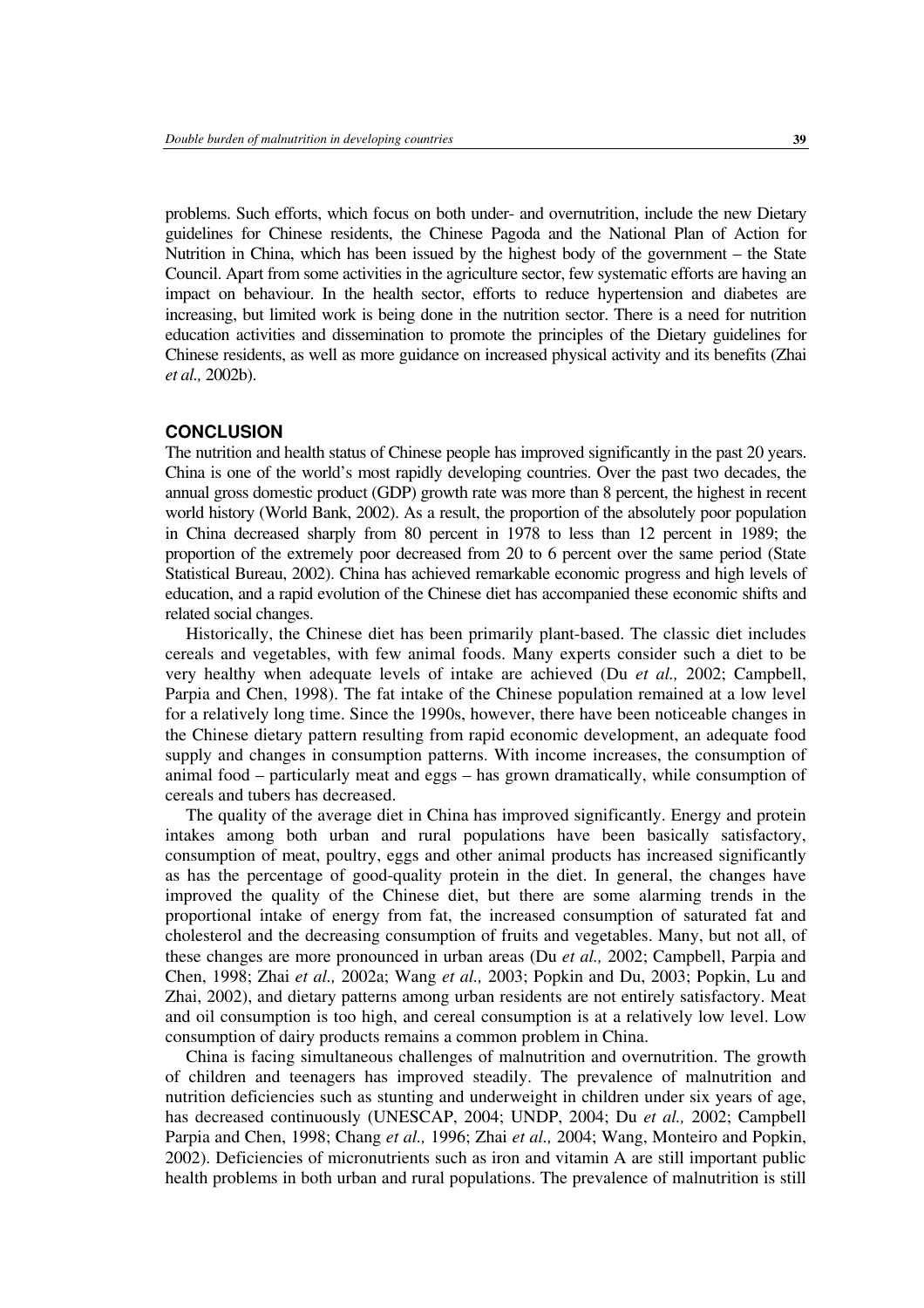problems. Such efforts, which focus on both under- and overnutrition, include the new Dietary guidelines for Chinese residents, the Chinese Pagoda and the National Plan of Action for Nutrition in China, which has been issued by the highest body of the government – the State Council. Apart from some activities in the agriculture sector, few systematic efforts are having an impact on behaviour. In the health sector, efforts to reduce hypertension and diabetes are increasing, but limited work is being done in the nutrition sector. There is a need for nutrition education activities and dissemination to promote the principles of the Dietary guidelines for Chinese residents, as well as more guidance on increased physical activity and its benefits (Zhai *et al.,* 2002b).

## CONCLUSION

The nutrition and health status of Chinese people has improved significantly in the past 20 years. China is one of the world's most rapidly developing countries. Over the past two decades, the annual gross domestic product (GDP) growth rate was more than 8 percent, the highest in recent world history (World Bank, 2002). As a result, the proportion of the absolutely poor population in China decreased sharply from 80 percent in 1978 to less than 12 percent in 1989; the proportion of the extremely poor decreased from 20 to 6 percent over the same period (State Statistical Bureau, 2002). China has achieved remarkable economic progress and high levels of education, and a rapid evolution of the Chinese diet has accompanied these economic shifts and related social changes.

Historically, the Chinese diet has been primarily plant-based. The classic diet includes cereals and vegetables, with few animal foods. Many experts consider such a diet to be very healthy when adequate levels of intake are achieved (Du *et al.,* 2002; Campbell, Parpia and Chen, 1998). The fat intake of the Chinese population remained at a low level for a relatively long time. Since the 1990s, however, there have been noticeable changes in the Chinese dietary pattern resulting from rapid economic development, an adequate food supply and changes in consumption patterns. With income increases, the consumption of animal food – particularly meat and eggs – has grown dramatically, while consumption of cereals and tubers has decreased.

The quality of the average diet in China has improved significantly. Energy and protein intakes among both urban and rural populations have been basically satisfactory, consumption of meat, poultry, eggs and other animal products has increased significantly as has the percentage of good-quality protein in the diet. In general, the changes have improved the quality of the Chinese diet, but there are some alarming trends in the proportional intake of energy from fat, the increased consumption of saturated fat and cholesterol and the decreasing consumption of fruits and vegetables. Many, but not all, of these changes are more pronounced in urban areas (Du *et al.,* 2002; Campbell, Parpia and Chen, 1998; Zhai *et al.,* 2002a; Wang *et al.,* 2003; Popkin and Du, 2003; Popkin, Lu and Zhai, 2002), and dietary patterns among urban residents are not entirely satisfactory. Meat and oil consumption is too high, and cereal consumption is at a relatively low level. Low consumption of dairy products remains a common problem in China.

China is facing simultaneous challenges of malnutrition and overnutrition. The growth of children and teenagers has improved steadily. The prevalence of malnutrition and nutrition deficiencies such as stunting and underweight in children under six years of age, has decreased continuously (UNESCAP, 2004; UNDP, 2004; Du *et al.,* 2002; Campbell Parpia and Chen, 1998; Chang *et al.,* 1996; Zhai *et al.,* 2004; Wang, Monteiro and Popkin, 2002). Deficiencies of micronutrients such as iron and vitamin A are still important public health problems in both urban and rural populations. The prevalence of malnutrition is still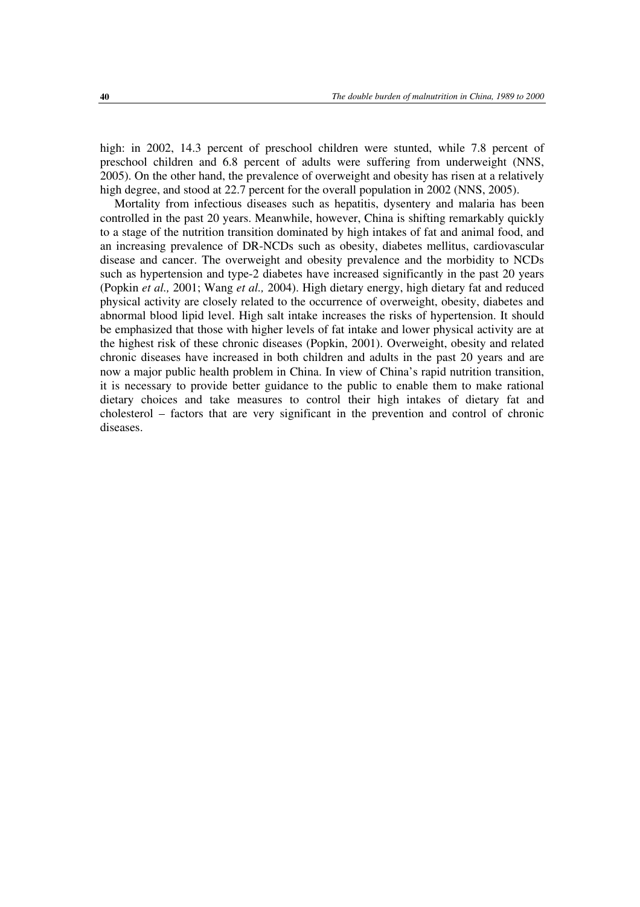high: in 2002, 14.3 percent of preschool children were stunted, while 7.8 percent of preschool children and 6.8 percent of adults were suffering from underweight (NNS, 2005). On the other hand, the prevalence of overweight and obesity has risen at a relatively high degree, and stood at 22.7 percent for the overall population in 2002 (NNS, 2005).

Mortality from infectious diseases such as hepatitis, dysentery and malaria has been controlled in the past 20 years. Meanwhile, however, China is shifting remarkably quickly to a stage of the nutrition transition dominated by high intakes of fat and animal food, and an increasing prevalence of DR-NCDs such as obesity, diabetes mellitus, cardiovascular disease and cancer. The overweight and obesity prevalence and the morbidity to NCDs such as hypertension and type-2 diabetes have increased significantly in the past 20 years (Popkin *et al.,* 2001; Wang *et al.,* 2004). High dietary energy, high dietary fat and reduced physical activity are closely related to the occurrence of overweight, obesity, diabetes and abnormal blood lipid level. High salt intake increases the risks of hypertension. It should be emphasized that those with higher levels of fat intake and lower physical activity are at the highest risk of these chronic diseases (Popkin, 2001). Overweight, obesity and related chronic diseases have increased in both children and adults in the past 20 years and are now a major public health problem in China. In view of China's rapid nutrition transition, it is necessary to provide better guidance to the public to enable them to make rational dietary choices and take measures to control their high intakes of dietary fat and cholesterol – factors that are very significant in the prevention and control of chronic diseases.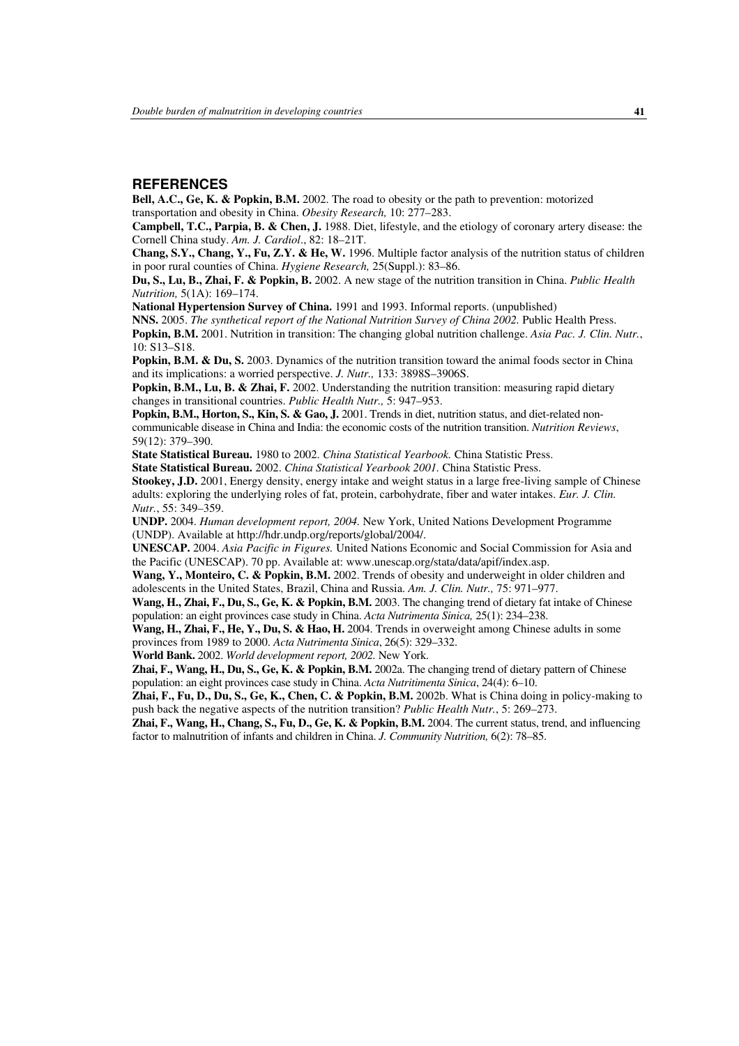## REFERENCES

**Bell, A.C., Ge, K. & Popkin, B.M.** 2002. The road to obesity or the path to prevention: motorized transportation and obesity in China. *Obesity Research,* 10: 277–283.

**Campbell, T.C., Parpia, B. & Chen, J.** 1988. Diet, lifestyle, and the etiology of coronary artery disease: the Cornell China study. *Am. J. Cardiol*., 82: 18–21T.

**Chang, S.Y., Chang, Y., Fu, Z.Y. & He, W.** 1996. Multiple factor analysis of the nutrition status of children in poor rural counties of China. *Hygiene Research,* 25(Suppl.): 83–86.

**Du, S., Lu, B., Zhai, F. & Popkin, B.** 2002. A new stage of the nutrition transition in China. *Public Health Nutrition,* 5(1A): 169–174.

**National Hypertension Survey of China.** 1991 and 1993. Informal reports. (unpublished)

**NNS.** 2005. *The synthetical report of the National Nutrition Survey of China 2002.* Public Health Press.

**Popkin, B.M.** 2001. Nutrition in transition: The changing global nutrition challenge. *Asia Pac. J. Clin. Nutr.*, 10: S13–S18.

**Popkin, B.M. & Du, S.** 2003. Dynamics of the nutrition transition toward the animal foods sector in China and its implications: a worried perspective. *J. Nutr.,* 133: 3898S–3906S.

**Popkin, B.M., Lu, B. & Zhai, F.** 2002. Understanding the nutrition transition: measuring rapid dietary changes in transitional countries. *Public Health Nutr.,* 5: 947–953.

**Popkin, B.M., Horton, S., Kin, S. & Gao, J.** 2001. Trends in diet, nutrition status, and diet-related non-communicable disease in China and India: the economic costs of the nutrition transition. *Nutrition Reviews*, 59(12): 379–390.

**State Statistical Bureau.** 1980 to 2002. *China Statistical Yearbook.* China Statistic Press.

**State Statistical Bureau.** 2002. *China Statistical Yearbook 2001.* China Statistic Press.

**Stookey, J.D.** 2001, Energy density, energy intake and weight status in a large free-living sample of Chinese adults: exploring the underlying roles of fat, protein, carbohydrate, fiber and water intakes. *Eur. J. Clin. Nutr.*, 55: 349–359.

**UNDP.** 2004. *Human development report, 2004.* New York, United Nations Development Programme (UNDP). Available at http://hdr.undp.org/reports/global/2004/.

**UNESCAP.** 2004. *Asia Pacific in Figures.* United Nations Economic and Social Commission for Asia and the Pacific (UNESCAP). 70 pp. Available at: www.unescap.org/stata/data/apif/index.asp.

**Wang, Y., Monteiro, C. & Popkin, B.M.** 2002. Trends of obesity and underweight in older children and adolescents in the United States, Brazil, China and Russia. *Am. J. Clin. Nutr.,* 75: 971–977.

**Wang, H., Zhai, F., Du, S., Ge, K. & Popkin, B.M.** 2003. The changing trend of dietary fat intake of Chinese population: an eight provinces case study in China. *Acta Nutrimenta Sinica,* 25(1): 234–238.

**Wang, H., Zhai, F., He, Y., Du, S. & Hao, H.** 2004. Trends in overweight among Chinese adults in some provinces from 1989 to 2000. *Acta Nutrimenta Sinica*, 26(5): 329–332.

**World Bank.** 2002. *World development report, 2002.* New York.

**Zhai, F., Wang, H., Du, S., Ge, K. & Popkin, B.M.** 2002a. The changing trend of dietary pattern of Chinese population: an eight provinces case study in China. *Acta Nutritimenta Sinica*, 24(4): 6–10.

**Zhai, F., Fu, D., Du, S., Ge, K., Chen, C. & Popkin, B.M.** 2002b. What is China doing in policy-making to push back the negative aspects of the nutrition transition? *Public Health Nutr.*, 5: 269–273.

**Zhai, F., Wang, H., Chang, S., Fu, D., Ge, K. & Popkin, B.M.** 2004. The current status, trend, and influencing factor to malnutrition of infants and children in China. *J. Community Nutrition,* 6(2): 78–85.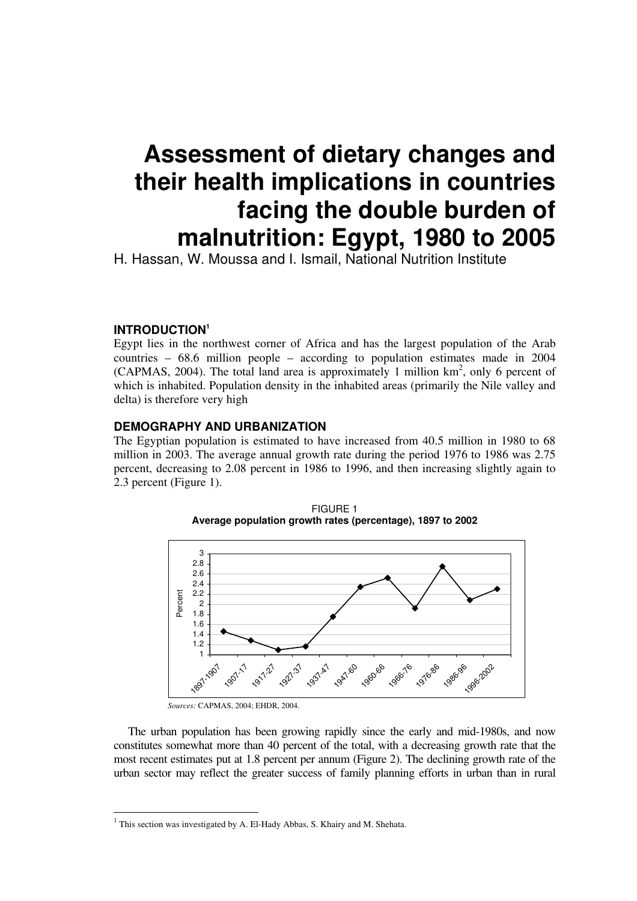# Assessment of dietary changes and their health implications in countries facing the double burden of malnutrition: Egypt, 1980 to 2005

H. Hassan, W. Moussa and I. Ismail, National Nutrition Institute

## INTRODUCTION[1]

Egypt lies in the northwest corner of Africa and has the largest population of the Arab countries – 68.6 million people – according to population estimates made in 2004 (CAPMAS, 2004). The total land area is approximately 1 million km$^2$, only 6 percent of which is inhabited. Population density in the inhabited areas (primarily the Nile valley and delta) is therefore very high

## DEMOGRAPHY AND URBANIZATION

The Egyptian population is estimated to have increased from 40.5 million in 1980 to 68 million in 2003. The average annual growth rate during the period 1976 to 1986 was 2.75 percent, decreasing to 2.08 percent in 1986 to 1996, and then increasing slightly again to 2.3 percent (Figure 1).

FIGURE 1
**Average population growth rates (percentage), 1897 to 2002**

*Sources:* CAPMAS, 2004; EHDR, 2004.

The urban population has been growing rapidly since the early and mid-1980s, and now constitutes somewhat more than 40 percent of the total, with a decreasing growth rate that the most recent estimates put at 1.8 percent per annum (Figure 2). The declining growth rate of the urban sector may reflect the greater success of family planning efforts in urban than in rural

[1] This section was investigated by A. El-Hady Abbas, S. Khairy and M. Shehata.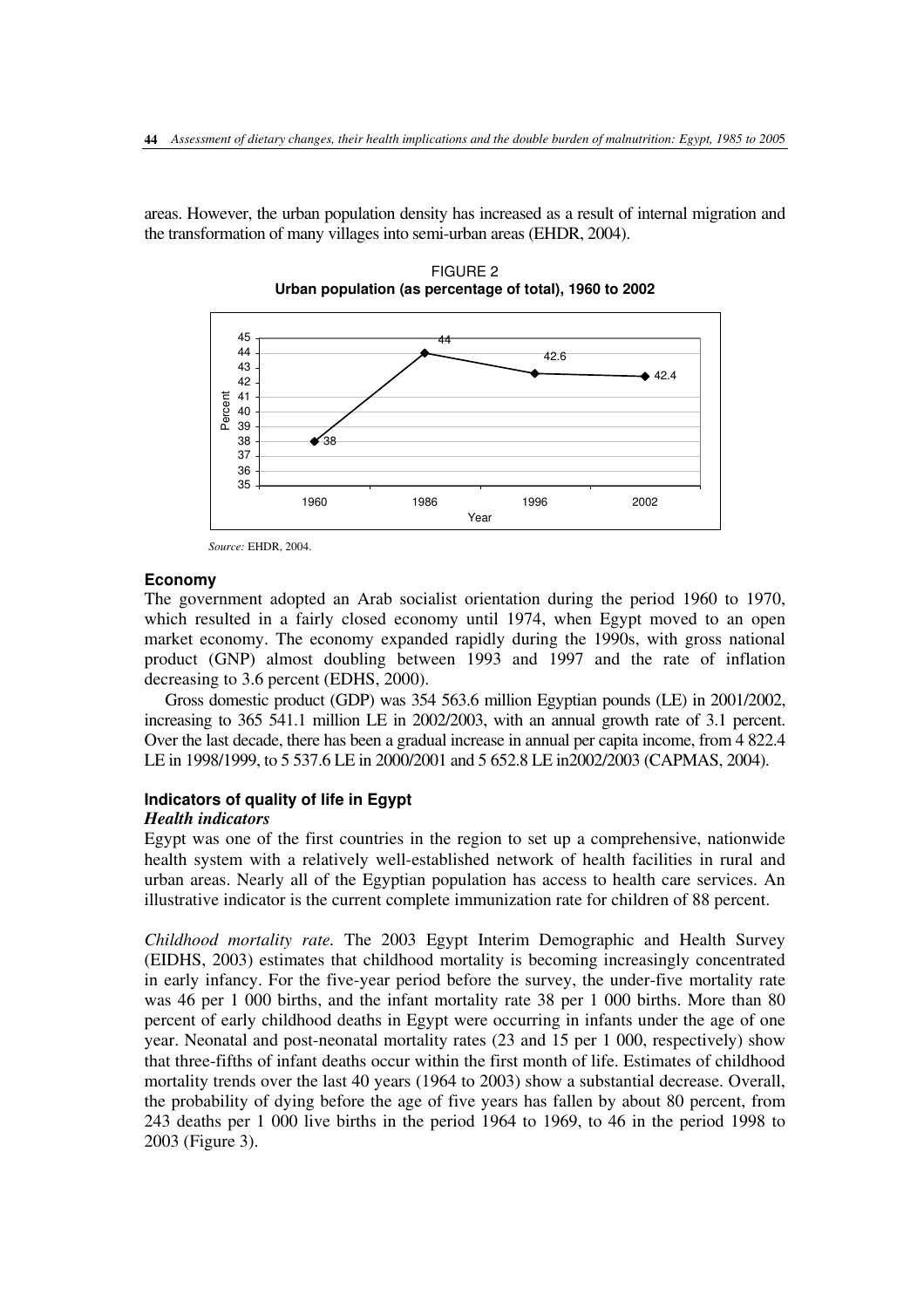areas. However, the urban population density has increased as a result of internal migration and the transformation of many villages into semi-urban areas (EHDR, 2004).

FIGURE 2
**Urban population (as percentage of total), 1960 to 2002**

| Year | Percent |
|---|---|
| 1960 | 38 |
| 1986 | 44 |
| 1996 | 42.6 |
| 2002 | 42.4 |

*Source:* EHDR, 2004.

### Economy

The government adopted an Arab socialist orientation during the period 1960 to 1970, which resulted in a fairly closed economy until 1974, when Egypt moved to an open market economy. The economy expanded rapidly during the 1990s, with gross national product (GNP) almost doubling between 1993 and 1997 and the rate of inflation decreasing to 3.6 percent (EDHS, 2000).

Gross domestic product (GDP) was 354 563.6 million Egyptian pounds (LE) in 2001/2002, increasing to 365 541.1 million LE in 2002/2003, with an annual growth rate of 3.1 percent. Over the last decade, there has been a gradual increase in annual per capita income, from 4 822.4 LE in 1998/1999, to 5 537.6 LE in 2000/2001 and 5 652.8 LE in2002/2003 (CAPMAS, 2004).

### Indicators of quality of life in Egypt

#### *Health indicators*

Egypt was one of the first countries in the region to set up a comprehensive, nationwide health system with a relatively well-established network of health facilities in rural and urban areas. Nearly all of the Egyptian population has access to health care services. An illustrative indicator is the current complete immunization rate for children of 88 percent.

*Childhood mortality rate.* The 2003 Egypt Interim Demographic and Health Survey (EIDHS, 2003) estimates that childhood mortality is becoming increasingly concentrated in early infancy. For the five-year period before the survey, the under-five mortality rate was 46 per 1 000 births, and the infant mortality rate 38 per 1 000 births. More than 80 percent of early childhood deaths in Egypt were occurring in infants under the age of one year. Neonatal and post-neonatal mortality rates (23 and 15 per 1 000, respectively) show that three-fifths of infant deaths occur within the first month of life. Estimates of childhood mortality trends over the last 40 years (1964 to 2003) show a substantial decrease. Overall, the probability of dying before the age of five years has fallen by about 80 percent, from 243 deaths per 1 000 live births in the period 1964 to 1969, to 46 in the period 1998 to 2003 (Figure 3).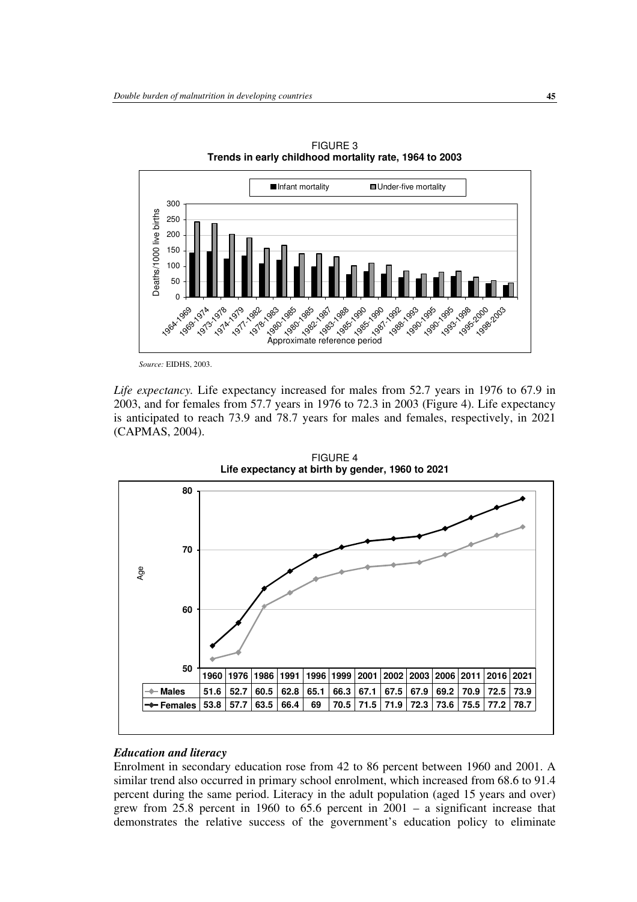FIGURE 3
**Trends in early childhood mortality rate, 1964 to 2003**

*Source:* EIDHS, 2003.

*Life expectancy.* Life expectancy increased for males from 52.7 years in 1976 to 67.9 in 2003, and for females from 57.7 years in 1976 to 72.3 in 2003 (Figure 4). Life expectancy is anticipated to reach 73.9 and 78.7 years for males and females, respectively, in 2021 (CAPMAS, 2004).

FIGURE 4
**Life expectancy at birth by gender, 1960 to 2021**

| | 1960 | 1976 | 1986 | 1991 | 1996 | 1999 | 2001 | 2002 | 2003 | 2006 | 2011 | 2016 | 2021 |
|---|---|---|---|---|---|---|---|---|---|---|---|---|---|
| Males | 51.6 | 52.7 | 60.5 | 62.8 | 65.1 | 66.3 | 67.1 | 67.5 | 67.9 | 69.2 | 70.9 | 72.5 | 73.9 |
| Females | 53.8 | 57.7 | 63.5 | 66.4 | 69 | 70.5 | 71.5 | 71.9 | 72.3 | 73.6 | 75.5 | 77.2 | 78.7 |

### *Education and literacy*

Enrolment in secondary education rose from 42 to 86 percent between 1960 and 2001. A similar trend also occurred in primary school enrolment, which increased from 68.6 to 91.4 percent during the same period. Literacy in the adult population (aged 15 years and over) grew from 25.8 percent in 1960 to 65.6 percent in 2001 – a significant increase that demonstrates the relative success of the government's education policy to eliminate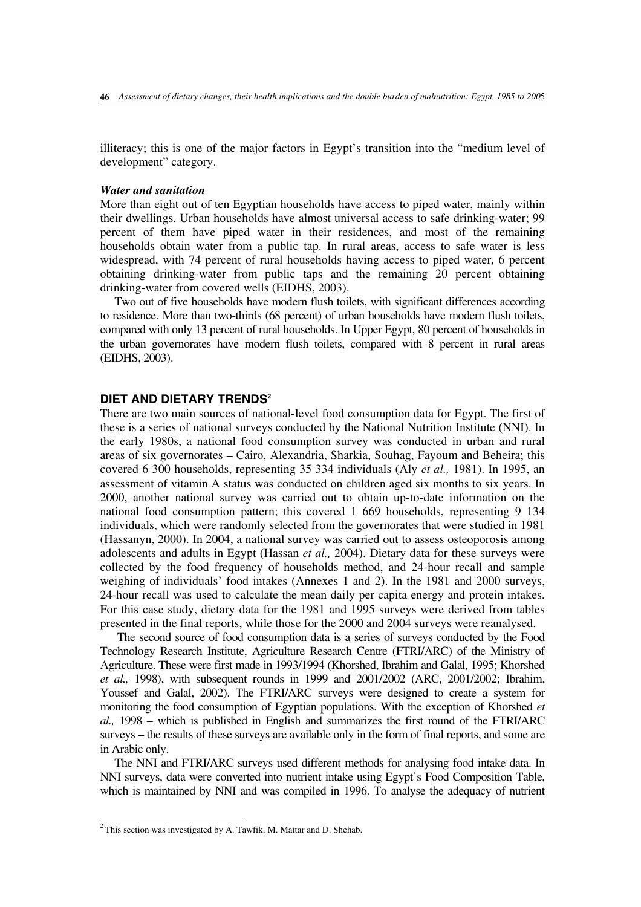illiteracy; this is one of the major factors in Egypt's transition into the "medium level of development" category.

***Water and sanitation***

More than eight out of ten Egyptian households have access to piped water, mainly within their dwellings. Urban households have almost universal access to safe drinking-water; 99 percent of them have piped water in their residences, and most of the remaining households obtain water from a public tap. In rural areas, access to safe water is less widespread, with 74 percent of rural households having access to piped water, 6 percent obtaining drinking-water from public taps and the remaining 20 percent obtaining drinking-water from covered wells (EIDHS, 2003).

Two out of five households have modern flush toilets, with significant differences according to residence. More than two-thirds (68 percent) of urban households have modern flush toilets, compared with only 13 percent of rural households. In Upper Egypt, 80 percent of households in the urban governorates have modern flush toilets, compared with 8 percent in rural areas (EIDHS, 2003).

## DIET AND DIETARY TRENDS[2]

There are two main sources of national-level food consumption data for Egypt. The first of these is a series of national surveys conducted by the National Nutrition Institute (NNI). In the early 1980s, a national food consumption survey was conducted in urban and rural areas of six governorates – Cairo, Alexandria, Sharkia, Souhag, Fayoum and Beheira; this covered 6 300 households, representing 35 334 individuals (Aly *et al.,* 1981). In 1995, an assessment of vitamin A status was conducted on children aged six months to six years. In 2000, another national survey was carried out to obtain up-to-date information on the national food consumption pattern; this covered 1 669 households, representing 9 134 individuals, which were randomly selected from the governorates that were studied in 1981 (Hassanyn, 2000). In 2004, a national survey was carried out to assess osteoporosis among adolescents and adults in Egypt (Hassan *et al.,* 2004). Dietary data for these surveys were collected by the food frequency of households method, and 24-hour recall and sample weighing of individuals' food intakes (Annexes 1 and 2). In the 1981 and 2000 surveys, 24-hour recall was used to calculate the mean daily per capita energy and protein intakes. For this case study, dietary data for the 1981 and 1995 surveys were derived from tables presented in the final reports, while those for the 2000 and 2004 surveys were reanalysed.

The second source of food consumption data is a series of surveys conducted by the Food Technology Research Institute, Agriculture Research Centre (FTRI/ARC) of the Ministry of Agriculture. These were first made in 1993/1994 (Khorshed, Ibrahim and Galal, 1995; Khorshed *et al.,* 1998), with subsequent rounds in 1999 and 2001/2002 (ARC, 2001/2002; Ibrahim, Youssef and Galal, 2002). The FTRI/ARC surveys were designed to create a system for monitoring the food consumption of Egyptian populations. With the exception of Khorshed *et al.,* 1998 – which is published in English and summarizes the first round of the FTRI/ARC surveys – the results of these surveys are available only in the form of final reports, and some are in Arabic only.

The NNI and FTRI/ARC surveys used different methods for analysing food intake data. In NNI surveys, data were converted into nutrient intake using Egypt's Food Composition Table, which is maintained by NNI and was compiled in 1996. To analyse the adequacy of nutrient

[2] This section was investigated by A. Tawfik, M. Mattar and D. Shehab.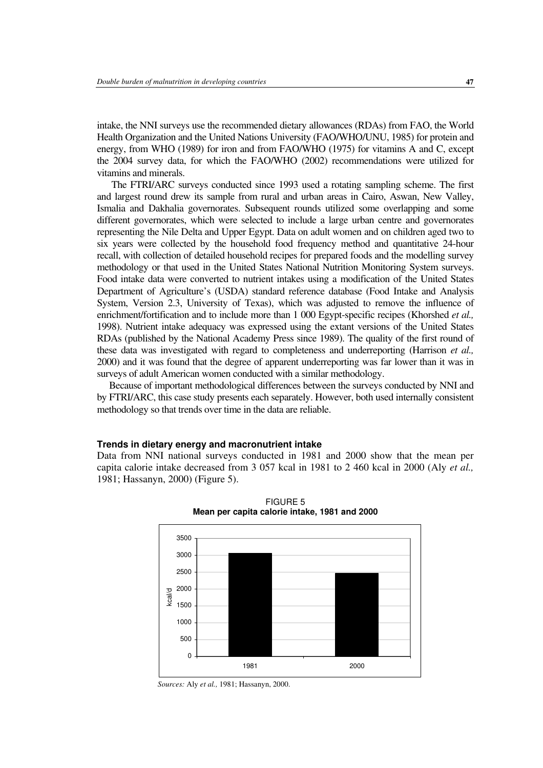intake, the NNI surveys use the recommended dietary allowances (RDAs) from FAO, the World Health Organization and the United Nations University (FAO/WHO/UNU, 1985) for protein and energy, from WHO (1989) for iron and from FAO/WHO (1975) for vitamins A and C, except the 2004 survey data, for which the FAO/WHO (2002) recommendations were utilized for vitamins and minerals.

The FTRI/ARC surveys conducted since 1993 used a rotating sampling scheme. The first and largest round drew its sample from rural and urban areas in Cairo, Aswan, New Valley, Ismalia and Dakhalia governorates. Subsequent rounds utilized some overlapping and some different governorates, which were selected to include a large urban centre and governorates representing the Nile Delta and Upper Egypt. Data on adult women and on children aged two to six years were collected by the household food frequency method and quantitative 24-hour recall, with collection of detailed household recipes for prepared foods and the modelling survey methodology or that used in the United States National Nutrition Monitoring System surveys. Food intake data were converted to nutrient intakes using a modification of the United States Department of Agriculture's (USDA) standard reference database (Food Intake and Analysis System, Version 2.3, University of Texas), which was adjusted to remove the influence of enrichment/fortification and to include more than 1 000 Egypt-specific recipes (Khorshed *et al.,* 1998). Nutrient intake adequacy was expressed using the extant versions of the United States RDAs (published by the National Academy Press since 1989). The quality of the first round of these data was investigated with regard to completeness and underreporting (Harrison *et al.,* 2000) and it was found that the degree of apparent underreporting was far lower than it was in surveys of adult American women conducted with a similar methodology.

Because of important methodological differences between the surveys conducted by NNI and by FTRI/ARC, this case study presents each separately. However, both used internally consistent methodology so that trends over time in the data are reliable.

### Trends in dietary energy and macronutrient intake

Data from NNI national surveys conducted in 1981 and 2000 show that the mean per capita calorie intake decreased from 3 057 kcal in 1981 to 2 460 kcal in 2000 (Aly *et al.,* 1981; Hassanyn, 2000) (Figure 5).

FIGURE 5
**Mean per capita calorie intake, 1981 and 2000**

| Year | kcal/d |
|---|---|
| 1981 | 3 057 |
| 2000 | 2 460 |

*Sources:* Aly *et al.,* 1981; Hassanyn, 2000.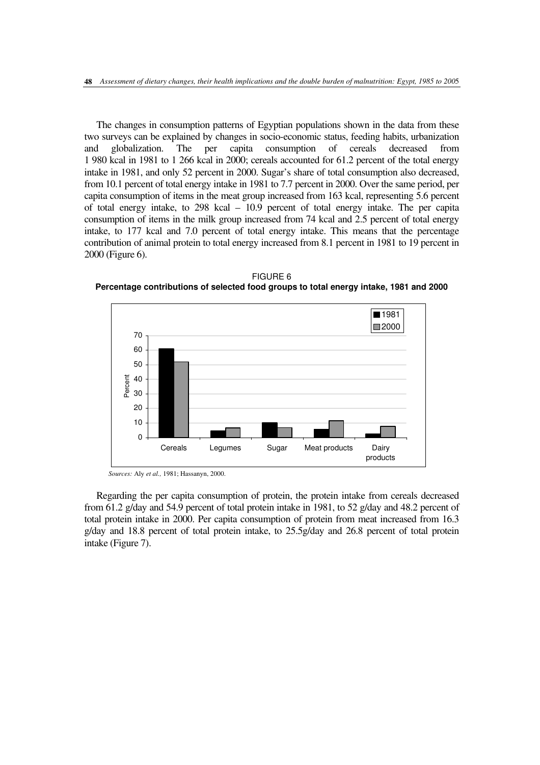The changes in consumption patterns of Egyptian populations shown in the data from these two surveys can be explained by changes in socio-economic status, feeding habits, urbanization and globalization. The per capita consumption of cereals decreased from 1 980 kcal in 1981 to 1 266 kcal in 2000; cereals accounted for 61.2 percent of the total energy intake in 1981, and only 52 percent in 2000. Sugar's share of total consumption also decreased, from 10.1 percent of total energy intake in 1981 to 7.7 percent in 2000. Over the same period, per capita consumption of items in the meat group increased from 163 kcal, representing 5.6 percent of total energy intake, to 298 kcal – 10.9 percent of total energy intake. The per capita consumption of items in the milk group increased from 74 kcal and 2.5 percent of total energy intake, to 177 kcal and 7.0 percent of total energy intake. This means that the percentage contribution of animal protein to total energy increased from 8.1 percent in 1981 to 19 percent in 2000 (Figure 6).

FIGURE 6
**Percentage contributions of selected food groups to total energy intake, 1981 and 2000**

*Sources:* Aly *et al.,* 1981; Hassanyn, 2000.

Regarding the per capita consumption of protein, the protein intake from cereals decreased from 61.2 g/day and 54.9 percent of total protein intake in 1981, to 52 g/day and 48.2 percent of total protein intake in 2000. Per capita consumption of protein from meat increased from 16.3 g/day and 18.8 percent of total protein intake, to 25.5g/day and 26.8 percent of total protein intake (Figure 7).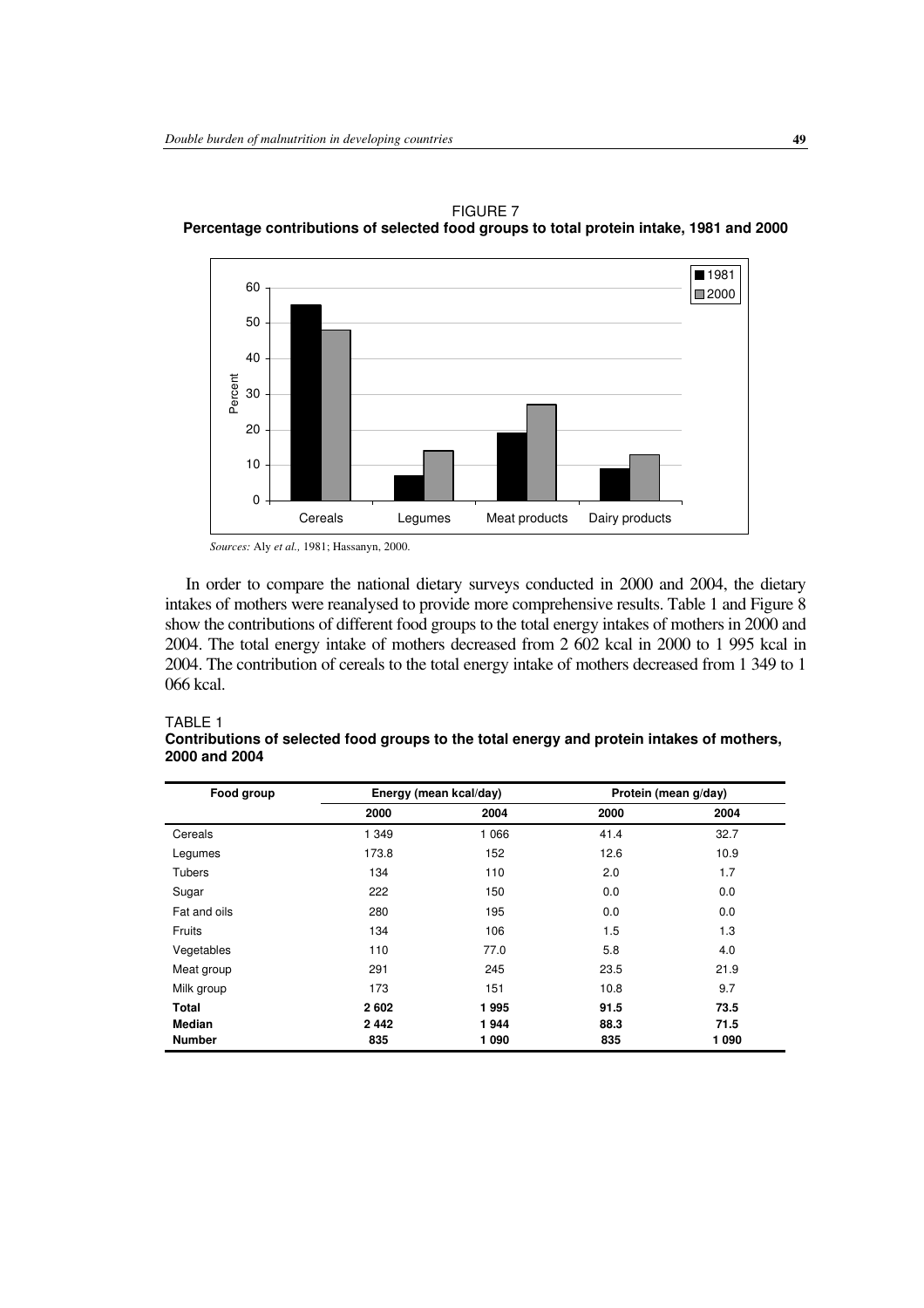FIGURE 7
**Percentage contributions of selected food groups to total protein intake, 1981 and 2000**

*Sources:* Aly *et al.,* 1981; Hassanyn, 2000.

In order to compare the national dietary surveys conducted in 2000 and 2004, the dietary intakes of mothers were reanalysed to provide more comprehensive results. Table 1 and Figure 8 show the contributions of different food groups to the total energy intakes of mothers in 2000 and 2004. The total energy intake of mothers decreased from 2 602 kcal in 2000 to 1 995 kcal in 2004. The contribution of cereals to the total energy intake of mothers decreased from 1 349 to 1 066 kcal.

TABLE 1
**Contributions of selected food groups to the total energy and protein intakes of mothers, 2000 and 2004**

| Food group | Energy (mean kcal/day) | | Protein (mean g/day) | |
|---|---|---|---|---|
| | 2000 | 2004 | 2000 | 2004 |
| Cereals | 1 349 | 1 066 | 41.4 | 32.7 |
| Legumes | 173.8 | 152 | 12.6 | 10.9 |
| Tubers | 134 | 110 | 2.0 | 1.7 |
| Sugar | 222 | 150 | 0.0 | 0.0 |
| Fat and oils | 280 | 195 | 0.0 | 0.0 |
| Fruits | 134 | 106 | 1.5 | 1.3 |
| Vegetables | 110 | 77.0 | 5.8 | 4.0 |
| Meat group | 291 | 245 | 23.5 | 21.9 |
| Milk group | 173 | 151 | 10.8 | 9.7 |
| **Total** | **2 602** | **1 995** | **91.5** | **73.5** |
| **Median** | **2 442** | **1 944** | **88.3** | **71.5** |
| **Number** | **835** | **1 090** | **835** | **1 090** |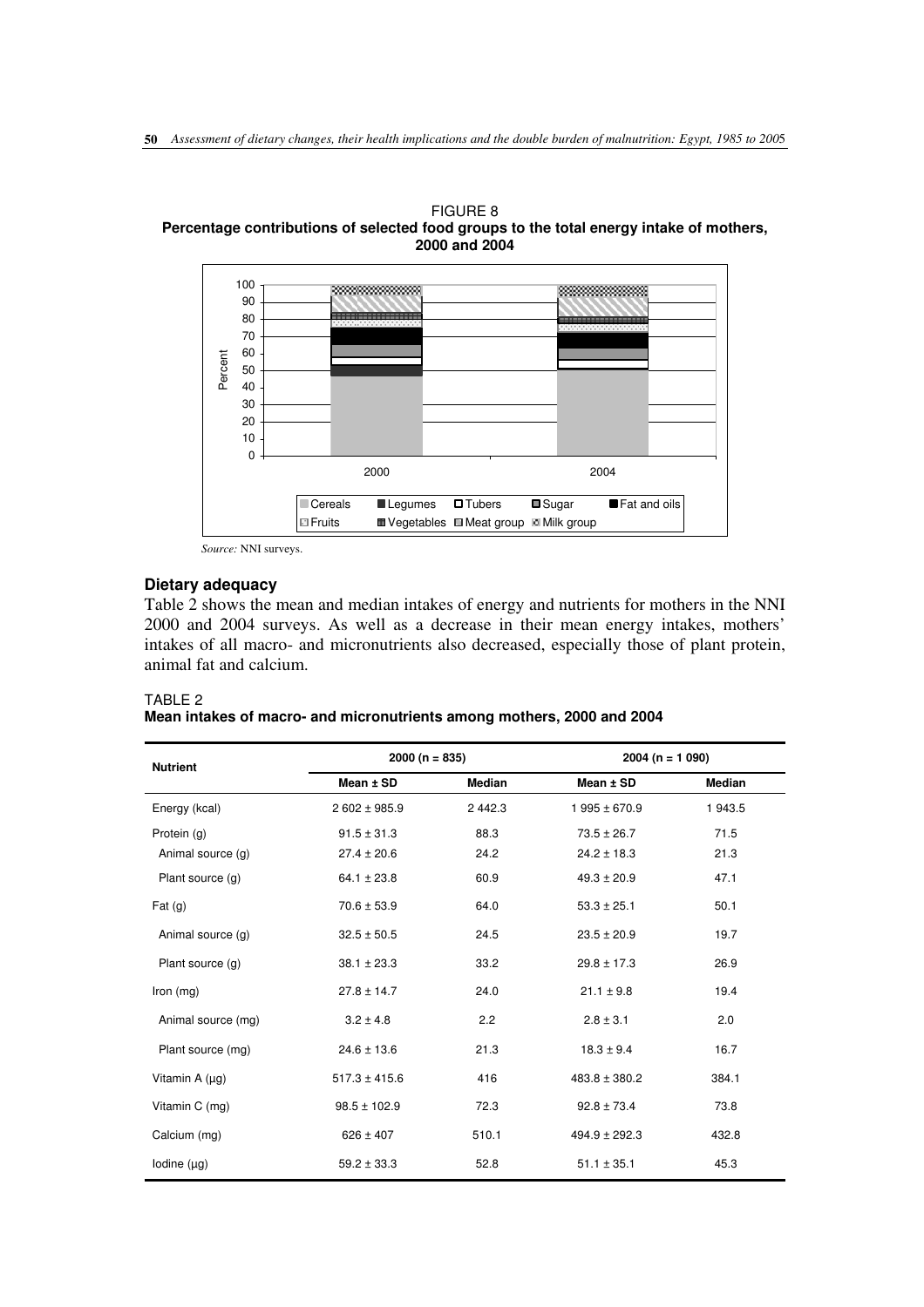FIGURE 8
**Percentage contributions of selected food groups to the total energy intake of mothers, 2000 and 2004**

*Source:* NNI surveys.

### Dietary adequacy

Table 2 shows the mean and median intakes of energy and nutrients for mothers in the NNI 2000 and 2004 surveys. As well as a decrease in their mean energy intakes, mothers' intakes of all macro- and micronutrients also decreased, especially those of plant protein, animal fat and calcium.

TABLE 2
**Mean intakes of macro- and micronutrients among mothers, 2000 and 2004**

| Nutrient | 2000 (n = 835) | | 2004 (n = 1 090) | |
|---|---|---|---|---|
| | Mean ± SD | Median | Mean ± SD | Median |
| Energy (kcal) | 2 602 ± 985.9 | 2 442.3 | 1 995 ± 670.9 | 1 943.5 |
| Protein (g) | 91.5 ± 31.3 | 88.3 | 73.5 ± 26.7 | 71.5 |
| Animal source (g) | 27.4 ± 20.6 | 24.2 | 24.2 ± 18.3 | 21.3 |
| Plant source (g) | 64.1 ± 23.8 | 60.9 | 49.3 ± 20.9 | 47.1 |
| Fat (g) | 70.6 ± 53.9 | 64.0 | 53.3 ± 25.1 | 50.1 |
| Animal source (g) | 32.5 ± 50.5 | 24.5 | 23.5 ± 20.9 | 19.7 |
| Plant source (g) | 38.1 ± 23.3 | 33.2 | 29.8 ± 17.3 | 26.9 |
| Iron (mg) | 27.8 ± 14.7 | 24.0 | 21.1 ± 9.8 | 19.4 |
| Animal source (mg) | 3.2 ± 4.8 | 2.2 | 2.8 ± 3.1 | 2.0 |
| Plant source (mg) | 24.6 ± 13.6 | 21.3 | 18.3 ± 9.4 | 16.7 |
| Vitamin A (µg) | 517.3 ± 415.6 | 416 | 483.8 ± 380.2 | 384.1 |
| Vitamin C (mg) | 98.5 ± 102.9 | 72.3 | 92.8 ± 73.4 | 73.8 |
| Calcium (mg) | 626 ± 407 | 510.1 | 494.9 ± 292.3 | 432.8 |
| Iodine (µg) | 59.2 ± 33.3 | 52.8 | 51.1 ± 35.1 | 45.3 |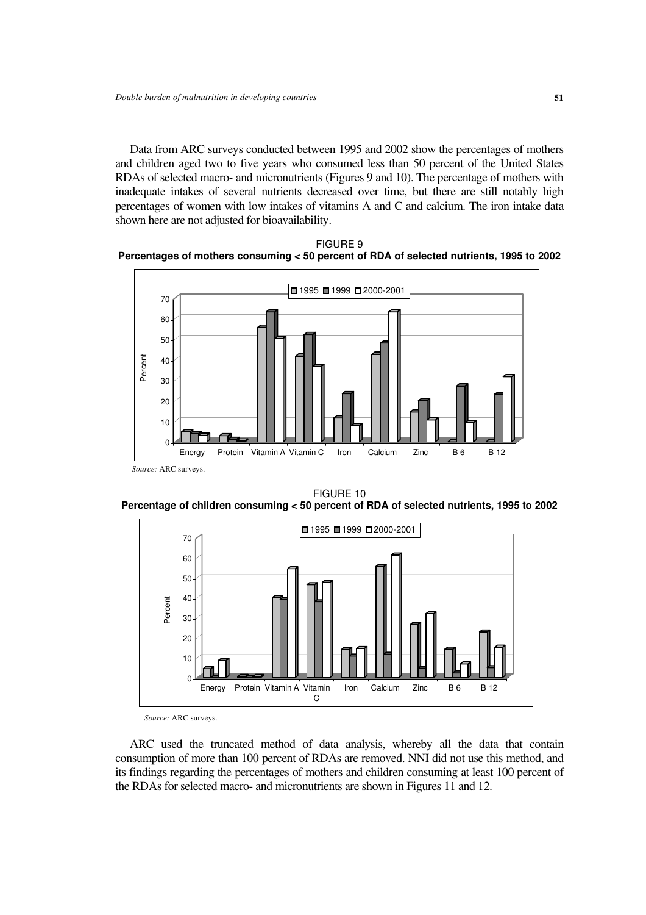Data from ARC surveys conducted between 1995 and 2002 show the percentages of mothers and children aged two to five years who consumed less than 50 percent of the United States RDAs of selected macro- and micronutrients (Figures 9 and 10). The percentage of mothers with inadequate intakes of several nutrients decreased over time, but there are still notably high percentages of women with low intakes of vitamins A and C and calcium. The iron intake data shown here are not adjusted for bioavailability.

FIGURE 9
**Percentages of mothers consuming < 50 percent of RDA of selected nutrients, 1995 to 2002**

*Source:* ARC surveys.

FIGURE 10
**Percentage of children consuming < 50 percent of RDA of selected nutrients, 1995 to 2002**

*Source:* ARC surveys.

ARC used the truncated method of data analysis, whereby all the data that contain consumption of more than 100 percent of RDAs are removed. NNI did not use this method, and its findings regarding the percentages of mothers and children consuming at least 100 percent of the RDAs for selected macro- and micronutrients are shown in Figures 11 and 12.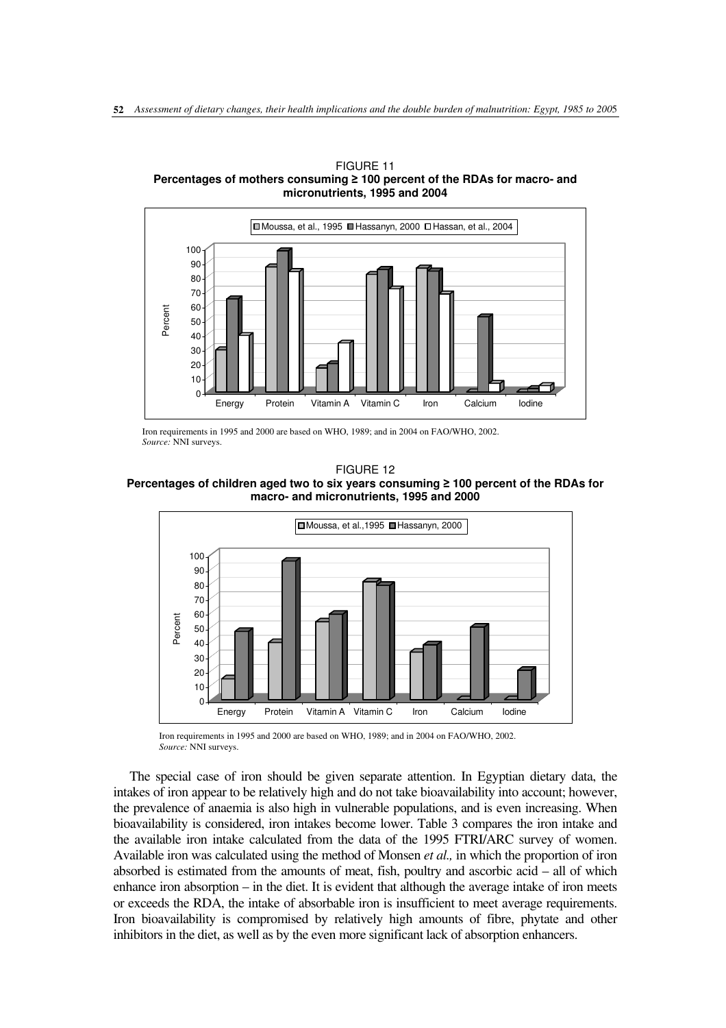FIGURE 11
**Percentages of mothers consuming ≥ 100 percent of the RDAs for macro- and micronutrients, 1995 and 2004**

Iron requirements in 1995 and 2000 are based on WHO, 1989; and in 2004 on FAO/WHO, 2002.
*Source:* NNI surveys.

FIGURE 12
**Percentages of children aged two to six years consuming ≥ 100 percent of the RDAs for macro- and micronutrients, 1995 and 2000**

Iron requirements in 1995 and 2000 are based on WHO, 1989; and in 2004 on FAO/WHO, 2002.
*Source:* NNI surveys.

The special case of iron should be given separate attention. In Egyptian dietary data, the intakes of iron appear to be relatively high and do not take bioavailability into account; however, the prevalence of anaemia is also high in vulnerable populations, and is even increasing. When bioavailability is considered, iron intakes become lower. Table 3 compares the iron intake and the available iron intake calculated from the data of the 1995 FTRI/ARC survey of women. Available iron was calculated using the method of Monsen *et al.,* in which the proportion of iron absorbed is estimated from the amounts of meat, fish, poultry and ascorbic acid – all of which enhance iron absorption – in the diet. It is evident that although the average intake of iron meets or exceeds the RDA, the intake of absorbable iron is insufficient to meet average requirements. Iron bioavailability is compromised by relatively high amounts of fibre, phytate and other inhibitors in the diet, as well as by the even more significant lack of absorption enhancers.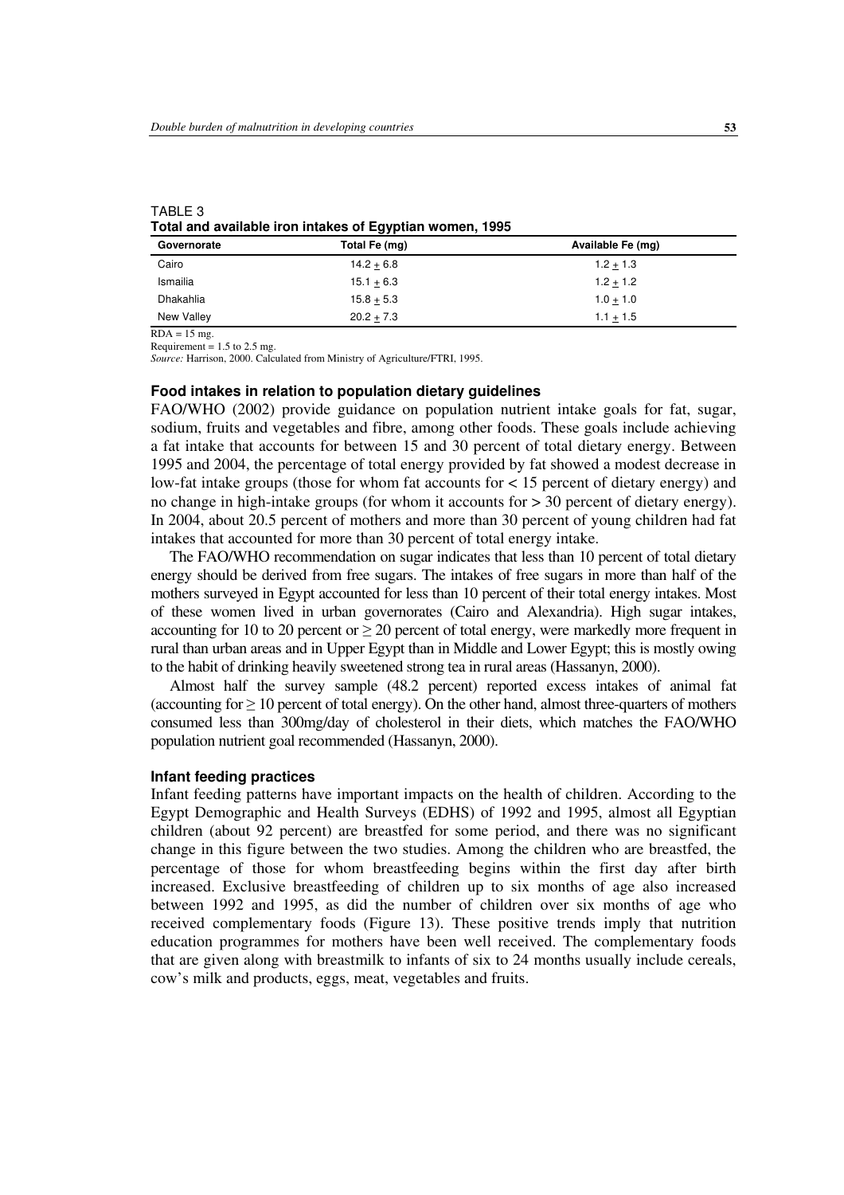TABLE 3
**Total and available iron intakes of Egyptian women, 1995**

| Governorate | Total Fe (mg) | Available Fe (mg) |
|---|---|---|
| Cairo | 14.2 ± 6.8 | 1.2 ± 1.3 |
| Ismailia | 15.1 ± 6.3 | 1.2 ± 1.2 |
| Dhakahlia | 15.8 ± 5.3 | 1.0 ± 1.0 |
| New Valley | 20.2 ± 7.3 | 1.1 ± 1.5 |

RDA = 15 mg.
Requirement = 1.5 to 2.5 mg.
*Source:* Harrison, 2000. Calculated from Ministry of Agriculture/FTRI, 1995.

### Food intakes in relation to population dietary guidelines

FAO/WHO (2002) provide guidance on population nutrient intake goals for fat, sugar, sodium, fruits and vegetables and fibre, among other foods. These goals include achieving a fat intake that accounts for between 15 and 30 percent of total dietary energy. Between 1995 and 2004, the percentage of total energy provided by fat showed a modest decrease in low-fat intake groups (those for whom fat accounts for < 15 percent of dietary energy) and no change in high-intake groups (for whom it accounts for > 30 percent of dietary energy). In 2004, about 20.5 percent of mothers and more than 30 percent of young children had fat intakes that accounted for more than 30 percent of total energy intake.

The FAO/WHO recommendation on sugar indicates that less than 10 percent of total dietary energy should be derived from free sugars. The intakes of free sugars in more than half of the mothers surveyed in Egypt accounted for less than 10 percent of their total energy intakes. Most of these women lived in urban governorates (Cairo and Alexandria). High sugar intakes, accounting for 10 to 20 percent or ≥ 20 percent of total energy, were markedly more frequent in rural than urban areas and in Upper Egypt than in Middle and Lower Egypt; this is mostly owing to the habit of drinking heavily sweetened strong tea in rural areas (Hassanyn, 2000).

Almost half the survey sample (48.2 percent) reported excess intakes of animal fat (accounting for ≥ 10 percent of total energy). On the other hand, almost three-quarters of mothers consumed less than 300mg/day of cholesterol in their diets, which matches the FAO/WHO population nutrient goal recommended (Hassanyn, 2000).

### Infant feeding practices

Infant feeding patterns have important impacts on the health of children. According to the Egypt Demographic and Health Surveys (EDHS) of 1992 and 1995, almost all Egyptian children (about 92 percent) are breastfed for some period, and there was no significant change in this figure between the two studies. Among the children who are breastfed, the percentage of those for whom breastfeeding begins within the first day after birth increased. Exclusive breastfeeding of children up to six months of age also increased between 1992 and 1995, as did the number of children over six months of age who received complementary foods (Figure 13). These positive trends imply that nutrition education programmes for mothers have been well received. The complementary foods that are given along with breastmilk to infants of six to 24 months usually include cereals, cow's milk and products, eggs, meat, vegetables and fruits.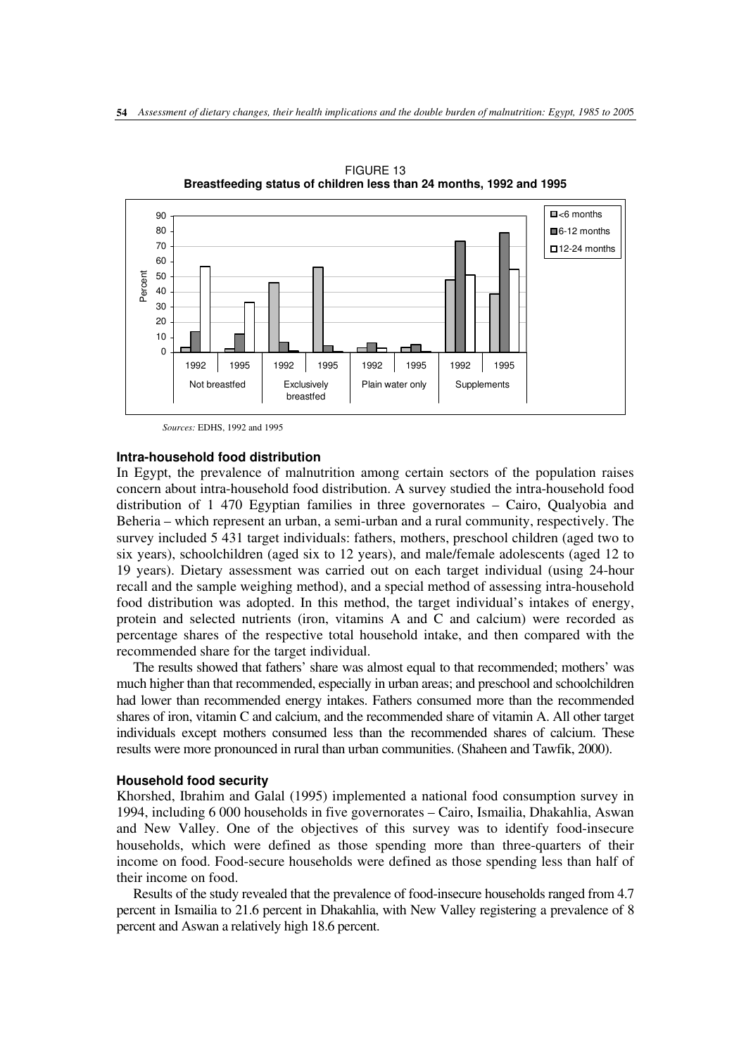FIGURE 13
**Breastfeeding status of children less than 24 months, 1992 and 1995**

*Sources:* EDHS, 1992 and 1995

### Intra-household food distribution

In Egypt, the prevalence of malnutrition among certain sectors of the population raises concern about intra-household food distribution. A survey studied the intra-household food distribution of 1 470 Egyptian families in three governorates – Cairo, Qualyobia and Beheria – which represent an urban, a semi-urban and a rural community, respectively. The survey included 5 431 target individuals: fathers, mothers, preschool children (aged two to six years), schoolchildren (aged six to 12 years), and male/female adolescents (aged 12 to 19 years). Dietary assessment was carried out on each target individual (using 24-hour recall and the sample weighing method), and a special method of assessing intra-household food distribution was adopted. In this method, the target individual's intakes of energy, protein and selected nutrients (iron, vitamins A and C and calcium) were recorded as percentage shares of the respective total household intake, and then compared with the recommended share for the target individual.

The results showed that fathers' share was almost equal to that recommended; mothers' was much higher than that recommended, especially in urban areas; and preschool and schoolchildren had lower than recommended energy intakes. Fathers consumed more than the recommended shares of iron, vitamin C and calcium, and the recommended share of vitamin A. All other target individuals except mothers consumed less than the recommended shares of calcium. These results were more pronounced in rural than urban communities. (Shaheen and Tawfik, 2000).

### Household food security

Khorshed, Ibrahim and Galal (1995) implemented a national food consumption survey in 1994, including 6 000 households in five governorates – Cairo, Ismailia, Dhakahlia, Aswan and New Valley. One of the objectives of this survey was to identify food-insecure households, which were defined as those spending more than three-quarters of their income on food. Food-secure households were defined as those spending less than half of their income on food.

Results of the study revealed that the prevalence of food-insecure households ranged from 4.7 percent in Ismailia to 21.6 percent in Dhakahlia, with New Valley registering a prevalence of 8 percent and Aswan a relatively high 18.6 percent.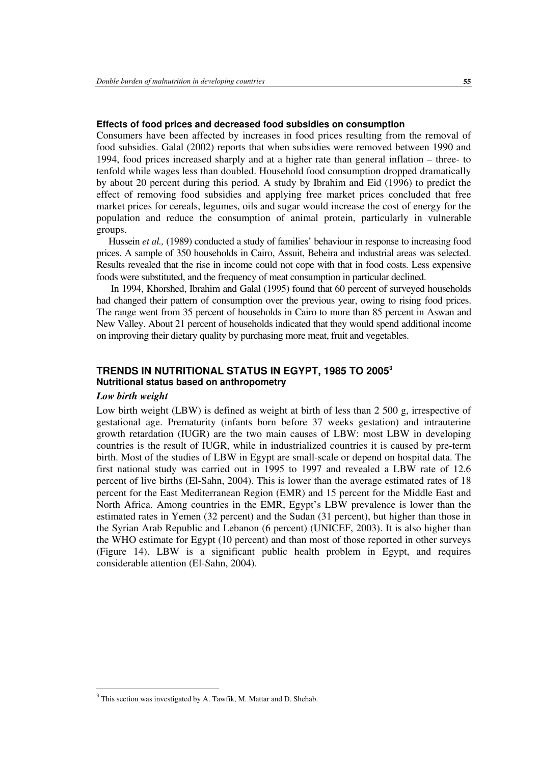### Effects of food prices and decreased food subsidies on consumption

Consumers have been affected by increases in food prices resulting from the removal of food subsidies. Galal (2002) reports that when subsidies were removed between 1990 and 1994, food prices increased sharply and at a higher rate than general inflation – three- to tenfold while wages less than doubled. Household food consumption dropped dramatically by about 20 percent during this period. A study by Ibrahim and Eid (1996) to predict the effect of removing food subsidies and applying free market prices concluded that free market prices for cereals, legumes, oils and sugar would increase the cost of energy for the population and reduce the consumption of animal protein, particularly in vulnerable groups.

Hussein *et al.,* (1989) conducted a study of families' behaviour in response to increasing food prices. A sample of 350 households in Cairo, Assuit, Beheira and industrial areas was selected. Results revealed that the rise in income could not cope with that in food costs. Less expensive foods were substituted, and the frequency of meat consumption in particular declined.

In 1994, Khorshed, Ibrahim and Galal (1995) found that 60 percent of surveyed households had changed their pattern of consumption over the previous year, owing to rising food prices. The range went from 35 percent of households in Cairo to more than 85 percent in Aswan and New Valley. About 21 percent of households indicated that they would spend additional income on improving their dietary quality by purchasing more meat, fruit and vegetables.

## TRENDS IN NUTRITIONAL STATUS IN EGYPT, 1985 TO 2005[3]

### Nutritional status based on anthropometry

#### *Low birth weight*

Low birth weight (LBW) is defined as weight at birth of less than 2 500 g, irrespective of gestational age. Prematurity (infants born before 37 weeks gestation) and intrauterine growth retardation (IUGR) are the two main causes of LBW: most LBW in developing countries is the result of IUGR, while in industrialized countries it is caused by pre-term birth. Most of the studies of LBW in Egypt are small-scale or depend on hospital data. The first national study was carried out in 1995 to 1997 and revealed a LBW rate of 12.6 percent of live births (El-Sahn, 2004). This is lower than the average estimated rates of 18 percent for the East Mediterranean Region (EMR) and 15 percent for the Middle East and North Africa. Among countries in the EMR, Egypt's LBW prevalence is lower than the estimated rates in Yemen (32 percent) and the Sudan (31 percent), but higher than those in the Syrian Arab Republic and Lebanon (6 percent) (UNICEF, 2003). It is also higher than the WHO estimate for Egypt (10 percent) and than most of those reported in other surveys (Figure 14). LBW is a significant public health problem in Egypt, and requires considerable attention (El-Sahn, 2004).

---

[3] This section was investigated by A. Tawfik, M. Mattar and D. Shehab.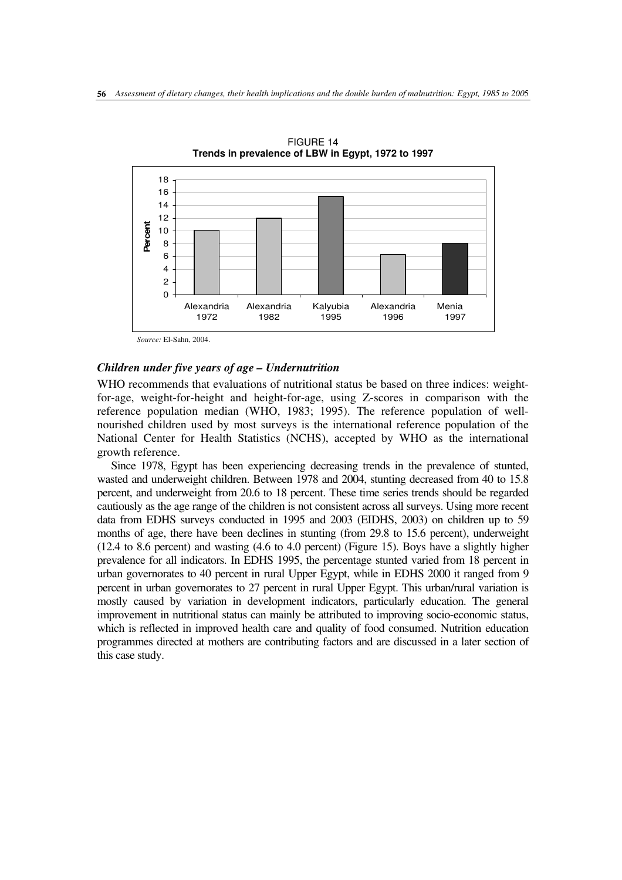FIGURE 14
**Trends in prevalence of LBW in Egypt, 1972 to 1997**

*Source:* El-Sahn, 2004.

### *Children under five years of age – Undernutrition*

WHO recommends that evaluations of nutritional status be based on three indices: weight-for-age, weight-for-height and height-for-age, using Z-scores in comparison with the reference population median (WHO, 1983; 1995). The reference population of well-nourished children used by most surveys is the international reference population of the National Center for Health Statistics (NCHS), accepted by WHO as the international growth reference.

Since 1978, Egypt has been experiencing decreasing trends in the prevalence of stunted, wasted and underweight children. Between 1978 and 2004, stunting decreased from 40 to 15.8 percent, and underweight from 20.6 to 18 percent. These time series trends should be regarded cautiously as the age range of the children is not consistent across all surveys. Using more recent data from EDHS surveys conducted in 1995 and 2003 (EIDHS, 2003) on children up to 59 months of age, there have been declines in stunting (from 29.8 to 15.6 percent), underweight (12.4 to 8.6 percent) and wasting (4.6 to 4.0 percent) (Figure 15). Boys have a slightly higher prevalence for all indicators. In EDHS 1995, the percentage stunted varied from 18 percent in urban governorates to 40 percent in rural Upper Egypt, while in EDHS 2000 it ranged from 9 percent in urban governorates to 27 percent in rural Upper Egypt. This urban/rural variation is mostly caused by variation in development indicators, particularly education. The general improvement in nutritional status can mainly be attributed to improving socio-economic status, which is reflected in improved health care and quality of food consumed. Nutrition education programmes directed at mothers are contributing factors and are discussed in a later section of this case study.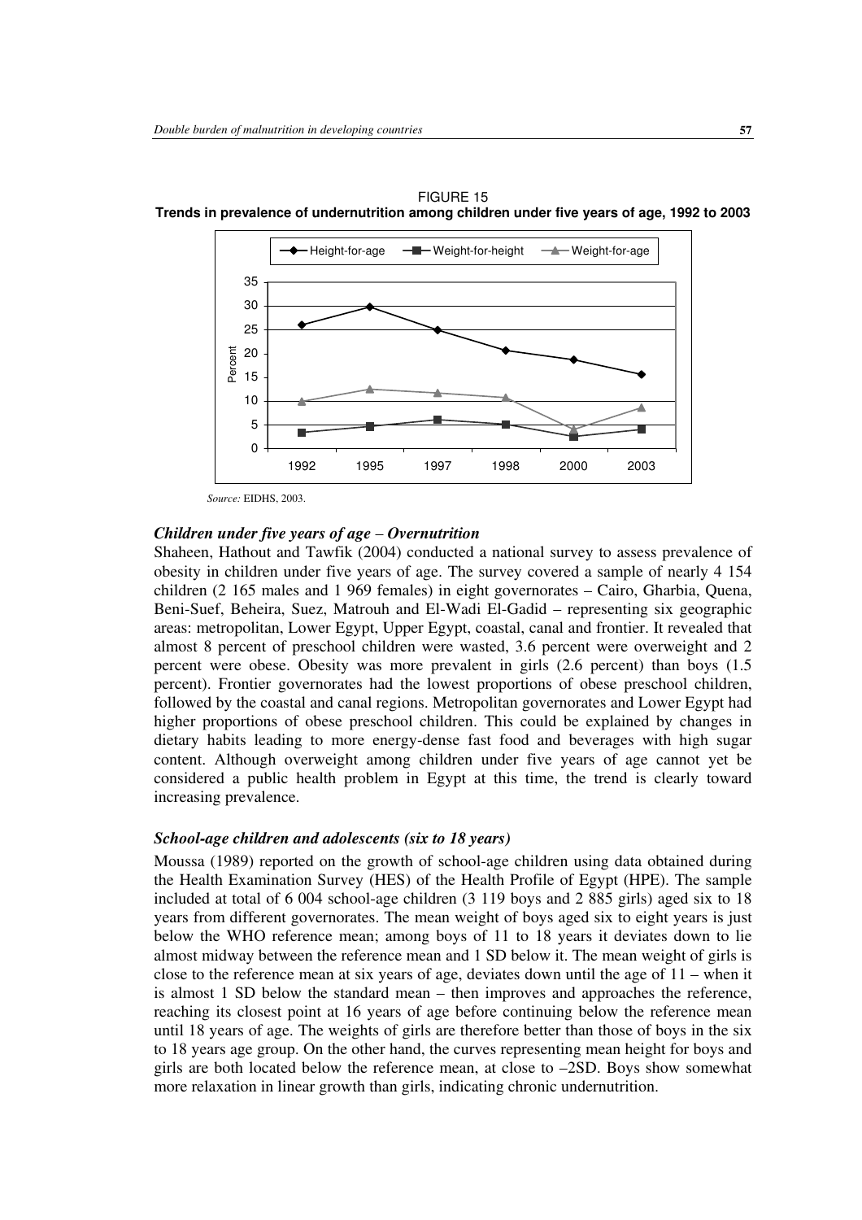FIGURE 15
**Trends in prevalence of undernutrition among children under five years of age, 1992 to 2003**

*Source:* EIDHS, 2003.

### *Children under five years of age – Overnutrition*

Shaheen, Hathout and Tawfik (2004) conducted a national survey to assess prevalence of obesity in children under five years of age. The survey covered a sample of nearly 4 154 children (2 165 males and 1 969 females) in eight governorates – Cairo, Gharbia, Quena, Beni-Suef, Beheira, Suez, Matrouh and El-Wadi El-Gadid – representing six geographic areas: metropolitan, Lower Egypt, Upper Egypt, coastal, canal and frontier. It revealed that almost 8 percent of preschool children were wasted, 3.6 percent were overweight and 2 percent were obese. Obesity was more prevalent in girls (2.6 percent) than boys (1.5 percent). Frontier governorates had the lowest proportions of obese preschool children, followed by the coastal and canal regions. Metropolitan governorates and Lower Egypt had higher proportions of obese preschool children. This could be explained by changes in dietary habits leading to more energy-dense fast food and beverages with high sugar content. Although overweight among children under five years of age cannot yet be considered a public health problem in Egypt at this time, the trend is clearly toward increasing prevalence.

### *School-age children and adolescents (six to 18 years)*

Moussa (1989) reported on the growth of school-age children using data obtained during the Health Examination Survey (HES) of the Health Profile of Egypt (HPE). The sample included at total of 6 004 school-age children (3 119 boys and 2 885 girls) aged six to 18 years from different governorates. The mean weight of boys aged six to eight years is just below the WHO reference mean; among boys of 11 to 18 years it deviates down to lie almost midway between the reference mean and 1 SD below it. The mean weight of girls is close to the reference mean at six years of age, deviates down until the age of 11 – when it is almost 1 SD below the standard mean – then improves and approaches the reference, reaching its closest point at 16 years of age before continuing below the reference mean until 18 years of age. The weights of girls are therefore better than those of boys in the six to 18 years age group. On the other hand, the curves representing mean height for boys and girls are both located below the reference mean, at close to –2SD. Boys show somewhat more relaxation in linear growth than girls, indicating chronic undernutrition.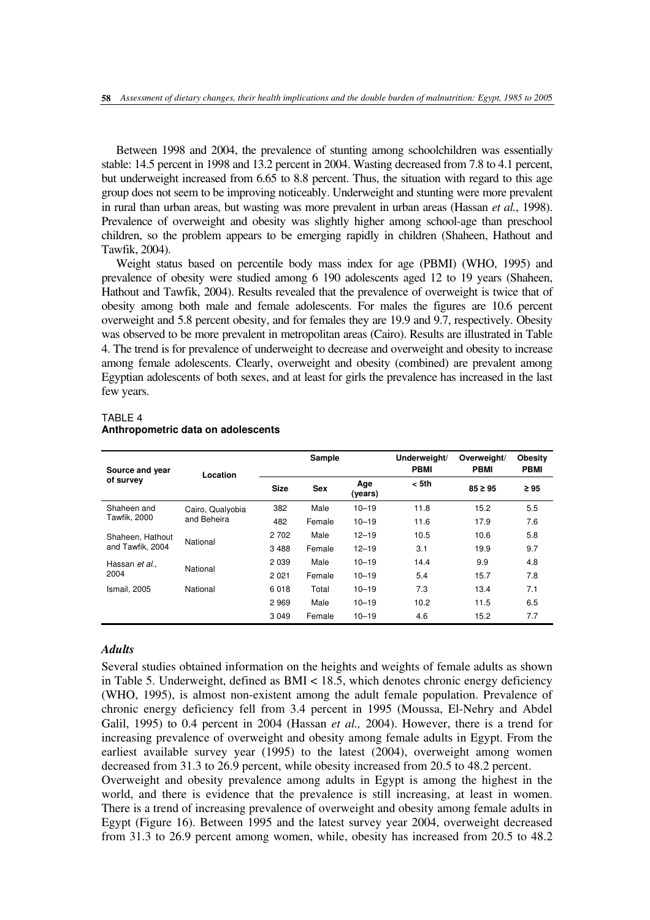Between 1998 and 2004, the prevalence of stunting among schoolchildren was essentially stable: 14.5 percent in 1998 and 13.2 percent in 2004. Wasting decreased from 7.8 to 4.1 percent, but underweight increased from 6.65 to 8.8 percent. Thus, the situation with regard to this age group does not seem to be improving noticeably. Underweight and stunting were more prevalent in rural than urban areas, but wasting was more prevalent in urban areas (Hassan *et al.*, 1998). Prevalence of overweight and obesity was slightly higher among school-age than preschool children, so the problem appears to be emerging rapidly in children (Shaheen, Hathout and Tawfik, 2004).

Weight status based on percentile body mass index for age (PBMI) (WHO, 1995) and prevalence of obesity were studied among 6 190 adolescents aged 12 to 19 years (Shaheen, Hathout and Tawfik, 2004). Results revealed that the prevalence of overweight is twice that of obesity among both male and female adolescents. For males the figures are 10.6 percent overweight and 5.8 percent obesity, and for females they are 19.9 and 9.7, respectively. Obesity was observed to be more prevalent in metropolitan areas (Cairo). Results are illustrated in Table 4. The trend is for prevalence of underweight to decrease and overweight and obesity to increase among female adolescents. Clearly, overweight and obesity (combined) are prevalent among Egyptian adolescents of both sexes, and at least for girls the prevalence has increased in the last few years.

TABLE 4
**Anthropometric data on adolescents**

| Source and year of survey | Location | Sample | | | Underweight/ PBMI | Overweight/ PBMI | Obesity PBMI |
|---|---|---|---|---|---|---|---|
| | | Size | Sex | Age (years) | < 5th | 85 ≥ 95 | ≥ 95 |
| Shaheen and Tawfik, 2000 | Cairo, Qualyobia and Beheira | 382 | Male | 10–19 | 11.8 | 15.2 | 5.5 |
| | | 482 | Female | 10–19 | 11.6 | 17.9 | 7.6 |
| Shaheen, Hathout and Tawfik, 2004 | National | 2 702 | Male | 12–19 | 10.5 | 10.6 | 5.8 |
| | | 3 488 | Female | 12–19 | 3.1 | 19.9 | 9.7 |
| Hassan *et al.*, 2004 | National | 2 039 | Male | 10–19 | 14.4 | 9.9 | 4.8 |
| | | 2 021 | Female | 10–19 | 5.4 | 15.7 | 7.8 |
| Ismail, 2005 | National | 6 018 | Total | 10–19 | 7.3 | 13.4 | 7.1 |
| | | 2 969 | Male | 10–19 | 10.2 | 11.5 | 6.5 |
| | | 3 049 | Female | 10–19 | 4.6 | 15.2 | 7.7 |

### *Adults*

Several studies obtained information on the heights and weights of female adults as shown in Table 5. Underweight, defined as BMI < 18.5, which denotes chronic energy deficiency (WHO, 1995), is almost non-existent among the adult female population. Prevalence of chronic energy deficiency fell from 3.4 percent in 1995 (Moussa, El-Nehry and Abdel Galil, 1995) to 0.4 percent in 2004 (Hassan *et al.,* 2004). However, there is a trend for increasing prevalence of overweight and obesity among female adults in Egypt. From the earliest available survey year (1995) to the latest (2004), overweight among women decreased from 31.3 to 26.9 percent, while obesity increased from 20.5 to 48.2 percent.

Overweight and obesity prevalence among adults in Egypt is among the highest in the world, and there is evidence that the prevalence is still increasing, at least in women. There is a trend of increasing prevalence of overweight and obesity among female adults in Egypt (Figure 16). Between 1995 and the latest survey year 2004, overweight decreased from 31.3 to 26.9 percent among women, while, obesity has increased from 20.5 to 48.2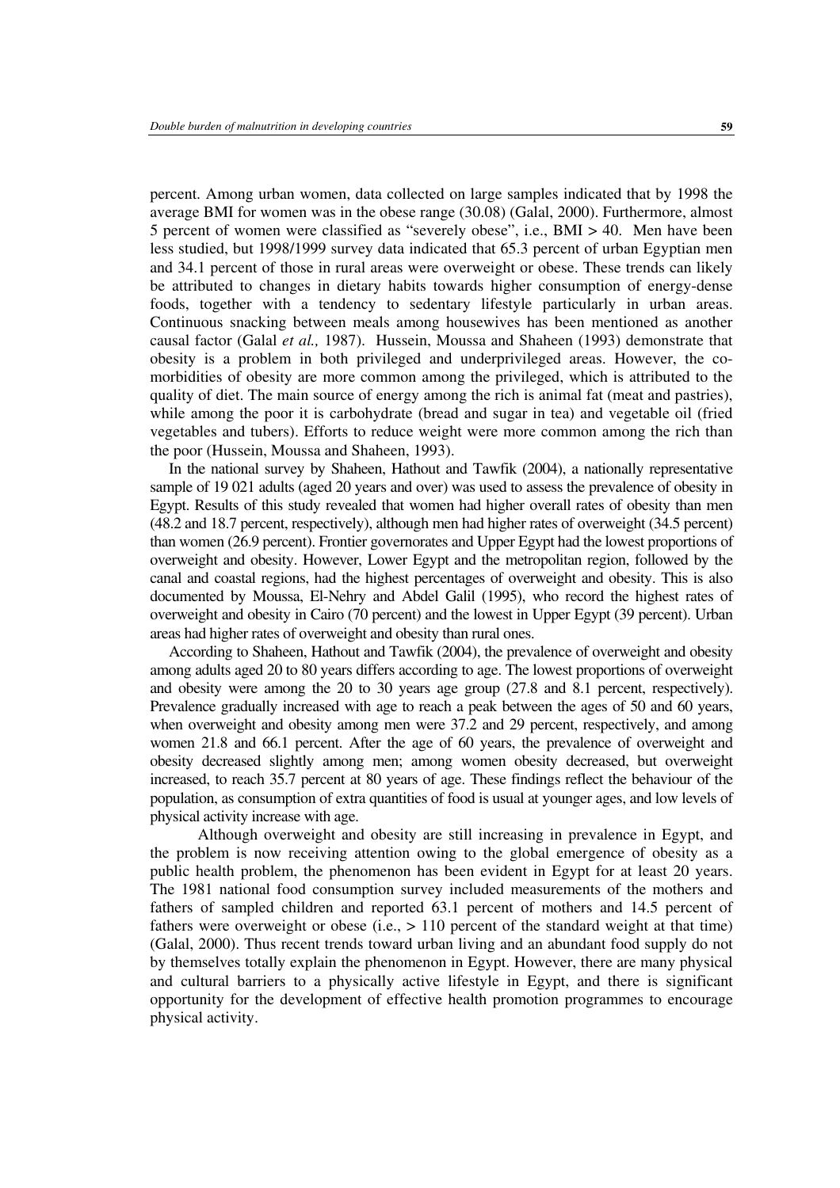percent. Among urban women, data collected on large samples indicated that by 1998 the average BMI for women was in the obese range (30.08) (Galal, 2000). Furthermore, almost 5 percent of women were classified as "severely obese", i.e., BMI > 40. Men have been less studied, but 1998/1999 survey data indicated that 65.3 percent of urban Egyptian men and 34.1 percent of those in rural areas were overweight or obese. These trends can likely be attributed to changes in dietary habits towards higher consumption of energy-dense foods, together with a tendency to sedentary lifestyle particularly in urban areas. Continuous snacking between meals among housewives has been mentioned as another causal factor (Galal *et al.,* 1987). Hussein, Moussa and Shaheen (1993) demonstrate that obesity is a problem in both privileged and underprivileged areas. However, the co-morbidities of obesity are more common among the privileged, which is attributed to the quality of diet. The main source of energy among the rich is animal fat (meat and pastries), while among the poor it is carbohydrate (bread and sugar in tea) and vegetable oil (fried vegetables and tubers). Efforts to reduce weight were more common among the rich than the poor (Hussein, Moussa and Shaheen, 1993).

In the national survey by Shaheen, Hathout and Tawfik (2004), a nationally representative sample of 19 021 adults (aged 20 years and over) was used to assess the prevalence of obesity in Egypt. Results of this study revealed that women had higher overall rates of obesity than men (48.2 and 18.7 percent, respectively), although men had higher rates of overweight (34.5 percent) than women (26.9 percent). Frontier governorates and Upper Egypt had the lowest proportions of overweight and obesity. However, Lower Egypt and the metropolitan region, followed by the canal and coastal regions, had the highest percentages of overweight and obesity. This is also documented by Moussa, El-Nehry and Abdel Galil (1995), who record the highest rates of overweight and obesity in Cairo (70 percent) and the lowest in Upper Egypt (39 percent). Urban areas had higher rates of overweight and obesity than rural ones.

According to Shaheen, Hathout and Tawfik (2004), the prevalence of overweight and obesity among adults aged 20 to 80 years differs according to age. The lowest proportions of overweight and obesity were among the 20 to 30 years age group (27.8 and 8.1 percent, respectively). Prevalence gradually increased with age to reach a peak between the ages of 50 and 60 years, when overweight and obesity among men were 37.2 and 29 percent, respectively, and among women 21.8 and 66.1 percent. After the age of 60 years, the prevalence of overweight and obesity decreased slightly among men; among women obesity decreased, but overweight increased, to reach 35.7 percent at 80 years of age. These findings reflect the behaviour of the population, as consumption of extra quantities of food is usual at younger ages, and low levels of physical activity increase with age.

Although overweight and obesity are still increasing in prevalence in Egypt, and the problem is now receiving attention owing to the global emergence of obesity as a public health problem, the phenomenon has been evident in Egypt for at least 20 years. The 1981 national food consumption survey included measurements of the mothers and fathers of sampled children and reported 63.1 percent of mothers and 14.5 percent of fathers were overweight or obese (i.e., > 110 percent of the standard weight at that time) (Galal, 2000). Thus recent trends toward urban living and an abundant food supply do not by themselves totally explain the phenomenon in Egypt. However, there are many physical and cultural barriers to a physically active lifestyle in Egypt, and there is significant opportunity for the development of effective health promotion programmes to encourage physical activity.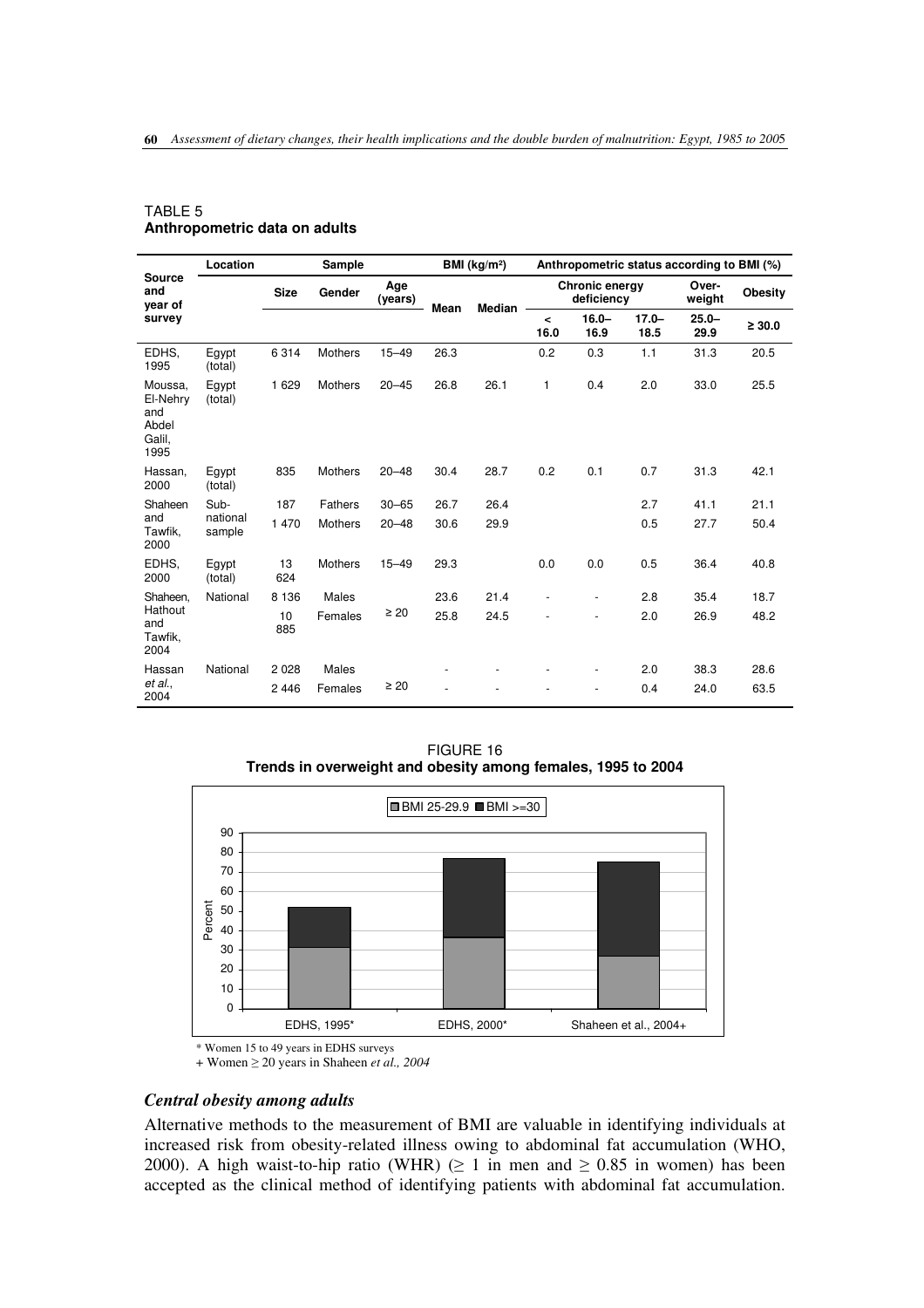TABLE 5
**Anthropometric data on adults**

| Source and year of survey | Location | Sample | | | BMI (kg/m²) | | Anthropometric status according to BMI (%) | | | | |
|---|---|---|---|---|---|---|---|---|---|---|---|
| | | Size | Gender | Age (years) | Mean | Median | Chronic energy deficiency | | | Over-weight | Obesity |
| | | | | | | | < 16.0 | 16.0–16.9 | 17.0–18.5 | 25.0–29.9 | ≥ 30.0 |
| EDHS, 1995 | Egypt (total) | 6 314 | Mothers | 15–49 | 26.3 | | 0.2 | 0.3 | 1.1 | 31.3 | 20.5 |
| Moussa, El-Nehry and Abdel Galil, 1995 | Egypt (total) | 1 629 | Mothers | 20–45 | 26.8 | 26.1 | 1 | 0.4 | 2.0 | 33.0 | 25.5 |
| Hassan, 2000 | Egypt (total) | 835 | Mothers | 20–48 | 30.4 | 28.7 | 0.2 | 0.1 | 0.7 | 31.3 | 42.1 |
| Shaheen and Tawfik, 2000 | Sub-national sample | 187 | Fathers | 30–65 | 26.7 | 26.4 | | | 2.7 | 41.1 | 21.1 |
| | | 1 470 | Mothers | 20–48 | 30.6 | 29.9 | | | 0.5 | 27.7 | 50.4 |
| EDHS, 2000 | Egypt (total) | 13 624 | Mothers | 15–49 | 29.3 | | 0.0 | 0.0 | 0.5 | 36.4 | 40.8 |
| Shaheen, Hathout and Tawfik, 2004 | National | 8 136 | Males | ≥ 20 | 23.6 | 21.4 | - | - | 2.8 | 35.4 | 18.7 |
| | | 10 885 | Females | | 25.8 | 24.5 | - | - | 2.0 | 26.9 | 48.2 |
| Hassan *et al.*, 2004 | National | 2 028 | Males | ≥ 20 | - | - | - | - | 2.0 | 38.3 | 28.6 |
| | | 2 446 | Females | | - | - | - | - | 0.4 | 24.0 | 63.5 |

FIGURE 16
**Trends in overweight and obesity among females, 1995 to 2004**

\* Women 15 to 49 years in EDHS surveys
\+ Women ≥ 20 years in Shaheen *et al., 2004*

### *Central obesity among adults*

Alternative methods to the measurement of BMI are valuable in identifying individuals at increased risk from obesity-related illness owing to abdominal fat accumulation (WHO, 2000). A high waist-to-hip ratio (WHR) (≥ 1 in men and ≥ 0.85 in women) has been accepted as the clinical method of identifying patients with abdominal fat accumulation.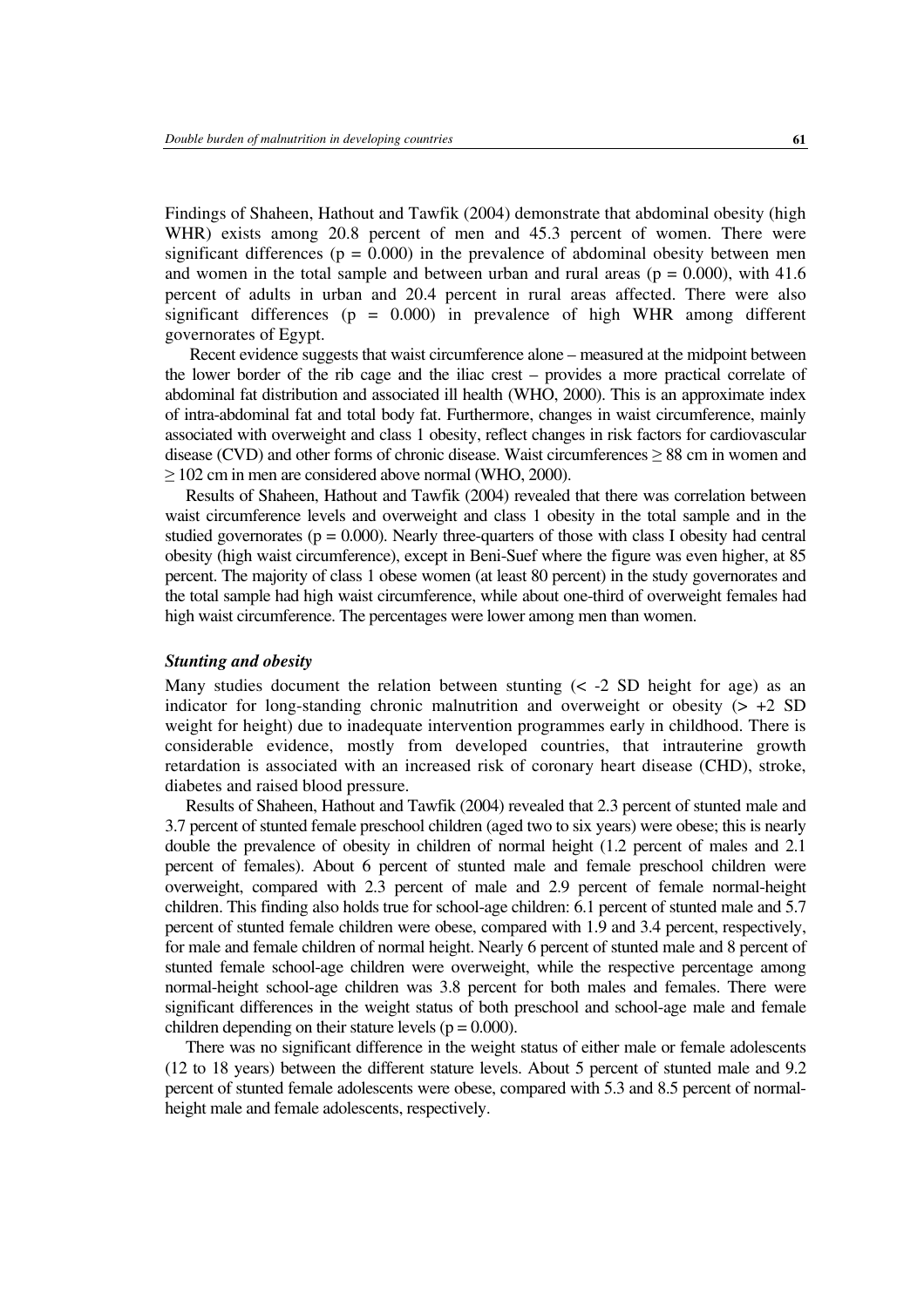Findings of Shaheen, Hathout and Tawfik (2004) demonstrate that abdominal obesity (high WHR) exists among 20.8 percent of men and 45.3 percent of women. There were significant differences ($p = 0.000$) in the prevalence of abdominal obesity between men and women in the total sample and between urban and rural areas ($p = 0.000$), with 41.6 percent of adults in urban and 20.4 percent in rural areas affected. There were also significant differences ($p = 0.000$) in prevalence of high WHR among different governorates of Egypt.

Recent evidence suggests that waist circumference alone – measured at the midpoint between the lower border of the rib cage and the iliac crest – provides a more practical correlate of abdominal fat distribution and associated ill health (WHO, 2000). This is an approximate index of intra-abdominal fat and total body fat. Furthermore, changes in waist circumference, mainly associated with overweight and class 1 obesity, reflect changes in risk factors for cardiovascular disease (CVD) and other forms of chronic disease. Waist circumferences ≥ 88 cm in women and ≥ 102 cm in men are considered above normal (WHO, 2000).

Results of Shaheen, Hathout and Tawfik (2004) revealed that there was correlation between waist circumference levels and overweight and class 1 obesity in the total sample and in the studied governorates ($p = 0.000$). Nearly three-quarters of those with class I obesity had central obesity (high waist circumference), except in Beni-Suef where the figure was even higher, at 85 percent. The majority of class 1 obese women (at least 80 percent) in the study governorates and the total sample had high waist circumference, while about one-third of overweight females had high waist circumference. The percentages were lower among men than women.

### *Stunting and obesity*

Many studies document the relation between stunting (< -2 SD height for age) as an indicator for long-standing chronic malnutrition and overweight or obesity (> +2 SD weight for height) due to inadequate intervention programmes early in childhood. There is considerable evidence, mostly from developed countries, that intrauterine growth retardation is associated with an increased risk of coronary heart disease (CHD), stroke, diabetes and raised blood pressure.

Results of Shaheen, Hathout and Tawfik (2004) revealed that 2.3 percent of stunted male and 3.7 percent of stunted female preschool children (aged two to six years) were obese; this is nearly double the prevalence of obesity in children of normal height (1.2 percent of males and 2.1 percent of females). About 6 percent of stunted male and female preschool children were overweight, compared with 2.3 percent of male and 2.9 percent of female normal-height children. This finding also holds true for school-age children: 6.1 percent of stunted male and 5.7 percent of stunted female children were obese, compared with 1.9 and 3.4 percent, respectively, for male and female children of normal height. Nearly 6 percent of stunted male and 8 percent of stunted female school-age children were overweight, while the respective percentage among normal-height school-age children was 3.8 percent for both males and females. There were significant differences in the weight status of both preschool and school-age male and female children depending on their stature levels ($p = 0.000$).

There was no significant difference in the weight status of either male or female adolescents (12 to 18 years) between the different stature levels. About 5 percent of stunted male and 9.2 percent of stunted female adolescents were obese, compared with 5.3 and 8.5 percent of normal-height male and female adolescents, respectively.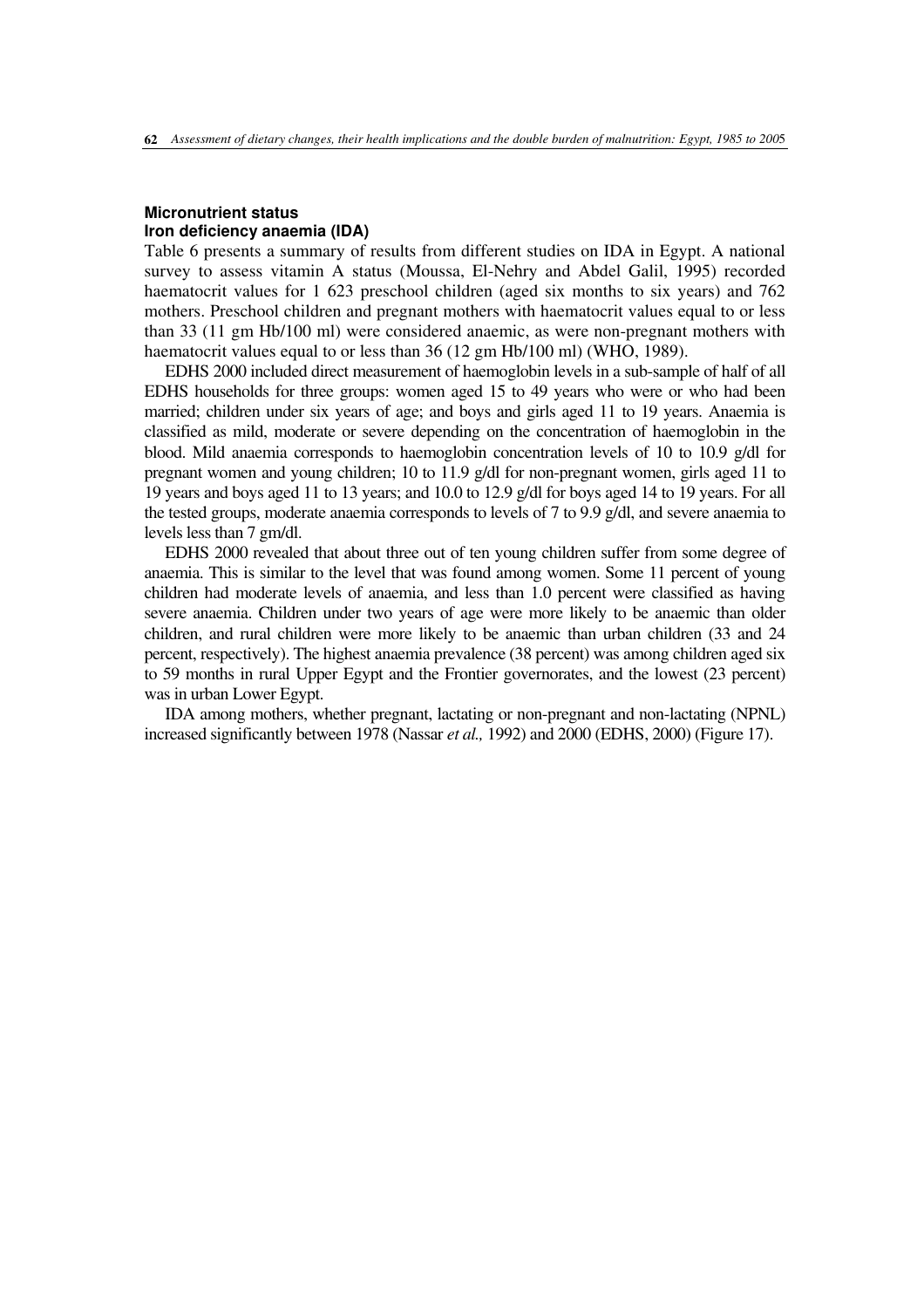## Micronutrient status

### Iron deficiency anaemia (IDA)

Table 6 presents a summary of results from different studies on IDA in Egypt. A national survey to assess vitamin A status (Moussa, El-Nehry and Abdel Galil, 1995) recorded haematocrit values for 1 623 preschool children (aged six months to six years) and 762 mothers. Preschool children and pregnant mothers with haematocrit values equal to or less than 33 (11 gm Hb/100 ml) were considered anaemic, as were non-pregnant mothers with haematocrit values equal to or less than 36 (12 gm Hb/100 ml) (WHO, 1989).

EDHS 2000 included direct measurement of haemoglobin levels in a sub-sample of half of all EDHS households for three groups: women aged 15 to 49 years who were or who had been married; children under six years of age; and boys and girls aged 11 to 19 years. Anaemia is classified as mild, moderate or severe depending on the concentration of haemoglobin in the blood. Mild anaemia corresponds to haemoglobin concentration levels of 10 to 10.9 g/dl for pregnant women and young children; 10 to 11.9 g/dl for non-pregnant women, girls aged 11 to 19 years and boys aged 11 to 13 years; and 10.0 to 12.9 g/dl for boys aged 14 to 19 years. For all the tested groups, moderate anaemia corresponds to levels of 7 to 9.9 g/dl, and severe anaemia to levels less than 7 gm/dl.

EDHS 2000 revealed that about three out of ten young children suffer from some degree of anaemia. This is similar to the level that was found among women. Some 11 percent of young children had moderate levels of anaemia, and less than 1.0 percent were classified as having severe anaemia. Children under two years of age were more likely to be anaemic than older children, and rural children were more likely to be anaemic than urban children (33 and 24 percent, respectively). The highest anaemia prevalence (38 percent) was among children aged six to 59 months in rural Upper Egypt and the Frontier governorates, and the lowest (23 percent) was in urban Lower Egypt.

IDA among mothers, whether pregnant, lactating or non-pregnant and non-lactating (NPNL) increased significantly between 1978 (Nassar *et al.,* 1992) and 2000 (EDHS, 2000) (Figure 17).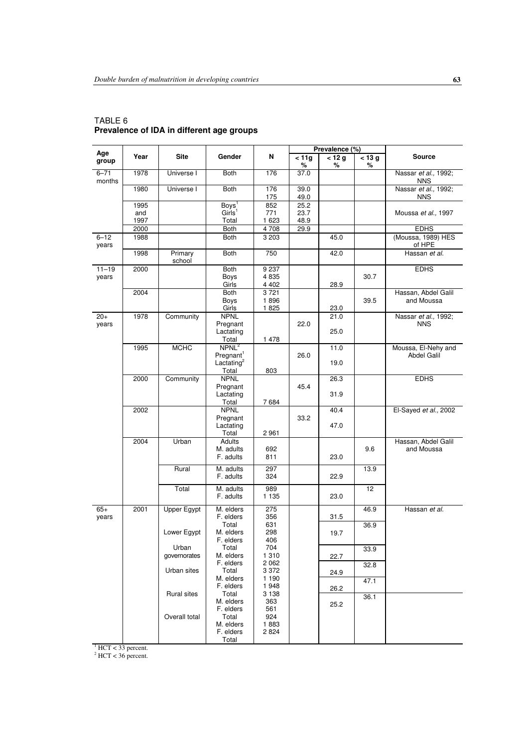TABLE 6
**Prevalence of IDA in different age groups**

| Age group | Year | Site | Gender | N | Prevalence (%) | | | Source |
|---|---|---|---|---|---|---|---|---|
| | | | | | < 11g % | < 12 g % | < 13 g % | |
| 6–71 months | 1978 | Universe I | Both | 176 | 37.0 | | | Nassar *et al.*, 1992; NNS |
| | 1980 | Universe I | Both | 176<br>175 | 39.0<br>49.0 | | | Nassar *et al.*, 1992; NNS |
| | 1995 and 1997 | | Boys[1]<br>Girls[1]<br>Total | 852<br>771<br>1 623 | 25.2<br>23.7<br>48.9 | | | Moussa *et al.*, 1997 |
| | 2000 | | Both | 4 708 | 29.9 | | | EDHS |
| 6–12 years | 1988 | | Both | 3 203 | | 45.0 | | (Moussa, 1989) HES of HPE |
| | 1998 | Primary school | Both | 750 | | 42.0 | | Hassan *et al.* |
| 11–19 years | 2000 | | Both<br>Boys<br>Girls | 9 237<br>4 835<br>4 402 | | 28.9 | 30.7 | EDHS |
| | 2004 | | Both<br>Boys<br>Girls | 3 721<br>1 896<br>1 825 | | 23.0 | 39.5 | Hassan, Abdel Galil and Moussa |
| 20+ years | 1978 | Community | NPNL<br>Pregnant<br>Lactating<br>Total | 1 478 | 22.0 | 21.0<br>25.0 | | Nassar *et al.*, 1992; NNS |
| | 1995 | MCHC | NPNL[2]<br>Pregnant[1]<br>Lactating[2]<br>Total | 803 | 26.0 | 11.0<br>19.0 | | Moussa, El-Nehy and Abdel Galil |
| | 2000 | Community | NPNL<br>Pregnant<br>Lactating<br>Total | 7 684 | 45.4 | 26.3<br>31.9 | | EDHS |
| | 2002 | | NPNL<br>Pregnant<br>Lactating<br>Total | 2 961 | 33.2 | 40.4<br>47.0 | | El-Sayed *et al.*, 2002 |
| | 2004 | Urban | Adults<br>M. adults<br>F. adults | 692<br>811 | | 23.0 | 9.6 | Hassan, Abdel Galil and Moussa |
| | | Rural | M. adults<br>F. adults | 297<br>324 | | 22.9 | 13.9 | |
| | | Total | M. adults<br>F. adults | 989<br>1 135 | | 23.0 | 12 | |
| 65+ years | 2001 | Upper Egypt | M. elders<br>F. elders<br>Total | 275<br>356<br>631 | | 31.5 | 46.9 | Hassan *et al.* |
| | | Lower Egypt | M. elders<br>F. elders<br>Total | 298<br>406<br>704 | | 19.7 | 36.9 | |
| | | Urban governorates | M. elders<br>F. elders<br>Total | 1 310<br>2 062<br>3 372 | | 22.7 | 33.9 | |
| | | Urban sites | M. elders<br>F. elders<br>Total | 1 190<br>1 948<br>3 138 | | 24.9 | 32.8 | |
| | | Rural sites | M. elders<br>F. elders<br>Total | 363<br>561<br>924 | | 26.2 | 47.1 | |
| | | Overall total | M. elders<br>F. elders<br>Total | 1 883<br>2 824 | | 25.2 | 36.1 | |

[1] HCT < 33 percent.
[2] HCT < 36 percent.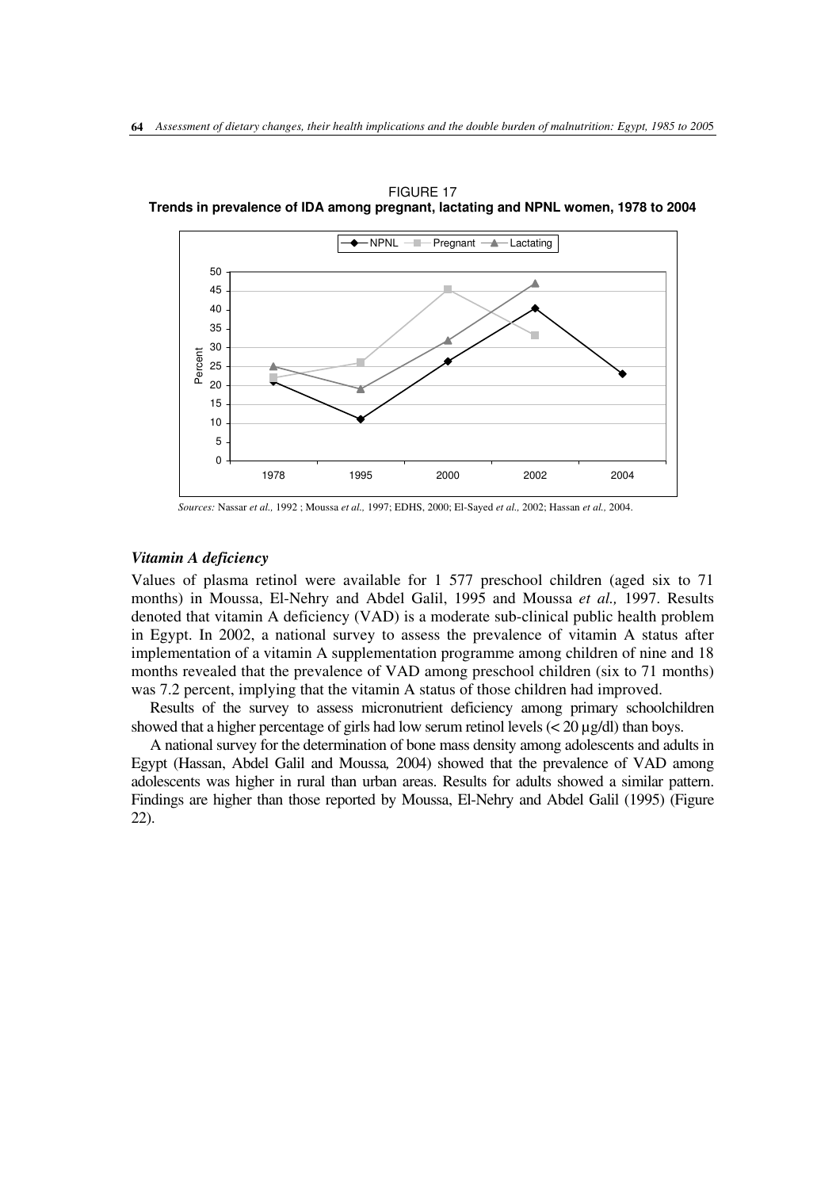FIGURE 17
**Trends in prevalence of IDA among pregnant, lactating and NPNL women, 1978 to 2004**

*Sources:* Nassar *et al.,* 1992 ; Moussa *et al.,* 1997; EDHS, 2000; El-Sayed *et al.,* 2002; Hassan *et al.,* 2004.

### *Vitamin A deficiency*

Values of plasma retinol were available for 1 577 preschool children (aged six to 71 months) in Moussa, El-Nehry and Abdel Galil, 1995 and Moussa *et al.,* 1997. Results denoted that vitamin A deficiency (VAD) is a moderate sub-clinical public health problem in Egypt. In 2002, a national survey to assess the prevalence of vitamin A status after implementation of a vitamin A supplementation programme among children of nine and 18 months revealed that the prevalence of VAD among preschool children (six to 71 months) was 7.2 percent, implying that the vitamin A status of those children had improved.

Results of the survey to assess micronutrient deficiency among primary schoolchildren showed that a higher percentage of girls had low serum retinol levels (< 20 µg/dl) than boys.

A national survey for the determination of bone mass density among adolescents and adults in Egypt (Hassan, Abdel Galil and Moussa, 2004) showed that the prevalence of VAD among adolescents was higher in rural than urban areas. Results for adults showed a similar pattern. Findings are higher than those reported by Moussa, El-Nehry and Abdel Galil (1995) (Figure 22).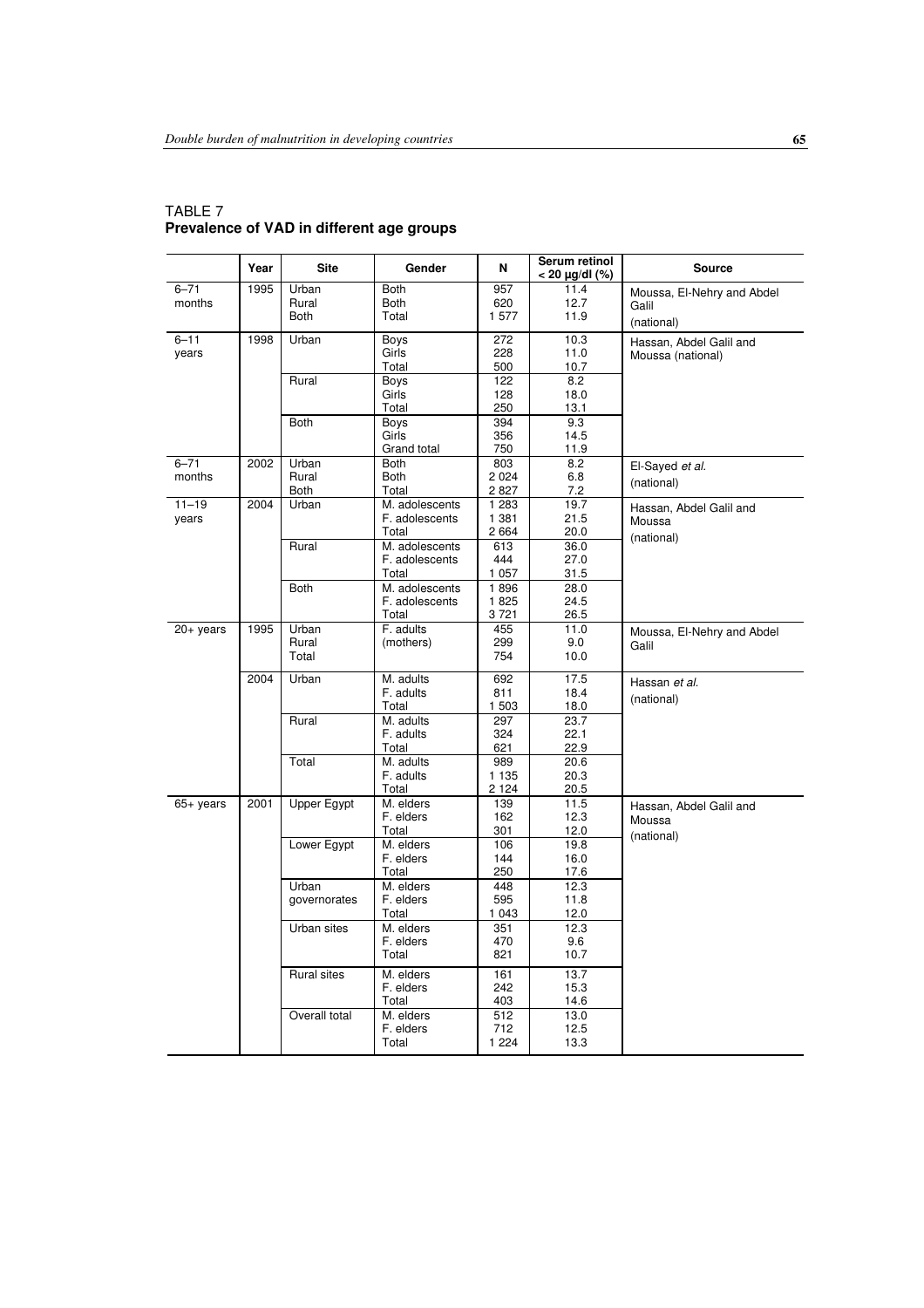TABLE 7
**Prevalence of VAD in different age groups**

| | Year | Site | Gender | N | Serum retinol < 20 µg/dl (%) | Source |
|---|---|---|---|---|---|---|
| 6–71 months | 1995 | Urban | Both | 957 | 11.4 | Moussa, El-Nehry and Abdel Galil (national) |
| | | Rural | Both | 620 | 12.7 | |
| | | Both | Total | 1 577 | 11.9 | |
| 6–11 years | 1998 | Urban | Boys | 272 | 10.3 | Hassan, Abdel Galil and Moussa (national) |
| | | | Girls | 228 | 11.0 | |
| | | | Total | 500 | 10.7 | |
| | | Rural | Boys | 122 | 8.2 | |
| | | | Girls | 128 | 18.0 | |
| | | | Total | 250 | 13.1 | |
| | | Both | Boys | 394 | 9.3 | |
| | | | Girls | 356 | 14.5 | |
| | | | Grand total | 750 | 11.9 | |
| 6–71 months | 2002 | Urban | Both | 803 | 8.2 | El-Sayed *et al.* (national) |
| | | Rural | Both | 2 024 | 6.8 | |
| | | Both | Total | 2 827 | 7.2 | |
| 11–19 years | 2004 | Urban | M. adolescents | 1 283 | 19.7 | Hassan, Abdel Galil and Moussa (national) |
| | | | F. adolescents | 1 381 | 21.5 | |
| | | | Total | 2 664 | 20.0 | |
| | | Rural | M. adolescents | 613 | 36.0 | |
| | | | F. adolescents | 444 | 27.0 | |
| | | | Total | 1 057 | 31.5 | |
| | | Both | M. adolescents | 1 896 | 28.0 | |
| | | | F. adolescents | 1 825 | 24.5 | |
| | | | Total | 3 721 | 26.5 | |
| 20+ years | 1995 | Urban | F. adults (mothers) | 455 | 11.0 | Moussa, El-Nehry and Abdel Galil |
| | | Rural | | 299 | 9.0 | |
| | | Total | | 754 | 10.0 | |
| | 2004 | Urban | M. adults | 692 | 17.5 | Hassan *et al.* (national) |
| | | | F. adults | 811 | 18.4 | |
| | | | Total | 1 503 | 18.0 | |
| | | Rural | M. adults | 297 | 23.7 | |
| | | | F. adults | 324 | 22.1 | |
| | | | Total | 621 | 22.9 | |
| | | Total | M. adults | 989 | 20.6 | |
| | | | F. adults | 1 135 | 20.3 | |
| | | | Total | 2 124 | 20.5 | |
| 65+ years | 2001 | Upper Egypt | M. elders | 139 | 11.5 | Hassan, Abdel Galil and Moussa (national) |
| | | | F. elders | 162 | 12.3 | |
| | | | Total | 301 | 12.0 | |
| | | Lower Egypt | M. elders | 106 | 19.8 | |
| | | | F. elders | 144 | 16.0 | |
| | | | Total | 250 | 17.6 | |
| | | Urban governorates | M. elders | 448 | 12.3 | |
| | | | F. elders | 595 | 11.8 | |
| | | | Total | 1 043 | 12.0 | |
| | | Urban sites | M. elders | 351 | 12.3 | |
| | | | F. elders | 470 | 9.6 | |
| | | | Total | 821 | 10.7 | |
| | | Rural sites | M. elders | 161 | 13.7 | |
| | | | F. elders | 242 | 15.3 | |
| | | | Total | 403 | 14.6 | |
| | | Overall total | M. elders | 512 | 13.0 | |
| | | | F. elders | 712 | 12.5 | |
| | | | Total | 1 224 | 13.3 | |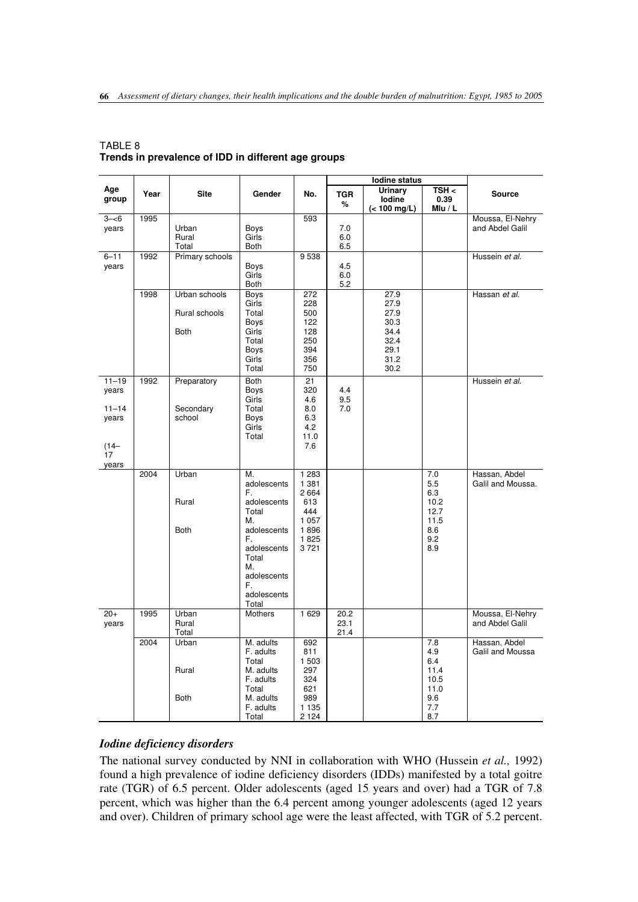TABLE 8
**Trends in prevalence of IDD in different age groups**

| Age group | Year | Site | Gender | No. | Iodine status | | | Source |
|---|---|---|---|---|---|---|---|---|
| | | | | | TGR % | Urinary Iodine (< 100 mg/L) | TSH < 0.39 MIu / L | |
| 3–<6 years | 1995 | | | 593 | | | | Moussa, El-Nehry and Abdel Galil |
| | | Urban | Boys | | 7.0 | | | |
| | | Rural | Girls | | 6.0 | | | |
| | | Total | Both | | 6.5 | | | |
| 6–11 years | 1992 | Primary schools | | 9 538 | | | | Hussein *et al.* |
| | | | Boys | | 4.5 | | | |
| | | | Girls | | 6.0 | | | |
| | | | Both | | 5.2 | | | |
| | 1998 | Urban schools | Boys | 272 | | 27.9 | | Hassan *et al.* |
| | | | Girls | 228 | | 27.9 | | |
| | | Rural schools | Total | 500 | | 27.9 | | |
| | | | Boys | 122 | | 30.3 | | |
| | | Both | Girls | 128 | | 34.4 | | |
| | | | Total | 250 | | 32.4 | | |
| | | | Boys | 394 | | 29.1 | | |
| | | | Girls | 356 | | 31.2 | | |
| | | | Total | 750 | | 30.2 | | |
| 11–19 years | 1992 | Preparatory | Both | 21 | | | | Hussein *et al.* |
| | | | Boys | 320 | 4.4 | | | |
| | | | Girls | 4.6 | 9.5 | | | |
| 11–14 years | | Secondary school | Total | 8.0 | 7.0 | | | |
| | | | Boys | 6.3 | | | | |
| | | | Girls | 4.2 | | | | |
| | | | Total | 11.0 | | | | |
| (14–17 years | | | | 7.6 | | | | |
| | 2004 | Urban | M. adolescents | 1 283 | | | 7.0 | Hassan, Abdel Galil and Moussa. |
| | | | F. adolescents | 1 381 | | | 5.5 | |
| | | | Total | 2 664 | | | 6.3 | |
| | | Rural | M. adolescents | 613 | | | 10.2 | |
| | | | F. adolescents | 444 | | | 12.7 | |
| | | | Total | 1 057 | | | 11.5 | |
| | | Both | M. adolescents | 1 896 | | | 8.6 | |
| | | | F. adolescents | 1 825 | | | 9.2 | |
| | | | Total | 3 721 | | | 8.9 | |
| 20+ years | 1995 | Urban | Mothers | 1 629 | 20.2 | | | Moussa, El-Nehry and Abdel Galil |
| | | Rural | | | 23.1 | | | |
| | | Total | | | 21.4 | | | |
| | 2004 | Urban | M. adults | 692 | | | 7.8 | Hassan, Abdel Galil and Moussa |
| | | | F. adults | 811 | | | 4.9 | |
| | | | Total | 1 503 | | | 6.4 | |
| | | Rural | M. adults | 297 | | | 11.4 | |
| | | | F. adults | 324 | | | 10.5 | |
| | | | Total | 621 | | | 11.0 | |
| | | Both | M. adults | 989 | | | 9.6 | |
| | | | F. adults | 1 135 | | | 7.7 | |
| | | | Total | 2 124 | | | 8.7 | |

### *Iodine deficiency disorders*

The national survey conducted by NNI in collaboration with WHO (Hussein *et al.,* 1992) found a high prevalence of iodine deficiency disorders (IDDs) manifested by a total goitre rate (TGR) of 6.5 percent. Older adolescents (aged 15 years and over) had a TGR of 7.8 percent, which was higher than the 6.4 percent among younger adolescents (aged 12 years and over). Children of primary school age were the least affected, with TGR of 5.2 percent.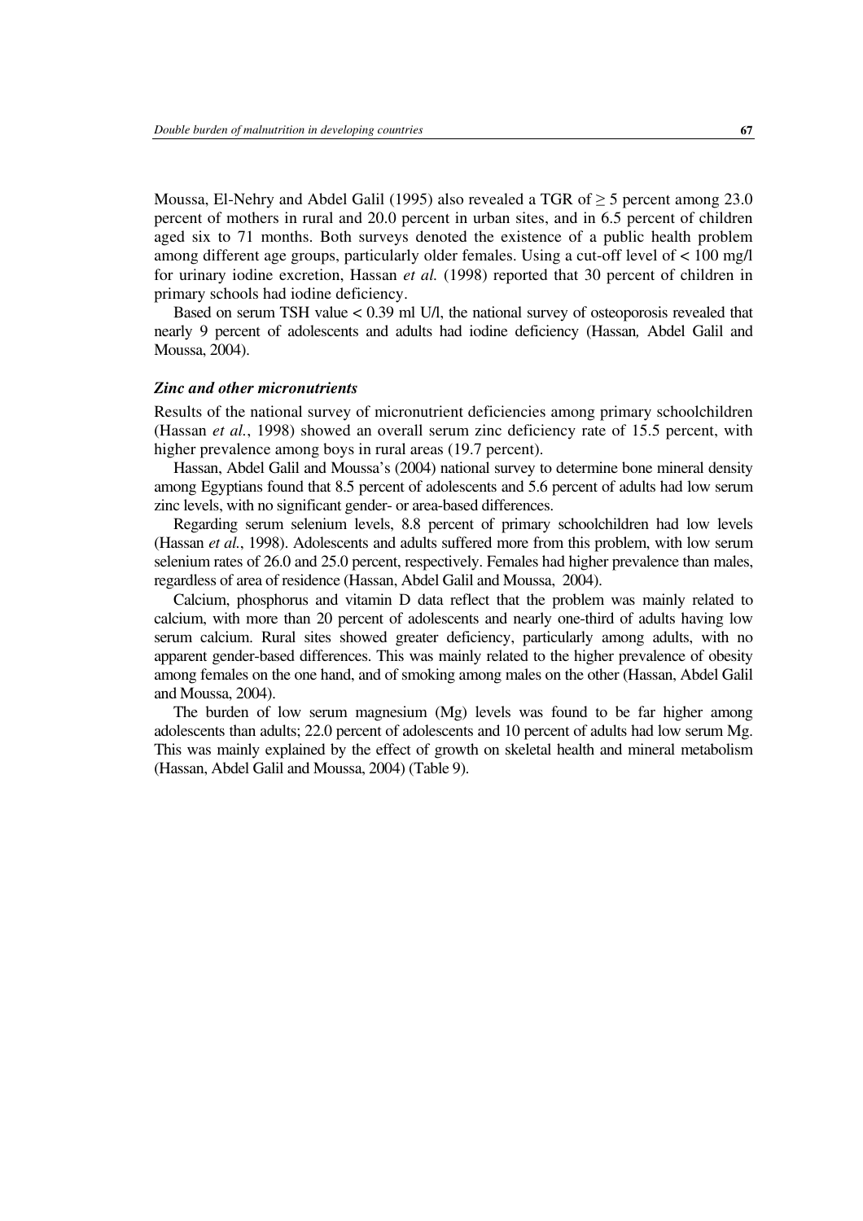Moussa, El-Nehry and Abdel Galil (1995) also revealed a TGR of ≥ 5 percent among 23.0 percent of mothers in rural and 20.0 percent in urban sites, and in 6.5 percent of children aged six to 71 months. Both surveys denoted the existence of a public health problem among different age groups, particularly older females. Using a cut-off level of < 100 mg/l for urinary iodine excretion, Hassan *et al.* (1998) reported that 30 percent of children in primary schools had iodine deficiency.

Based on serum TSH value < 0.39 ml U/l, the national survey of osteoporosis revealed that nearly 9 percent of adolescents and adults had iodine deficiency (Hassan*,* Abdel Galil and Moussa, 2004).

### *Zinc and other micronutrients*

Results of the national survey of micronutrient deficiencies among primary schoolchildren (Hassan *et al.*, 1998) showed an overall serum zinc deficiency rate of 15.5 percent, with higher prevalence among boys in rural areas (19.7 percent).

Hassan, Abdel Galil and Moussa's (2004) national survey to determine bone mineral density among Egyptians found that 8.5 percent of adolescents and 5.6 percent of adults had low serum zinc levels, with no significant gender- or area-based differences.

Regarding serum selenium levels, 8.8 percent of primary schoolchildren had low levels (Hassan *et al.*, 1998). Adolescents and adults suffered more from this problem, with low serum selenium rates of 26.0 and 25.0 percent, respectively. Females had higher prevalence than males, regardless of area of residence (Hassan, Abdel Galil and Moussa, 2004).

Calcium, phosphorus and vitamin D data reflect that the problem was mainly related to calcium, with more than 20 percent of adolescents and nearly one-third of adults having low serum calcium. Rural sites showed greater deficiency, particularly among adults, with no apparent gender-based differences. This was mainly related to the higher prevalence of obesity among females on the one hand, and of smoking among males on the other (Hassan, Abdel Galil and Moussa, 2004).

The burden of low serum magnesium (Mg) levels was found to be far higher among adolescents than adults; 22.0 percent of adolescents and 10 percent of adults had low serum Mg. This was mainly explained by the effect of growth on skeletal health and mineral metabolism (Hassan, Abdel Galil and Moussa, 2004) (Table 9).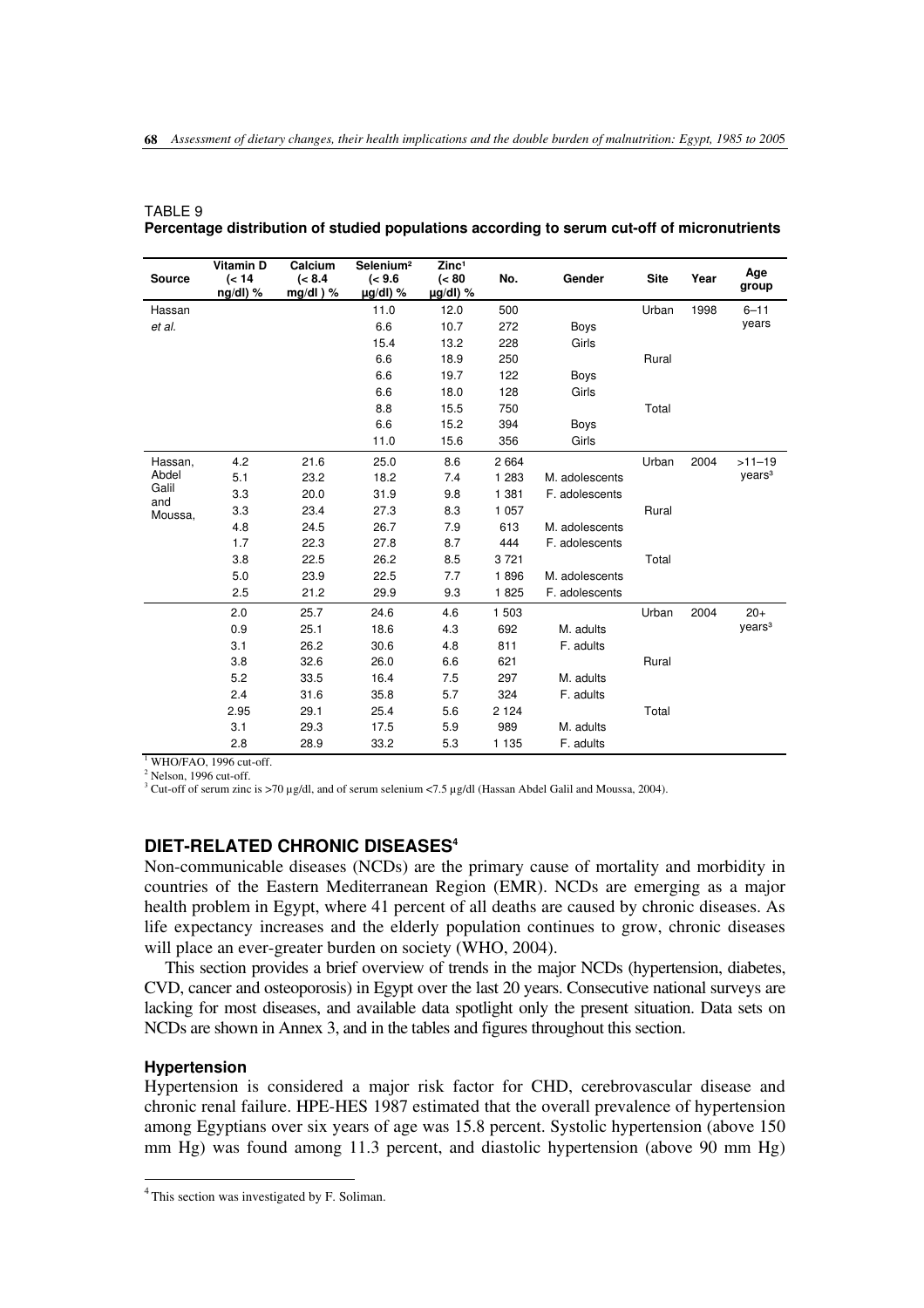TABLE 9
**Percentage distribution of studied populations according to serum cut-off of micronutrients**

| Source | Vitamin D (< 14 ng/dl) % | Calcium (< 8.4 mg/dl ) % | Selenium[2] (< 9.6 µg/dl) % | Zinc[1] (< 80 µg/dl) % | No. | Gender | Site | Year | Age group |
|---|---|---|---|---|---|---|---|---|---|
| Hassan *et al.* | | | 11.0 | 12.0 | 500 | | Urban | 1998 | 6–11 years |
| | | | 6.6 | 10.7 | 272 | Boys | | | |
| | | | 15.4 | 13.2 | 228 | Girls | | | |
| | | | 6.6 | 18.9 | 250 | | Rural | | |
| | | | 6.6 | 19.7 | 122 | Boys | | | |
| | | | 6.6 | 18.0 | 128 | Girls | | | |
| | | | 8.8 | 15.5 | 750 | | Total | | |
| | | | 6.6 | 15.2 | 394 | Boys | | | |
| | | | 11.0 | 15.6 | 356 | Girls | | | |
| Hassan, Abdel Galil and Moussa, | 4.2 | 21.6 | 25.0 | 8.6 | 2 664 | | Urban | 2004 | >11–19 years[3] |
| | 5.1 | 23.2 | 18.2 | 7.4 | 1 283 | M. adolescents | | | |
| | 3.3 | 20.0 | 31.9 | 9.8 | 1 381 | F. adolescents | | | |
| | 3.3 | 23.4 | 27.3 | 8.3 | 1 057 | | Rural | | |
| | 4.8 | 24.5 | 26.7 | 7.9 | 613 | M. adolescents | | | |
| | 1.7 | 22.3 | 27.8 | 8.7 | 444 | F. adolescents | | | |
| | 3.8 | 22.5 | 26.2 | 8.5 | 3 721 | | Total | | |
| | 5.0 | 23.9 | 22.5 | 7.7 | 1 896 | M. adolescents | | | |
| | 2.5 | 21.2 | 29.9 | 9.3 | 1 825 | F. adolescents | | | |
| | 2.0 | 25.7 | 24.6 | 4.6 | 1 503 | | Urban | 2004 | 20+ years[3] |
| | 0.9 | 25.1 | 18.6 | 4.3 | 692 | M. adults | | | |
| | 3.1 | 26.2 | 30.6 | 4.8 | 811 | F. adults | | | |
| | 3.8 | 32.6 | 26.0 | 6.6 | 621 | | Rural | | |
| | 5.2 | 33.5 | 16.4 | 7.5 | 297 | M. adults | | | |
| | 2.4 | 31.6 | 35.8 | 5.7 | 324 | F. adults | | | |
| | 2.95 | 29.1 | 25.4 | 5.6 | 2 124 | | Total | | |
| | 3.1 | 29.3 | 17.5 | 5.9 | 989 | M. adults | | | |
| | 2.8 | 28.9 | 33.2 | 5.3 | 1 135 | F. adults | | | |

[1] WHO/FAO, 1996 cut-off.
[2] Nelson, 1996 cut-off.
[3] Cut-off of serum zinc is >70 µg/dl, and of serum selenium <7.5 µg/dl (Hassan Abdel Galil and Moussa, 2004).

## DIET-RELATED CHRONIC DISEASES[4]

Non-communicable diseases (NCDs) are the primary cause of mortality and morbidity in countries of the Eastern Mediterranean Region (EMR). NCDs are emerging as a major health problem in Egypt, where 41 percent of all deaths are caused by chronic diseases. As life expectancy increases and the elderly population continues to grow, chronic diseases will place an ever-greater burden on society (WHO, 2004).

This section provides a brief overview of trends in the major NCDs (hypertension, diabetes, CVD, cancer and osteoporosis) in Egypt over the last 20 years. Consecutive national surveys are lacking for most diseases, and available data spotlight only the present situation. Data sets on NCDs are shown in Annex 3, and in the tables and figures throughout this section.

### Hypertension

Hypertension is considered a major risk factor for CHD, cerebrovascular disease and chronic renal failure. HPE-HES 1987 estimated that the overall prevalence of hypertension among Egyptians over six years of age was 15.8 percent. Systolic hypertension (above 150 mm Hg) was found among 11.3 percent, and diastolic hypertension (above 90 mm Hg)

[4] This section was investigated by F. Soliman.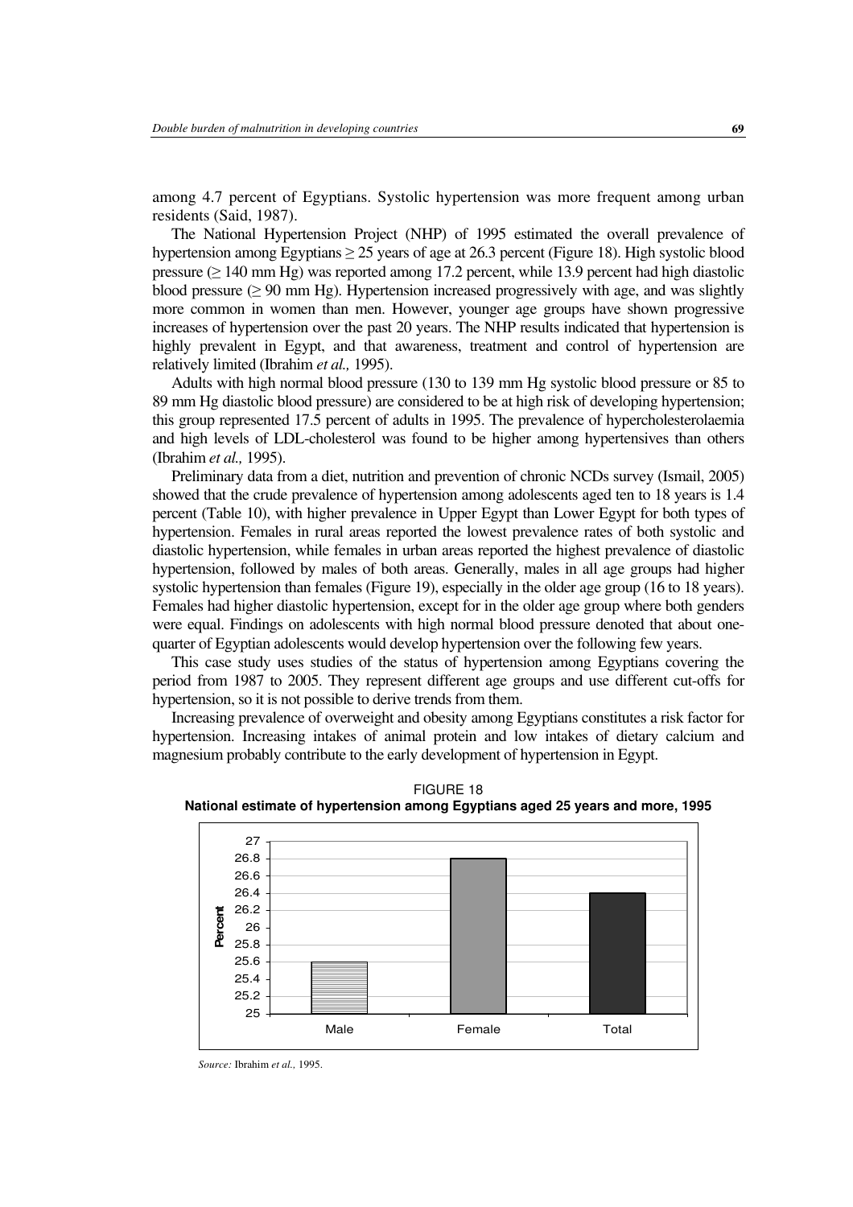among 4.7 percent of Egyptians. Systolic hypertension was more frequent among urban residents (Said, 1987).

The National Hypertension Project (NHP) of 1995 estimated the overall prevalence of hypertension among Egyptians ≥ 25 years of age at 26.3 percent (Figure 18). High systolic blood pressure (≥ 140 mm Hg) was reported among 17.2 percent, while 13.9 percent had high diastolic blood pressure (≥ 90 mm Hg). Hypertension increased progressively with age, and was slightly more common in women than men. However, younger age groups have shown progressive increases of hypertension over the past 20 years. The NHP results indicated that hypertension is highly prevalent in Egypt, and that awareness, treatment and control of hypertension are relatively limited (Ibrahim *et al.,* 1995).

Adults with high normal blood pressure (130 to 139 mm Hg systolic blood pressure or 85 to 89 mm Hg diastolic blood pressure) are considered to be at high risk of developing hypertension; this group represented 17.5 percent of adults in 1995. The prevalence of hypercholesterolaemia and high levels of LDL-cholesterol was found to be higher among hypertensives than others (Ibrahim *et al.,* 1995).

Preliminary data from a diet, nutrition and prevention of chronic NCDs survey (Ismail, 2005) showed that the crude prevalence of hypertension among adolescents aged ten to 18 years is 1.4 percent (Table 10), with higher prevalence in Upper Egypt than Lower Egypt for both types of hypertension. Females in rural areas reported the lowest prevalence rates of both systolic and diastolic hypertension, while females in urban areas reported the highest prevalence of diastolic hypertension, followed by males of both areas. Generally, males in all age groups had higher systolic hypertension than females (Figure 19), especially in the older age group (16 to 18 years). Females had higher diastolic hypertension, except for in the older age group where both genders were equal. Findings on adolescents with high normal blood pressure denoted that about one-quarter of Egyptian adolescents would develop hypertension over the following few years.

This case study uses studies of the status of hypertension among Egyptians covering the period from 1987 to 2005. They represent different age groups and use different cut-offs for hypertension, so it is not possible to derive trends from them.

Increasing prevalence of overweight and obesity among Egyptians constitutes a risk factor for hypertension. Increasing intakes of animal protein and low intakes of dietary calcium and magnesium probably contribute to the early development of hypertension in Egypt.

FIGURE 18
**National estimate of hypertension among Egyptians aged 25 years and more, 1995**

| | Male | Female | Total |
|---|---|---|---|
| Percent | 25.6 | 26.8 | 26.4 |

*Source:* Ibrahim *et al.*, 1995.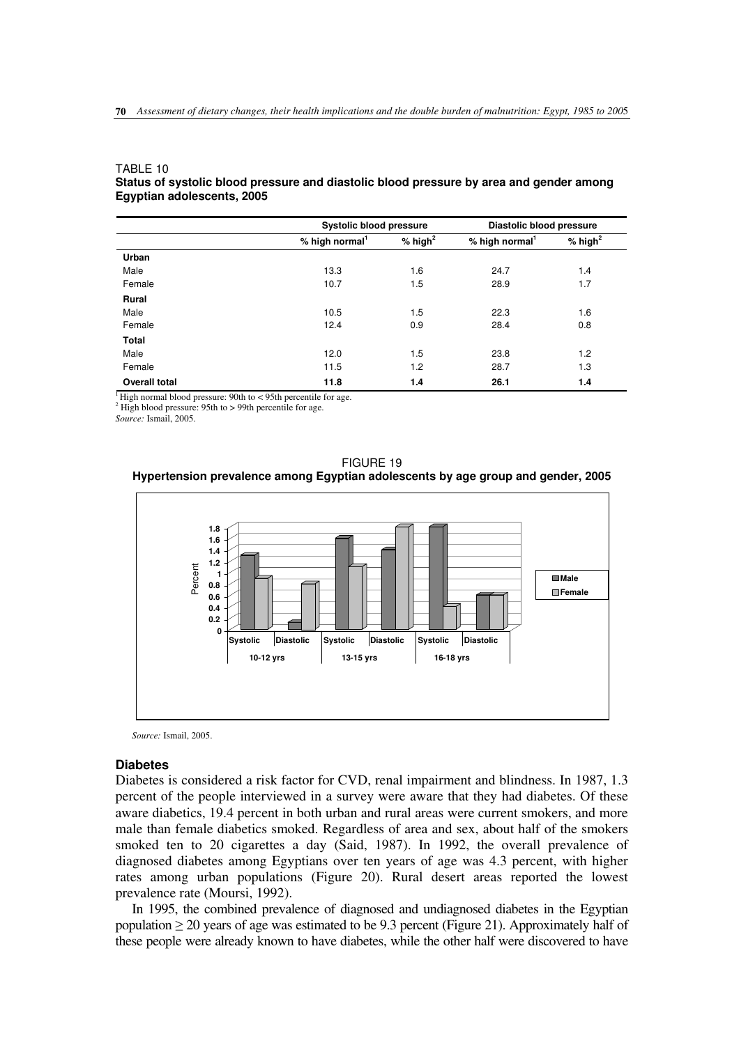TABLE 10
**Status of systolic blood pressure and diastolic blood pressure by area and gender among Egyptian adolescents, 2005**

| | Systolic blood pressure | | Diastolic blood pressure | |
|---|---|---|---|---|
| | % high normal[1] | % high[2] | % high normal[1] | % high[2] |
| **Urban** | | | | |
| Male | 13.3 | 1.6 | 24.7 | 1.4 |
| Female | 10.7 | 1.5 | 28.9 | 1.7 |
| **Rural** | | | | |
| Male | 10.5 | 1.5 | 22.3 | 1.6 |
| Female | 12.4 | 0.9 | 28.4 | 0.8 |
| **Total** | | | | |
| Male | 12.0 | 1.5 | 23.8 | 1.2 |
| Female | 11.5 | 1.2 | 28.7 | 1.3 |
| **Overall total** | **11.8** | **1.4** | **26.1** | **1.4** |

[1] High normal blood pressure: 90th to < 95th percentile for age.
[2] High blood pressure: 95th to > 99th percentile for age.
*Source:* Ismail, 2005.

FIGURE 19
**Hypertension prevalence among Egyptian adolescents by age group and gender, 2005**

*Source:* Ismail, 2005.

### Diabetes

Diabetes is considered a risk factor for CVD, renal impairment and blindness. In 1987, 1.3 percent of the people interviewed in a survey were aware that they had diabetes. Of these aware diabetics, 19.4 percent in both urban and rural areas were current smokers, and more male than female diabetics smoked. Regardless of area and sex, about half of the smokers smoked ten to 20 cigarettes a day (Said, 1987). In 1992, the overall prevalence of diagnosed diabetes among Egyptians over ten years of age was 4.3 percent, with higher rates among urban populations (Figure 20). Rural desert areas reported the lowest prevalence rate (Moursi, 1992).

In 1995, the combined prevalence of diagnosed and undiagnosed diabetes in the Egyptian population ≥ 20 years of age was estimated to be 9.3 percent (Figure 21). Approximately half of these people were already known to have diabetes, while the other half were discovered to have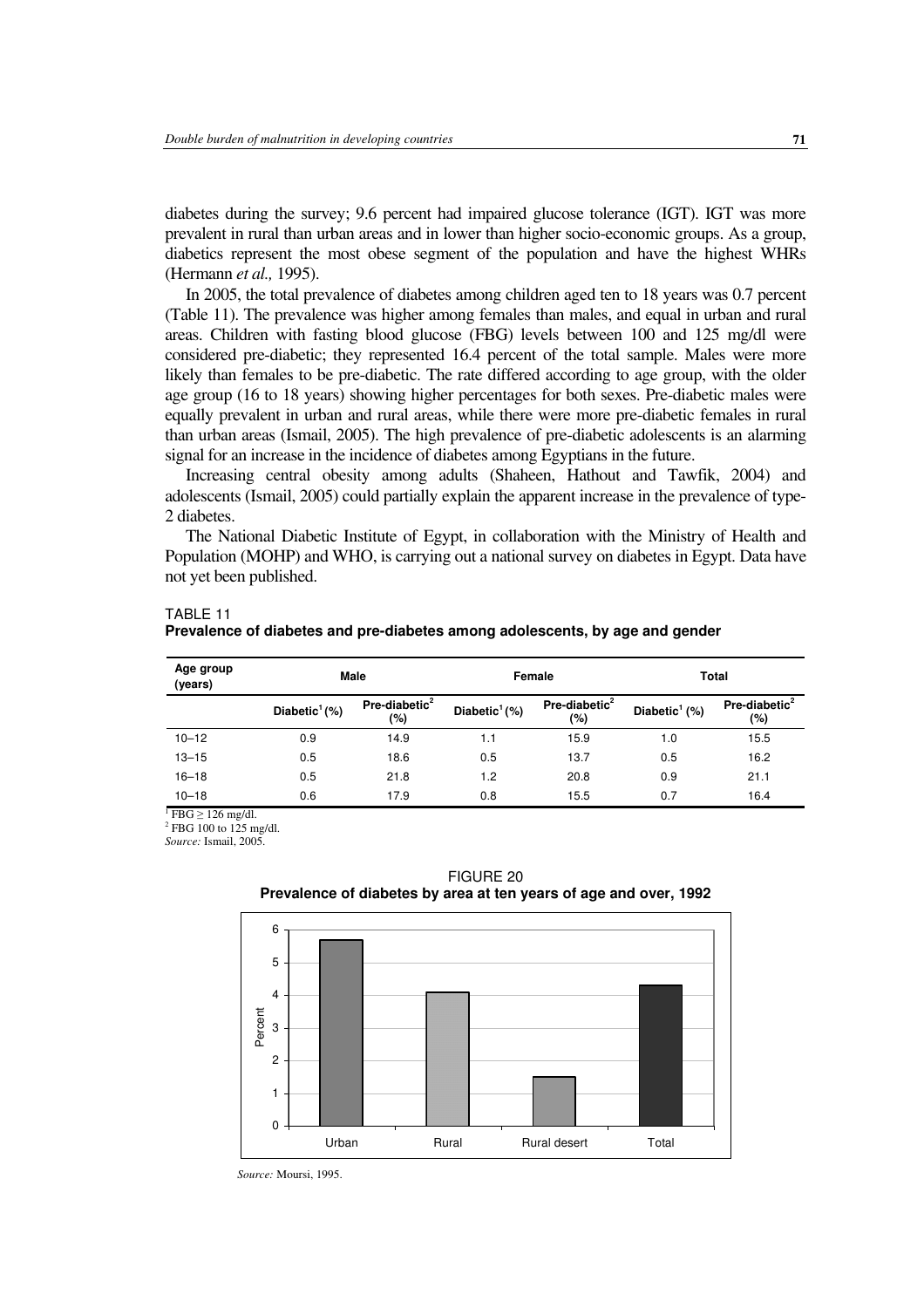diabetes during the survey; 9.6 percent had impaired glucose tolerance (IGT). IGT was more prevalent in rural than urban areas and in lower than higher socio-economic groups. As a group, diabetics represent the most obese segment of the population and have the highest WHRs (Hermann *et al.,* 1995).

In 2005, the total prevalence of diabetes among children aged ten to 18 years was 0.7 percent (Table 11). The prevalence was higher among females than males, and equal in urban and rural areas. Children with fasting blood glucose (FBG) levels between 100 and 125 mg/dl were considered pre-diabetic; they represented 16.4 percent of the total sample. Males were more likely than females to be pre-diabetic. The rate differed according to age group, with the older age group (16 to 18 years) showing higher percentages for both sexes. Pre-diabetic males were equally prevalent in urban and rural areas, while there were more pre-diabetic females in rural than urban areas (Ismail, 2005). The high prevalence of pre-diabetic adolescents is an alarming signal for an increase in the incidence of diabetes among Egyptians in the future.

Increasing central obesity among adults (Shaheen, Hathout and Tawfik, 2004) and adolescents (Ismail, 2005) could partially explain the apparent increase in the prevalence of type-2 diabetes.

The National Diabetic Institute of Egypt, in collaboration with the Ministry of Health and Population (MOHP) and WHO, is carrying out a national survey on diabetes in Egypt. Data have not yet been published.

TABLE 11
**Prevalence of diabetes and pre-diabetes among adolescents, by age and gender**

| Age group (years) | Male | | Female | | Total | |
|---|---|---|---|---|---|---|
| | Diabetic[1] (%) | Pre-diabetic[2] (%) | Diabetic[1] (%) | Pre-diabetic[2] (%) | Diabetic[1] (%) | Pre-diabetic[2] (%) |
| 10–12 | 0.9 | 14.9 | 1.1 | 15.9 | 1.0 | 15.5 |
| 13–15 | 0.5 | 18.6 | 0.5 | 13.7 | 0.5 | 16.2 |
| 16–18 | 0.5 | 21.8 | 1.2 | 20.8 | 0.9 | 21.1 |
| 10–18 | 0.6 | 17.9 | 0.8 | 15.5 | 0.7 | 16.4 |

[1] FBG ≥ 126 mg/dl.
[2] FBG 100 to 125 mg/dl.
*Source:* Ismail, 2005.

FIGURE 20
**Prevalence of diabetes by area at ten years of age and over, 1992**

*Source:* Moursi, 1995.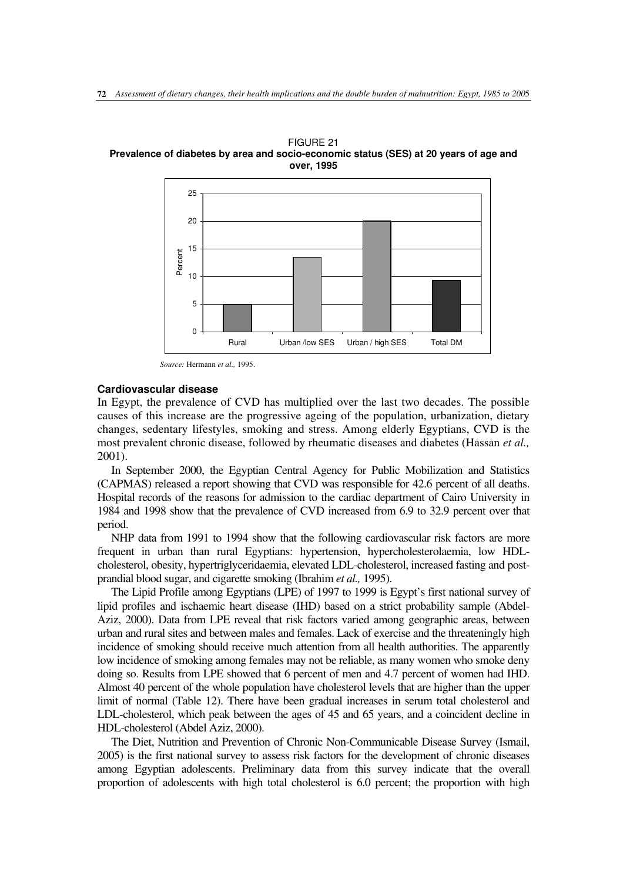FIGURE 21
**Prevalence of diabetes by area and socio-economic status (SES) at 20 years of age and over, 1995**

*Source:* Hermann *et al.,* 1995.

### Cardiovascular disease

In Egypt, the prevalence of CVD has multiplied over the last two decades. The possible causes of this increase are the progressive ageing of the population, urbanization, dietary changes, sedentary lifestyles, smoking and stress. Among elderly Egyptians, CVD is the most prevalent chronic disease, followed by rheumatic diseases and diabetes (Hassan *et al.,* 2001).

In September 2000, the Egyptian Central Agency for Public Mobilization and Statistics (CAPMAS) released a report showing that CVD was responsible for 42.6 percent of all deaths. Hospital records of the reasons for admission to the cardiac department of Cairo University in 1984 and 1998 show that the prevalence of CVD increased from 6.9 to 32.9 percent over that period.

NHP data from 1991 to 1994 show that the following cardiovascular risk factors are more frequent in urban than rural Egyptians: hypertension, hypercholesterolaemia, low HDL-cholesterol, obesity, hypertriglyceridaemia, elevated LDL-cholesterol, increased fasting and post-prandial blood sugar, and cigarette smoking (Ibrahim *et al.,* 1995).

The Lipid Profile among Egyptians (LPE) of 1997 to 1999 is Egypt's first national survey of lipid profiles and ischaemic heart disease (IHD) based on a strict probability sample (Abdel-Aziz, 2000). Data from LPE reveal that risk factors varied among geographic areas, between urban and rural sites and between males and females. Lack of exercise and the threateningly high incidence of smoking should receive much attention from all health authorities. The apparently low incidence of smoking among females may not be reliable, as many women who smoke deny doing so. Results from LPE showed that 6 percent of men and 4.7 percent of women had IHD. Almost 40 percent of the whole population have cholesterol levels that are higher than the upper limit of normal (Table 12). There have been gradual increases in serum total cholesterol and LDL-cholesterol, which peak between the ages of 45 and 65 years, and a coincident decline in HDL-cholesterol (Abdel Aziz, 2000).

The Diet, Nutrition and Prevention of Chronic Non-Communicable Disease Survey (Ismail, 2005) is the first national survey to assess risk factors for the development of chronic diseases among Egyptian adolescents. Preliminary data from this survey indicate that the overall proportion of adolescents with high total cholesterol is 6.0 percent; the proportion with high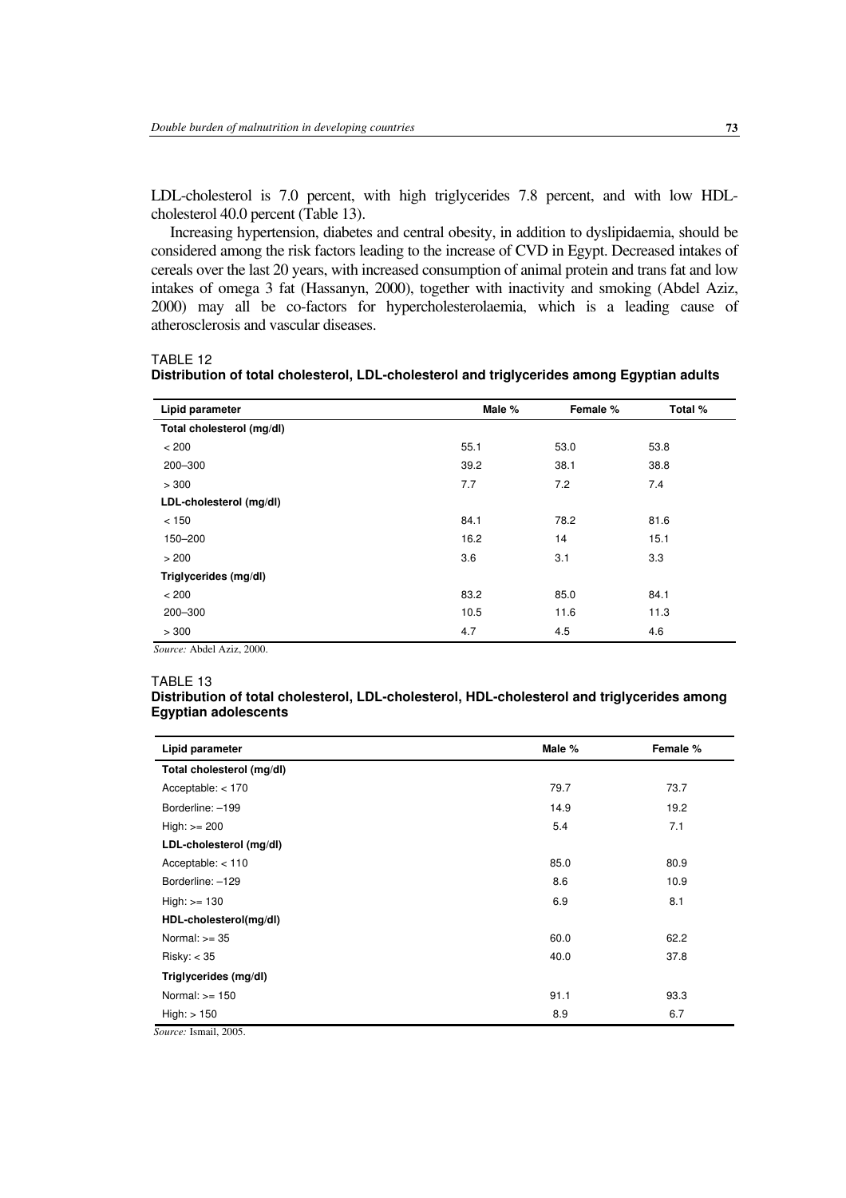LDL-cholesterol is 7.0 percent, with high triglycerides 7.8 percent, and with low HDL-cholesterol 40.0 percent (Table 13).

Increasing hypertension, diabetes and central obesity, in addition to dyslipidaemia, should be considered among the risk factors leading to the increase of CVD in Egypt. Decreased intakes of cereals over the last 20 years, with increased consumption of animal protein and trans fat and low intakes of omega 3 fat (Hassanyn, 2000), together with inactivity and smoking (Abdel Aziz, 2000) may all be co-factors for hypercholesterolaemia, which is a leading cause of atherosclerosis and vascular diseases.

TABLE 12
**Distribution of total cholesterol, LDL-cholesterol and triglycerides among Egyptian adults**

| Lipid parameter | Male % | Female % | Total % |
|---|---|---|---|
| **Total cholesterol (mg/dl)** | | | |
| < 200 | 55.1 | 53.0 | 53.8 |
| 200–300 | 39.2 | 38.1 | 38.8 |
| > 300 | 7.7 | 7.2 | 7.4 |
| **LDL-cholesterol (mg/dl)** | | | |
| < 150 | 84.1 | 78.2 | 81.6 |
| 150–200 | 16.2 | 14 | 15.1 |
| > 200 | 3.6 | 3.1 | 3.3 |
| **Triglycerides (mg/dl)** | | | |
| < 200 | 83.2 | 85.0 | 84.1 |
| 200–300 | 10.5 | 11.6 | 11.3 |
| > 300 | 4.7 | 4.5 | 4.6 |

*Source:* Abdel Aziz, 2000.

TABLE 13
**Distribution of total cholesterol, LDL-cholesterol, HDL-cholesterol and triglycerides among Egyptian adolescents**

| Lipid parameter | Male % | Female % |
|---|---|---|
| **Total cholesterol (mg/dl)** | | |
| Acceptable: < 170 | 79.7 | 73.7 |
| Borderline: –199 | 14.9 | 19.2 |
| High: >= 200 | 5.4 | 7.1 |
| **LDL-cholesterol (mg/dl)** | | |
| Acceptable: < 110 | 85.0 | 80.9 |
| Borderline: –129 | 8.6 | 10.9 |
| High: >= 130 | 6.9 | 8.1 |
| **HDL-cholesterol(mg/dl)** | | |
| Normal: >= 35 | 60.0 | 62.2 |
| Risky: < 35 | 40.0 | 37.8 |
| **Triglycerides (mg/dl)** | | |
| Normal: >= 150 | 91.1 | 93.3 |
| High: > 150 | 8.9 | 6.7 |

*Source:* Ismail, 2005.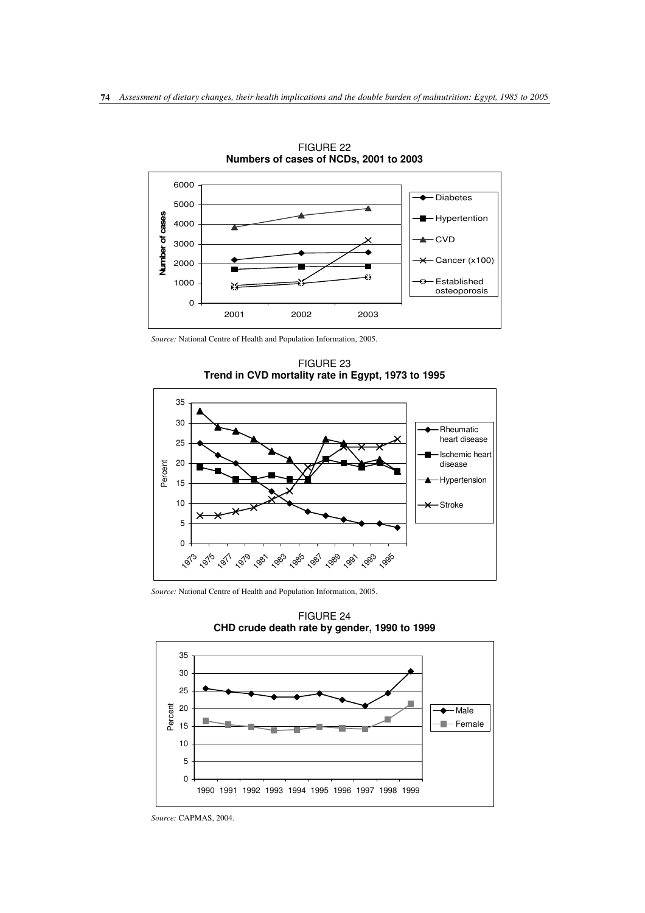FIGURE 22
**Numbers of cases of NCDs, 2001 to 2003**

*Source:* National Centre of Health and Population Information, 2005.

FIGURE 23
**Trend in CVD mortality rate in Egypt, 1973 to 1995**

*Source:* National Centre of Health and Population Information, 2005.

FIGURE 24
**CHD crude death rate by gender, 1990 to 1999**

*Source:* CAPMAS, 2004.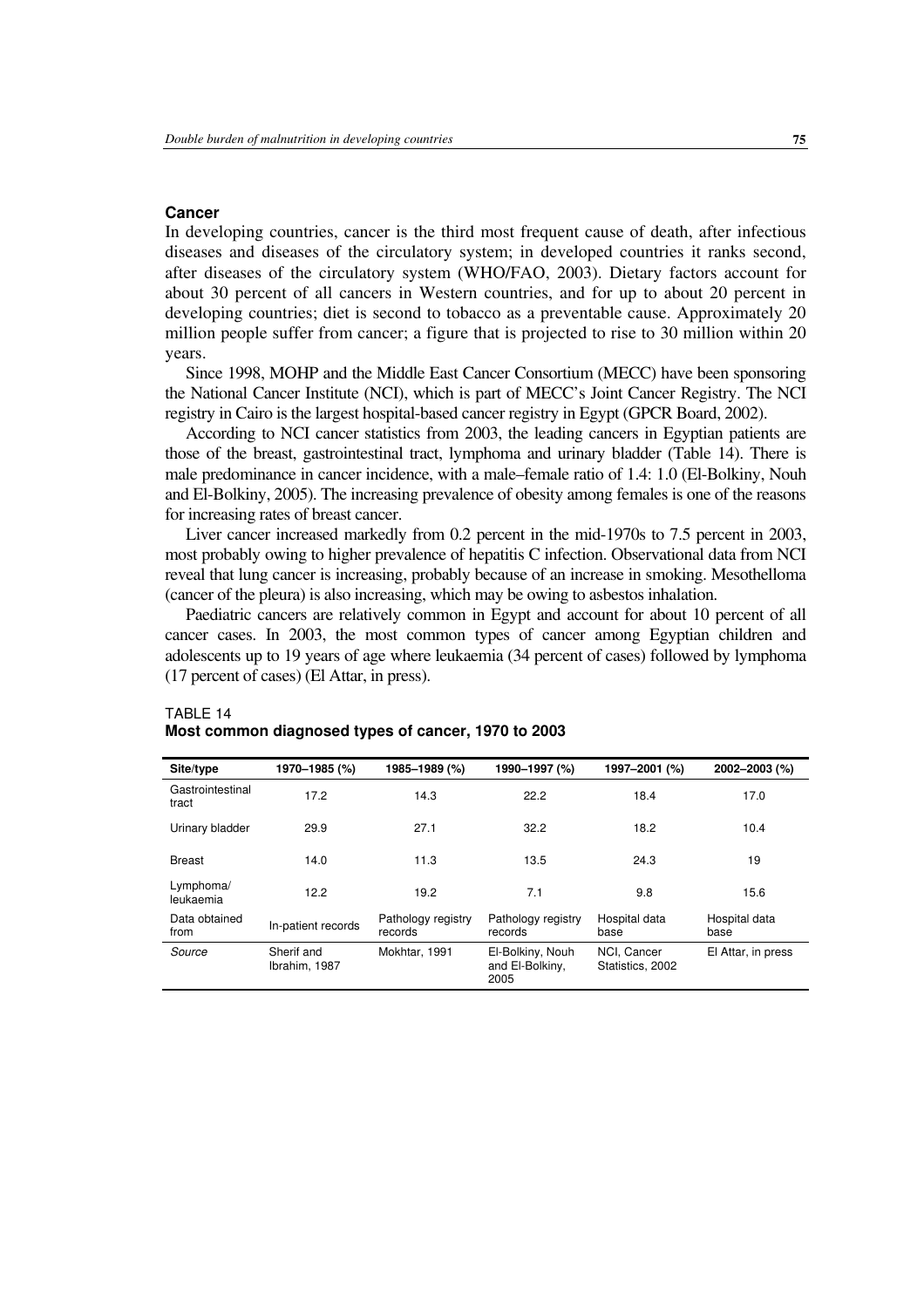## Cancer

In developing countries, cancer is the third most frequent cause of death, after infectious diseases and diseases of the circulatory system; in developed countries it ranks second, after diseases of the circulatory system (WHO/FAO, 2003). Dietary factors account for about 30 percent of all cancers in Western countries, and for up to about 20 percent in developing countries; diet is second to tobacco as a preventable cause. Approximately 20 million people suffer from cancer; a figure that is projected to rise to 30 million within 20 years.

Since 1998, MOHP and the Middle East Cancer Consortium (MECC) have been sponsoring the National Cancer Institute (NCI), which is part of MECC's Joint Cancer Registry. The NCI registry in Cairo is the largest hospital-based cancer registry in Egypt (GPCR Board, 2002).

According to NCI cancer statistics from 2003, the leading cancers in Egyptian patients are those of the breast, gastrointestinal tract, lymphoma and urinary bladder (Table 14). There is male predominance in cancer incidence, with a male–female ratio of 1.4: 1.0 (El-Bolkiny, Nouh and El-Bolkiny, 2005). The increasing prevalence of obesity among females is one of the reasons for increasing rates of breast cancer.

Liver cancer increased markedly from 0.2 percent in the mid-1970s to 7.5 percent in 2003, most probably owing to higher prevalence of hepatitis C infection. Observational data from NCI reveal that lung cancer is increasing, probably because of an increase in smoking. Mesothelloma (cancer of the pleura) is also increasing, which may be owing to asbestos inhalation.

Paediatric cancers are relatively common in Egypt and account for about 10 percent of all cancer cases. In 2003, the most common types of cancer among Egyptian children and adolescents up to 19 years of age where leukaemia (34 percent of cases) followed by lymphoma (17 percent of cases) (El Attar, in press).

TABLE 14
**Most common diagnosed types of cancer, 1970 to 2003**

| Site/type | 1970–1985 (%) | 1985–1989 (%) | 1990–1997 (%) | 1997–2001 (%) | 2002–2003 (%) |
|---|---|---|---|---|---|
| Gastrointestinal tract | 17.2 | 14.3 | 22.2 | 18.4 | 17.0 |
| Urinary bladder | 29.9 | 27.1 | 32.2 | 18.2 | 10.4 |
| Breast | 14.0 | 11.3 | 13.5 | 24.3 | 19 |
| Lymphoma/ leukaemia | 12.2 | 19.2 | 7.1 | 9.8 | 15.6 |
| Data obtained from | In-patient records | Pathology registry records | Pathology registry records | Hospital data base | Hospital data base |
| *Source* | Sherif and Ibrahim, 1987 | Mokhtar, 1991 | El-Bolkiny, Nouh and El-Bolkiny, 2005 | NCI, Cancer Statistics, 2002 | El Attar, in press |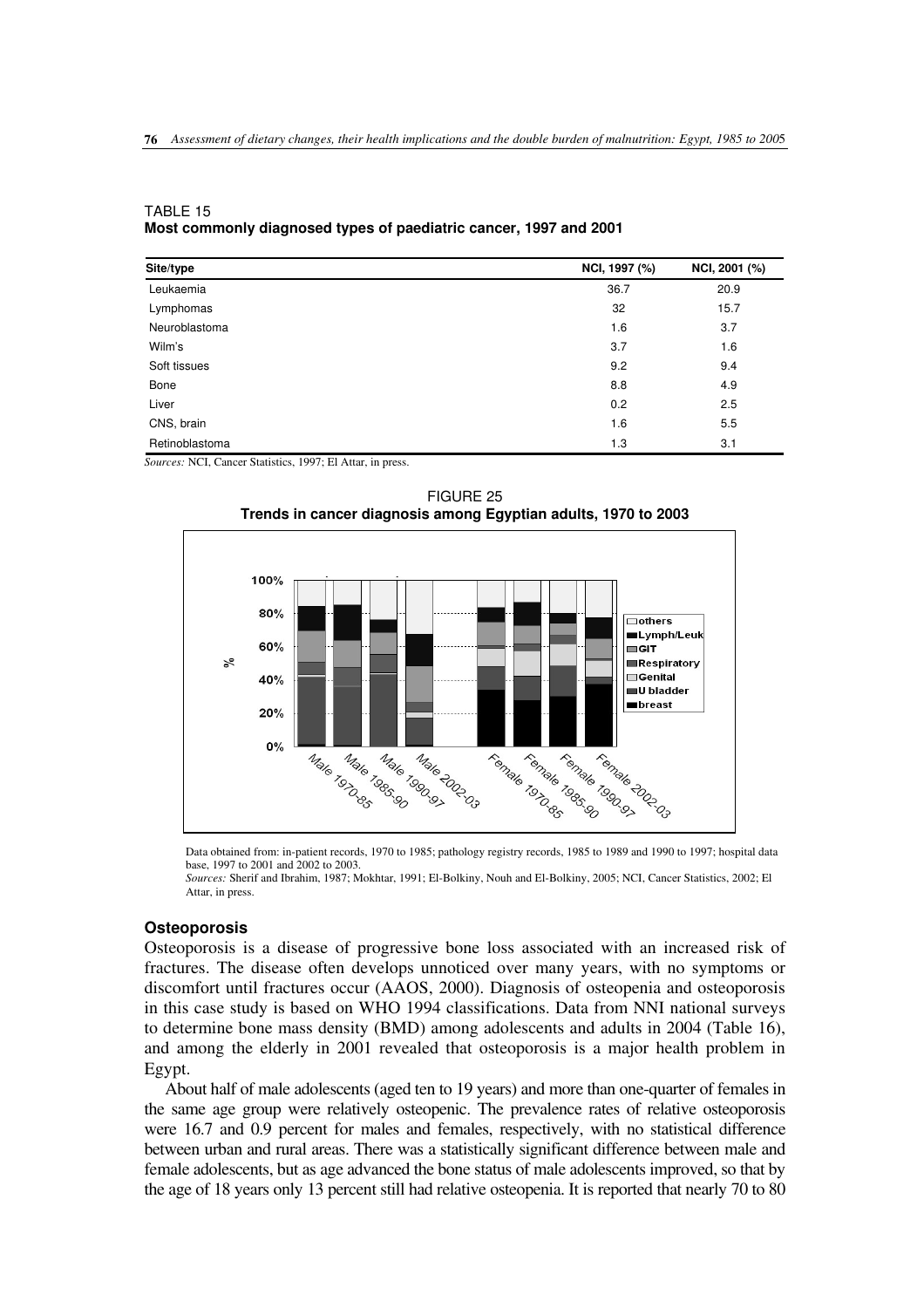TABLE 15
**Most commonly diagnosed types of paediatric cancer, 1997 and 2001**

| Site/type | NCI, 1997 (%) | NCI, 2001 (%) |
|---|---|---|
| Leukaemia | 36.7 | 20.9 |
| Lymphomas | 32 | 15.7 |
| Neuroblastoma | 1.6 | 3.7 |
| Wilm's | 3.7 | 1.6 |
| Soft tissues | 9.2 | 9.4 |
| Bone | 8.8 | 4.9 |
| Liver | 0.2 | 2.5 |
| CNS, brain | 1.6 | 5.5 |
| Retinoblastoma | 1.3 | 3.1 |

*Sources:* NCI, Cancer Statistics, 1997; El Attar, in press.

FIGURE 25
**Trends in cancer diagnosis among Egyptian adults, 1970 to 2003**

Data obtained from: in-patient records, 1970 to 1985; pathology registry records, 1985 to 1989 and 1990 to 1997; hospital data base, 1997 to 2001 and 2002 to 2003.
*Sources:* Sherif and Ibrahim, 1987; Mokhtar, 1991; El-Bolkiny, Nouh and El-Bolkiny, 2005; NCI, Cancer Statistics, 2002; El Attar, in press.

### Osteoporosis

Osteoporosis is a disease of progressive bone loss associated with an increased risk of fractures. The disease often develops unnoticed over many years, with no symptoms or discomfort until fractures occur (AAOS, 2000). Diagnosis of osteopenia and osteoporosis in this case study is based on WHO 1994 classifications. Data from NNI national surveys to determine bone mass density (BMD) among adolescents and adults in 2004 (Table 16), and among the elderly in 2001 revealed that osteoporosis is a major health problem in Egypt.

About half of male adolescents (aged ten to 19 years) and more than one-quarter of females in the same age group were relatively osteopenic. The prevalence rates of relative osteoporosis were 16.7 and 0.9 percent for males and females, respectively, with no statistical difference between urban and rural areas. There was a statistically significant difference between male and female adolescents, but as age advanced the bone status of male adolescents improved, so that by the age of 18 years only 13 percent still had relative osteopenia. It is reported that nearly 70 to 80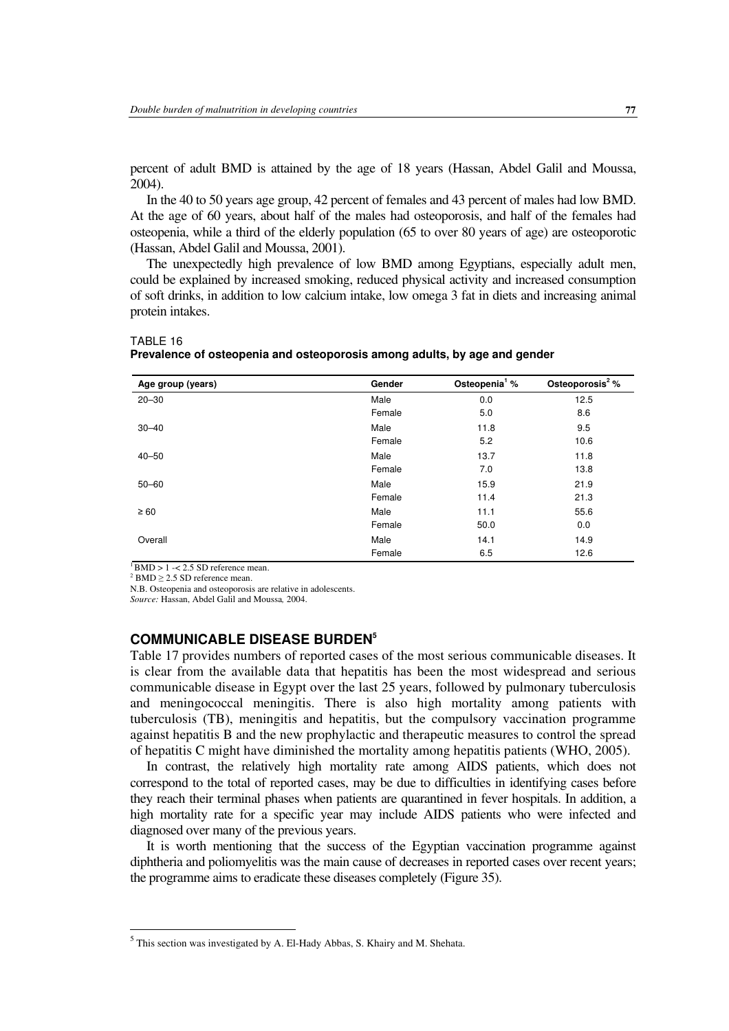percent of adult BMD is attained by the age of 18 years (Hassan, Abdel Galil and Moussa, 2004).

In the 40 to 50 years age group, 42 percent of females and 43 percent of males had low BMD. At the age of 60 years, about half of the males had osteoporosis, and half of the females had osteopenia, while a third of the elderly population (65 to over 80 years of age) are osteoporotic (Hassan, Abdel Galil and Moussa, 2001).

The unexpectedly high prevalence of low BMD among Egyptians, especially adult men, could be explained by increased smoking, reduced physical activity and increased consumption of soft drinks, in addition to low calcium intake, low omega 3 fat in diets and increasing animal protein intakes.

TABLE 16
**Prevalence of osteopenia and osteoporosis among adults, by age and gender**

| Age group (years) | Gender | Osteopenia[1] % | Osteoporosis[2] % |
|---|---|---|---|
| 20–30 | Male | 0.0 | 12.5 |
| | Female | 5.0 | 8.6 |
| 30–40 | Male | 11.8 | 9.5 |
| | Female | 5.2 | 10.6 |
| 40–50 | Male | 13.7 | 11.8 |
| | Female | 7.0 | 13.8 |
| 50–60 | Male | 15.9 | 21.9 |
| | Female | 11.4 | 21.3 |
| ≥ 60 | Male | 11.1 | 55.6 |
| | Female | 50.0 | 0.0 |
| Overall | Male | 14.1 | 14.9 |
| | Female | 6.5 | 12.6 |

[1] BMD > 1 -< 2.5 SD reference mean.
[2] BMD ≥ 2.5 SD reference mean.
N.B. Osteopenia and osteoporosis are relative in adolescents.
*Source:* Hassan, Abdel Galil and Moussa*,* 2004.

## COMMUNICABLE DISEASE BURDEN[5]

Table 17 provides numbers of reported cases of the most serious communicable diseases. It is clear from the available data that hepatitis has been the most widespread and serious communicable disease in Egypt over the last 25 years, followed by pulmonary tuberculosis and meningococcal meningitis. There is also high mortality among patients with tuberculosis (TB), meningitis and hepatitis, but the compulsory vaccination programme against hepatitis B and the new prophylactic and therapeutic measures to control the spread of hepatitis C might have diminished the mortality among hepatitis patients (WHO, 2005).

In contrast, the relatively high mortality rate among AIDS patients, which does not correspond to the total of reported cases, may be due to difficulties in identifying cases before they reach their terminal phases when patients are quarantined in fever hospitals. In addition, a high mortality rate for a specific year may include AIDS patients who were infected and diagnosed over many of the previous years.

It is worth mentioning that the success of the Egyptian vaccination programme against diphtheria and poliomyelitis was the main cause of decreases in reported cases over recent years; the programme aims to eradicate these diseases completely (Figure 35).

[5] This section was investigated by A. El-Hady Abbas, S. Khairy and M. Shehata.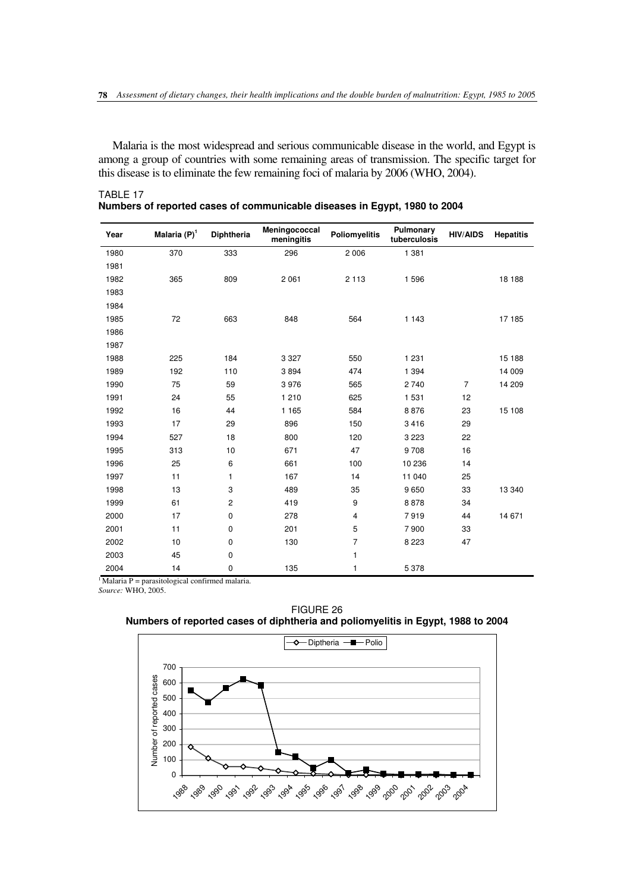Malaria is the most widespread and serious communicable disease in the world, and Egypt is among a group of countries with some remaining areas of transmission. The specific target for this disease is to eliminate the few remaining foci of malaria by 2006 (WHO, 2004).

TABLE 17
**Numbers of reported cases of communicable diseases in Egypt, 1980 to 2004**

| Year | Malaria (P)[1] | Diphtheria | Meningococcal meningitis | Poliomyelitis | Pulmonary tuberculosis | HIV/AIDS | Hepatitis |
|---|---|---|---|---|---|---|---|
| 1980 | 370 | 333 | 296 | 2 006 | 1 381 | | |
| 1981 | | | | | | | |
| 1982 | 365 | 809 | 2 061 | 2 113 | 1 596 | | 18 188 |
| 1983 | | | | | | | |
| 1984 | | | | | | | |
| 1985 | 72 | 663 | 848 | 564 | 1 143 | | 17 185 |
| 1986 | | | | | | | |
| 1987 | | | | | | | |
| 1988 | 225 | 184 | 3 327 | 550 | 1 231 | | 15 188 |
| 1989 | 192 | 110 | 3 894 | 474 | 1 394 | | 14 009 |
| 1990 | 75 | 59 | 3 976 | 565 | 2 740 | 7 | 14 209 |
| 1991 | 24 | 55 | 1 210 | 625 | 1 531 | 12 | |
| 1992 | 16 | 44 | 1 165 | 584 | 8 876 | 23 | 15 108 |
| 1993 | 17 | 29 | 896 | 150 | 3 416 | 29 | |
| 1994 | 527 | 18 | 800 | 120 | 3 223 | 22 | |
| 1995 | 313 | 10 | 671 | 47 | 9 708 | 16 | |
| 1996 | 25 | 6 | 661 | 100 | 10 236 | 14 | |
| 1997 | 11 | 1 | 167 | 14 | 11 040 | 25 | |
| 1998 | 13 | 3 | 489 | 35 | 9 650 | 33 | 13 340 |
| 1999 | 61 | 2 | 419 | 9 | 8 878 | 34 | |
| 2000 | 17 | 0 | 278 | 4 | 7 919 | 44 | 14 671 |
| 2001 | 11 | 0 | 201 | 5 | 7 900 | 33 | |
| 2002 | 10 | 0 | 130 | 7 | 8 223 | 47 | |
| 2003 | 45 | 0 | | 1 | | | |
| 2004 | 14 | 0 | 135 | 1 | 5 378 | | |

[1] Malaria P = parasitological confirmed malaria.
*Source:* WHO, 2005.

FIGURE 26
**Numbers of reported cases of diphtheria and poliomyelitis in Egypt, 1988 to 2004**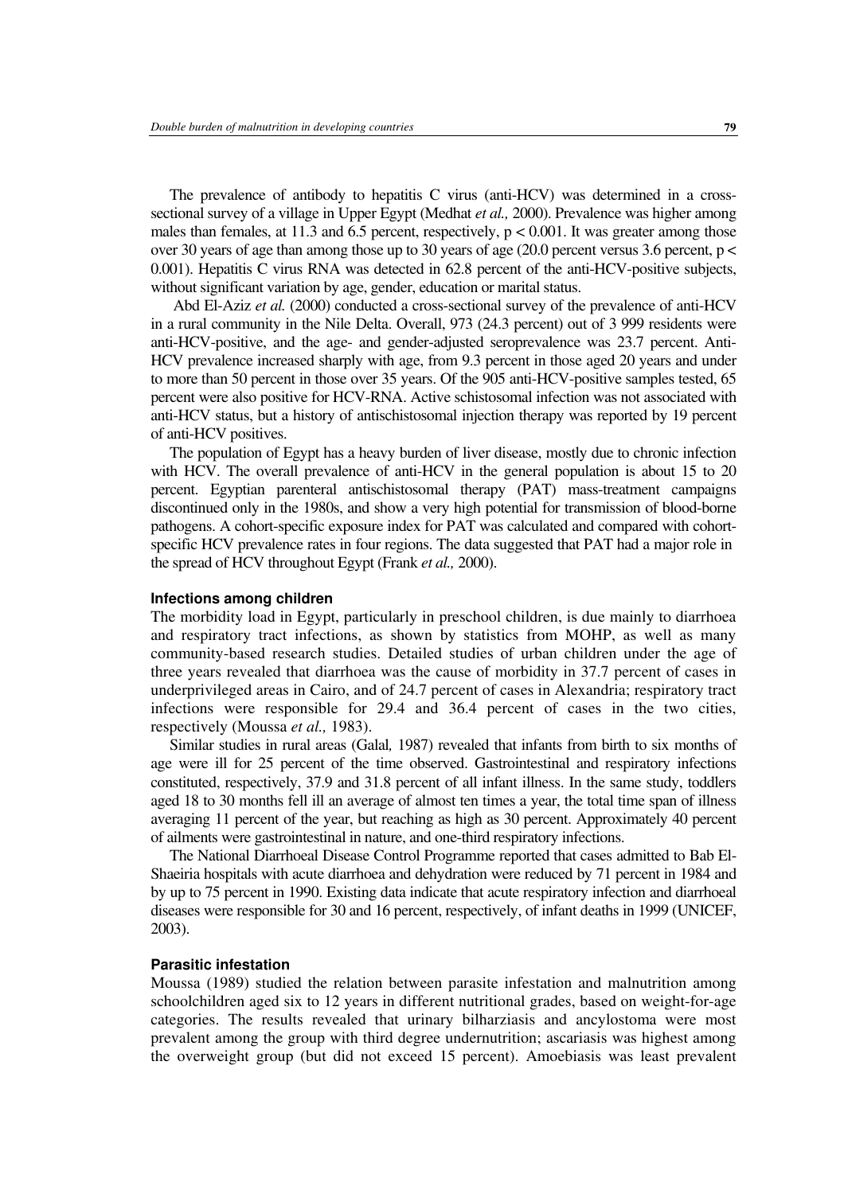The prevalence of antibody to hepatitis C virus (anti-HCV) was determined in a cross-sectional survey of a village in Upper Egypt (Medhat *et al.,* 2000). Prevalence was higher among males than females, at 11.3 and 6.5 percent, respectively, $p < 0.001$. It was greater among those over 30 years of age than among those up to 30 years of age (20.0 percent versus 3.6 percent, $p < 0.001$). Hepatitis C virus RNA was detected in 62.8 percent of the anti-HCV-positive subjects, without significant variation by age, gender, education or marital status.

Abd El-Aziz *et al.* (2000) conducted a cross-sectional survey of the prevalence of anti-HCV in a rural community in the Nile Delta. Overall, 973 (24.3 percent) out of 3 999 residents were anti-HCV-positive, and the age- and gender-adjusted seroprevalence was 23.7 percent. Anti-HCV prevalence increased sharply with age, from 9.3 percent in those aged 20 years and under to more than 50 percent in those over 35 years. Of the 905 anti-HCV-positive samples tested, 65 percent were also positive for HCV-RNA. Active schistosomal infection was not associated with anti-HCV status, but a history of antischistosomal injection therapy was reported by 19 percent of anti-HCV positives.

The population of Egypt has a heavy burden of liver disease, mostly due to chronic infection with HCV. The overall prevalence of anti-HCV in the general population is about 15 to 20 percent. Egyptian parenteral antischistosomal therapy (PAT) mass-treatment campaigns discontinued only in the 1980s, and show a very high potential for transmission of blood-borne pathogens. A cohort-specific exposure index for PAT was calculated and compared with cohort-specific HCV prevalence rates in four regions. The data suggested that PAT had a major role in the spread of HCV throughout Egypt (Frank *et al.,* 2000).

#### Infections among children

The morbidity load in Egypt, particularly in preschool children, is due mainly to diarrhoea and respiratory tract infections, as shown by statistics from MOHP, as well as many community-based research studies. Detailed studies of urban children under the age of three years revealed that diarrhoea was the cause of morbidity in 37.7 percent of cases in underprivileged areas in Cairo, and of 24.7 percent of cases in Alexandria; respiratory tract infections were responsible for 29.4 and 36.4 percent of cases in the two cities, respectively (Moussa *et al.,* 1983).

Similar studies in rural areas (Galal*,* 1987) revealed that infants from birth to six months of age were ill for 25 percent of the time observed. Gastrointestinal and respiratory infections constituted, respectively, 37.9 and 31.8 percent of all infant illness. In the same study, toddlers aged 18 to 30 months fell ill an average of almost ten times a year, the total time span of illness averaging 11 percent of the year, but reaching as high as 30 percent. Approximately 40 percent of ailments were gastrointestinal in nature, and one-third respiratory infections.

The National Diarrhoeal Disease Control Programme reported that cases admitted to Bab El-Shaeiria hospitals with acute diarrhoea and dehydration were reduced by 71 percent in 1984 and by up to 75 percent in 1990. Existing data indicate that acute respiratory infection and diarrhoeal diseases were responsible for 30 and 16 percent, respectively, of infant deaths in 1999 (UNICEF, 2003).

#### Parasitic infestation

Moussa (1989) studied the relation between parasite infestation and malnutrition among schoolchildren aged six to 12 years in different nutritional grades, based on weight-for-age categories. The results revealed that urinary bilharziasis and ancylostoma were most prevalent among the group with third degree undernutrition; ascariasis was highest among the overweight group (but did not exceed 15 percent). Amoebiasis was least prevalent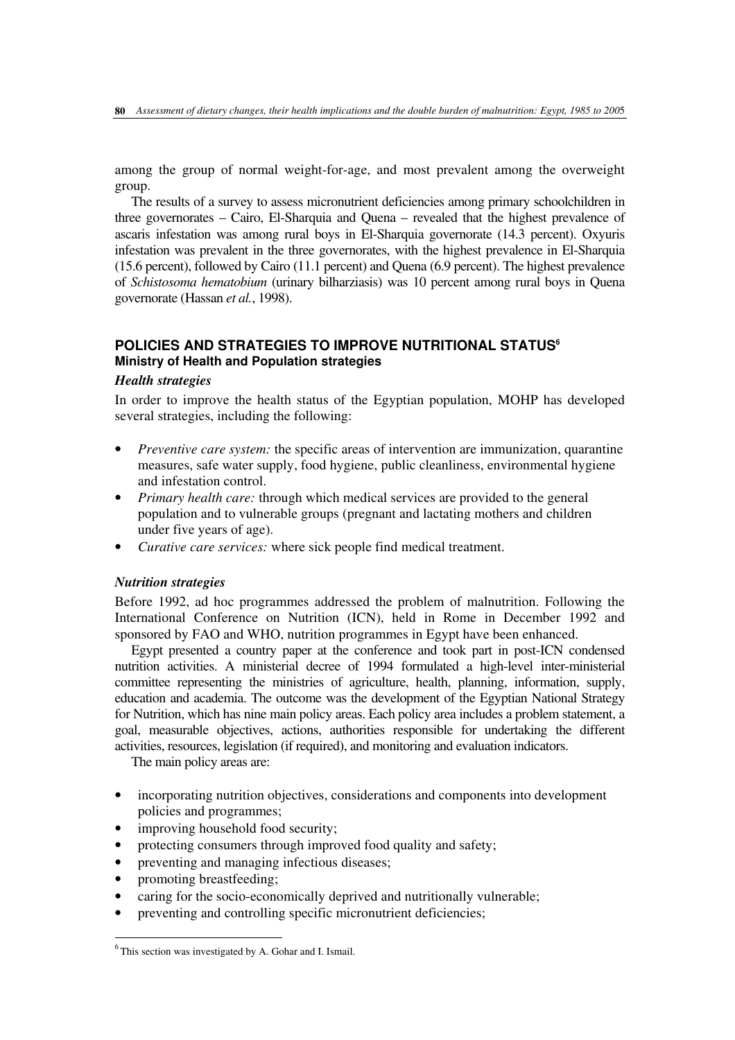among the group of normal weight-for-age, and most prevalent among the overweight group.

The results of a survey to assess micronutrient deficiencies among primary schoolchildren in three governorates – Cairo, El-Sharquia and Quena – revealed that the highest prevalence of ascaris infestation was among rural boys in El-Sharquia governorate (14.3 percent). Oxyuris infestation was prevalent in the three governorates, with the highest prevalence in El-Sharquia (15.6 percent), followed by Cairo (11.1 percent) and Quena (6.9 percent). The highest prevalence of *Schistosoma hematobium* (urinary bilharziasis) was 10 percent among rural boys in Quena governorate (Hassan *et al.*, 1998).

## POLICIES AND STRATEGIES TO IMPROVE NUTRITIONAL STATUS[6]

### Ministry of Health and Population strategies

#### *Health strategies*

In order to improve the health status of the Egyptian population, MOHP has developed several strategies, including the following:

- *Preventive care system:* the specific areas of intervention are immunization, quarantine measures, safe water supply, food hygiene, public cleanliness, environmental hygiene and infestation control.
- *Primary health care:* through which medical services are provided to the general population and to vulnerable groups (pregnant and lactating mothers and children under five years of age).
- *Curative care services:* where sick people find medical treatment.

#### *Nutrition strategies*

Before 1992, ad hoc programmes addressed the problem of malnutrition. Following the International Conference on Nutrition (ICN), held in Rome in December 1992 and sponsored by FAO and WHO, nutrition programmes in Egypt have been enhanced.

Egypt presented a country paper at the conference and took part in post-ICN condensed nutrition activities. A ministerial decree of 1994 formulated a high-level inter-ministerial committee representing the ministries of agriculture, health, planning, information, supply, education and academia. The outcome was the development of the Egyptian National Strategy for Nutrition, which has nine main policy areas. Each policy area includes a problem statement, a goal, measurable objectives, actions, authorities responsible for undertaking the different activities, resources, legislation (if required), and monitoring and evaluation indicators.

The main policy areas are:

- incorporating nutrition objectives, considerations and components into development policies and programmes;
- improving household food security;
- protecting consumers through improved food quality and safety;
- preventing and managing infectious diseases;
- promoting breastfeeding;
- caring for the socio-economically deprived and nutritionally vulnerable;
- preventing and controlling specific micronutrient deficiencies;

[6] This section was investigated by A. Gohar and I. Ismail.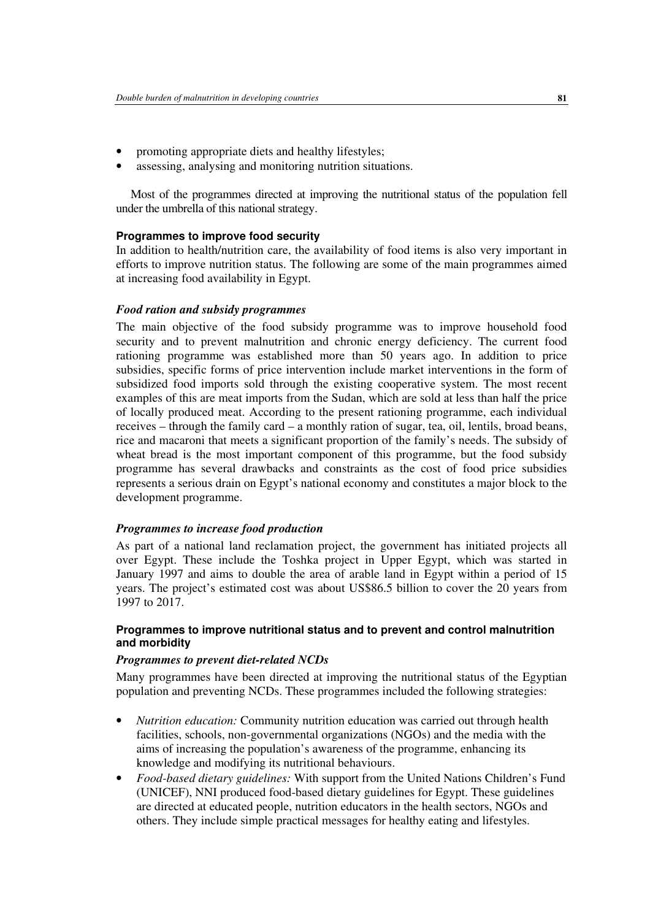- promoting appropriate diets and healthy lifestyles;
- assessing, analysing and monitoring nutrition situations.

Most of the programmes directed at improving the nutritional status of the population fell under the umbrella of this national strategy.

#### Programmes to improve food security

In addition to health/nutrition care, the availability of food items is also very important in efforts to improve nutrition status. The following are some of the main programmes aimed at increasing food availability in Egypt.

##### *Food ration and subsidy programmes*

The main objective of the food subsidy programme was to improve household food security and to prevent malnutrition and chronic energy deficiency. The current food rationing programme was established more than 50 years ago. In addition to price subsidies, specific forms of price intervention include market interventions in the form of subsidized food imports sold through the existing cooperative system. The most recent examples of this are meat imports from the Sudan, which are sold at less than half the price of locally produced meat. According to the present rationing programme, each individual receives – through the family card – a monthly ration of sugar, tea, oil, lentils, broad beans, rice and macaroni that meets a significant proportion of the family's needs. The subsidy of wheat bread is the most important component of this programme, but the food subsidy programme has several drawbacks and constraints as the cost of food price subsidies represents a serious drain on Egypt's national economy and constitutes a major block to the development programme.

##### *Programmes to increase food production*

As part of a national land reclamation project, the government has initiated projects all over Egypt. These include the Toshka project in Upper Egypt, which was started in January 1997 and aims to double the area of arable land in Egypt within a period of 15 years. The project's estimated cost was about US$86.5 billion to cover the 20 years from 1997 to 2017.

#### Programmes to improve nutritional status and to prevent and control malnutrition and morbidity

##### *Programmes to prevent diet-related NCDs*

Many programmes have been directed at improving the nutritional status of the Egyptian population and preventing NCDs. These programmes included the following strategies:

- *Nutrition education:* Community nutrition education was carried out through health facilities, schools, non-governmental organizations (NGOs) and the media with the aims of increasing the population's awareness of the programme, enhancing its knowledge and modifying its nutritional behaviours.
- *Food-based dietary guidelines:* With support from the United Nations Children's Fund (UNICEF), NNI produced food-based dietary guidelines for Egypt. These guidelines are directed at educated people, nutrition educators in the health sectors, NGOs and others. They include simple practical messages for healthy eating and lifestyles.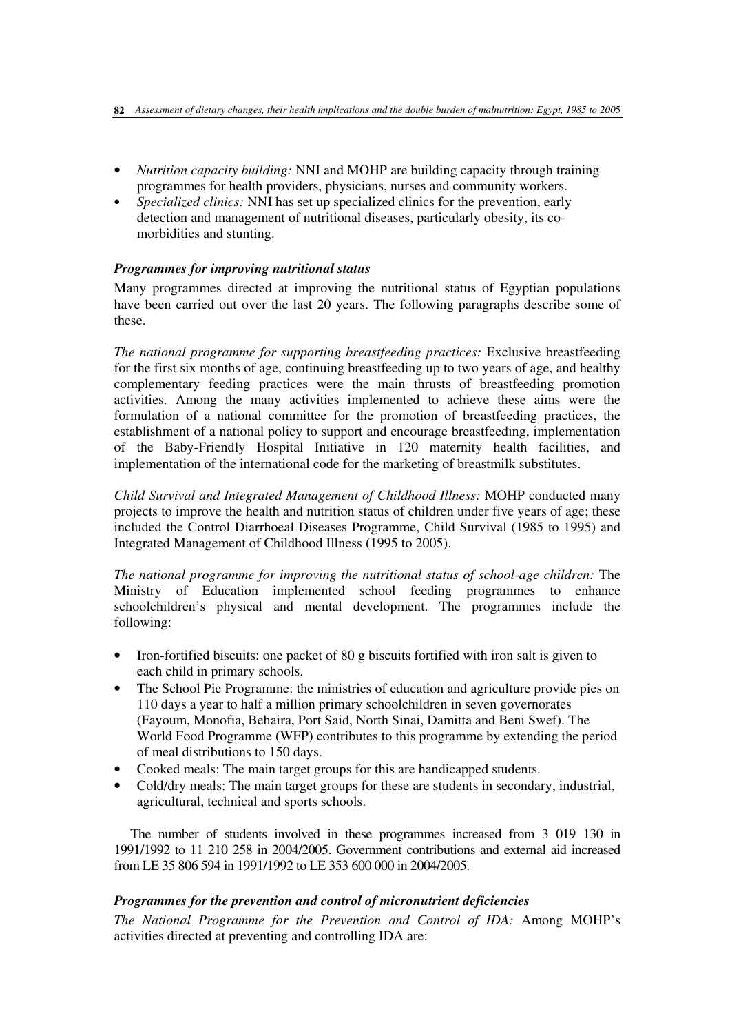- *Nutrition capacity building:* NNI and MOHP are building capacity through training programmes for health providers, physicians, nurses and community workers.
- *Specialized clinics:* NNI has set up specialized clinics for the prevention, early detection and management of nutritional diseases, particularly obesity, its co-morbidities and stunting.

### *Programmes for improving nutritional status*

Many programmes directed at improving the nutritional status of Egyptian populations have been carried out over the last 20 years. The following paragraphs describe some of these.

*The national programme for supporting breastfeeding practices:* Exclusive breastfeeding for the first six months of age, continuing breastfeeding up to two years of age, and healthy complementary feeding practices were the main thrusts of breastfeeding promotion activities. Among the many activities implemented to achieve these aims were the formulation of a national committee for the promotion of breastfeeding practices, the establishment of a national policy to support and encourage breastfeeding, implementation of the Baby-Friendly Hospital Initiative in 120 maternity health facilities, and implementation of the international code for the marketing of breastmilk substitutes.

*Child Survival and Integrated Management of Childhood Illness:* MOHP conducted many projects to improve the health and nutrition status of children under five years of age; these included the Control Diarrhoeal Diseases Programme, Child Survival (1985 to 1995) and Integrated Management of Childhood Illness (1995 to 2005).

*The national programme for improving the nutritional status of school-age children:* The Ministry of Education implemented school feeding programmes to enhance schoolchildren's physical and mental development. The programmes include the following:

- Iron-fortified biscuits: one packet of 80 g biscuits fortified with iron salt is given to each child in primary schools.
- The School Pie Programme: the ministries of education and agriculture provide pies on 110 days a year to half a million primary schoolchildren in seven governorates (Fayoum, Monofia, Behaira, Port Said, North Sinai, Damitta and Beni Swef). The World Food Programme (WFP) contributes to this programme by extending the period of meal distributions to 150 days.
- Cooked meals: The main target groups for this are handicapped students.
- Cold/dry meals: The main target groups for these are students in secondary, industrial, agricultural, technical and sports schools.

The number of students involved in these programmes increased from 3 019 130 in 1991/1992 to 11 210 258 in 2004/2005. Government contributions and external aid increased from LE 35 806 594 in 1991/1992 to LE 353 600 000 in 2004/2005.

### *Programmes for the prevention and control of micronutrient deficiencies*

*The National Programme for the Prevention and Control of IDA:* Among MOHP's activities directed at preventing and controlling IDA are: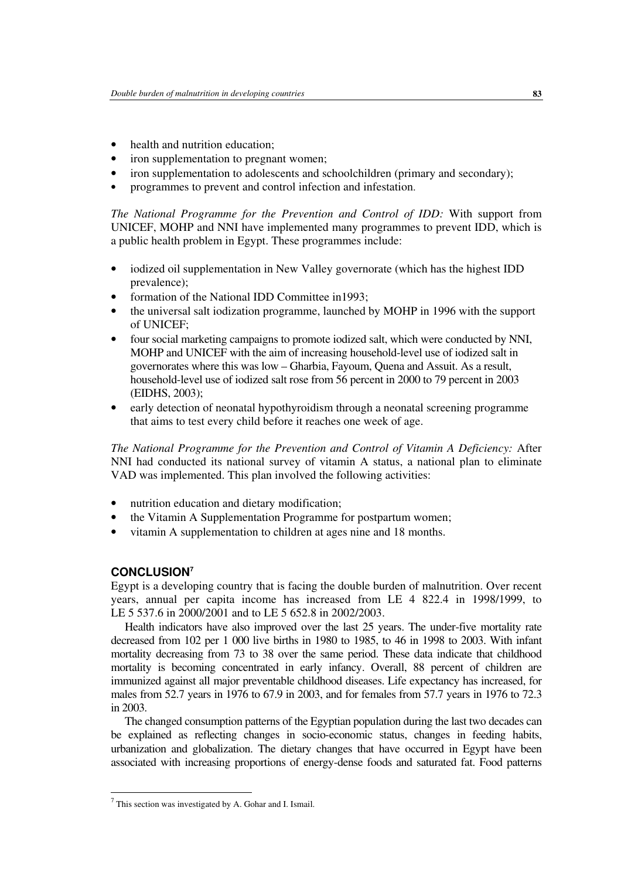- health and nutrition education;
- iron supplementation to pregnant women;
- iron supplementation to adolescents and schoolchildren (primary and secondary);
- programmes to prevent and control infection and infestation.

*The National Programme for the Prevention and Control of IDD:* With support from UNICEF, MOHP and NNI have implemented many programmes to prevent IDD, which is a public health problem in Egypt. These programmes include:

- iodized oil supplementation in New Valley governorate (which has the highest IDD prevalence);
- formation of the National IDD Committee in1993;
- the universal salt iodization programme, launched by MOHP in 1996 with the support of UNICEF;
- four social marketing campaigns to promote iodized salt, which were conducted by NNI, MOHP and UNICEF with the aim of increasing household-level use of iodized salt in governorates where this was low – Gharbia, Fayoum, Quena and Assuit. As a result, household-level use of iodized salt rose from 56 percent in 2000 to 79 percent in 2003 (EIDHS, 2003);
- early detection of neonatal hypothyroidism through a neonatal screening programme that aims to test every child before it reaches one week of age.

*The National Programme for the Prevention and Control of Vitamin A Deficiency:* After NNI had conducted its national survey of vitamin A status, a national plan to eliminate VAD was implemented. This plan involved the following activities:

- nutrition education and dietary modification;
- the Vitamin A Supplementation Programme for postpartum women;
- vitamin A supplementation to children at ages nine and 18 months.

## CONCLUSION[7]

Egypt is a developing country that is facing the double burden of malnutrition. Over recent years, annual per capita income has increased from LE 4 822.4 in 1998/1999, to LE 5 537.6 in 2000/2001 and to LE 5 652.8 in 2002/2003.

Health indicators have also improved over the last 25 years. The under-five mortality rate decreased from 102 per 1 000 live births in 1980 to 1985, to 46 in 1998 to 2003. With infant mortality decreasing from 73 to 38 over the same period. These data indicate that childhood mortality is becoming concentrated in early infancy. Overall, 88 percent of children are immunized against all major preventable childhood diseases. Life expectancy has increased, for males from 52.7 years in 1976 to 67.9 in 2003, and for females from 57.7 years in 1976 to 72.3 in 2003.

The changed consumption patterns of the Egyptian population during the last two decades can be explained as reflecting changes in socio-economic status, changes in feeding habits, urbanization and globalization. The dietary changes that have occurred in Egypt have been associated with increasing proportions of energy-dense foods and saturated fat. Food patterns

[7] This section was investigated by A. Gohar and I. Ismail.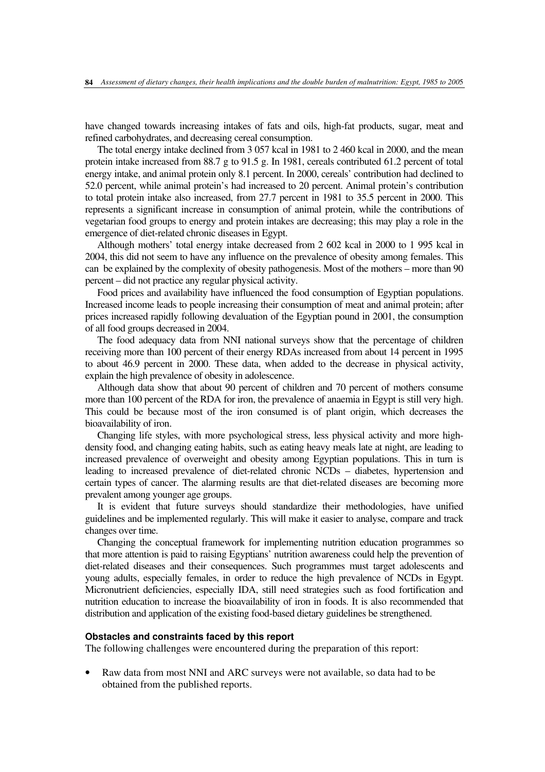have changed towards increasing intakes of fats and oils, high-fat products, sugar, meat and refined carbohydrates, and decreasing cereal consumption.

The total energy intake declined from 3 057 kcal in 1981 to 2 460 kcal in 2000, and the mean protein intake increased from 88.7 g to 91.5 g. In 1981, cereals contributed 61.2 percent of total energy intake, and animal protein only 8.1 percent. In 2000, cereals' contribution had declined to 52.0 percent, while animal protein's had increased to 20 percent. Animal protein's contribution to total protein intake also increased, from 27.7 percent in 1981 to 35.5 percent in 2000. This represents a significant increase in consumption of animal protein, while the contributions of vegetarian food groups to energy and protein intakes are decreasing; this may play a role in the emergence of diet-related chronic diseases in Egypt.

Although mothers' total energy intake decreased from 2 602 kcal in 2000 to 1 995 kcal in 2004, this did not seem to have any influence on the prevalence of obesity among females. This can be explained by the complexity of obesity pathogenesis. Most of the mothers – more than 90 percent – did not practice any regular physical activity.

Food prices and availability have influenced the food consumption of Egyptian populations. Increased income leads to people increasing their consumption of meat and animal protein; after prices increased rapidly following devaluation of the Egyptian pound in 2001, the consumption of all food groups decreased in 2004.

The food adequacy data from NNI national surveys show that the percentage of children receiving more than 100 percent of their energy RDAs increased from about 14 percent in 1995 to about 46.9 percent in 2000. These data, when added to the decrease in physical activity, explain the high prevalence of obesity in adolescence.

Although data show that about 90 percent of children and 70 percent of mothers consume more than 100 percent of the RDA for iron, the prevalence of anaemia in Egypt is still very high. This could be because most of the iron consumed is of plant origin, which decreases the bioavailability of iron.

Changing life styles, with more psychological stress, less physical activity and more high-density food, and changing eating habits, such as eating heavy meals late at night, are leading to increased prevalence of overweight and obesity among Egyptian populations. This in turn is leading to increased prevalence of diet-related chronic NCDs – diabetes, hypertension and certain types of cancer. The alarming results are that diet-related diseases are becoming more prevalent among younger age groups.

It is evident that future surveys should standardize their methodologies, have unified guidelines and be implemented regularly. This will make it easier to analyse, compare and track changes over time.

Changing the conceptual framework for implementing nutrition education programmes so that more attention is paid to raising Egyptians' nutrition awareness could help the prevention of diet-related diseases and their consequences. Such programmes must target adolescents and young adults, especially females, in order to reduce the high prevalence of NCDs in Egypt. Micronutrient deficiencies, especially IDA, still need strategies such as food fortification and nutrition education to increase the bioavailability of iron in foods. It is also recommended that distribution and application of the existing food-based dietary guidelines be strengthened.

#### Obstacles and constraints faced by this report

The following challenges were encountered during the preparation of this report:

- Raw data from most NNI and ARC surveys were not available, so data had to be obtained from the published reports.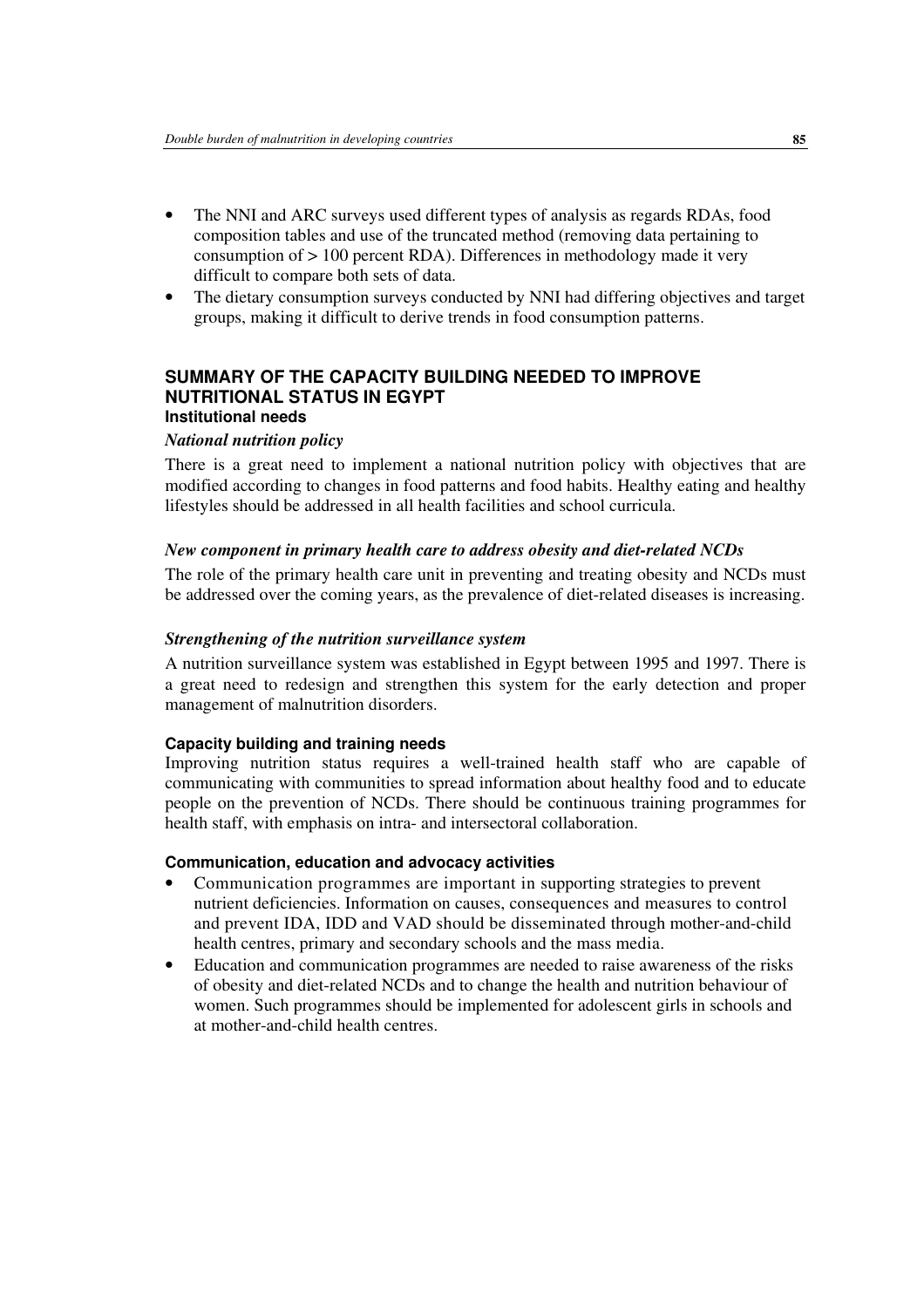- The NNI and ARC surveys used different types of analysis as regards RDAs, food composition tables and use of the truncated method (removing data pertaining to consumption of > 100 percent RDA). Differences in methodology made it very difficult to compare both sets of data.
- The dietary consumption surveys conducted by NNI had differing objectives and target groups, making it difficult to derive trends in food consumption patterns.

## SUMMARY OF THE CAPACITY BUILDING NEEDED TO IMPROVE NUTRITIONAL STATUS IN EGYPT

### Institutional needs

#### *National nutrition policy*

There is a great need to implement a national nutrition policy with objectives that are modified according to changes in food patterns and food habits. Healthy eating and healthy lifestyles should be addressed in all health facilities and school curricula.

#### *New component in primary health care to address obesity and diet-related NCDs*

The role of the primary health care unit in preventing and treating obesity and NCDs must be addressed over the coming years, as the prevalence of diet-related diseases is increasing.

#### *Strengthening of the nutrition surveillance system*

A nutrition surveillance system was established in Egypt between 1995 and 1997. There is a great need to redesign and strengthen this system for the early detection and proper management of malnutrition disorders.

### Capacity building and training needs

Improving nutrition status requires a well-trained health staff who are capable of communicating with communities to spread information about healthy food and to educate people on the prevention of NCDs. There should be continuous training programmes for health staff, with emphasis on intra- and intersectoral collaboration.

### Communication, education and advocacy activities

- Communication programmes are important in supporting strategies to prevent nutrient deficiencies. Information on causes, consequences and measures to control and prevent IDA, IDD and VAD should be disseminated through mother-and-child health centres, primary and secondary schools and the mass media.
- Education and communication programmes are needed to raise awareness of the risks of obesity and diet-related NCDs and to change the health and nutrition behaviour of women. Such programmes should be implemented for adolescent girls in schools and at mother-and-child health centres.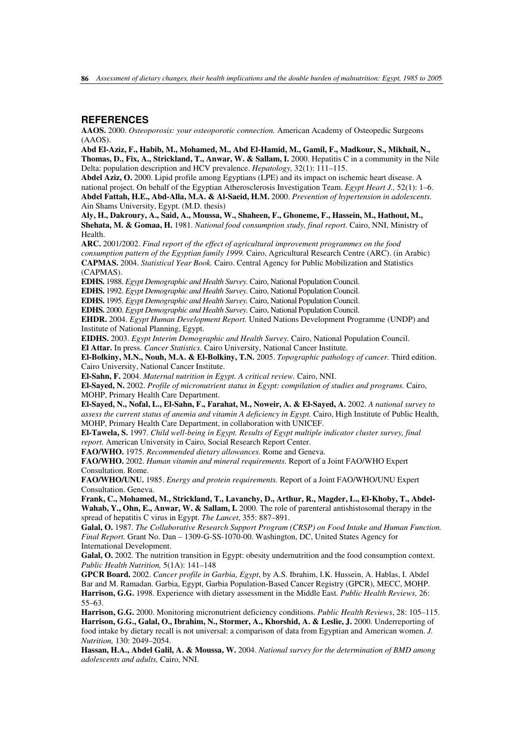## REFERENCES

**AAOS.** 2000. *Osteoporosis: your osteoporotic connection.* American Academy of Osteopedic Surgeons (AAOS).

**Abd El-Aziz, F., Habib, M., Mohamed, M., Abd El-Hamid, M., Gamil, F., Madkour, S., Mikhail, N., Thomas, D., Fix, A., Strickland, T., Anwar, W. & Sallam, I.** 2000. Hepatitis C in a community in the Nile Delta: population description and HCV prevalence. *Hepatology,* 32(1): 111–115.

**Abdel Aziz, O.** 2000. Lipid profile among Egyptians (LPE) and its impact on ischemic heart disease. A national project. On behalf of the Egyptian Atherosclerosis Investigation Team. *Egypt Heart J.,* 52(1): 1–6.

**Abdel Fattah, H.E., Abd-Alla, M.A. & Al-Saeid, H.M.** 2000. *Prevention of hypertension in adolescents.* Ain Shams University, Egypt. (M.D. thesis)

**Aly, H., Dakroury, A., Said, A., Moussa, W., Shaheen, F., Ghoneme, F., Hassein, M., Hathout, M., Shehata, M. & Gomaa, H.** 1981. *National food consumption study, final report.* Cairo, NNI, Ministry of Health.

**ARC.** 2001/2002. *Final report of the effect of agricultural improvement programmes on the food consumption pattern of the Egyptian family 1999.* Cairo, Agricultural Research Centre (ARC). (in Arabic)

**CAPMAS.** 2004. *Statistical Year Book.* Cairo. Central Agency for Public Mobilization and Statistics (CAPMAS).

**EDHS.** 1988. *Egypt Demographic and Health Survey.* Cairo, National Population Council.

**EDHS.** 1992. *Egypt Demographic and Health Survey.* Cairo, National Population Council.

**EDHS.** 1995. *Egypt Demographic and Health Survey.* Cairo, National Population Council.

**EDHS.** 2000. *Egypt Demographic and Health Survey.* Cairo, National Population Council.

**EHDR.** 2004. *Egypt Human Development Report.* United Nations Development Programme (UNDP) and Institute of National Planning, Egypt.

**EIDHS.** 2003. *Egypt Interim Demographic and Health Survey.* Cairo, National Population Council.

**El Attar.** In press. *Cancer Statistics.* Cairo University, National Cancer Institute.

**El-Bolkiny, M.N., Nouh, M.A. & El-Bolkiny, T.N.** 2005. *Topographic pathology of cancer.* Third edition. Cairo University, National Cancer Institute.

**El-Sahn, F.** 2004. *Maternal nutrition in Egypt. A critical review.* Cairo, NNI.

**El-Sayed, N.** 2002. *Profile of micronutrient status in Egypt: compilation of studies and programs.* Cairo, MOHP, Primary Health Care Department.

**El-Sayed, N., Nofal, L., El-Sahn, F., Farahat, M., Noweir, A. & El-Sayed, A.** 2002. *A national survey to assess the current status of anemia and vitamin A deficiency in Egypt.* Cairo, High Institute of Public Health, MOHP, Primary Health Care Department, in collaboration with UNICEF.

**El-Tawela, S.** 1997. *Child well-being in Egypt. Results of Egypt multiple indicator cluster survey, final report.* American University in Cairo, Social Research Report Center.

**FAO/WHO.** 1975. *Recommended dietary allowances.* Rome and Geneva.

**FAO/WHO.** 2002. *Human vitamin and mineral requirements.* Report of a Joint FAO/WHO Expert Consultation. Rome.

**FAO/WHO/UNU.** 1985. *Energy and protein requirements.* Report of a Joint FAO/WHO/UNU Expert Consultation. Geneva.

**Frank, C., Mohamed, M., Strickland, T., Lavanchy, D., Arthur, R., Magder, L., El-Khoby, T., Abdel-Wahab, Y., Ohn, E., Anwar, W. & Sallam, I.** 2000. The role of parenteral antishistosomal therapy in the spread of hepatitis C virus in Egypt. *The Lancet*, 355: 887–891.

**Galal, O.** 1987. *The Collaborative Research Support Program (CRSP) on Food Intake and Human Function. Final Report.* Grant No. Dan – 1309-G-SS-1070-00. Washington, DC, United States Agency for International Development.

**Galal, O.** 2002. The nutrition transition in Egypt: obesity undernutrition and the food consumption context. *Public Health Nutrition,* 5(1A): 141–148

**GPCR Board.** 2002. *Cancer profile in Garbia, Egypt*, by A.S. Ibrahim, I.K. Hussein, A. Hablas, I. Abdel Bar and M. Ramadan. Garbia, Egypt, Garbia Population-Based Cancer Registry (GPCR), MECC, MOHP.

**Harrison, G.G.** 1998. Experience with dietary assessment in the Middle East. *Public Health Reviews,* 26: 55–63.

**Harrison, G.G.** 2000. Monitoring micronutrient deficiency conditions. *Public Health Reviews*, 28: 105–115.

**Harrison, G.G., Galal, O., Ibrahim, N., Stormer, A., Khorshid, A. & Leslie, J.** 2000. Underreporting of food intake by dietary recall is not universal: a comparison of data from Egyptian and American women. *J. Nutrition,* 130: 2049–2054.

**Hassan, H.A., Abdel Galil, A. & Moussa, W.** 2004. *National survey for the determination of BMD among adolescents and adults,* Cairo, NNI.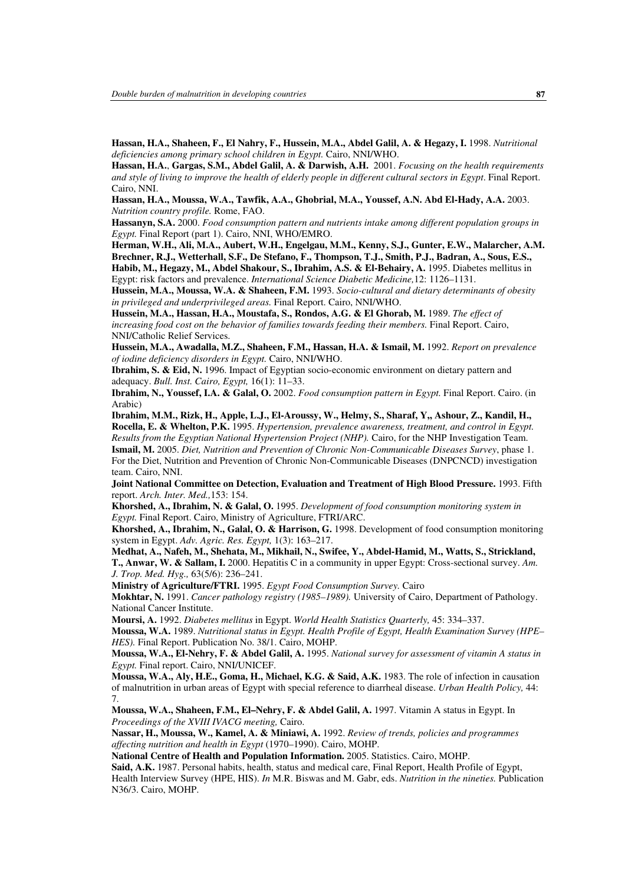**Hassan, H.A., Shaheen, F., El Nahry, F., Hussein, M.A., Abdel Galil, A. & Hegazy, I.** 1998. *Nutritional deficiencies among primary school children in Egypt.* Cairo, NNI/WHO.

**Hassan, H.A.**, **Gargas, S.M., Abdel Galil, A. & Darwish, A.H.** 2001. *Focusing on the health requirements and style of living to improve the health of elderly people in different cultural sectors in Egypt*. Final Report. Cairo, NNI.

**Hassan, H.A., Moussa, W.A., Tawfik, A.A., Ghobrial, M.A., Youssef, A.N. Abd El-Hady, A.A.** 2003. *Nutrition country profile.* Rome, FAO.

**Hassanyn, S.A.** 2000. *Food consumption pattern and nutrients intake among different population groups in Egypt.* Final Report (part 1). Cairo, NNI, WHO/EMRO.

**Herman, W.H., Ali, M.A., Aubert, W.H., Engelgau, M.M., Kenny, S.J., Gunter, E.W., Malarcher, A.M. Brechner, R.J., Wetterhall, S.F., De Stefano, F., Thompson, T.J., Smith, P.J., Badran, A., Sous, E.S., Habib, M., Hegazy, M., Abdel Shakour, S., Ibrahim, A.S. & El-Behairy, A.** 1995. Diabetes mellitus in Egypt: risk factors and prevalence. *International Science Diabetic Medicine,*12: 1126–1131.

**Hussein, M.A., Moussa, W.A. & Shaheen, F.M.** 1993. *Socio-cultural and dietary determinants of obesity in privileged and underprivileged areas.* Final Report. Cairo, NNI/WHO.

**Hussein, M.A., Hassan, H.A., Moustafa, S., Rondos, A.G. & El Ghorab, M.** 1989. *The effect of increasing food cost on the behavior of families towards feeding their members.* Final Report. Cairo, NNI/Catholic Relief Services.

**Hussein, M.A., Awadalla, M.Z., Shaheen, F.M., Hassan, H.A. & Ismail, M.** 1992. *Report on prevalence of iodine deficiency disorders in Egypt.* Cairo, NNI/WHO.

**Ibrahim, S. & Eid, N.** 1996. Impact of Egyptian socio-economic environment on dietary pattern and adequacy. *Bull. Inst. Cairo, Egypt,* 16(1): 11–33.

**Ibrahim, N., Youssef, I.A. & Galal, O.** 2002. *Food consumption pattern in Egypt.* Final Report. Cairo. (in Arabic)

**Ibrahim, M.M., Rizk, H., Apple, L.J., El-Aroussy, W., Helmy, S., Sharaf, Y,, Ashour, Z., Kandil, H., Rocella, E. & Whelton, P.K.** 1995. *Hypertension, prevalence awareness, treatment, and control in Egypt. Results from the Egyptian National Hypertension Project (NHP).* Cairo, for the NHP Investigation Team.

**Ismail, M.** 2005. *Diet, Nutrition and Prevention of Chronic Non-Communicable Diseases Survey*, phase 1. For the Diet, Nutrition and Prevention of Chronic Non-Communicable Diseases (DNPCNCD) investigation team. Cairo, NNI.

**Joint National Committee on Detection, Evaluation and Treatment of High Blood Pressure.** 1993. Fifth report. *Arch. Inter. Med.,*153: 154.

**Khorshed, A., Ibrahim, N. & Galal, O.** 1995. *Development of food consumption monitoring system in Egypt.* Final Report. Cairo, Ministry of Agriculture, FTRI/ARC.

**Khorshed, A., Ibrahim, N., Galal, O. & Harrison, G.** 1998. Development of food consumption monitoring system in Egypt. *Adv. Agric. Res. Egypt,* 1(3): 163–217.

**Medhat, A., Nafeh, M., Shehata, M., Mikhail, N., Swifee, Y., Abdel-Hamid, M., Watts, S., Strickland, T., Anwar, W. & Sallam, I.** 2000. Hepatitis C in a community in upper Egypt: Cross-sectional survey. *Am. J. Trop. Med. Hyg.,* 63(5/6): 236–241.

**Ministry of Agriculture/FTRI.** 1995. *Egypt Food Consumption Survey.* Cairo

**Mokhtar, N.** 1991. *Cancer pathology registry (1985–1989).* University of Cairo, Department of Pathology. National Cancer Institute.

**Moursi, A.** 1992. *Diabetes mellitus* in Egypt. *World Health Statistics Quarterly,* 45: 334–337.

**Moussa, W.A.** 1989. *Nutritional status in Egypt. Health Profile of Egypt, Health Examination Survey (HPE–HES).* Final Report. Publication No. 38/1. Cairo, MOHP.

**Moussa, W.A., El-Nehry, F. & Abdel Galil, A.** 1995. *National survey for assessment of vitamin A status in Egypt.* Final report. Cairo, NNI/UNICEF.

**Moussa, W.A., Aly, H.E., Goma, H., Michael, K.G. & Said, A.K.** 1983. The role of infection in causation of malnutrition in urban areas of Egypt with special reference to diarrheal disease. *Urban Health Policy,* 44: 7.

**Moussa, W.A., Shaheen, F.M., El–Nehry, F. & Abdel Galil, A.** 1997. Vitamin A status in Egypt. In *Proceedings of the XVIII IVACG meeting,* Cairo.

**Nassar, H., Moussa, W., Kamel, A. & Miniawi, A.** 1992. *Review of trends, policies and programmes affecting nutrition and health in Egypt* (1970–1990). Cairo, MOHP.

**National Centre of Health and Population Information.** 2005. Statistics. Cairo, MOHP.

**Said, A.K.** 1987. Personal habits, health, status and medical care, Final Report, Health Profile of Egypt, Health Interview Survey (HPE, HIS). *In* M.R. Biswas and M. Gabr, eds. *Nutrition in the nineties.* Publication N36/3. Cairo, MOHP.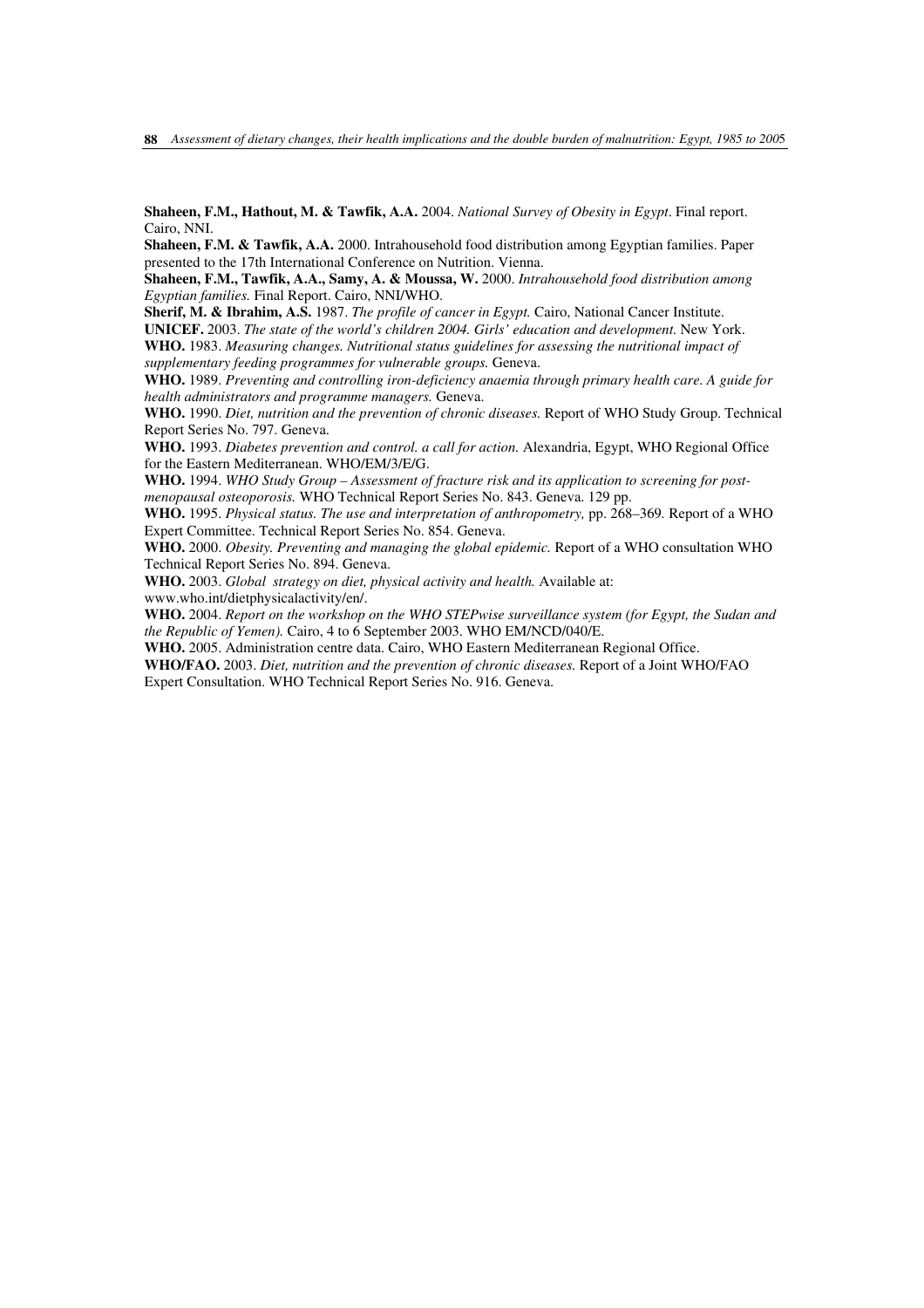**Shaheen, F.M., Hathout, M. & Tawfik, A.A.** 2004. *National Survey of Obesity in Egypt*. Final report. Cairo, NNI.

**Shaheen, F.M. & Tawfik, A.A.** 2000. Intrahousehold food distribution among Egyptian families. Paper presented to the 17th International Conference on Nutrition. Vienna.

**Shaheen, F.M., Tawfik, A.A., Samy, A. & Moussa, W.** 2000. *Intrahousehold food distribution among Egyptian families.* Final Report. Cairo, NNI/WHO.

**Sherif, M. & Ibrahim, A.S.** 1987. *The profile of cancer in Egypt.* Cairo, National Cancer Institute.

**UNICEF.** 2003. *The state of the world's children 2004. Girls' education and development.* New York.

**WHO.** 1983. *Measuring changes. Nutritional status guidelines for assessing the nutritional impact of supplementary feeding programmes for vulnerable groups.* Geneva.

**WHO.** 1989. *Preventing and controlling iron-deficiency anaemia through primary health care. A guide for health administrators and programme managers.* Geneva.

**WHO.** 1990. *Diet, nutrition and the prevention of chronic diseases.* Report of WHO Study Group. Technical Report Series No. 797. Geneva.

**WHO.** 1993. *Diabetes prevention and control. a call for action.* Alexandria, Egypt, WHO Regional Office for the Eastern Mediterranean. WHO/EM/3/E/G.

**WHO.** 1994. *WHO Study Group – Assessment of fracture risk and its application to screening for post-menopausal osteoporosis.* WHO Technical Report Series No. 843. Geneva. 129 pp.

**WHO.** 1995. *Physical status. The use and interpretation of anthropometry,* pp. 268–369. Report of a WHO Expert Committee. Technical Report Series No. 854. Geneva.

**WHO.** 2000. *Obesity. Preventing and managing the global epidemic.* Report of a WHO consultation WHO Technical Report Series No. 894. Geneva.

**WHO.** 2003. *Global strategy on diet, physical activity and health.* Available at: www.who.int/dietphysicalactivity/en/.

**WHO.** 2004. *Report on the workshop on the WHO STEPwise surveillance system (for Egypt, the Sudan and the Republic of Yemen).* Cairo, 4 to 6 September 2003. WHO EM/NCD/040/E.

**WHO.** 2005. Administration centre data. Cairo, WHO Eastern Mediterranean Regional Office.

**WHO/FAO.** 2003. *Diet, nutrition and the prevention of chronic diseases.* Report of a Joint WHO/FAO Expert Consultation. WHO Technical Report Series No. 916. Geneva.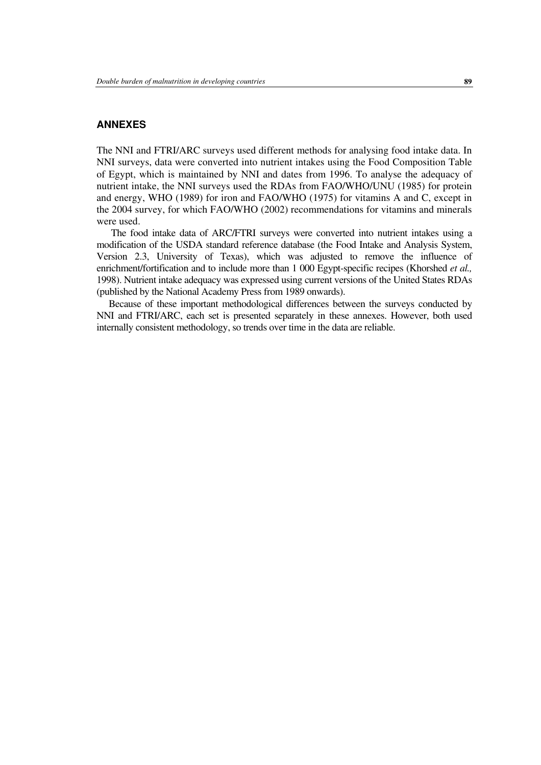## ANNEXES

The NNI and FTRI/ARC surveys used different methods for analysing food intake data. In NNI surveys, data were converted into nutrient intakes using the Food Composition Table of Egypt, which is maintained by NNI and dates from 1996. To analyse the adequacy of nutrient intake, the NNI surveys used the RDAs from FAO/WHO/UNU (1985) for protein and energy, WHO (1989) for iron and FAO/WHO (1975) for vitamins A and C, except in the 2004 survey, for which FAO/WHO (2002) recommendations for vitamins and minerals were used.

The food intake data of ARC/FTRI surveys were converted into nutrient intakes using a modification of the USDA standard reference database (the Food Intake and Analysis System, Version 2.3, University of Texas), which was adjusted to remove the influence of enrichment/fortification and to include more than 1 000 Egypt-specific recipes (Khorshed *et al.,* 1998). Nutrient intake adequacy was expressed using current versions of the United States RDAs (published by the National Academy Press from 1989 onwards).

Because of these important methodological differences between the surveys conducted by NNI and FTRI/ARC, each set is presented separately in these annexes. However, both used internally consistent methodology, so trends over time in the data are reliable.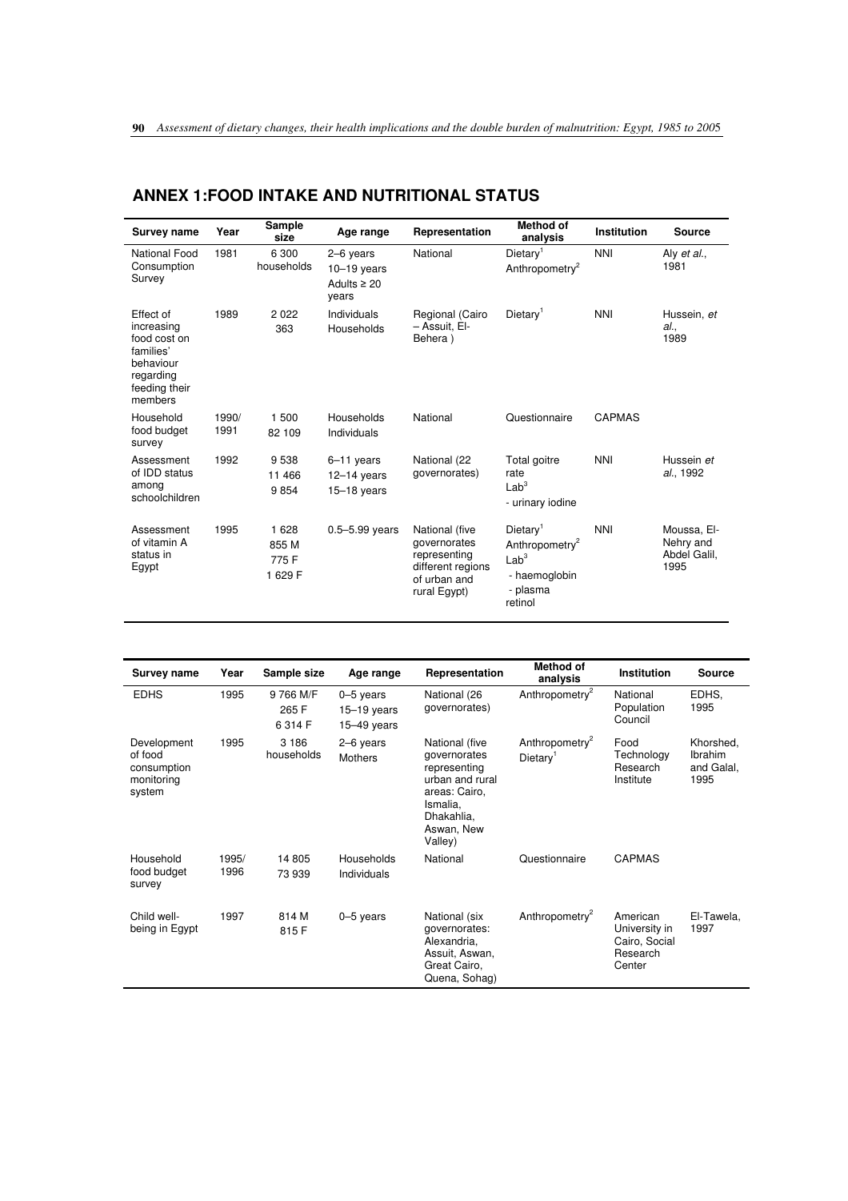## ANNEX 1:FOOD INTAKE AND NUTRITIONAL STATUS

| Survey name | Year | Sample size | Age range | Representation | Method of analysis | Institution | Source |
|---|---|---|---|---|---|---|---|
| National Food Consumption Survey | 1981 | 6 300 households | 2–6 years<br>10–19 years<br>Adults ≥ 20 years | National | Dietary[1]<br>Anthropometry[2] | NNI | Aly *et al.*, 1981 |
| Effect of increasing food cost on families' behaviour regarding feeding their members | 1989 | 2 022<br>363 | Individuals<br>Households | Regional (Cairo – Assuit, El-Behera ) | Dietary[1] | NNI | Hussein, *et al.*, 1989 |
| Household food budget survey | 1990/ 1991 | 1 500<br>82 109 | Households<br>Individuals | National | Questionnaire | CAPMAS | |
| Assessment of IDD status among schoolchildren | 1992 | 9 538<br>11 466<br>9 854 | 6–11 years<br>12–14 years<br>15–18 years | National (22 governorates) | Total goitre rate<br>Lab[3]<br>- urinary iodine | NNI | Hussein *et al.*, 1992 |
| Assessment of vitamin A status in Egypt | 1995 | 1 628<br>855 M<br>775 F<br>1 629 F | 0.5–5.99 years | National (five governorates representing different regions of urban and rural Egypt) | Dietary[1]<br>Anthropometry[2]<br>Lab[3]<br>- haemoglobin<br>- plasma retinol | NNI | Moussa, El-Nehry and Abdel Galil, 1995 |

| Survey name | Year | Sample size | Age range | Representation | Method of analysis | Institution | Source |
|---|---|---|---|---|---|---|---|
| EDHS | 1995 | 9 766 M/F<br>265 F<br>6 314 F | 0–5 years<br>15–19 years<br>15–49 years | National (26 governorates) | Anthropometry[2] | National Population Council | EDHS, 1995 |
| Development of food consumption monitoring system | 1995 | 3 186 households | 2–6 years<br>Mothers | National (five governorates representing urban and rural areas: Cairo, Ismalia, Dhakahlia, Aswan, New Valley) | Anthropometry[2]<br>Dietary[1] | Food Technology Research Institute | Khorshed, Ibrahim and Galal, 1995 |
| Household food budget survey | 1995/ 1996 | 14 805<br>73 939 | Households<br>Individuals | National | Questionnaire | CAPMAS | |
| Child well-being in Egypt | 1997 | 814 M<br>815 F | 0–5 years | National (six governorates: Alexandria, Assuit, Aswan, Great Cairo, Quena, Sohag) | Anthropometry[2] | American University in Cairo, Social Research Center | El-Tawela, 1997 |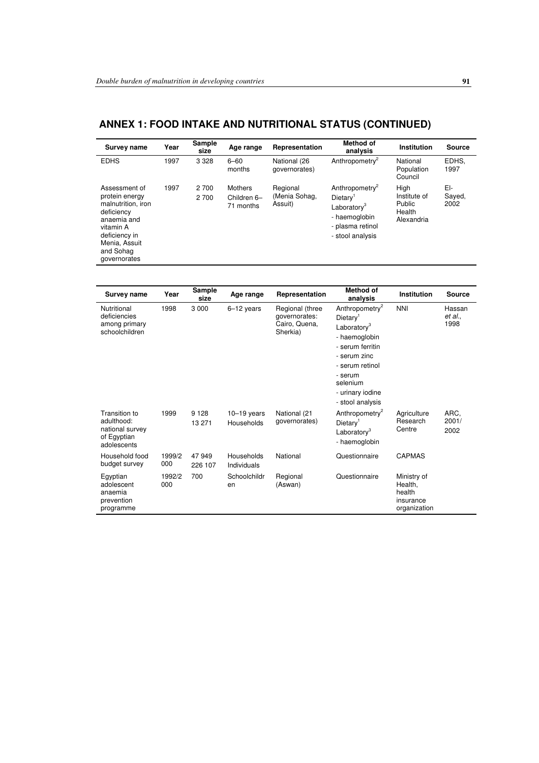## ANNEX 1: FOOD INTAKE AND NUTRITIONAL STATUS (CONTINUED)

| Survey name | Year | Sample size | Age range | Representation | Method of analysis | Institution | Source |
|---|---|---|---|---|---|---|---|
| EDHS | 1997 | 3 328 | 6–60 months | National (26 governorates) | Anthropometry[2] | National Population Council | EDHS, 1997 |
| Assessment of protein energy malnutrition, iron deficiency anaemia and vitamin A deficiency in Menia, Assuit and Sohag governorates | 1997 | 2 700<br>2 700 | Mothers<br>Children 6–71 months | Regional (Menia Sohag, Assuit) | Anthropometry[2]<br>Dietary[1]<br>Laboratory[3]<br>- haemoglobin<br>- plasma retinol<br>- stool analysis | High Institute of Public Health Alexandria | El-Sayed, 2002 |

| Survey name | Year | Sample size | Age range | Representation | Method of analysis | Institution | Source |
|---|---|---|---|---|---|---|---|
| Nutritional deficiencies among primary schoolchildren | 1998 | 3 000 | 6–12 years | Regional (three governorates: Cairo, Quena, Sherkia) | Anthropometry[2]<br>Dietary[1]<br>Laboratory[3]<br>- haemoglobin<br>- serum ferritin<br>- serum zinc<br>- serum retinol<br>- serum selenium<br>- urinary iodine<br>- stool analysis | NNI | Hassan *et al.*, 1998 |
| Transition to adulthood: national survey of Egyptian adolescents | 1999 | 9 128<br>13 271 | 10–19 years<br>Households | National (21 governorates) | Anthropometry[2]<br>Dietary[1]<br>Laboratory[3]<br>- haemoglobin | Agriculture Research Centre | ARC, 2001/2002 |
| Household food budget survey | 1999/2000 | 47 949<br>226 107 | Households<br>Individuals | National | Questionnaire | CAPMAS | |
| Egyptian adolescent anaemia prevention programme | 1992/2000 | 700 | Schoolchildren | Regional (Aswan) | Questionnaire | Ministry of Health, health insurance organization | |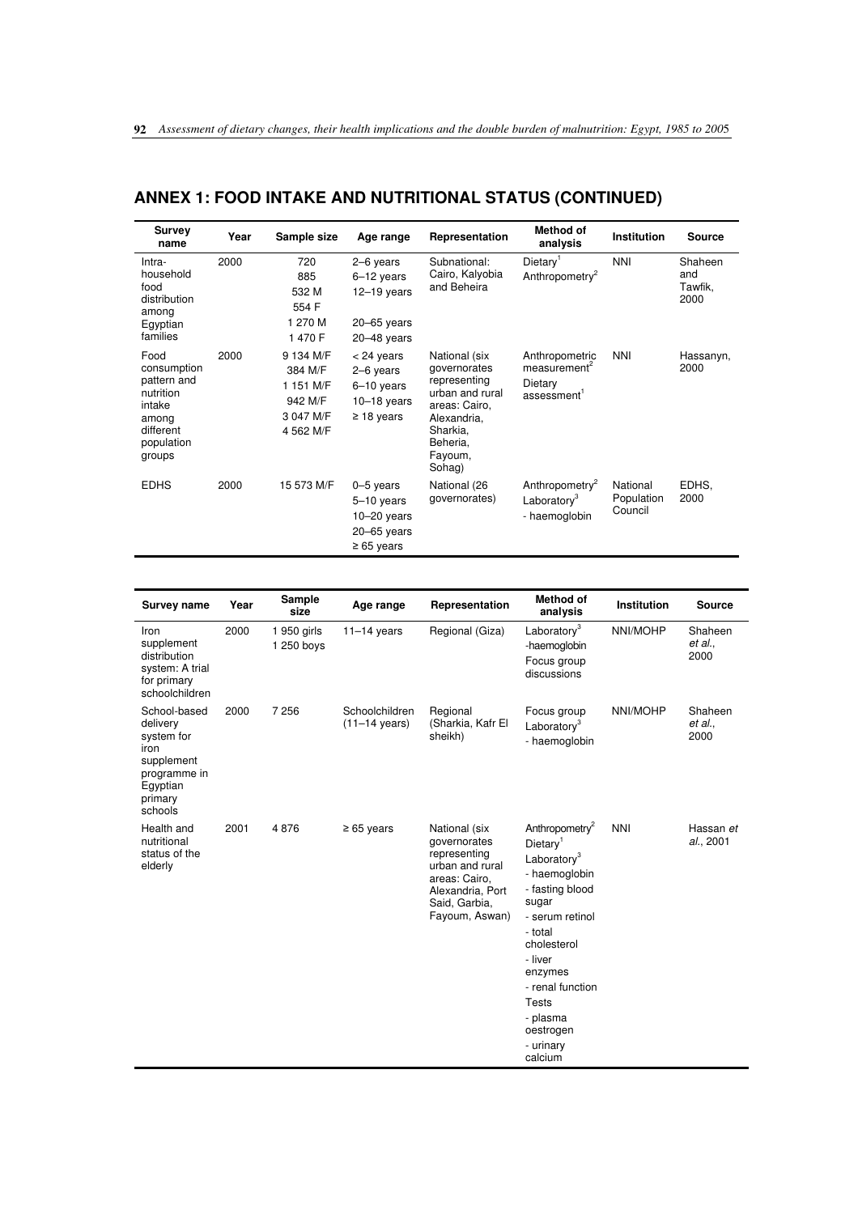## ANNEX 1: FOOD INTAKE AND NUTRITIONAL STATUS (CONTINUED)

| Survey name | Year | Sample size | Age range | Representation | Method of analysis | Institution | Source |
|---|---|---|---|---|---|---|---|
| Intra-household food distribution among Egyptian families | 2000 | 720<br>885<br>532 M<br>554 F<br>1 270 M<br>1 470 F | 2–6 years<br>6–12 years<br>12–19 years<br><br>20–65 years<br>20–48 years | Subnational: Cairo, Kalyobia and Beheira | Dietary[1]<br>Anthropometry[2] | NNI | Shaheen and Tawfik, 2000 |
| Food consumption pattern and nutrition intake among different population groups | 2000 | 9 134 M/F<br>384 M/F<br>1 151 M/F<br>942 M/F<br>3 047 M/F<br>4 562 M/F | < 24 years<br>2–6 years<br>6–10 years<br>10–18 years<br>≥ 18 years | National (six governorates representing urban and rural areas: Cairo, Alexandria, Sharkia, Beheria, Fayoum, Sohag) | Anthropometric measurement[2]<br>Dietary assessment[1] | NNI | Hassanyn, 2000 |
| EDHS | 2000 | 15 573 M/F | 0–5 years<br>5–10 years<br>10–20 years<br>20–65 years<br>≥ 65 years | National (26 governorates) | Anthropometry[2]<br>Laboratory[3]<br>- haemoglobin | National Population Council | EDHS, 2000 |

| Survey name | Year | Sample size | Age range | Representation | Method of analysis | Institution | Source |
|---|---|---|---|---|---|---|---|
| Iron supplement distribution system: A trial for primary schoolchildren | 2000 | 1 950 girls<br>1 250 boys | 11–14 years | Regional (Giza) | Laboratory[3]<br>-haemoglobin<br>Focus group discussions | NNI/MOHP | Shaheen *et al.*, 2000 |
| School-based delivery system for iron supplement programme in Egyptian primary schools | 2000 | 7 256 | Schoolchildren (11–14 years) | Regional (Sharkia, Kafr El sheikh) | Focus group<br>Laboratory[3]<br>- haemoglobin | NNI/MOHP | Shaheen *et al.*, 2000 |
| Health and nutritional status of the elderly | 2001 | 4 876 | ≥ 65 years | National (six governorates representing urban and rural areas: Cairo, Alexandria, Port Said, Garbia, Fayoum, Aswan) | Anthropometry[2]<br>Dietary[1]<br>Laboratory[3]<br>- haemoglobin<br>- fasting blood sugar<br>- serum retinol<br>- total cholesterol<br>- liver enzymes<br>- renal function Tests<br>- plasma oestrogen<br>- urinary calcium | NNI | Hassan *et al.*, 2001 |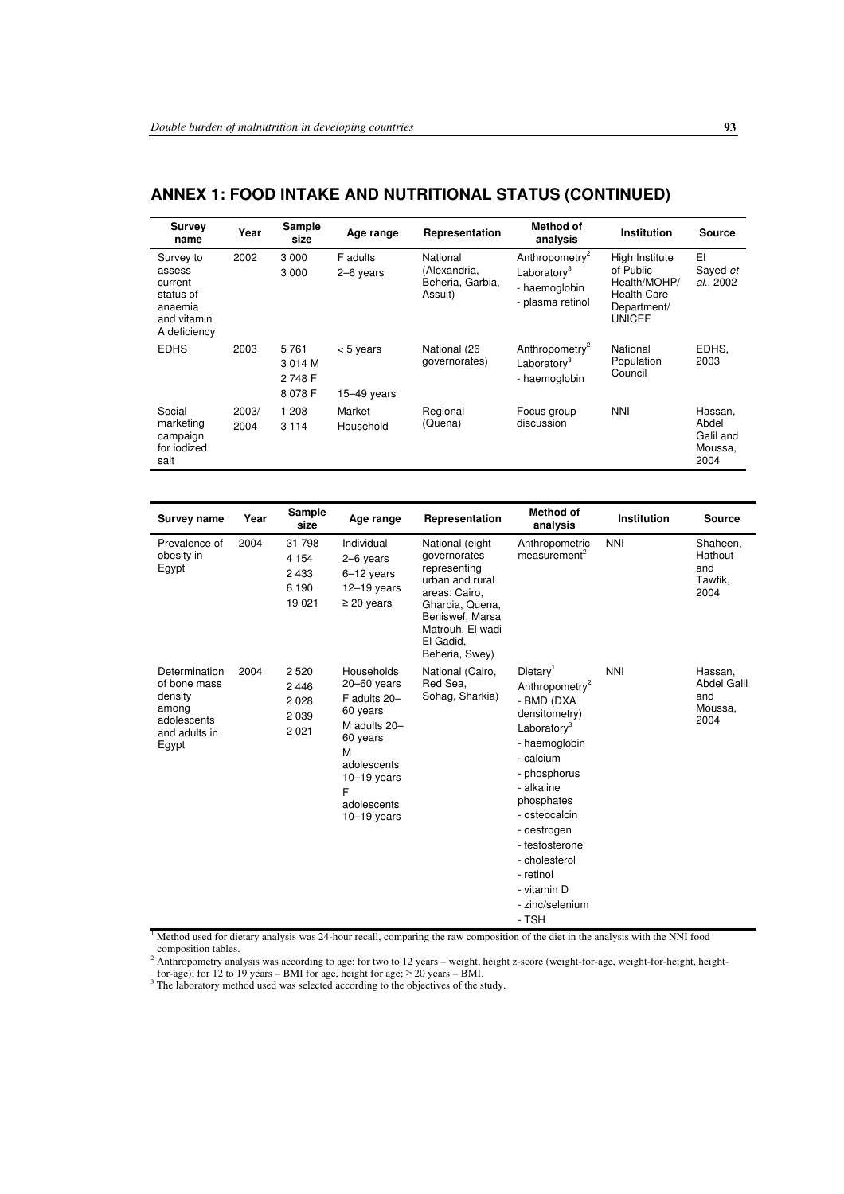## ANNEX 1: FOOD INTAKE AND NUTRITIONAL STATUS (CONTINUED)

| Survey name | Year | Sample size | Age range | Representation | Method of analysis | Institution | Source |
|---|---|---|---|---|---|---|---|
| Survey to assess current status of anaemia and vitamin A deficiency | 2002 | 3 000<br>3 000 | F adults<br>2–6 years | National (Alexandria, Beheria, Garbia, Assuit) | Anthropometry[2]<br>Laboratory[3]<br>- haemoglobin<br>- plasma retinol | High Institute of Public Health/MOHP/ Health Care Department/ UNICEF | El Sayed *et al*., 2002 |
| EDHS | 2003 | 5 761<br>3 014 M<br>2 748 F<br>8 078 F | < 5 years<br><br><br>15–49 years | National (26 governorates) | Anthropometry[2]<br>Laboratory[3]<br>- haemoglobin | National Population Council | EDHS, 2003 |
| Social marketing campaign for iodized salt | 2003/ 2004 | 1 208<br>3 114 | Market<br>Household | Regional (Quena) | Focus group discussion | NNI | Hassan, Abdel Galil and Moussa, 2004 |

| Survey name | Year | Sample size | Age range | Representation | Method of analysis | Institution | Source |
|---|---|---|---|---|---|---|---|
| Prevalence of obesity in Egypt | 2004 | 31 798<br>4 154<br>2 433<br>6 190<br>19 021 | Individual<br>2–6 years<br>6–12 years<br>12–19 years<br>≥ 20 years | National (eight governorates representing urban and rural areas: Cairo, Gharbia, Quena, Beniswef, Marsa Matrouh, El wadi El Gadid, Beheria, Swey) | Anthropometric measurement[2] | NNI | Shaheen, Hathout and Tawfik, 2004 |
| Determination of bone mass density among adolescents and adults in Egypt | 2004 | 2 520<br>2 446<br>2 028<br>2 039<br>2 021 | Households 20–60 years<br>F adults 20–60 years<br>M adults 20–60 years<br>M adolescents 10–19 years<br>F adolescents 10–19 years | National (Cairo, Red Sea, Sohag, Sharkia) | Dietary[1]<br>Anthropometry[2]<br>- BMD (DXA densitometry)<br>Laboratory[3]<br>- haemoglobin<br>- calcium<br>- phosphorus<br>- alkaline phosphates<br>- osteocalcin<br>- oestrogen<br>- testosterone<br>- cholesterol<br>- retinol<br>- vitamin D<br>- zinc/selenium<br>- TSH | NNI | Hassan, Abdel Galil and Moussa, 2004 |

[1] Method used for dietary analysis was 24-hour recall, comparing the raw composition of the diet in the analysis with the NNI food composition tables.
[2] Anthropometry analysis was according to age: for two to 12 years – weight, height z-score (weight-for-age, weight-for-height, height-for-age); for 12 to 19 years – BMI for age, height for age; ≥ 20 years – BMI.
[3] The laboratory method used was selected according to the objectives of the study.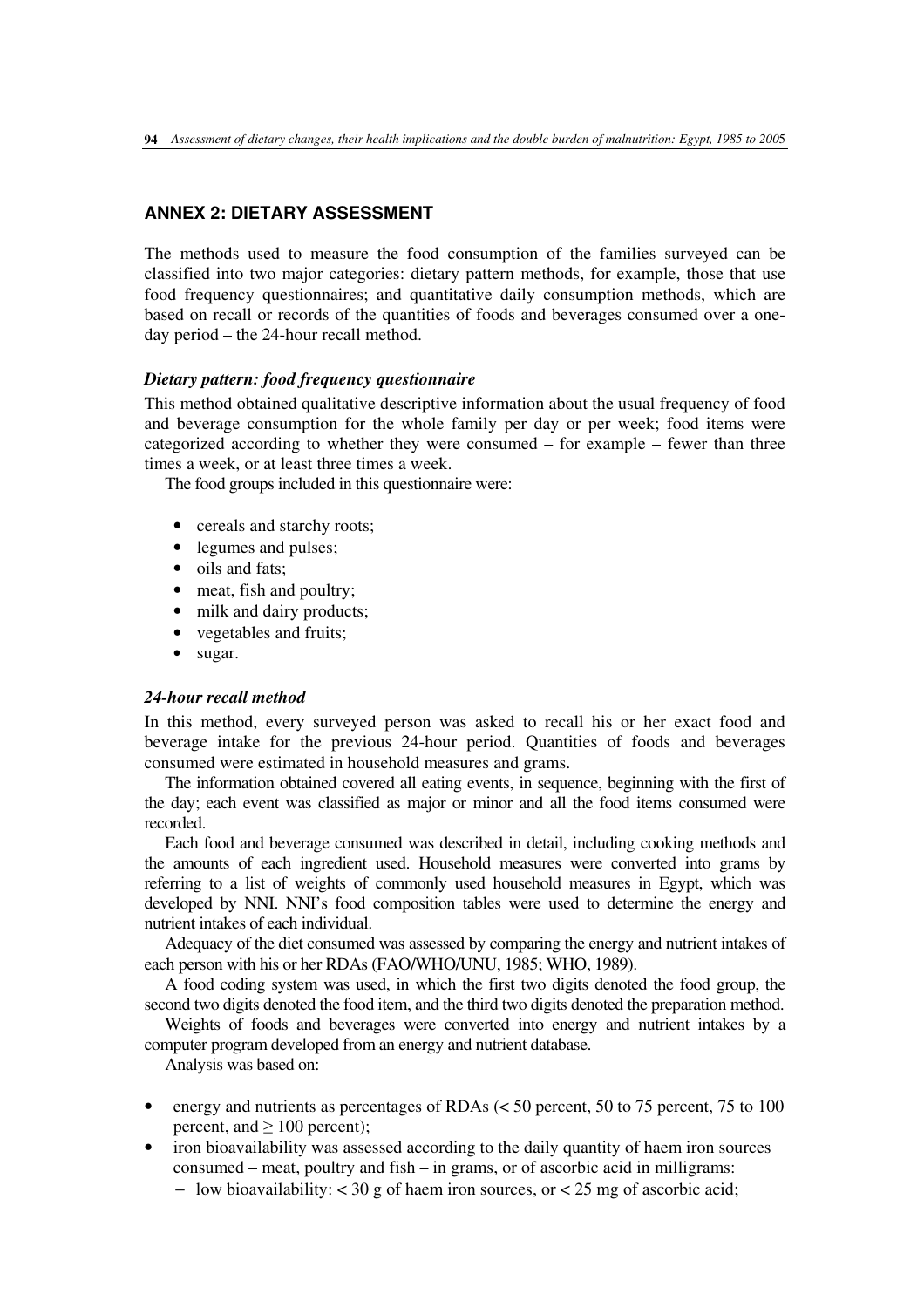## ANNEX 2: DIETARY ASSESSMENT

The methods used to measure the food consumption of the families surveyed can be classified into two major categories: dietary pattern methods, for example, those that use food frequency questionnaires; and quantitative daily consumption methods, which are based on recall or records of the quantities of foods and beverages consumed over a one-day period – the 24-hour recall method.

### *Dietary pattern: food frequency questionnaire*

This method obtained qualitative descriptive information about the usual frequency of food and beverage consumption for the whole family per day or per week; food items were categorized according to whether they were consumed – for example – fewer than three times a week, or at least three times a week.

The food groups included in this questionnaire were:

- cereals and starchy roots;
- legumes and pulses;
- oils and fats;
- meat, fish and poultry;
- milk and dairy products;
- vegetables and fruits;
- sugar.

### *24-hour recall method*

In this method, every surveyed person was asked to recall his or her exact food and beverage intake for the previous 24-hour period. Quantities of foods and beverages consumed were estimated in household measures and grams.

The information obtained covered all eating events, in sequence, beginning with the first of the day; each event was classified as major or minor and all the food items consumed were recorded.

Each food and beverage consumed was described in detail, including cooking methods and the amounts of each ingredient used. Household measures were converted into grams by referring to a list of weights of commonly used household measures in Egypt, which was developed by NNI. NNI's food composition tables were used to determine the energy and nutrient intakes of each individual.

Adequacy of the diet consumed was assessed by comparing the energy and nutrient intakes of each person with his or her RDAs (FAO/WHO/UNU, 1985; WHO, 1989).

A food coding system was used, in which the first two digits denoted the food group, the second two digits denoted the food item, and the third two digits denoted the preparation method.

Weights of foods and beverages were converted into energy and nutrient intakes by a computer program developed from an energy and nutrient database.

Analysis was based on:

- energy and nutrients as percentages of RDAs (< 50 percent, 50 to 75 percent, 75 to 100 percent, and ≥ 100 percent);
- iron bioavailability was assessed according to the daily quantity of haem iron sources consumed – meat, poultry and fish – in grams, or of ascorbic acid in milligrams:
  - low bioavailability: < 30 g of haem iron sources, or < 25 mg of ascorbic acid;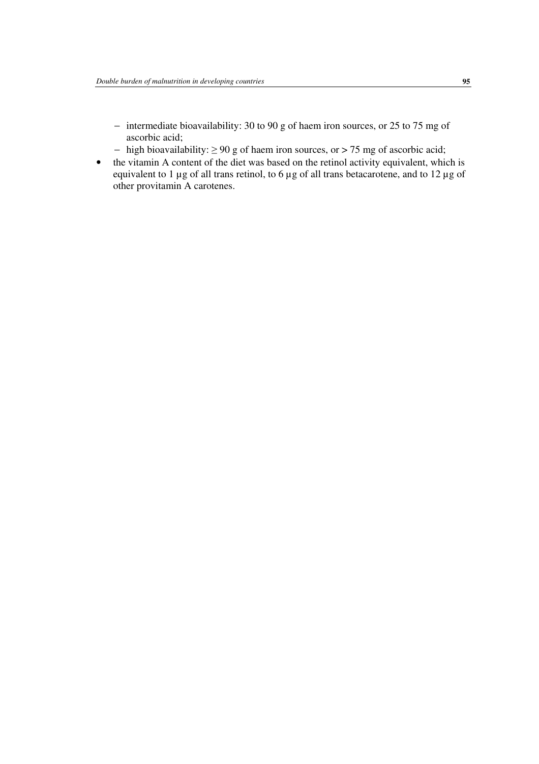- intermediate bioavailability: 30 to 90 g of haem iron sources, or 25 to 75 mg of ascorbic acid;
  - high bioavailability: $\geq$ 90 g of haem iron sources, or > 75 mg of ascorbic acid;
- the vitamin A content of the diet was based on the retinol activity equivalent, which is equivalent to 1 µg of all trans retinol, to 6 µg of all trans betacarotene, and to 12 µg of other provitamin A carotenes.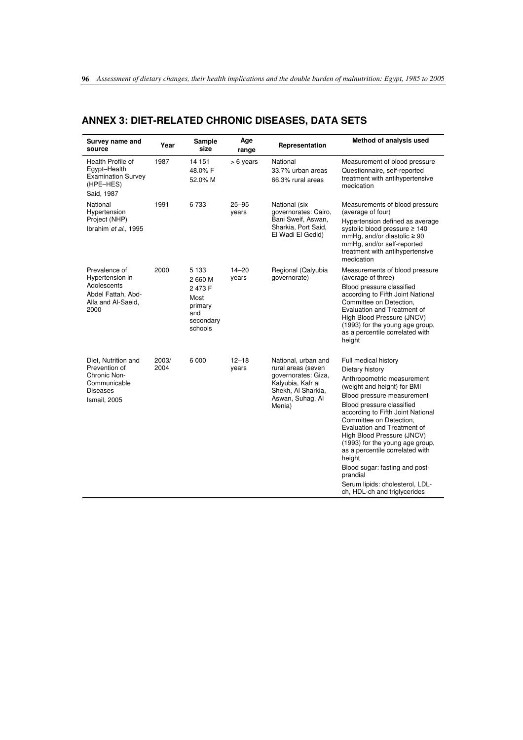## ANNEX 3: DIET-RELATED CHRONIC DISEASES, DATA SETS

| Survey name and source | Year | Sample size | Age range | Representation | Method of analysis used |
|---|---|---|---|---|---|
| Health Profile of Egypt–Health Examination Survey (HPE–HES)<br>Said, 1987 | 1987 | 14 151<br>48.0% F<br>52.0% M | > 6 years | National<br>33.7% urban areas<br>66.3% rural areas | Measurement of blood pressure<br>Questionnaire, self-reported treatment with antihypertensive medication |
| National Hypertension Project (NHP)<br>Ibrahim *et al.*, 1995 | 1991 | 6 733 | 25–95 years | National (six governorates: Cairo, Bani Sweif, Aswan, Sharkia, Port Said, El Wadi El Gedid) | Measurements of blood pressure (average of four)<br>Hypertension defined as average systolic blood pressure ≥ 140 mmHg, and/or diastolic ≥ 90 mmHg, and/or self-reported treatment with antihypertensive medication |
| Prevalence of Hypertension in Adolescents<br>Abdel Fattah, Abd-Alla and Al-Saeid, 2000 | 2000 | 5 133<br>2 660 M<br>2 473 F<br>Most primary and secondary schools | 14–20 years | Regional (Qalyubia governorate) | Measurements of blood pressure (average of three)<br>Blood pressure classified according to Fifth Joint National Committee on Detection, Evaluation and Treatment of High Blood Pressure (JNCV) (1993) for the young age group, as a percentile correlated with height |
| Diet, Nutrition and Prevention of Chronic Non-Communicable Diseases<br>Ismail, 2005 | 2003/2004 | 6 000 | 12–18 years | National, urban and rural areas (seven governorates: Giza, Kalyubia, Kafr al Shekh, Al Sharkia, Aswan, Suhag, Al Menia) | Full medical history<br>Dietary history<br>Anthropometric measurement (weight and height) for BMI<br>Blood pressure measurement<br>Blood pressure classified according to Fifth Joint National Committee on Detection, Evaluation and Treatment of High Blood Pressure (JNCV) (1993) for the young age group, as a percentile correlated with height<br>Blood sugar: fasting and post-prandial<br>Serum lipids: cholesterol, LDL-ch, HDL-ch and triglycerides |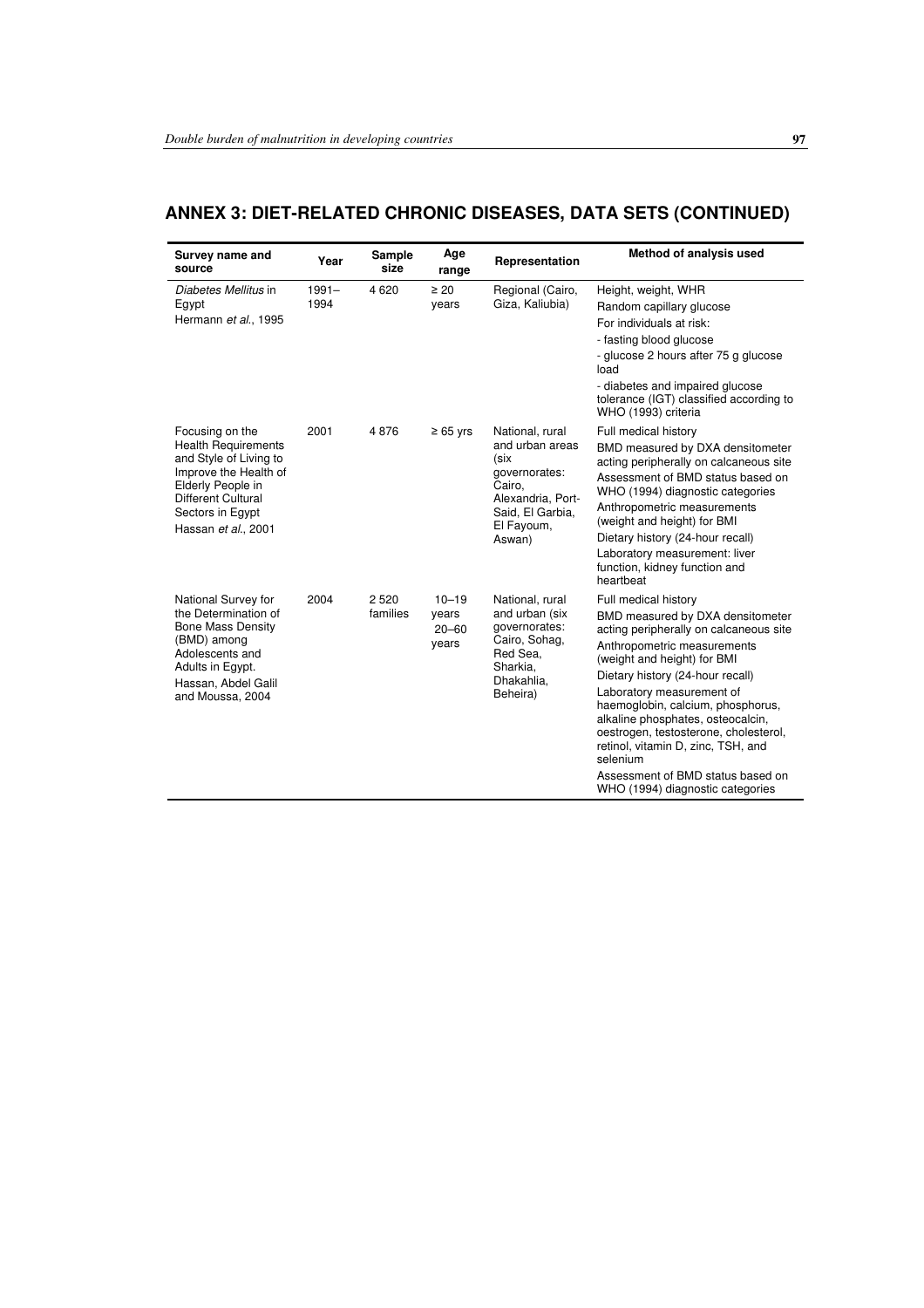## ANNEX 3: DIET-RELATED CHRONIC DISEASES, DATA SETS (CONTINUED)

| Survey name and source | Year | Sample size | Age range | Representation | Method of analysis used |
|---|---|---|---|---|---|
| *Diabetes Mellitus* in Egypt<br>Hermann *et al.*, 1995 | 1991–1994 | 4 620 | ≥ 20 years | Regional (Cairo, Giza, Kaliubia) | Height, weight, WHR<br>Random capillary glucose<br>For individuals at risk:<br>- fasting blood glucose<br>- glucose 2 hours after 75 g glucose load<br>- diabetes and impaired glucose tolerance (IGT) classified according to WHO (1993) criteria |
| Focusing on the Health Requirements and Style of Living to Improve the Health of Elderly People in Different Cultural Sectors in Egypt<br>Hassan *et al.*, 2001 | 2001 | 4 876 | ≥ 65 yrs | National, rural and urban areas (six governorates: Cairo, Alexandria, Port-Said, El Garbia, El Fayoum, Aswan) | Full medical history<br>BMD measured by DXA densitometer acting peripherally on calcaneous site<br>Assessment of BMD status based on WHO (1994) diagnostic categories<br>Anthropometric measurements (weight and height) for BMI<br>Dietary history (24-hour recall)<br>Laboratory measurement: liver function, kidney function and heartbeat |
| National Survey for the Determination of Bone Mass Density (BMD) among Adolescents and Adults in Egypt.<br>Hassan, Abdel Galil and Moussa, 2004 | 2004 | 2 520 families | 10–19 years<br>20–60 years | National, rural and urban (six governorates: Cairo, Sohag, Red Sea, Sharkia, Dhakahlia, Beheira) | Full medical history<br>BMD measured by DXA densitometer acting peripherally on calcaneous site<br>Anthropometric measurements (weight and height) for BMI<br>Dietary history (24-hour recall)<br>Laboratory measurement of haemoglobin, calcium, phosphorus, alkaline phosphates, osteocalcin, oestrogen, testosterone, cholesterol, retinol, vitamin D, zinc, TSH, and selenium<br>Assessment of BMD status based on WHO (1994) diagnostic categories |